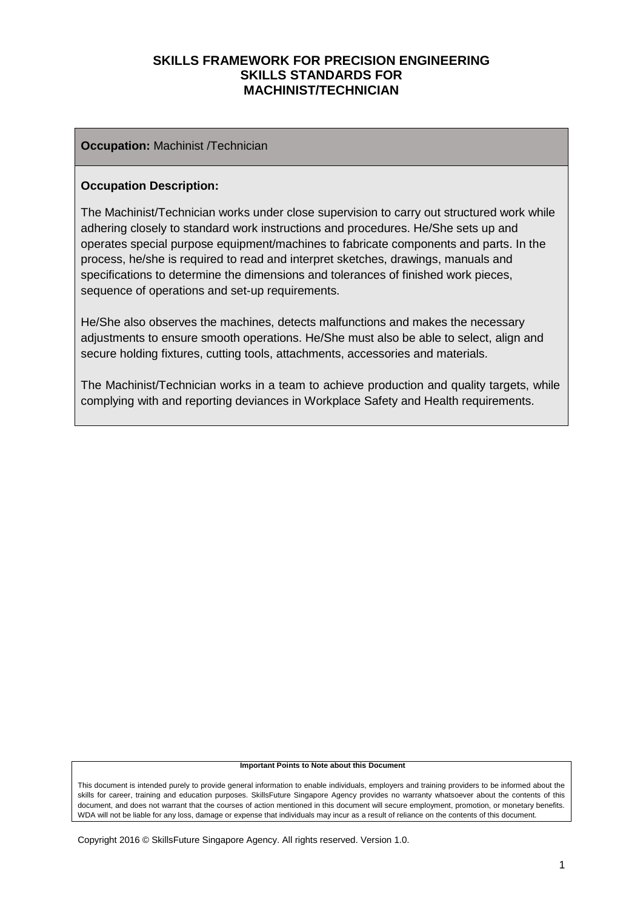# SKILLS FRAMEWORK FOR PRECISION ENGINEERING
## SKILLS STANDARDS FOR
## MACHINIST/TECHNICIAN

**Occupation:** Machinist /Technician

**Occupation Description:**

The Machinist/Technician works under close supervision to carry out structured work while adhering closely to standard work instructions and procedures. He/She sets up and operates special purpose equipment/machines to fabricate components and parts. In the process, he/she is required to read and interpret sketches, drawings, manuals and specifications to determine the dimensions and tolerances of finished work pieces, sequence of operations and set-up requirements.

He/She also observes the machines, detects malfunctions and makes the necessary adjustments to ensure smooth operations. He/She must also be able to select, align and secure holding fixtures, cutting tools, attachments, accessories and materials.

The Machinist/Technician works in a team to achieve production and quality targets, while complying with and reporting deviances in Workplace Safety and Health requirements.

**Important Points to Note about this Document**

This document is intended purely to provide general information to enable individuals, employers and training providers to be informed about the skills for career, training and education purposes. SkillsFuture Singapore Agency provides no warranty whatsoever about the contents of this document, and does not warrant that the courses of action mentioned in this document will secure employment, promotion, or monetary benefits. WDA will not be liable for any loss, damage or expense that individuals may incur as a result of reliance on the contents of this document.

Copyright 2016 © SkillsFuture Singapore Agency. All rights reserved. Version 1.0.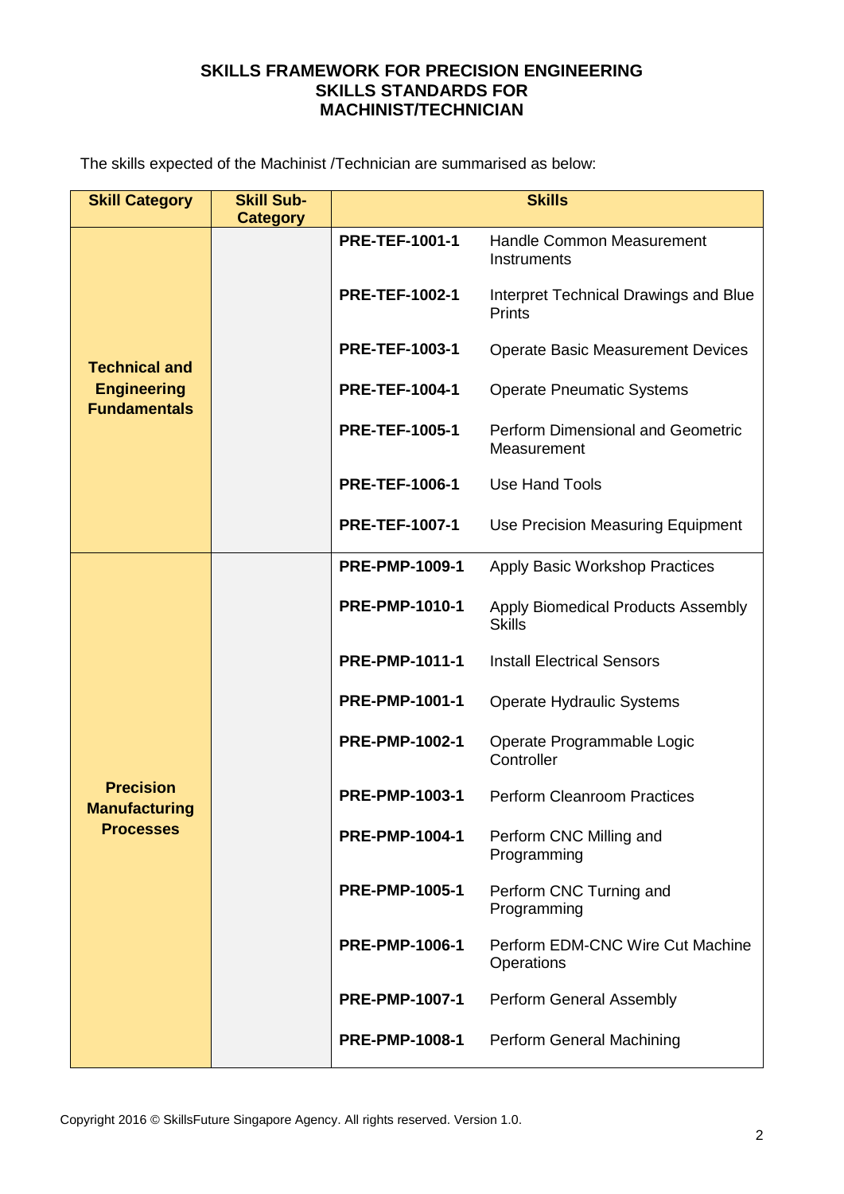**SKILLS FRAMEWORK FOR PRECISION ENGINEERING**
**SKILLS STANDARDS FOR**
**MACHINIST/TECHNICIAN**

The skills expected of the Machinist /Technician are summarised as below:

| Skill Category | Skill Sub-Category | Skills | |
|---|---|---|---|
| **Technical and Engineering Fundamentals** | | **PRE-TEF-1001-1** | Handle Common Measurement Instruments |
| | | **PRE-TEF-1002-1** | Interpret Technical Drawings and Blue Prints |
| | | **PRE-TEF-1003-1** | Operate Basic Measurement Devices |
| | | **PRE-TEF-1004-1** | Operate Pneumatic Systems |
| | | **PRE-TEF-1005-1** | Perform Dimensional and Geometric Measurement |
| | | **PRE-TEF-1006-1** | Use Hand Tools |
| | | **PRE-TEF-1007-1** | Use Precision Measuring Equipment |
| **Precision Manufacturing Processes** | | **PRE-PMP-1009-1** | Apply Basic Workshop Practices |
| | | **PRE-PMP-1010-1** | Apply Biomedical Products Assembly Skills |
| | | **PRE-PMP-1011-1** | Install Electrical Sensors |
| | | **PRE-PMP-1001-1** | Operate Hydraulic Systems |
| | | **PRE-PMP-1002-1** | Operate Programmable Logic Controller |
| | | **PRE-PMP-1003-1** | Perform Cleanroom Practices |
| | | **PRE-PMP-1004-1** | Perform CNC Milling and Programming |
| | | **PRE-PMP-1005-1** | Perform CNC Turning and Programming |
| | | **PRE-PMP-1006-1** | Perform EDM-CNC Wire Cut Machine Operations |
| | | **PRE-PMP-1007-1** | Perform General Assembly |
| | | **PRE-PMP-1008-1** | Perform General Machining |

Copyright 2016 © SkillsFuture Singapore Agency. All rights reserved. Version 1.0.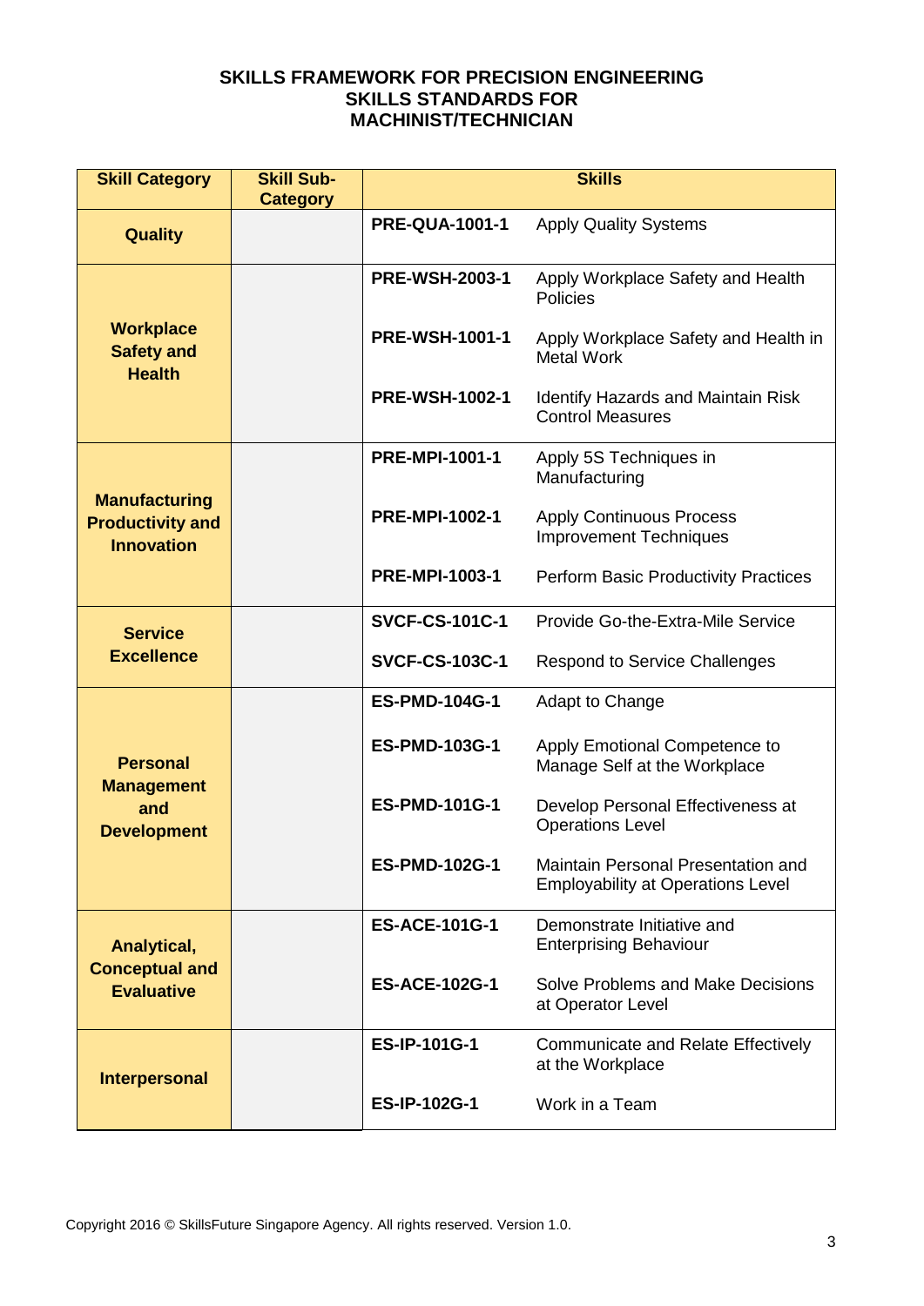**SKILLS FRAMEWORK FOR PRECISION ENGINEERING**
**SKILLS STANDARDS FOR**
**MACHINIST/TECHNICIAN**

| Skill Category | Skill Sub-Category | Skills | |
|---|---|---|---|
| **Quality** | | **PRE-QUA-1001-1** | Apply Quality Systems |
| **Workplace Safety and Health** | | **PRE-WSH-2003-1** | Apply Workplace Safety and Health Policies |
| | | **PRE-WSH-1001-1** | Apply Workplace Safety and Health in Metal Work |
| | | **PRE-WSH-1002-1** | Identify Hazards and Maintain Risk Control Measures |
| **Manufacturing Productivity and Innovation** | | **PRE-MPI-1001-1** | Apply 5S Techniques in Manufacturing |
| | | **PRE-MPI-1002-1** | Apply Continuous Process Improvement Techniques |
| | | **PRE-MPI-1003-1** | Perform Basic Productivity Practices |
| **Service Excellence** | | **SVCF-CS-101C-1** | Provide Go-the-Extra-Mile Service |
| | | **SVCF-CS-103C-1** | Respond to Service Challenges |
| **Personal Management and Development** | | **ES-PMD-104G-1** | Adapt to Change |
| | | **ES-PMD-103G-1** | Apply Emotional Competence to Manage Self at the Workplace |
| | | **ES-PMD-101G-1** | Develop Personal Effectiveness at Operations Level |
| | | **ES-PMD-102G-1** | Maintain Personal Presentation and Employability at Operations Level |
| **Analytical, Conceptual and Evaluative** | | **ES-ACE-101G-1** | Demonstrate Initiative and Enterprising Behaviour |
| | | **ES-ACE-102G-1** | Solve Problems and Make Decisions at Operator Level |
| **Interpersonal** | | **ES-IP-101G-1** | Communicate and Relate Effectively at the Workplace |
| | | **ES-IP-102G-1** | Work in a Team |

Copyright 2016 © SkillsFuture Singapore Agency. All rights reserved. Version 1.0.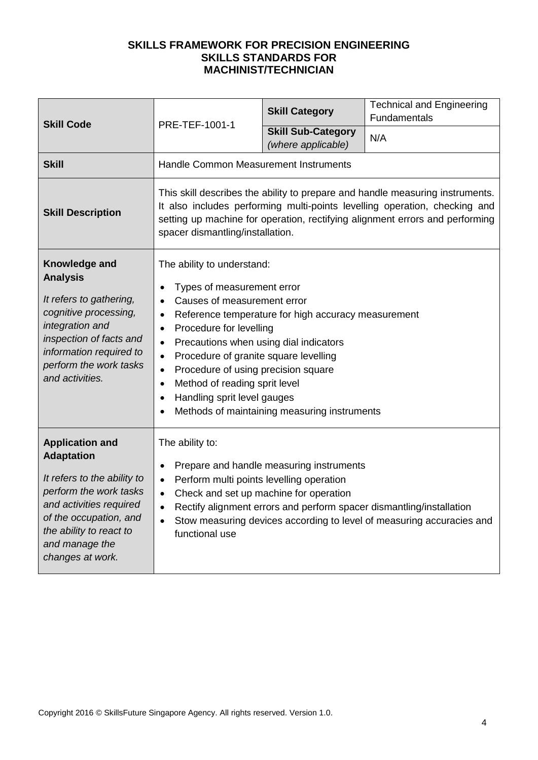**SKILLS FRAMEWORK FOR PRECISION ENGINEERING**
**SKILLS STANDARDS FOR**
**MACHINIST/TECHNICIAN**

| **Skill Code** | PRE-TEF-1001-1 | **Skill Category** | Technical and Engineering Fundamentals |
|---|---|---|---|
| | | **Skill Sub-Category** *(where applicable)* | N/A |
| **Skill** | Handle Common Measurement Instruments | | |
| **Skill Description** | This skill describes the ability to prepare and handle measuring instruments. It also includes performing multi-points levelling operation, checking and setting up machine for operation, rectifying alignment errors and performing spacer dismantling/installation. | | |
| **Knowledge and Analysis** *It refers to gathering, cognitive processing, integration and inspection of facts and information required to perform the work tasks and activities.* | The ability to understand:<br>• Types of measurement error<br>• Causes of measurement error<br>• Reference temperature for high accuracy measurement<br>• Procedure for levelling<br>• Precautions when using dial indicators<br>• Procedure of granite square levelling<br>• Procedure of using precision square<br>• Method of reading sprit level<br>• Handling sprit level gauges<br>• Methods of maintaining measuring instruments | | |
| **Application and Adaptation** *It refers to the ability to perform the work tasks and activities required of the occupation, and the ability to react to and manage the changes at work.* | The ability to:<br>• Prepare and handle measuring instruments<br>• Perform multi points levelling operation<br>• Check and set up machine for operation<br>• Rectify alignment errors and perform spacer dismantling/installation<br>• Stow measuring devices according to level of measuring accuracies and functional use | | |

Copyright 2016 © SkillsFuture Singapore Agency. All rights reserved. Version 1.0.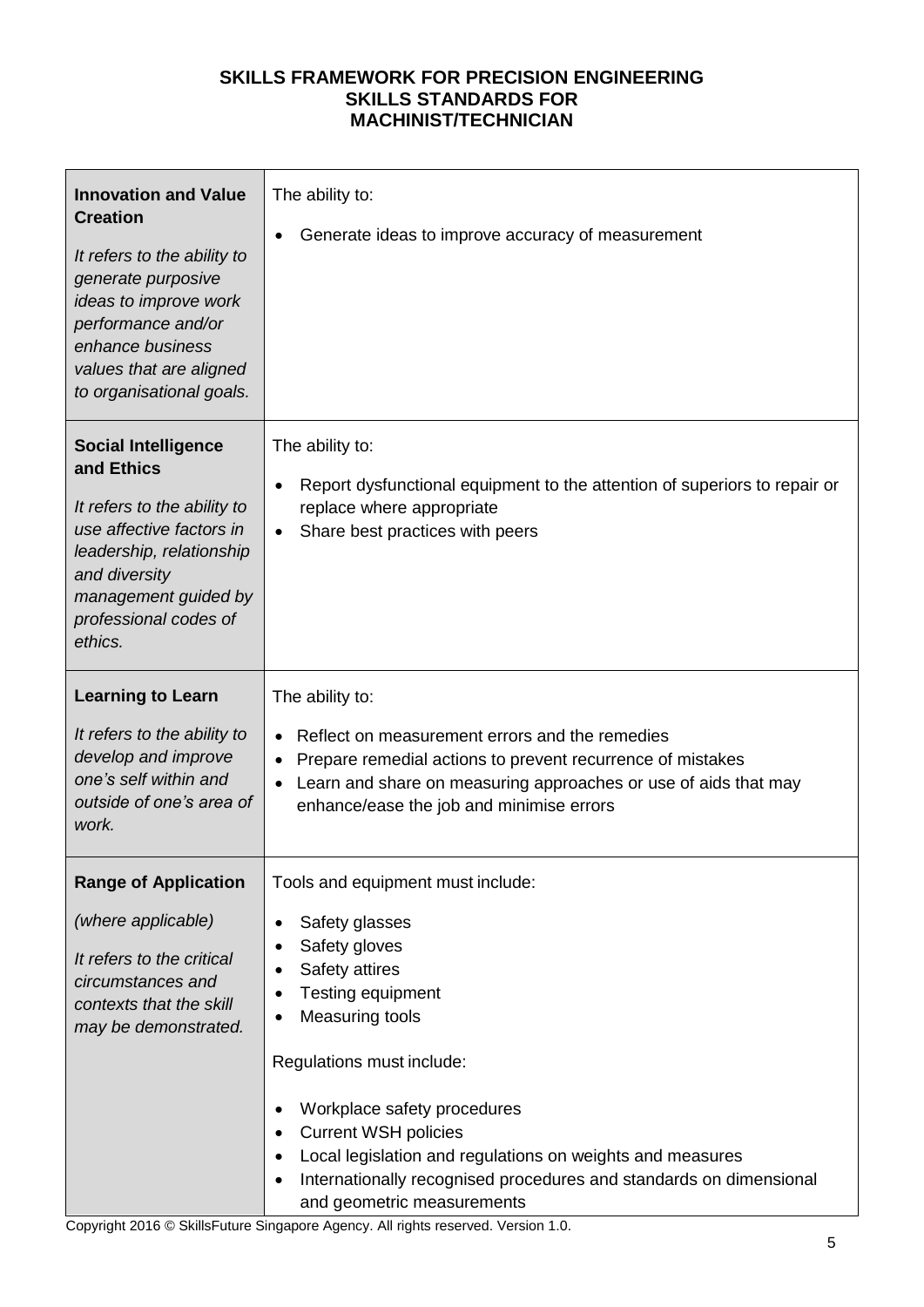**SKILLS FRAMEWORK FOR PRECISION ENGINEERING**
**SKILLS STANDARDS FOR**
**MACHINIST/TECHNICIAN**

| | |
|---|---|
| **Innovation and Value Creation**<br><br>*It refers to the ability to generate purposive ideas to improve work performance and/or enhance business values that are aligned to organisational goals.* | The ability to:<br><br>• Generate ideas to improve accuracy of measurement |
| **Social Intelligence and Ethics**<br><br>*It refers to the ability to use affective factors in leadership, relationship and diversity management guided by professional codes of ethics.* | The ability to:<br><br>• Report dysfunctional equipment to the attention of superiors to repair or replace where appropriate<br>• Share best practices with peers |
| **Learning to Learn**<br><br>*It refers to the ability to develop and improve one's self within and outside of one's area of work.* | The ability to:<br><br>• Reflect on measurement errors and the remedies<br>• Prepare remedial actions to prevent recurrence of mistakes<br>• Learn and share on measuring approaches or use of aids that may enhance/ease the job and minimise errors |
| **Range of Application**<br><br>*(where applicable)*<br><br>*It refers to the critical circumstances and contexts that the skill may be demonstrated.* | Tools and equipment must include:<br><br>• Safety glasses<br>• Safety gloves<br>• Safety attires<br>• Testing equipment<br>• Measuring tools<br><br>Regulations must include:<br><br>• Workplace safety procedures<br>• Current WSH policies<br>• Local legislation and regulations on weights and measures<br>• Internationally recognised procedures and standards on dimensional and geometric measurements |

Copyright 2016 © SkillsFuture Singapore Agency. All rights reserved. Version 1.0.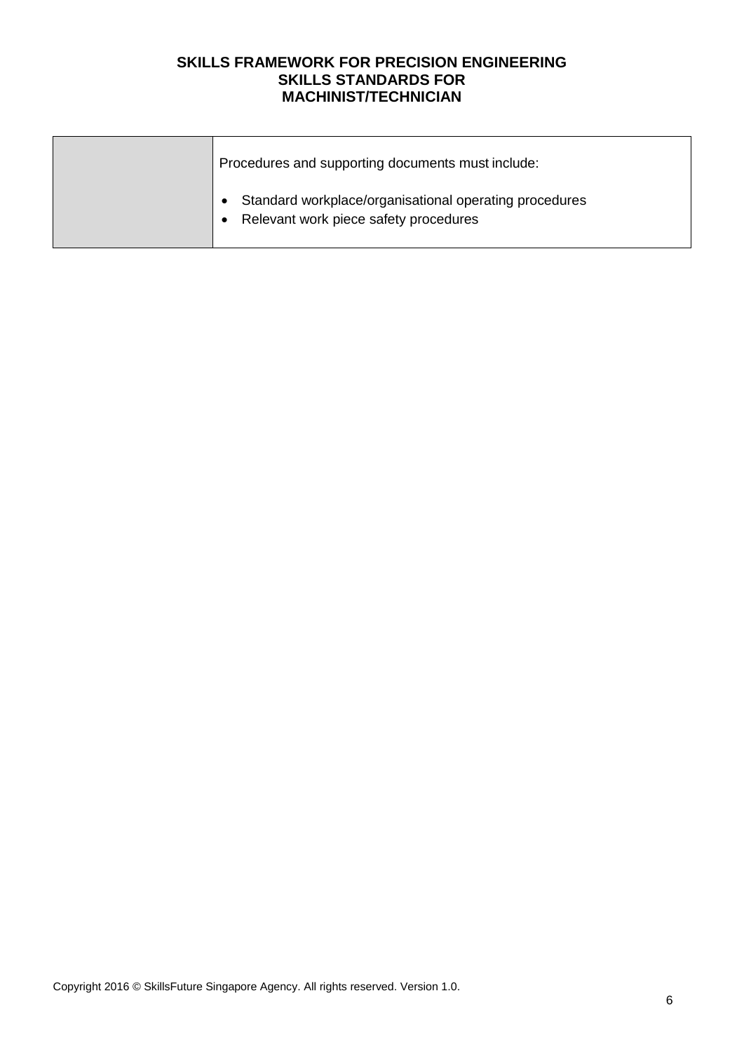| | Procedures and supporting documents must include:<br><br>• Standard workplace/organisational operating procedures<br>• Relevant work piece safety procedures |
|---|---|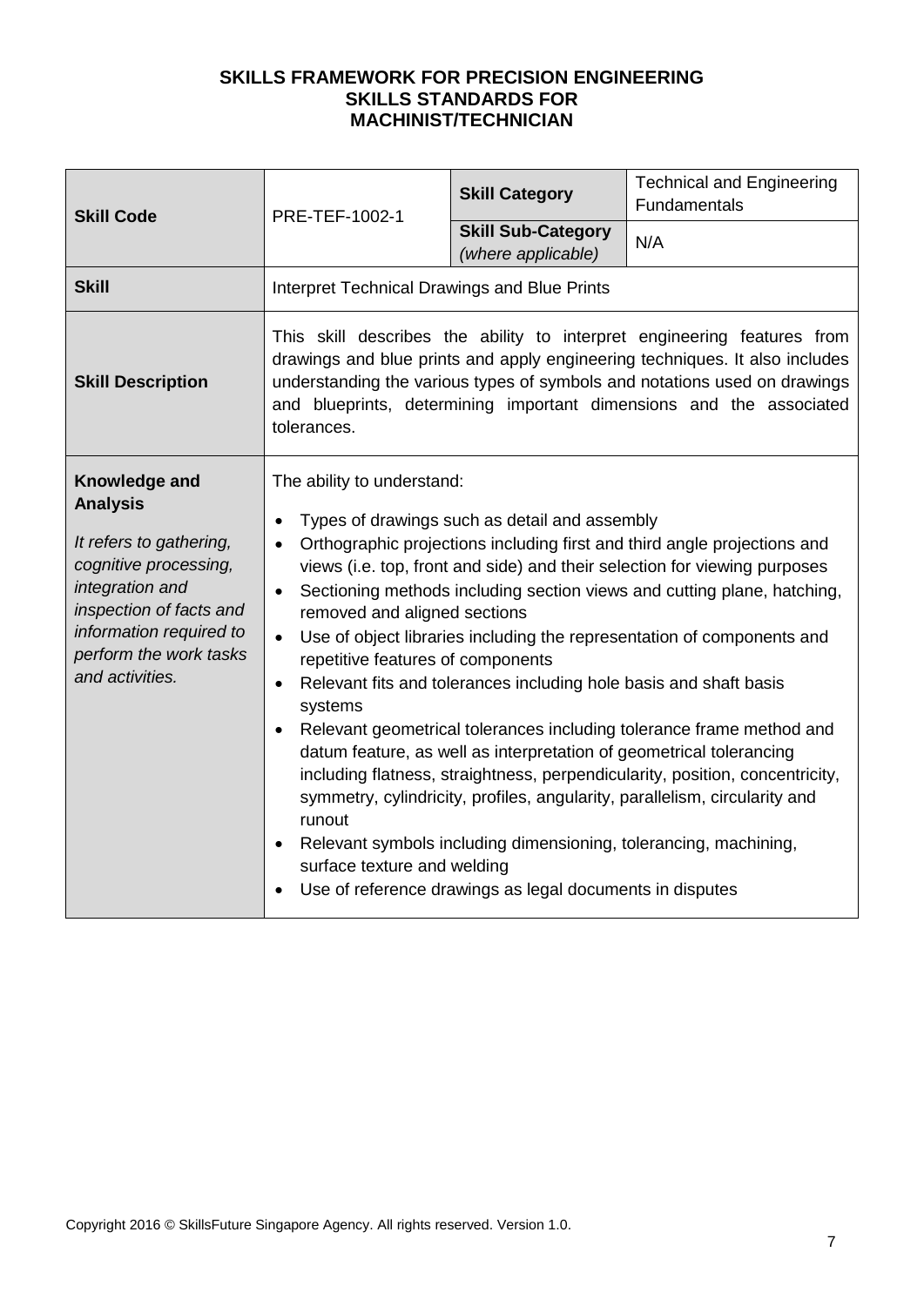**SKILLS FRAMEWORK FOR PRECISION ENGINEERING**
**SKILLS STANDARDS FOR**
**MACHINIST/TECHNICIAN**

| **Skill Code** | PRE-TEF-1002-1 | **Skill Category** | Technical and Engineering Fundamentals |
|---|---|---|---|
| | | **Skill Sub-Category** *(where applicable)* | N/A |
| **Skill** | Interpret Technical Drawings and Blue Prints | | |
| **Skill Description** | This skill describes the ability to interpret engineering features from drawings and blue prints and apply engineering techniques. It also includes understanding the various types of symbols and notations used on drawings and blueprints, determining important dimensions and the associated tolerances. | | |
| **Knowledge and Analysis**<br><br>*It refers to gathering, cognitive processing, integration and inspection of facts and information required to perform the work tasks and activities.* | The ability to understand:<br><br>• Types of drawings such as detail and assembly<br>• Orthographic projections including first and third angle projections and views (i.e. top, front and side) and their selection for viewing purposes<br>• Sectioning methods including section views and cutting plane, hatching, removed and aligned sections<br>• Use of object libraries including the representation of components and repetitive features of components<br>• Relevant fits and tolerances including hole basis and shaft basis systems<br>• Relevant geometrical tolerances including tolerance frame method and datum feature, as well as interpretation of geometrical tolerancing including flatness, straightness, perpendicularity, position, concentricity, symmetry, cylindricity, profiles, angularity, parallelism, circularity and runout<br>• Relevant symbols including dimensioning, tolerancing, machining, surface texture and welding<br>• Use of reference drawings as legal documents in disputes | | |

Copyright 2016 © SkillsFuture Singapore Agency. All rights reserved. Version 1.0.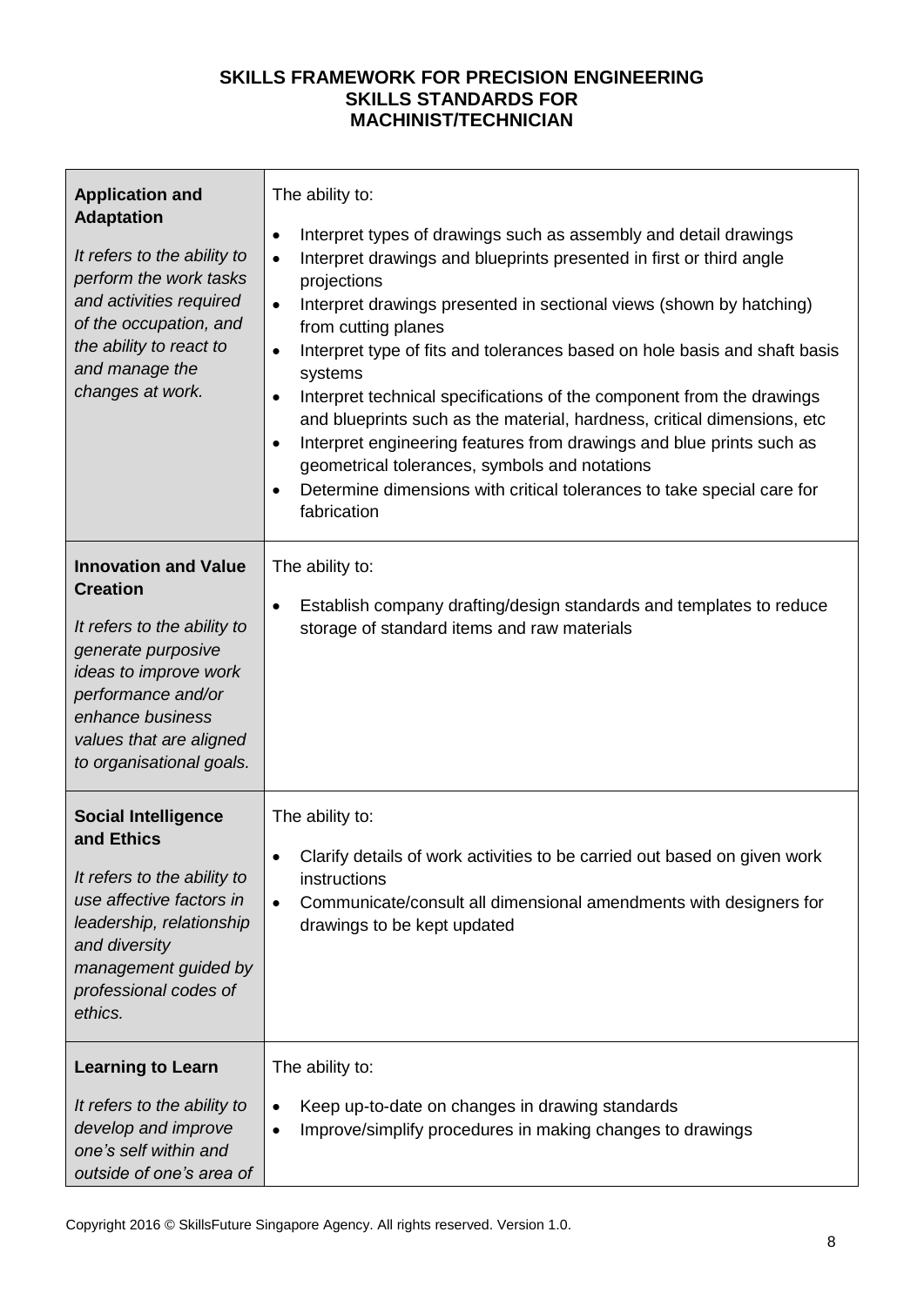**SKILLS FRAMEWORK FOR PRECISION ENGINEERING**
**SKILLS STANDARDS FOR**
**MACHINIST/TECHNICIAN**

| | |
|---|---|
| **Application and Adaptation**<br><br>*It refers to the ability to perform the work tasks and activities required of the occupation, and the ability to react to and manage the changes at work.* | The ability to:<br><br>• Interpret types of drawings such as assembly and detail drawings<br>• Interpret drawings and blueprints presented in first or third angle projections<br>• Interpret drawings presented in sectional views (shown by hatching) from cutting planes<br>• Interpret type of fits and tolerances based on hole basis and shaft basis systems<br>• Interpret technical specifications of the component from the drawings and blueprints such as the material, hardness, critical dimensions, etc<br>• Interpret engineering features from drawings and blue prints such as geometrical tolerances, symbols and notations<br>• Determine dimensions with critical tolerances to take special care for fabrication |
| **Innovation and Value Creation**<br><br>*It refers to the ability to generate purposive ideas to improve work performance and/or enhance business values that are aligned to organisational goals.* | The ability to:<br><br>• Establish company drafting/design standards and templates to reduce storage of standard items and raw materials |
| **Social Intelligence and Ethics**<br><br>*It refers to the ability to use affective factors in leadership, relationship and diversity management guided by professional codes of ethics.* | The ability to:<br><br>• Clarify details of work activities to be carried out based on given work instructions<br>• Communicate/consult all dimensional amendments with designers for drawings to be kept updated |
| **Learning to Learn**<br><br>*It refers to the ability to develop and improve one's self within and outside of one's area of* | The ability to:<br><br>• Keep up-to-date on changes in drawing standards<br>• Improve/simplify procedures in making changes to drawings |

Copyright 2016 © SkillsFuture Singapore Agency. All rights reserved. Version 1.0.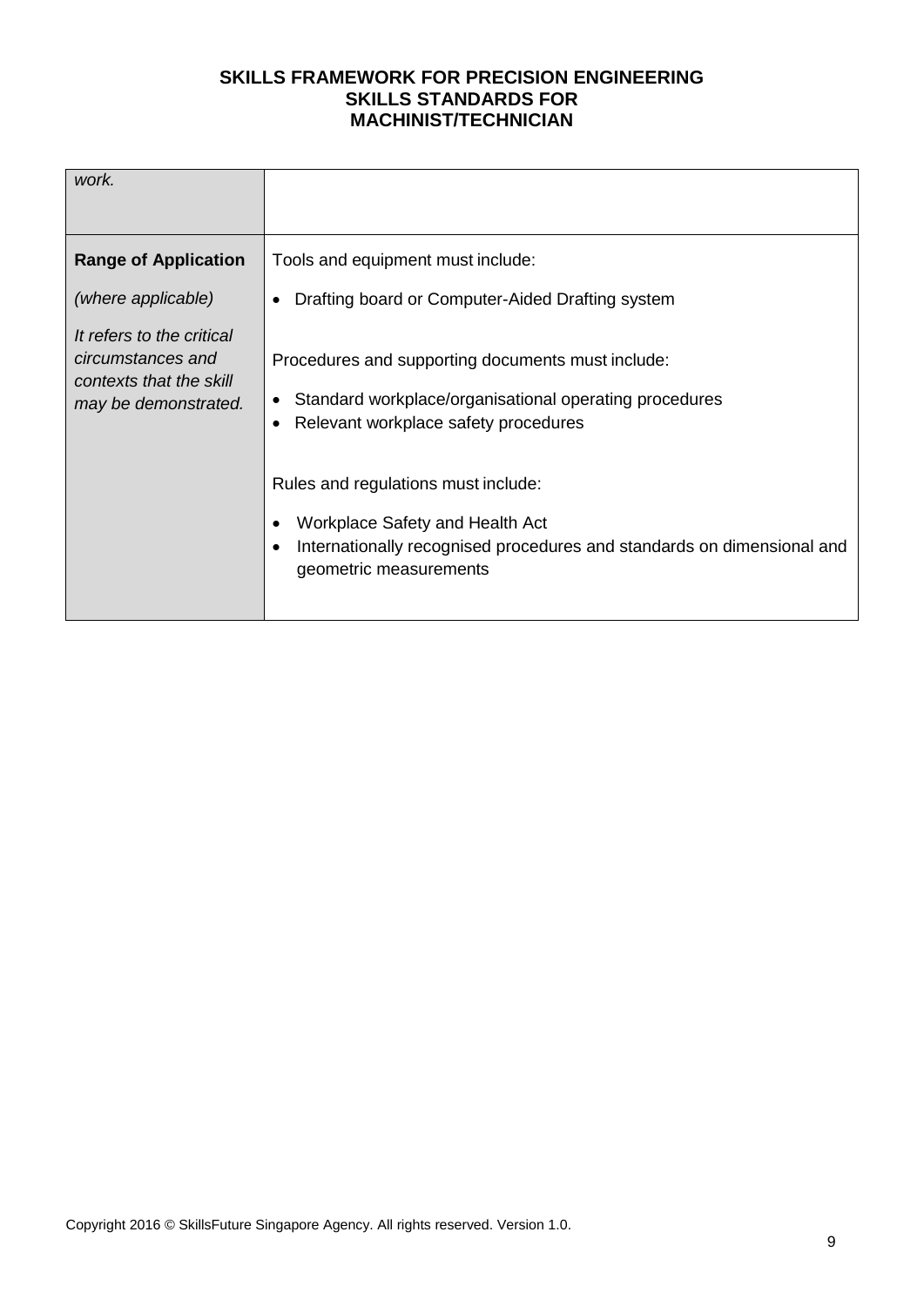| | |
|---|---|
| *work.* | |
| **Range of Application**<br><br>*(where applicable)*<br><br>*It refers to the critical circumstances and contexts that the skill may be demonstrated.* | Tools and equipment must include:<br><br>• Drafting board or Computer-Aided Drafting system<br><br>Procedures and supporting documents must include:<br><br>• Standard workplace/organisational operating procedures<br>• Relevant workplace safety procedures<br><br>Rules and regulations must include:<br><br>• Workplace Safety and Health Act<br>• Internationally recognised procedures and standards on dimensional and geometric measurements |

Copyright 2016 © SkillsFuture Singapore Agency. All rights reserved. Version 1.0.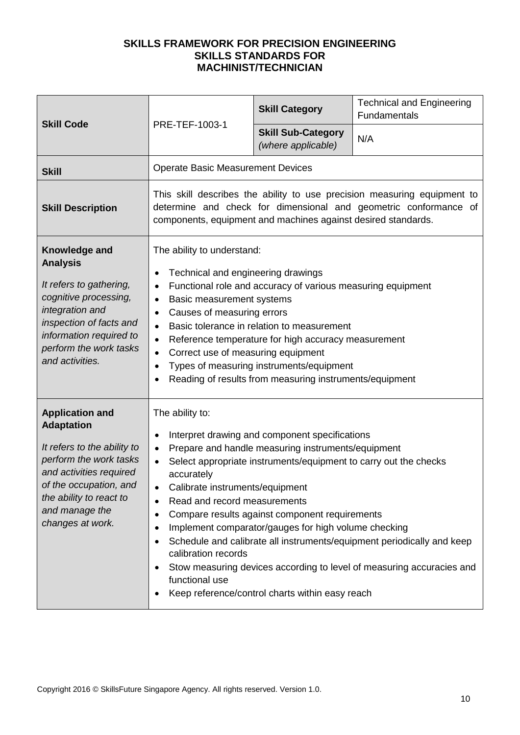# SKILLS FRAMEWORK FOR PRECISION ENGINEERING
## SKILLS STANDARDS FOR
## MACHINIST/TECHNICIAN

| | | | |
|---|---|---|---|
| **Skill Code** | PRE-TEF-1003-1 | **Skill Category** | Technical and Engineering Fundamentals |
| | | **Skill Sub-Category** *(where applicable)* | N/A |
| **Skill** | Operate Basic Measurement Devices | | |
| **Skill Description** | This skill describes the ability to use precision measuring equipment to determine and check for dimensional and geometric conformance of components, equipment and machines against desired standards. | | |
| **Knowledge and Analysis**<br><br>*It refers to gathering, cognitive processing, integration and inspection of facts and information required to perform the work tasks and activities.* | The ability to understand:<br><br>• Technical and engineering drawings<br>• Functional role and accuracy of various measuring equipment<br>• Basic measurement systems<br>• Causes of measuring errors<br>• Basic tolerance in relation to measurement<br>• Reference temperature for high accuracy measurement<br>• Correct use of measuring equipment<br>• Types of measuring instruments/equipment<br>• Reading of results from measuring instruments/equipment | | |
| **Application and Adaptation**<br><br>*It refers to the ability to perform the work tasks and activities required of the occupation, and the ability to react to and manage the changes at work.* | The ability to:<br><br>• Interpret drawing and component specifications<br>• Prepare and handle measuring instruments/equipment<br>• Select appropriate instruments/equipment to carry out the checks accurately<br>• Calibrate instruments/equipment<br>• Read and record measurements<br>• Compare results against component requirements<br>• Implement comparator/gauges for high volume checking<br>• Schedule and calibrate all instruments/equipment periodically and keep calibration records<br>• Stow measuring devices according to level of measuring accuracies and functional use<br>• Keep reference/control charts within easy reach | | |

Copyright 2016 © SkillsFuture Singapore Agency. All rights reserved. Version 1.0.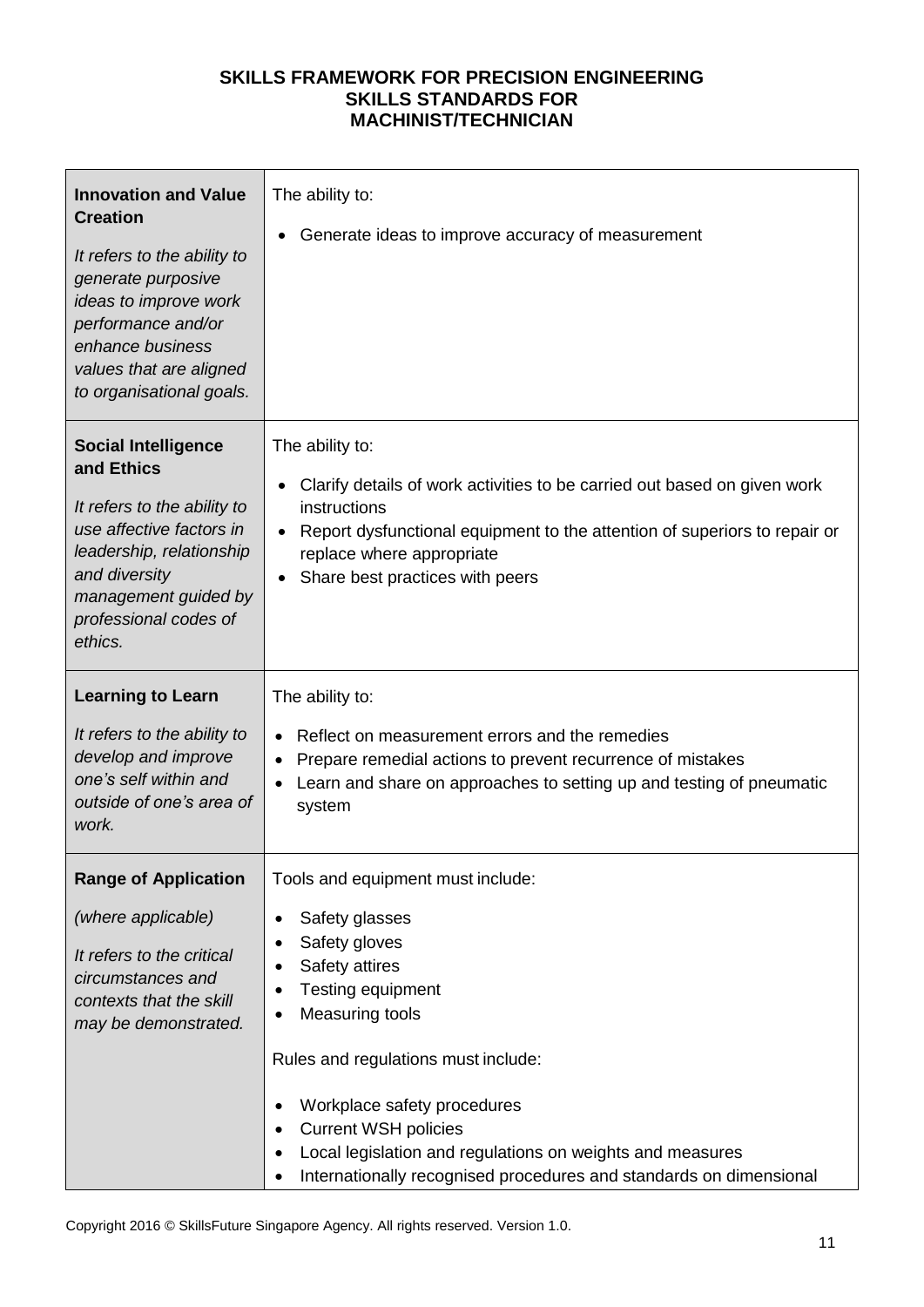**SKILLS FRAMEWORK FOR PRECISION ENGINEERING**
**SKILLS STANDARDS FOR**
**MACHINIST/TECHNICIAN**

| | |
|---|---|
| **Innovation and Value Creation**<br><br>*It refers to the ability to generate purposive ideas to improve work performance and/or enhance business values that are aligned to organisational goals.* | The ability to:<br><br>• Generate ideas to improve accuracy of measurement |
| **Social Intelligence and Ethics**<br><br>*It refers to the ability to use affective factors in leadership, relationship and diversity management guided by professional codes of ethics.* | The ability to:<br><br>• Clarify details of work activities to be carried out based on given work instructions<br>• Report dysfunctional equipment to the attention of superiors to repair or replace where appropriate<br>• Share best practices with peers |
| **Learning to Learn**<br><br>*It refers to the ability to develop and improve one's self within and outside of one's area of work.* | The ability to:<br><br>• Reflect on measurement errors and the remedies<br>• Prepare remedial actions to prevent recurrence of mistakes<br>• Learn and share on approaches to setting up and testing of pneumatic system |
| **Range of Application**<br><br>*(where applicable)*<br><br>*It refers to the critical circumstances and contexts that the skill may be demonstrated.* | Tools and equipment must include:<br><br>• Safety glasses<br>• Safety gloves<br>• Safety attires<br>• Testing equipment<br>• Measuring tools<br><br>Rules and regulations must include:<br><br>• Workplace safety procedures<br>• Current WSH policies<br>• Local legislation and regulations on weights and measures<br>• Internationally recognised procedures and standards on dimensional |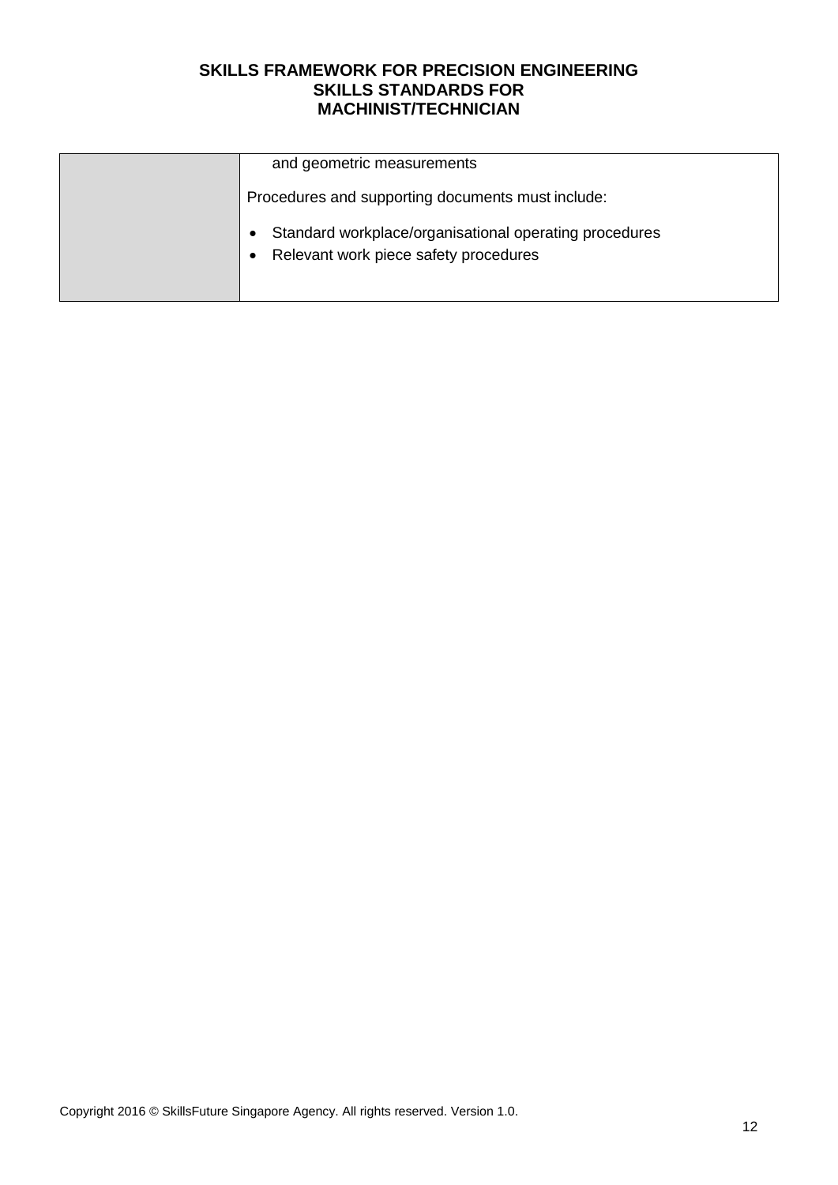| | and geometric measurements<br><br>Procedures and supporting documents must include:<br><br>• Standard workplace/organisational operating procedures<br>• Relevant work piece safety procedures |
|---|---|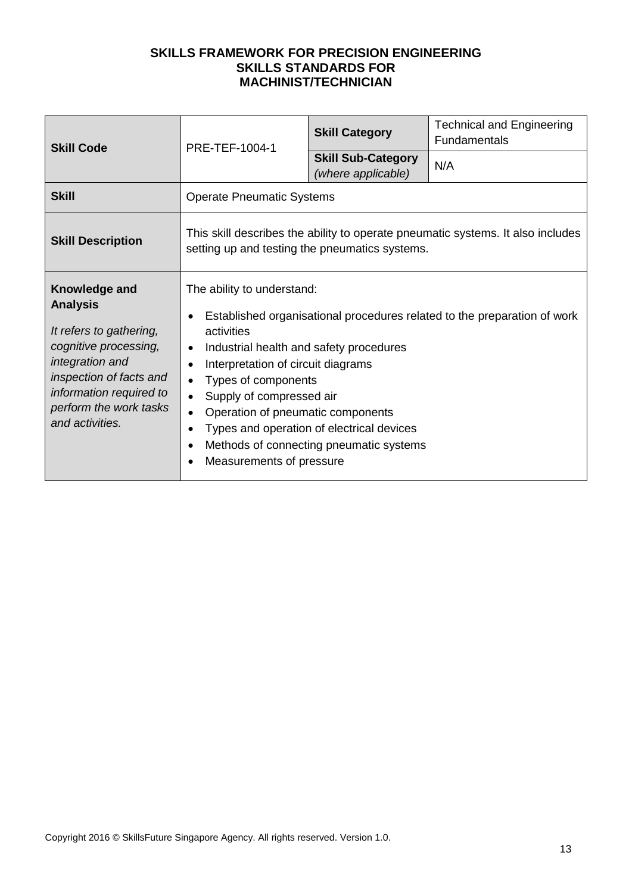**SKILLS FRAMEWORK FOR PRECISION ENGINEERING**
**SKILLS STANDARDS FOR**
**MACHINIST/TECHNICIAN**

| **Skill Code** | PRE-TEF-1004-1 | **Skill Category** | Technical and Engineering Fundamentals |
|---|---|---|---|
| | | **Skill Sub-Category** *(where applicable)* | N/A |
| **Skill** | Operate Pneumatic Systems | | |
| **Skill Description** | This skill describes the ability to operate pneumatic systems. It also includes setting up and testing the pneumatics systems. | | |
| **Knowledge and Analysis** *It refers to gathering, cognitive processing, integration and inspection of facts and information required to perform the work tasks and activities.* | The ability to understand:<br>• Established organisational procedures related to the preparation of work activities<br>• Industrial health and safety procedures<br>• Interpretation of circuit diagrams<br>• Types of components<br>• Supply of compressed air<br>• Operation of pneumatic components<br>• Types and operation of electrical devices<br>• Methods of connecting pneumatic systems<br>• Measurements of pressure | | |

Copyright 2016 © SkillsFuture Singapore Agency. All rights reserved. Version 1.0.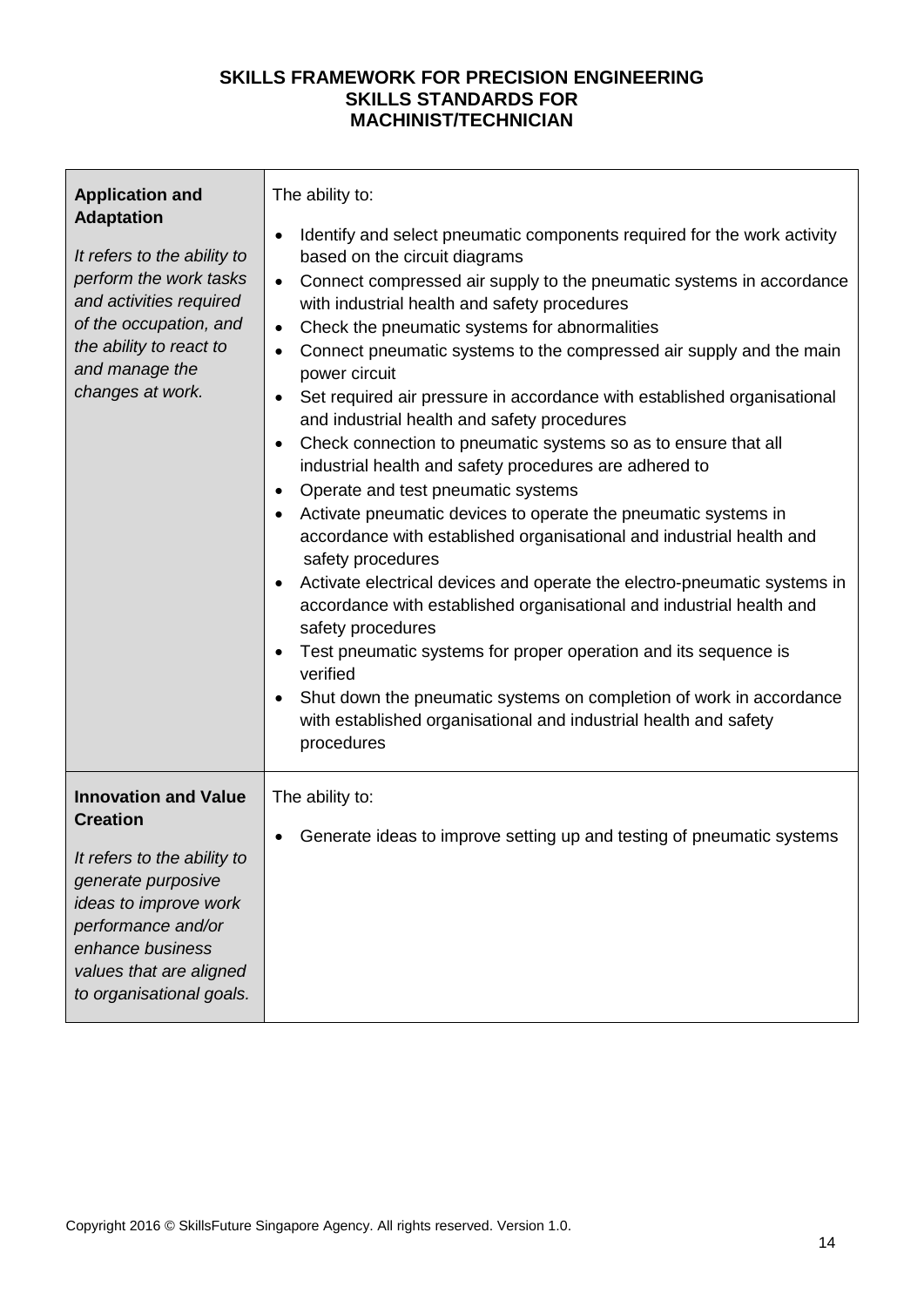**SKILLS FRAMEWORK FOR PRECISION ENGINEERING**
**SKILLS STANDARDS FOR**
**MACHINIST/TECHNICIAN**

| | |
|---|---|
| **Application and Adaptation**<br><br>*It refers to the ability to perform the work tasks and activities required of the occupation, and the ability to react to and manage the changes at work.* | The ability to:<br><br>• Identify and select pneumatic components required for the work activity based on the circuit diagrams<br>• Connect compressed air supply to the pneumatic systems in accordance with industrial health and safety procedures<br>• Check the pneumatic systems for abnormalities<br>• Connect pneumatic systems to the compressed air supply and the main power circuit<br>• Set required air pressure in accordance with established organisational and industrial health and safety procedures<br>• Check connection to pneumatic systems so as to ensure that all industrial health and safety procedures are adhered to<br>• Operate and test pneumatic systems<br>• Activate pneumatic devices to operate the pneumatic systems in accordance with established organisational and industrial health and safety procedures<br>• Activate electrical devices and operate the electro-pneumatic systems in accordance with established organisational and industrial health and safety procedures<br>• Test pneumatic systems for proper operation and its sequence is verified<br>• Shut down the pneumatic systems on completion of work in accordance with established organisational and industrial health and safety procedures |
| **Innovation and Value Creation**<br><br>*It refers to the ability to generate purposive ideas to improve work performance and/or enhance business values that are aligned to organisational goals.* | The ability to:<br><br>• Generate ideas to improve setting up and testing of pneumatic systems |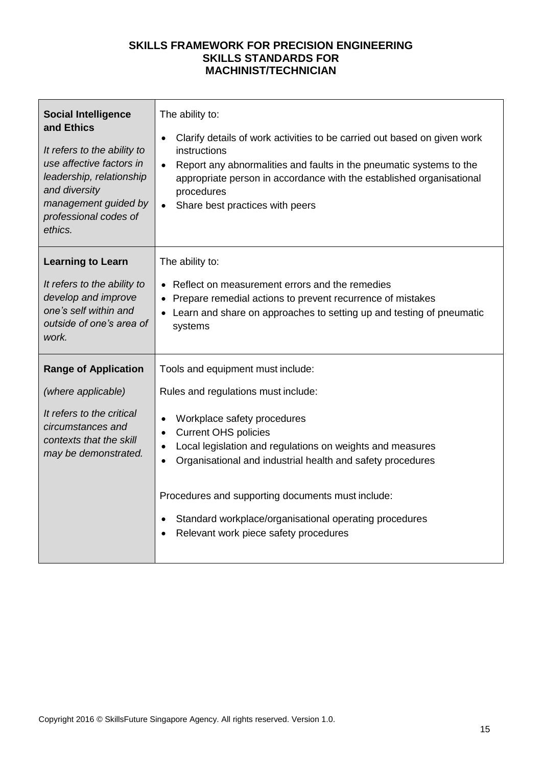**SKILLS FRAMEWORK FOR PRECISION ENGINEERING**
**SKILLS STANDARDS FOR**
**MACHINIST/TECHNICIAN**

| | |
|---|---|
| **Social Intelligence and Ethics**<br><br>*It refers to the ability to use affective factors in leadership, relationship and diversity management guided by professional codes of ethics.* | The ability to:<br><br>• Clarify details of work activities to be carried out based on given work instructions<br>• Report any abnormalities and faults in the pneumatic systems to the appropriate person in accordance with the established organisational procedures<br>• Share best practices with peers |
| **Learning to Learn**<br><br>*It refers to the ability to develop and improve one's self within and outside of one's area of work.* | The ability to:<br><br>• Reflect on measurement errors and the remedies<br>• Prepare remedial actions to prevent recurrence of mistakes<br>• Learn and share on approaches to setting up and testing of pneumatic systems |
| **Range of Application**<br><br>*(where applicable)*<br><br>*It refers to the critical circumstances and contexts that the skill may be demonstrated.* | Tools and equipment must include:<br><br>Rules and regulations must include:<br><br>• Workplace safety procedures<br>• Current OHS policies<br>• Local legislation and regulations on weights and measures<br>• Organisational and industrial health and safety procedures<br><br>Procedures and supporting documents must include:<br><br>• Standard workplace/organisational operating procedures<br>• Relevant work piece safety procedures |

Copyright 2016 © SkillsFuture Singapore Agency. All rights reserved. Version 1.0.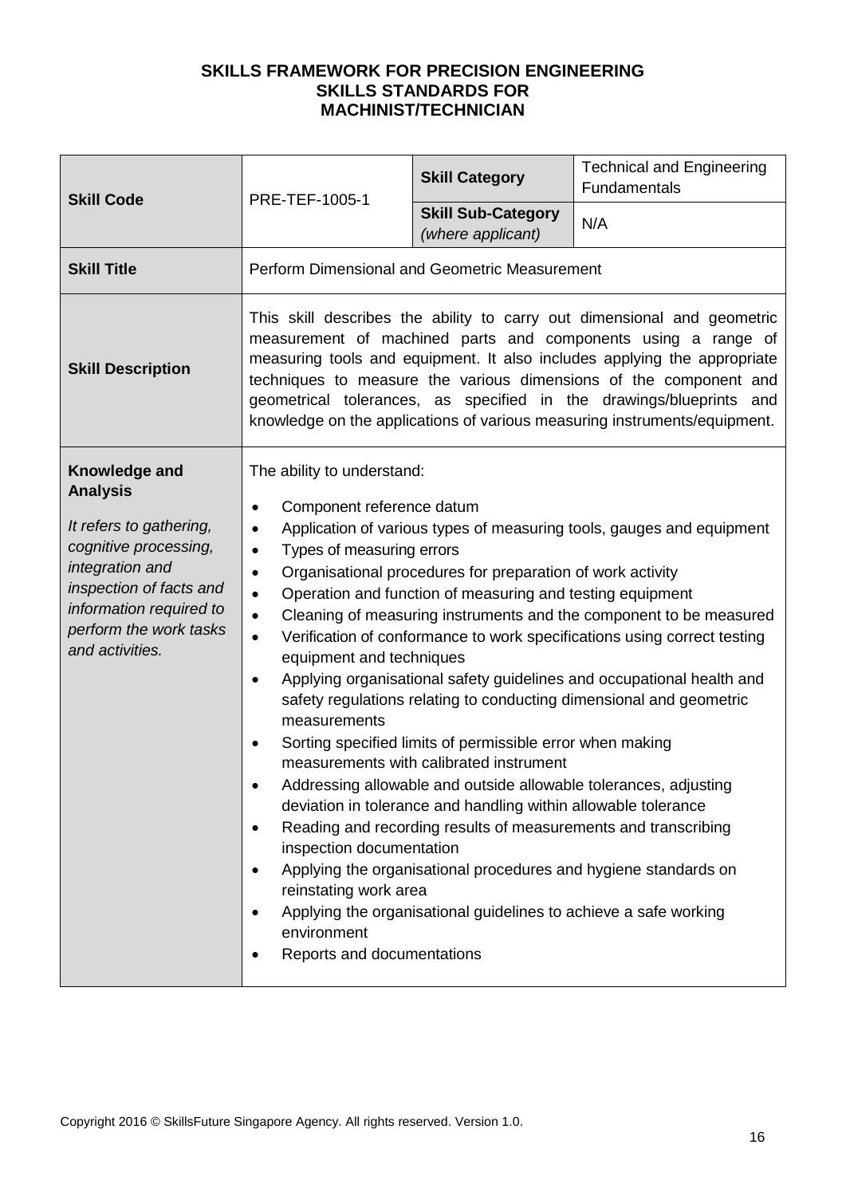**SKILLS FRAMEWORK FOR PRECISION ENGINEERING**
**SKILLS STANDARDS FOR**
**MACHINIST/TECHNICIAN**

| **Skill Code** | PRE-TEF-1005-1 | **Skill Category** | Technical and Engineering Fundamentals |
|---|---|---|---|
| | | **Skill Sub-Category** *(where applicant)* | N/A |
| **Skill Title** | Perform Dimensional and Geometric Measurement | | |
| **Skill Description** | This skill describes the ability to carry out dimensional and geometric measurement of machined parts and components using a range of measuring tools and equipment. It also includes applying the appropriate techniques to measure the various dimensions of the component and geometrical tolerances, as specified in the drawings/blueprints and knowledge on the applications of various measuring instruments/equipment. | | |
| **Knowledge and Analysis** <br> *It refers to gathering, cognitive processing, integration and inspection of facts and information required to perform the work tasks and activities.* | The ability to understand: <br> • Component reference datum <br> • Application of various types of measuring tools, gauges and equipment <br> • Types of measuring errors <br> • Organisational procedures for preparation of work activity <br> • Operation and function of measuring and testing equipment <br> • Cleaning of measuring instruments and the component to be measured <br> • Verification of conformance to work specifications using correct testing equipment and techniques <br> • Applying organisational safety guidelines and occupational health and safety regulations relating to conducting dimensional and geometric measurements <br> • Sorting specified limits of permissible error when making measurements with calibrated instrument <br> • Addressing allowable and outside allowable tolerances, adjusting deviation in tolerance and handling within allowable tolerance <br> • Reading and recording results of measurements and transcribing inspection documentation <br> • Applying the organisational procedures and hygiene standards on reinstating work area <br> • Applying the organisational guidelines to achieve a safe working environment <br> • Reports and documentations | | |

Copyright 2016 © SkillsFuture Singapore Agency. All rights reserved. Version 1.0.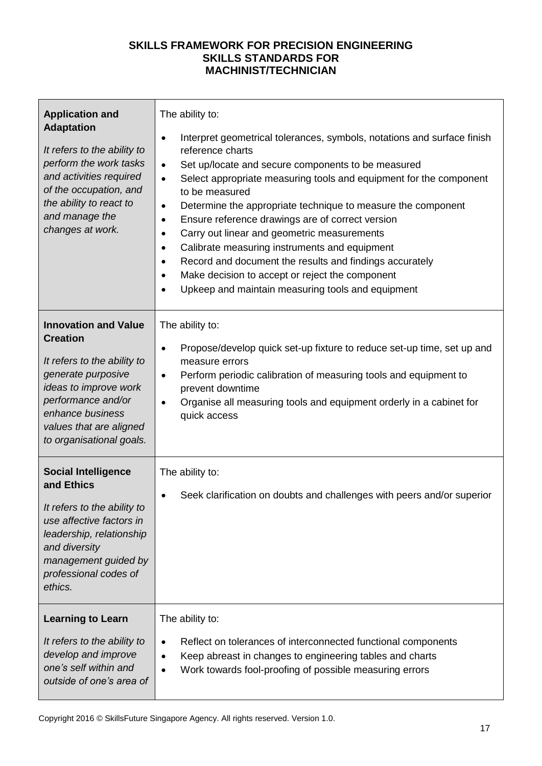| **Application and Adaptation**<br><br>*It refers to the ability to perform the work tasks and activities required of the occupation, and the ability to react to and manage the changes at work.* | The ability to:<br><br>• Interpret geometrical tolerances, symbols, notations and surface finish reference charts<br>• Set up/locate and secure components to be measured<br>• Select appropriate measuring tools and equipment for the component to be measured<br>• Determine the appropriate technique to measure the component<br>• Ensure reference drawings are of correct version<br>• Carry out linear and geometric measurements<br>• Calibrate measuring instruments and equipment<br>• Record and document the results and findings accurately<br>• Make decision to accept or reject the component<br>• Upkeep and maintain measuring tools and equipment |
|---|---|
| **Innovation and Value Creation**<br><br>*It refers to the ability to generate purposive ideas to improve work performance and/or enhance business values that are aligned to organisational goals.* | The ability to:<br><br>• Propose/develop quick set-up fixture to reduce set-up time, set up and measure errors<br>• Perform periodic calibration of measuring tools and equipment to prevent downtime<br>• Organise all measuring tools and equipment orderly in a cabinet for quick access |
| **Social Intelligence and Ethics**<br><br>*It refers to the ability to use affective factors in leadership, relationship and diversity management guided by professional codes of ethics.* | The ability to:<br><br>• Seek clarification on doubts and challenges with peers and/or superior |
| **Learning to Learn**<br><br>*It refers to the ability to develop and improve one's self within and outside of one's area of* | The ability to:<br><br>• Reflect on tolerances of interconnected functional components<br>• Keep abreast in changes to engineering tables and charts<br>• Work towards fool-proofing of possible measuring errors |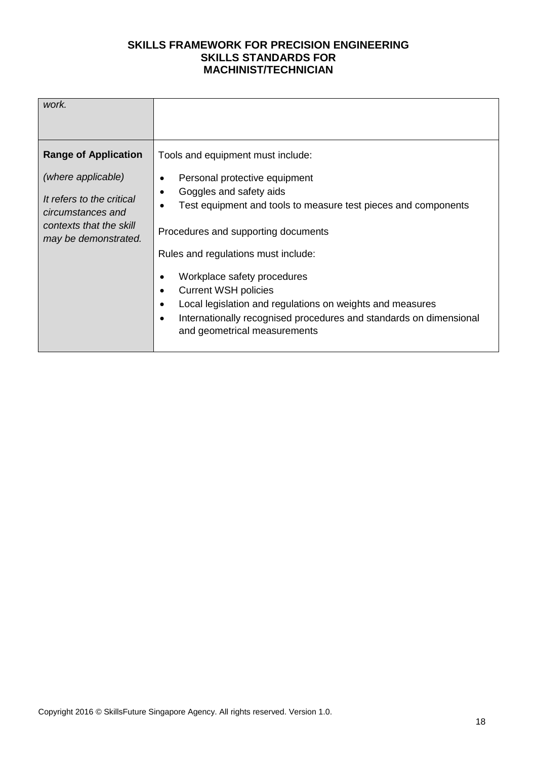| | |
|---|---|
| *work.* | |
| **Range of Application**<br><br>*(where applicable)*<br><br>*It refers to the critical circumstances and contexts that the skill may be demonstrated.* | Tools and equipment must include:<br><br>• Personal protective equipment<br>• Goggles and safety aids<br>• Test equipment and tools to measure test pieces and components<br><br>Procedures and supporting documents<br><br>Rules and regulations must include:<br><br>• Workplace safety procedures<br>• Current WSH policies<br>• Local legislation and regulations on weights and measures<br>• Internationally recognised procedures and standards on dimensional and geometrical measurements |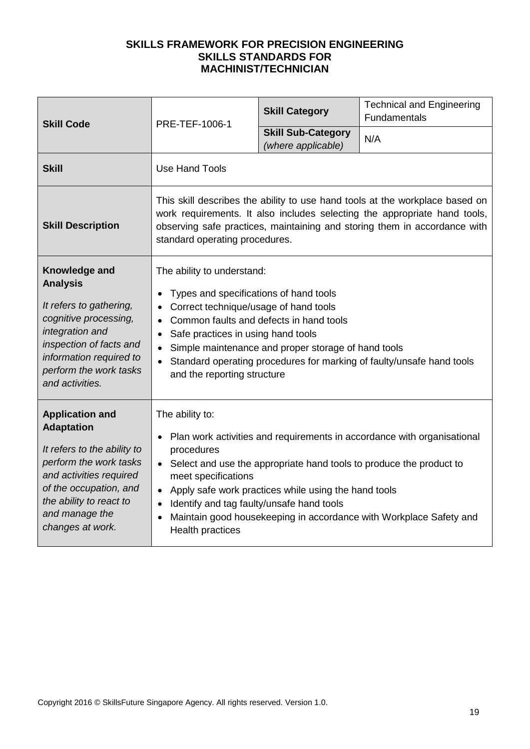**SKILLS FRAMEWORK FOR PRECISION ENGINEERING**
**SKILLS STANDARDS FOR**
**MACHINIST/TECHNICIAN**

| **Skill Code** | PRE-TEF-1006-1 | **Skill Category** | Technical and Engineering Fundamentals |
|---|---|---|---|
| | | **Skill Sub-Category** *(where applicable)* | N/A |
| **Skill** | Use Hand Tools | | |
| **Skill Description** | This skill describes the ability to use hand tools at the workplace based on work requirements. It also includes selecting the appropriate hand tools, observing safe practices, maintaining and storing them in accordance with standard operating procedures. | | |
| **Knowledge and Analysis** *It refers to gathering, cognitive processing, integration and inspection of facts and information required to perform the work tasks and activities.* | The ability to understand: <br>• Types and specifications of hand tools <br>• Correct technique/usage of hand tools <br>• Common faults and defects in hand tools <br>• Safe practices in using hand tools <br>• Simple maintenance and proper storage of hand tools <br>• Standard operating procedures for marking of faulty/unsafe hand tools and the reporting structure | | |
| **Application and Adaptation** *It refers to the ability to perform the work tasks and activities required of the occupation, and the ability to react to and manage the changes at work.* | The ability to: <br>• Plan work activities and requirements in accordance with organisational procedures <br>• Select and use the appropriate hand tools to produce the product to meet specifications <br>• Apply safe work practices while using the hand tools <br>• Identify and tag faulty/unsafe hand tools <br>• Maintain good housekeeping in accordance with Workplace Safety and Health practices | | |

Copyright 2016 © SkillsFuture Singapore Agency. All rights reserved. Version 1.0.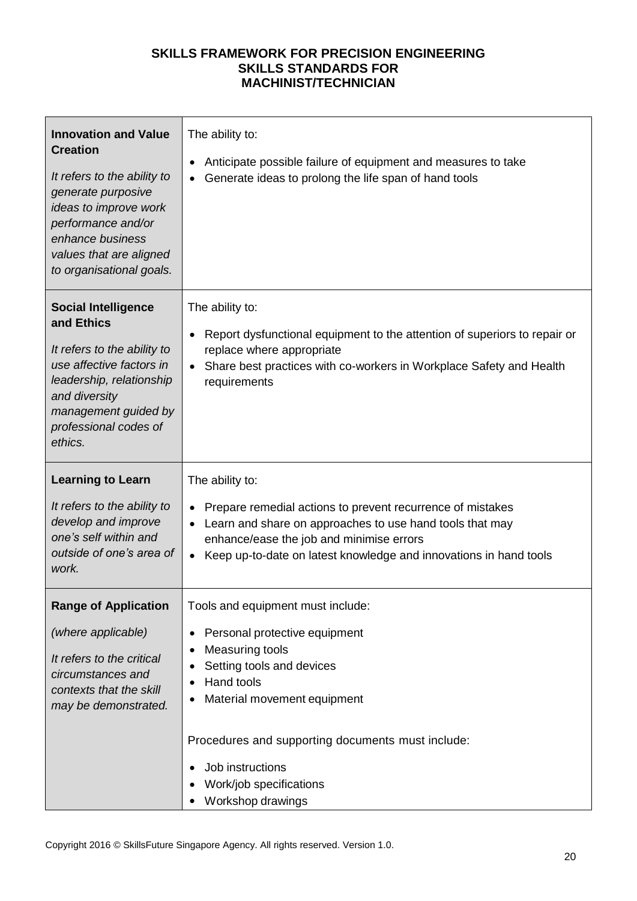**SKILLS FRAMEWORK FOR PRECISION ENGINEERING**
**SKILLS STANDARDS FOR**
**MACHINIST/TECHNICIAN**

| | |
|---|---|
| **Innovation and Value Creation**<br><br>*It refers to the ability to generate purposive ideas to improve work performance and/or enhance business values that are aligned to organisational goals.* | The ability to:<br><br>• Anticipate possible failure of equipment and measures to take<br>• Generate ideas to prolong the life span of hand tools |
| **Social Intelligence and Ethics**<br><br>*It refers to the ability to use affective factors in leadership, relationship and diversity management guided by professional codes of ethics.* | The ability to:<br><br>• Report dysfunctional equipment to the attention of superiors to repair or replace where appropriate<br>• Share best practices with co-workers in Workplace Safety and Health requirements |
| **Learning to Learn**<br><br>*It refers to the ability to develop and improve one's self within and outside of one's area of work.* | The ability to:<br><br>• Prepare remedial actions to prevent recurrence of mistakes<br>• Learn and share on approaches to use hand tools that may enhance/ease the job and minimise errors<br>• Keep up-to-date on latest knowledge and innovations in hand tools |
| **Range of Application**<br><br>*(where applicable)*<br><br>*It refers to the critical circumstances and contexts that the skill may be demonstrated.* | Tools and equipment must include:<br><br>• Personal protective equipment<br>• Measuring tools<br>• Setting tools and devices<br>• Hand tools<br>• Material movement equipment<br><br>Procedures and supporting documents must include:<br><br>• Job instructions<br>• Work/job specifications<br>• Workshop drawings |

Copyright 2016 © SkillsFuture Singapore Agency. All rights reserved. Version 1.0.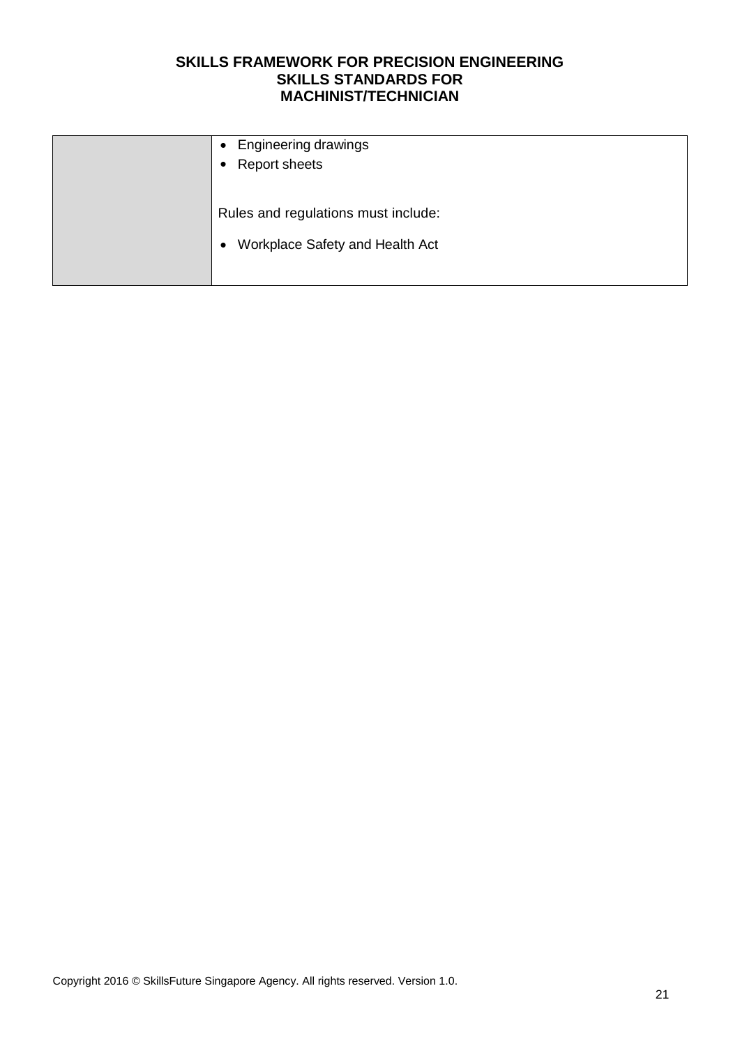|  |  |
|---|---|
|  | • Engineering drawings<br>• Report sheets<br><br>Rules and regulations must include:<br><br>• Workplace Safety and Health Act |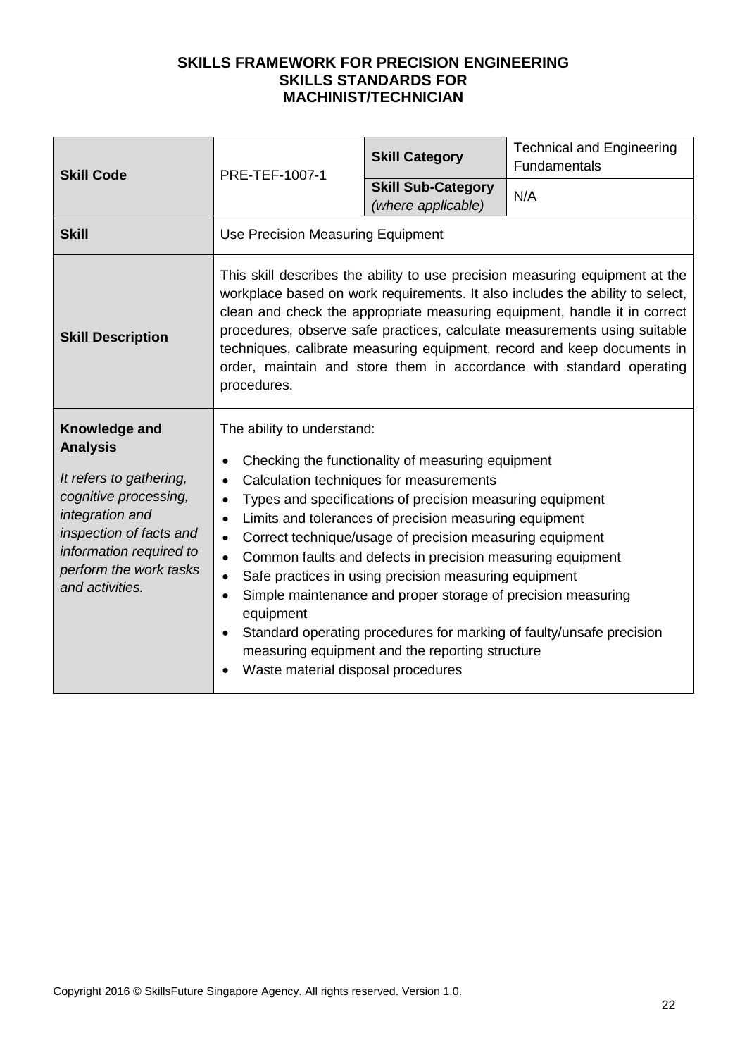**SKILLS FRAMEWORK FOR PRECISION ENGINEERING**
**SKILLS STANDARDS FOR**
**MACHINIST/TECHNICIAN**

| **Skill Code** | PRE-TEF-1007-1 | **Skill Category** | Technical and Engineering Fundamentals |
|---|---|---|---|
| | | **Skill Sub-Category** *(where applicable)* | N/A |
| **Skill** | Use Precision Measuring Equipment | | |
| **Skill Description** | This skill describes the ability to use precision measuring equipment at the workplace based on work requirements. It also includes the ability to select, clean and check the appropriate measuring equipment, handle it in correct procedures, observe safe practices, calculate measurements using suitable techniques, calibrate measuring equipment, record and keep documents in order, maintain and store them in accordance with standard operating procedures. | | |
| **Knowledge and Analysis** *It refers to gathering, cognitive processing, integration and inspection of facts and information required to perform the work tasks and activities.* | The ability to understand:<br>• Checking the functionality of measuring equipment<br>• Calculation techniques for measurements<br>• Types and specifications of precision measuring equipment<br>• Limits and tolerances of precision measuring equipment<br>• Correct technique/usage of precision measuring equipment<br>• Common faults and defects in precision measuring equipment<br>• Safe practices in using precision measuring equipment<br>• Simple maintenance and proper storage of precision measuring equipment<br>• Standard operating procedures for marking of faulty/unsafe precision measuring equipment and the reporting structure<br>• Waste material disposal procedures | | |

Copyright 2016 © SkillsFuture Singapore Agency. All rights reserved. Version 1.0.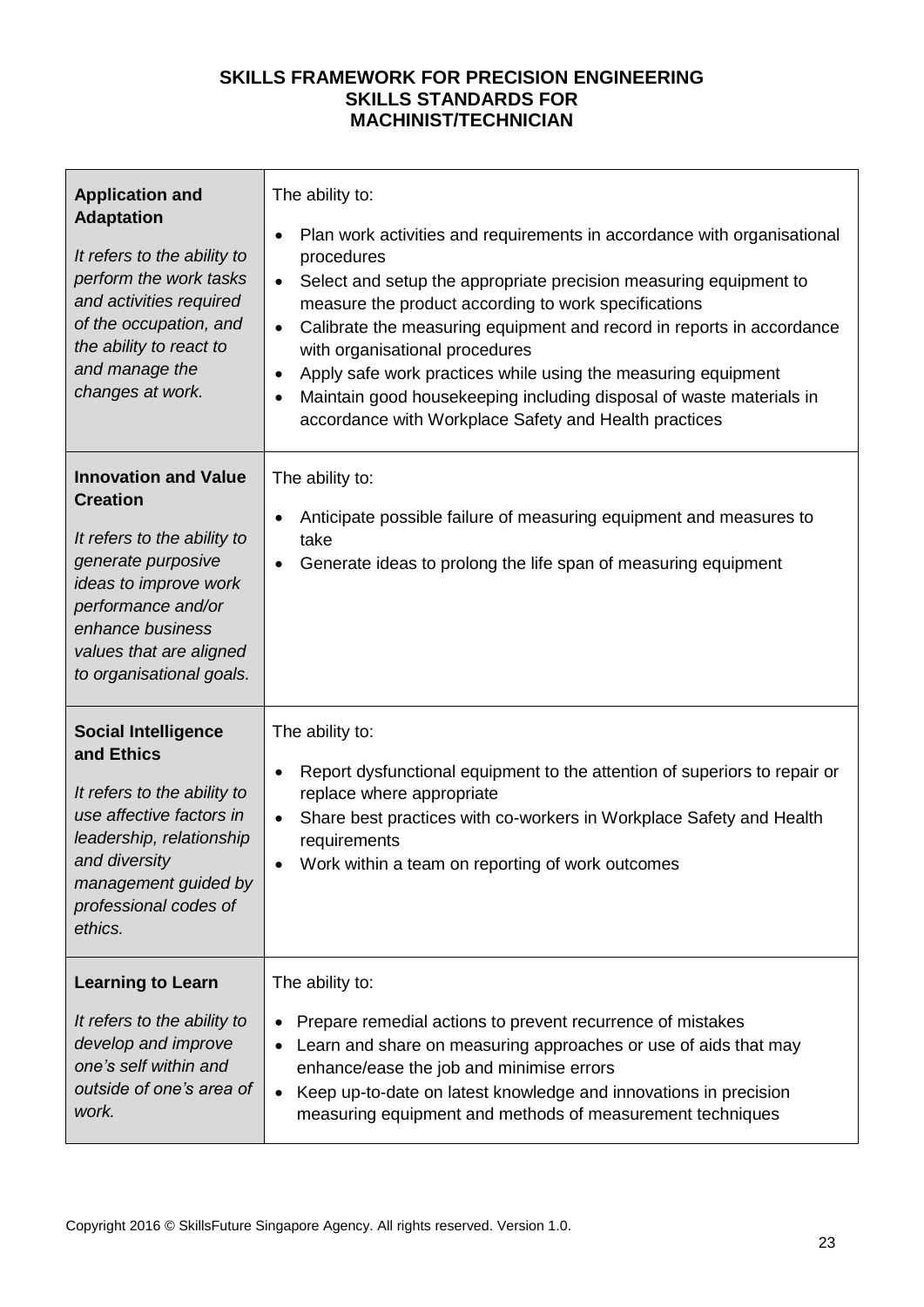**SKILLS FRAMEWORK FOR PRECISION ENGINEERING**
**SKILLS STANDARDS FOR**
**MACHINIST/TECHNICIAN**

| | |
|---|---|
| **Application and Adaptation**<br><br>*It refers to the ability to perform the work tasks and activities required of the occupation, and the ability to react to and manage the changes at work.* | The ability to:<br><br>• Plan work activities and requirements in accordance with organisational procedures<br>• Select and setup the appropriate precision measuring equipment to measure the product according to work specifications<br>• Calibrate the measuring equipment and record in reports in accordance with organisational procedures<br>• Apply safe work practices while using the measuring equipment<br>• Maintain good housekeeping including disposal of waste materials in accordance with Workplace Safety and Health practices |
| **Innovation and Value Creation**<br><br>*It refers to the ability to generate purposive ideas to improve work performance and/or enhance business values that are aligned to organisational goals.* | The ability to:<br><br>• Anticipate possible failure of measuring equipment and measures to take<br>• Generate ideas to prolong the life span of measuring equipment |
| **Social Intelligence and Ethics**<br><br>*It refers to the ability to use affective factors in leadership, relationship and diversity management guided by professional codes of ethics.* | The ability to:<br><br>• Report dysfunctional equipment to the attention of superiors to repair or replace where appropriate<br>• Share best practices with co-workers in Workplace Safety and Health requirements<br>• Work within a team on reporting of work outcomes |
| **Learning to Learn**<br><br>*It refers to the ability to develop and improve one's self within and outside of one's area of work.* | The ability to:<br><br>• Prepare remedial actions to prevent recurrence of mistakes<br>• Learn and share on measuring approaches or use of aids that may enhance/ease the job and minimise errors<br>• Keep up-to-date on latest knowledge and innovations in precision measuring equipment and methods of measurement techniques |

Copyright 2016 © SkillsFuture Singapore Agency. All rights reserved. Version 1.0.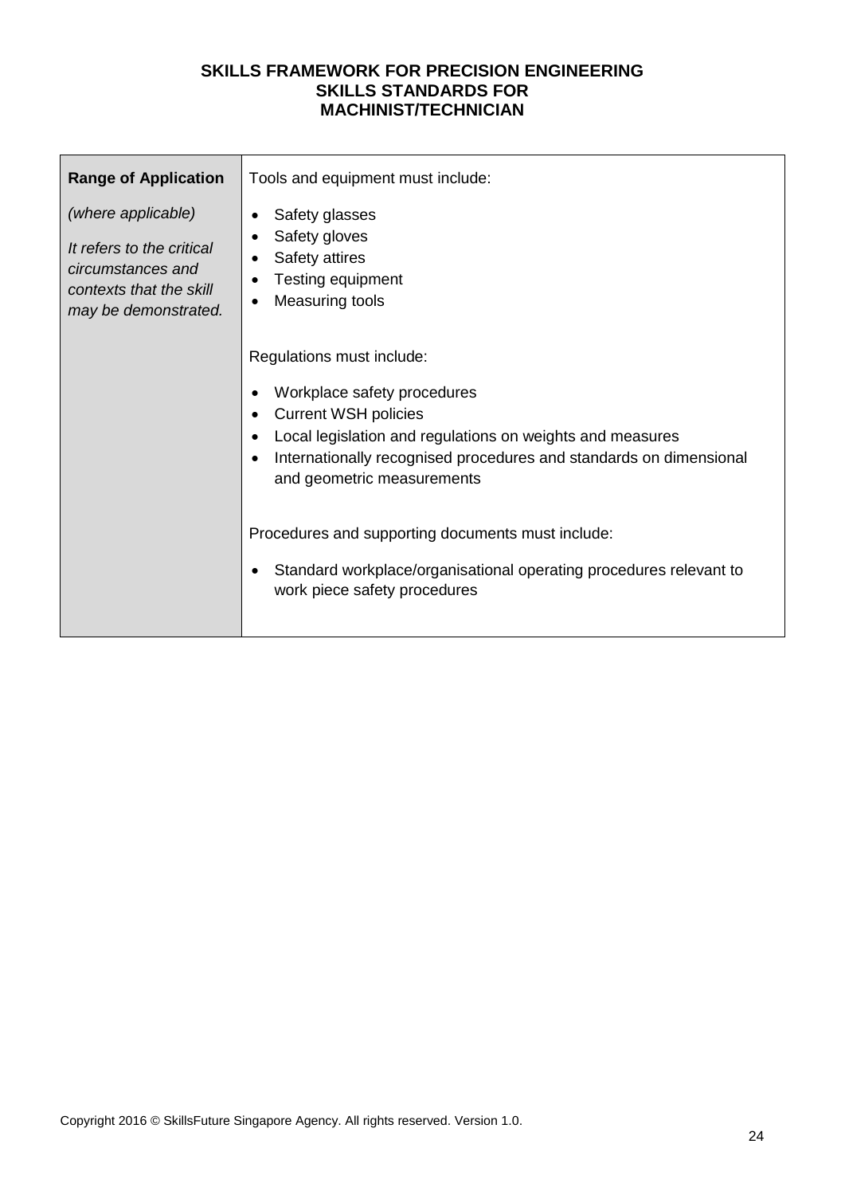| Range of Application | |
|---|---|
| *(where applicable)*<br><br>*It refers to the critical circumstances and contexts that the skill may be demonstrated.* | Tools and equipment must include:<br><br>• Safety glasses<br>• Safety gloves<br>• Safety attires<br>• Testing equipment<br>• Measuring tools<br><br>Regulations must include:<br><br>• Workplace safety procedures<br>• Current WSH policies<br>• Local legislation and regulations on weights and measures<br>• Internationally recognised procedures and standards on dimensional and geometric measurements<br><br>Procedures and supporting documents must include:<br><br>• Standard workplace/organisational operating procedures relevant to work piece safety procedures |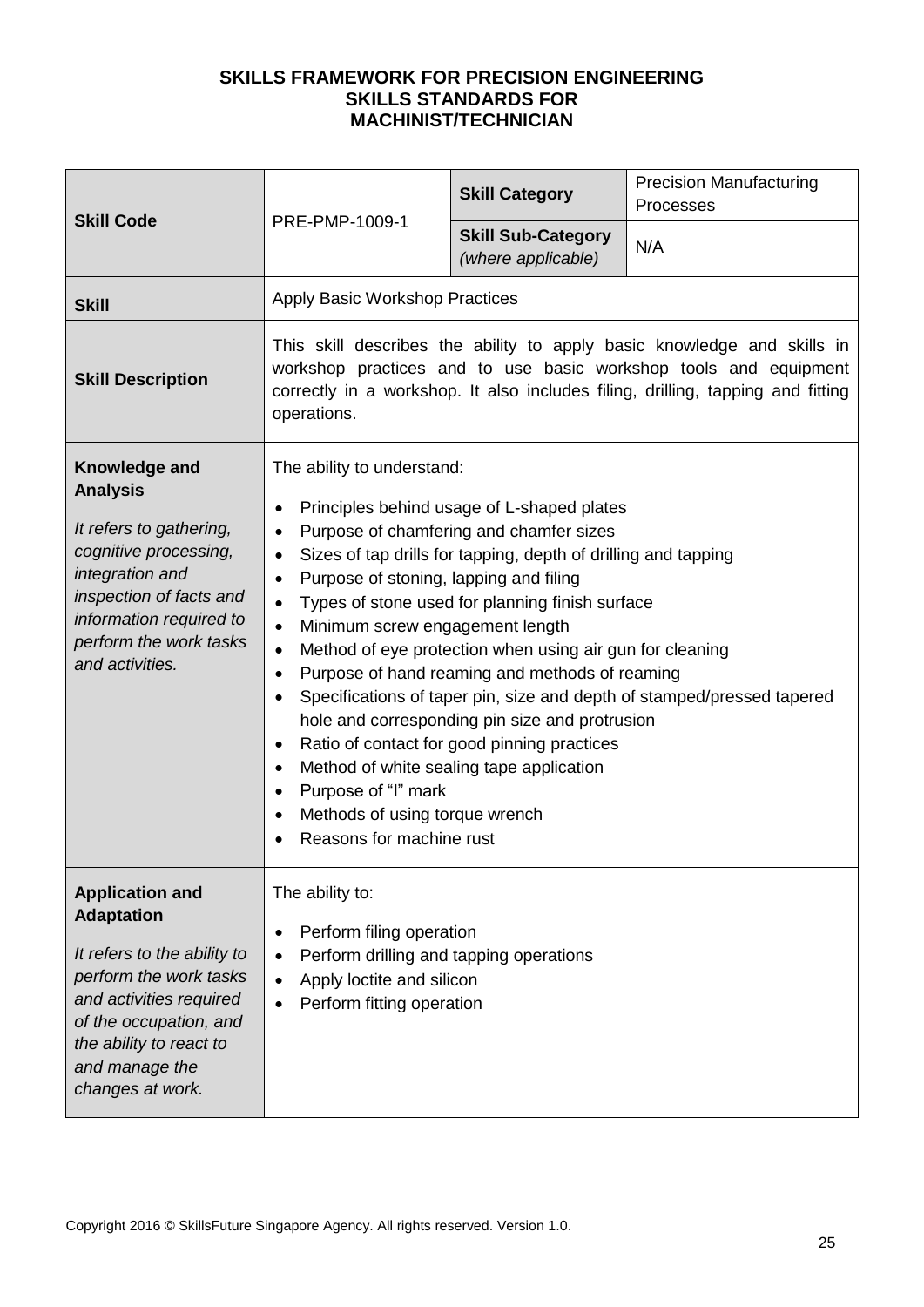**SKILLS FRAMEWORK FOR PRECISION ENGINEERING**
**SKILLS STANDARDS FOR**
**MACHINIST/TECHNICIAN**

| **Skill Code** | PRE-PMP-1009-1 | **Skill Category** | Precision Manufacturing Processes |
|---|---|---|---|
| | | **Skill Sub-Category** *(where applicable)* | N/A |
| **Skill** | Apply Basic Workshop Practices | | |
| **Skill Description** | This skill describes the ability to apply basic knowledge and skills in workshop practices and to use basic workshop tools and equipment correctly in a workshop. It also includes filing, drilling, tapping and fitting operations. | | |
| **Knowledge and Analysis**<br><br>*It refers to gathering, cognitive processing, integration and inspection of facts and information required to perform the work tasks and activities.* | The ability to understand:<br>• Principles behind usage of L-shaped plates<br>• Purpose of chamfering and chamfer sizes<br>• Sizes of tap drills for tapping, depth of drilling and tapping<br>• Purpose of stoning, lapping and filing<br>• Types of stone used for planning finish surface<br>• Minimum screw engagement length<br>• Method of eye protection when using air gun for cleaning<br>• Purpose of hand reaming and methods of reaming<br>• Specifications of taper pin, size and depth of stamped/pressed tapered hole and corresponding pin size and protrusion<br>• Ratio of contact for good pinning practices<br>• Method of white sealing tape application<br>• Purpose of "I" mark<br>• Methods of using torque wrench<br>• Reasons for machine rust | | |
| **Application and Adaptation**<br><br>*It refers to the ability to perform the work tasks and activities required of the occupation, and the ability to react to and manage the changes at work.* | The ability to:<br>• Perform filing operation<br>• Perform drilling and tapping operations<br>• Apply loctite and silicon<br>• Perform fitting operation | | |

Copyright 2016 © SkillsFuture Singapore Agency. All rights reserved. Version 1.0.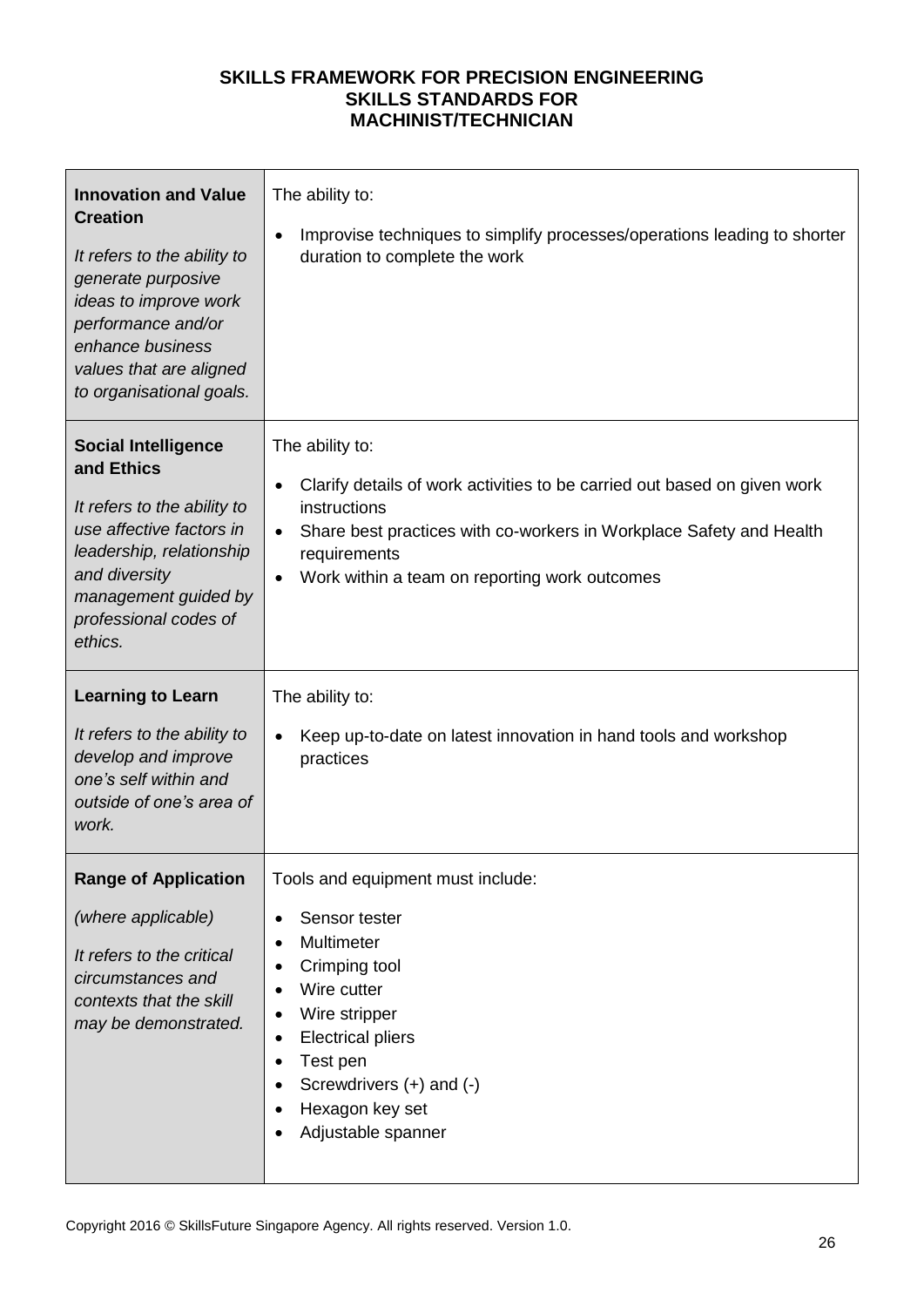| | |
|---|---|
| **Innovation and Value Creation**<br><br>*It refers to the ability to generate purposive ideas to improve work performance and/or enhance business values that are aligned to organisational goals.* | The ability to:<br><br>• Improvise techniques to simplify processes/operations leading to shorter duration to complete the work |
| **Social Intelligence and Ethics**<br><br>*It refers to the ability to use affective factors in leadership, relationship and diversity management guided by professional codes of ethics.* | The ability to:<br><br>• Clarify details of work activities to be carried out based on given work instructions<br>• Share best practices with co-workers in Workplace Safety and Health requirements<br>• Work within a team on reporting work outcomes |
| **Learning to Learn**<br><br>*It refers to the ability to develop and improve one's self within and outside of one's area of work.* | The ability to:<br><br>• Keep up-to-date on latest innovation in hand tools and workshop practices |
| **Range of Application**<br><br>*(where applicable)*<br><br>*It refers to the critical circumstances and contexts that the skill may be demonstrated.* | Tools and equipment must include:<br><br>• Sensor tester<br>• Multimeter<br>• Crimping tool<br>• Wire cutter<br>• Wire stripper<br>• Electrical pliers<br>• Test pen<br>• Screwdrivers (+) and (-)<br>• Hexagon key set<br>• Adjustable spanner |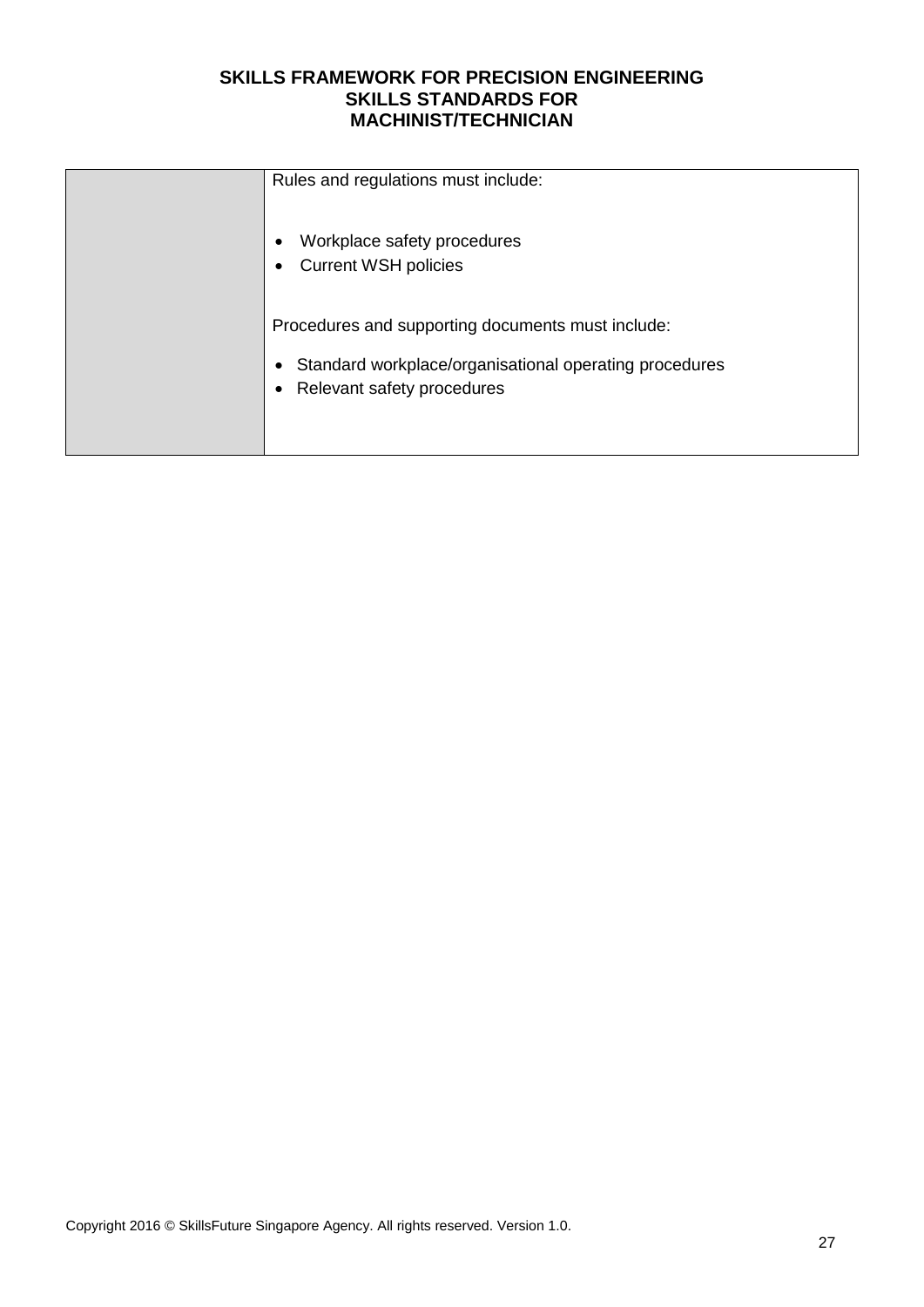| | |
|---|---|
| | Rules and regulations must include:<br><br>• Workplace safety procedures<br>• Current WSH policies<br><br>Procedures and supporting documents must include:<br><br>• Standard workplace/organisational operating procedures<br>• Relevant safety procedures |

Copyright 2016 © SkillsFuture Singapore Agency. All rights reserved. Version 1.0.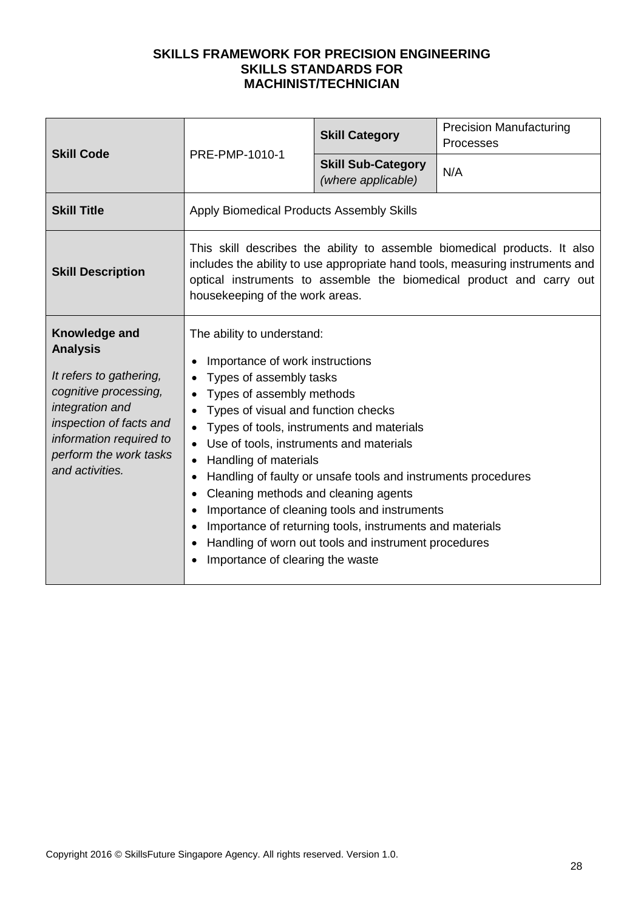**SKILLS FRAMEWORK FOR PRECISION ENGINEERING**
**SKILLS STANDARDS FOR**
**MACHINIST/TECHNICIAN**

| **Skill Code** | PRE-PMP-1010-1 | **Skill Category** | Precision Manufacturing Processes |
|---|---|---|---|
| | | **Skill Sub-Category** *(where applicable)* | N/A |
| **Skill Title** | Apply Biomedical Products Assembly Skills | | |
| **Skill Description** | This skill describes the ability to assemble biomedical products. It also includes the ability to use appropriate hand tools, measuring instruments and optical instruments to assemble the biomedical product and carry out housekeeping of the work areas. | | |
| **Knowledge and Analysis**<br><br>*It refers to gathering, cognitive processing, integration and inspection of facts and information required to perform the work tasks and activities.* | The ability to understand:<br><br>• Importance of work instructions<br>• Types of assembly tasks<br>• Types of assembly methods<br>• Types of visual and function checks<br>• Types of tools, instruments and materials<br>• Use of tools, instruments and materials<br>• Handling of materials<br>• Handling of faulty or unsafe tools and instruments procedures<br>• Cleaning methods and cleaning agents<br>• Importance of cleaning tools and instruments<br>• Importance of returning tools, instruments and materials<br>• Handling of worn out tools and instrument procedures<br>• Importance of clearing the waste | | |

Copyright 2016 © SkillsFuture Singapore Agency. All rights reserved. Version 1.0.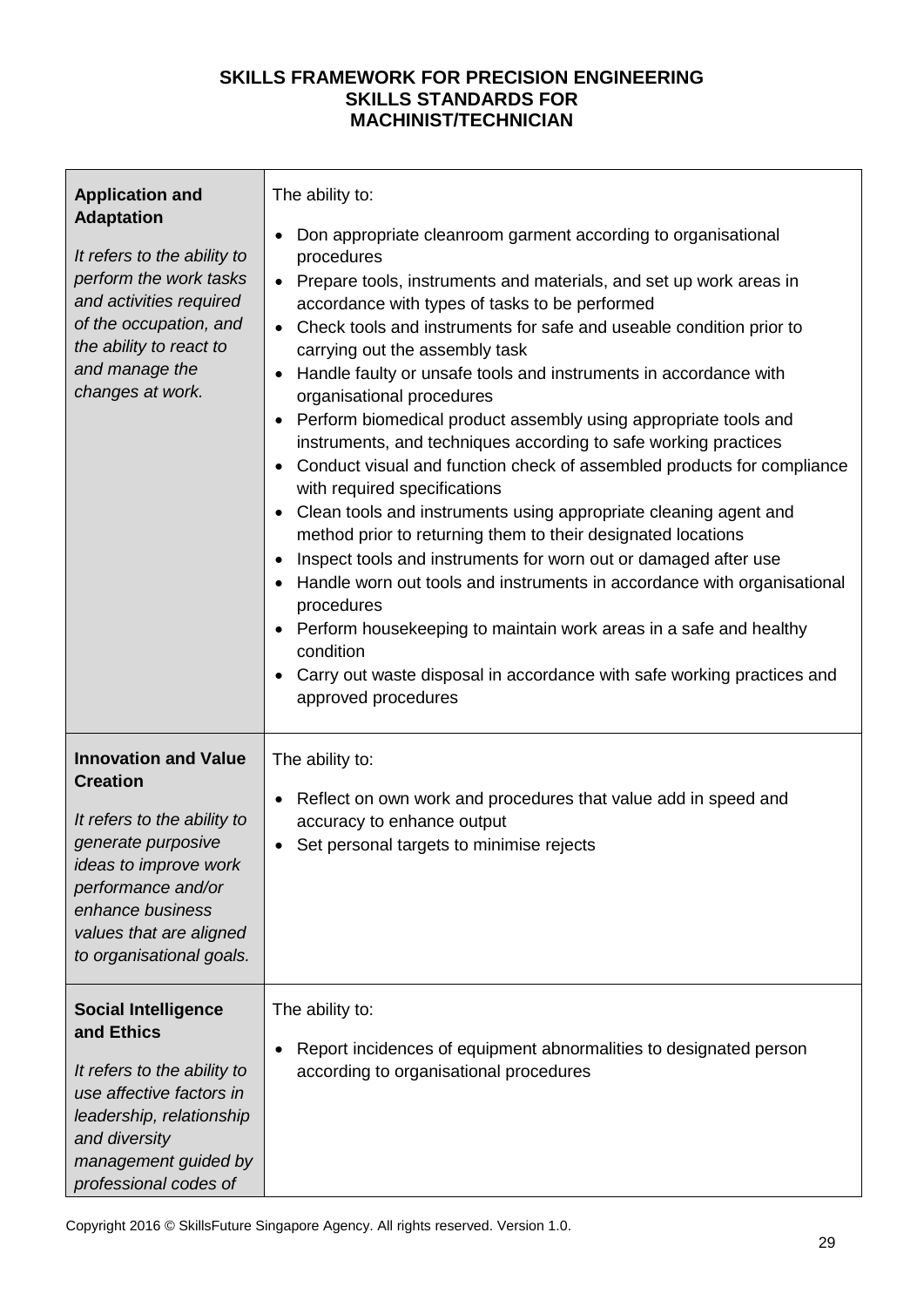**SKILLS FRAMEWORK FOR PRECISION ENGINEERING**
**SKILLS STANDARDS FOR**
**MACHINIST/TECHNICIAN**

| | |
|---|---|
| **Application and Adaptation**<br><br>*It refers to the ability to perform the work tasks and activities required of the occupation, and the ability to react to and manage the changes at work.* | The ability to:<br><br>• Don appropriate cleanroom garment according to organisational procedures<br>• Prepare tools, instruments and materials, and set up work areas in accordance with types of tasks to be performed<br>• Check tools and instruments for safe and useable condition prior to carrying out the assembly task<br>• Handle faulty or unsafe tools and instruments in accordance with organisational procedures<br>• Perform biomedical product assembly using appropriate tools and instruments, and techniques according to safe working practices<br>• Conduct visual and function check of assembled products for compliance with required specifications<br>• Clean tools and instruments using appropriate cleaning agent and method prior to returning them to their designated locations<br>• Inspect tools and instruments for worn out or damaged after use<br>• Handle worn out tools and instruments in accordance with organisational procedures<br>• Perform housekeeping to maintain work areas in a safe and healthy condition<br>• Carry out waste disposal in accordance with safe working practices and approved procedures |
| **Innovation and Value Creation**<br><br>*It refers to the ability to generate purposive ideas to improve work performance and/or enhance business values that are aligned to organisational goals.* | The ability to:<br><br>• Reflect on own work and procedures that value add in speed and accuracy to enhance output<br>• Set personal targets to minimise rejects |
| **Social Intelligence and Ethics**<br><br>*It refers to the ability to use affective factors in leadership, relationship and diversity management guided by professional codes of* | The ability to:<br><br>• Report incidences of equipment abnormalities to designated person according to organisational procedures |

Copyright 2016 © SkillsFuture Singapore Agency. All rights reserved. Version 1.0.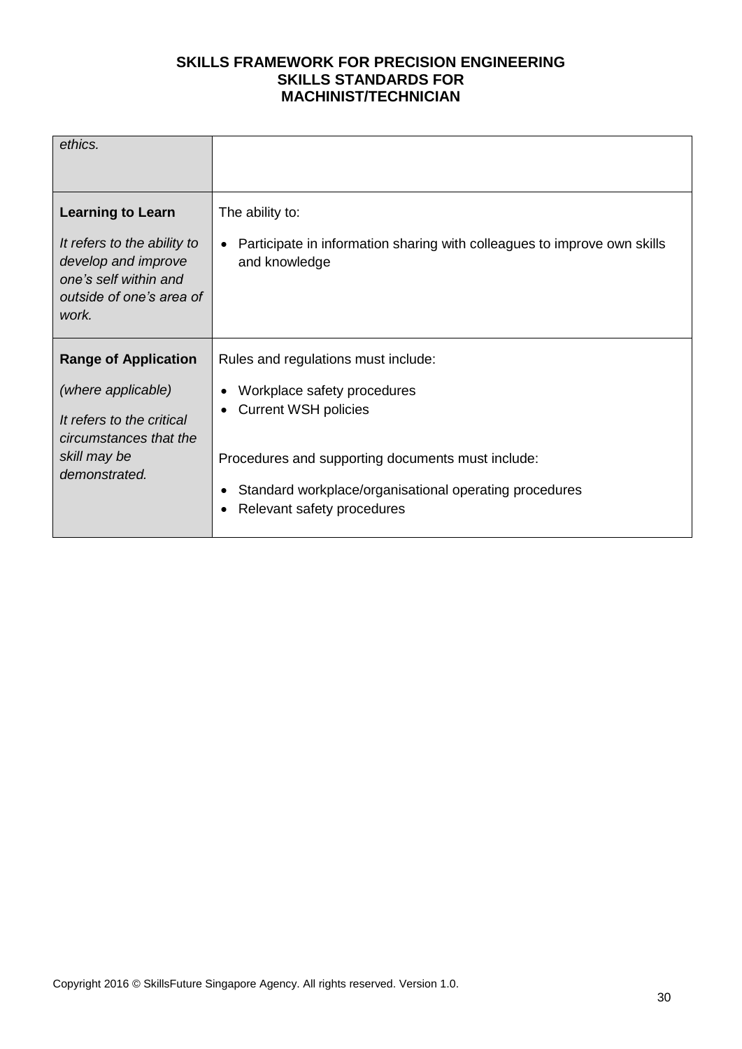| | |
|---|---|
| *ethics.* | |
| **Learning to Learn**<br><br>*It refers to the ability to develop and improve one's self within and outside of one's area of work.* | The ability to:<br><br>• Participate in information sharing with colleagues to improve own skills and knowledge |
| **Range of Application**<br><br>*(where applicable)*<br><br>*It refers to the critical circumstances that the skill may be demonstrated.* | Rules and regulations must include:<br><br>• Workplace safety procedures<br>• Current WSH policies<br><br>Procedures and supporting documents must include:<br><br>• Standard workplace/organisational operating procedures<br>• Relevant safety procedures |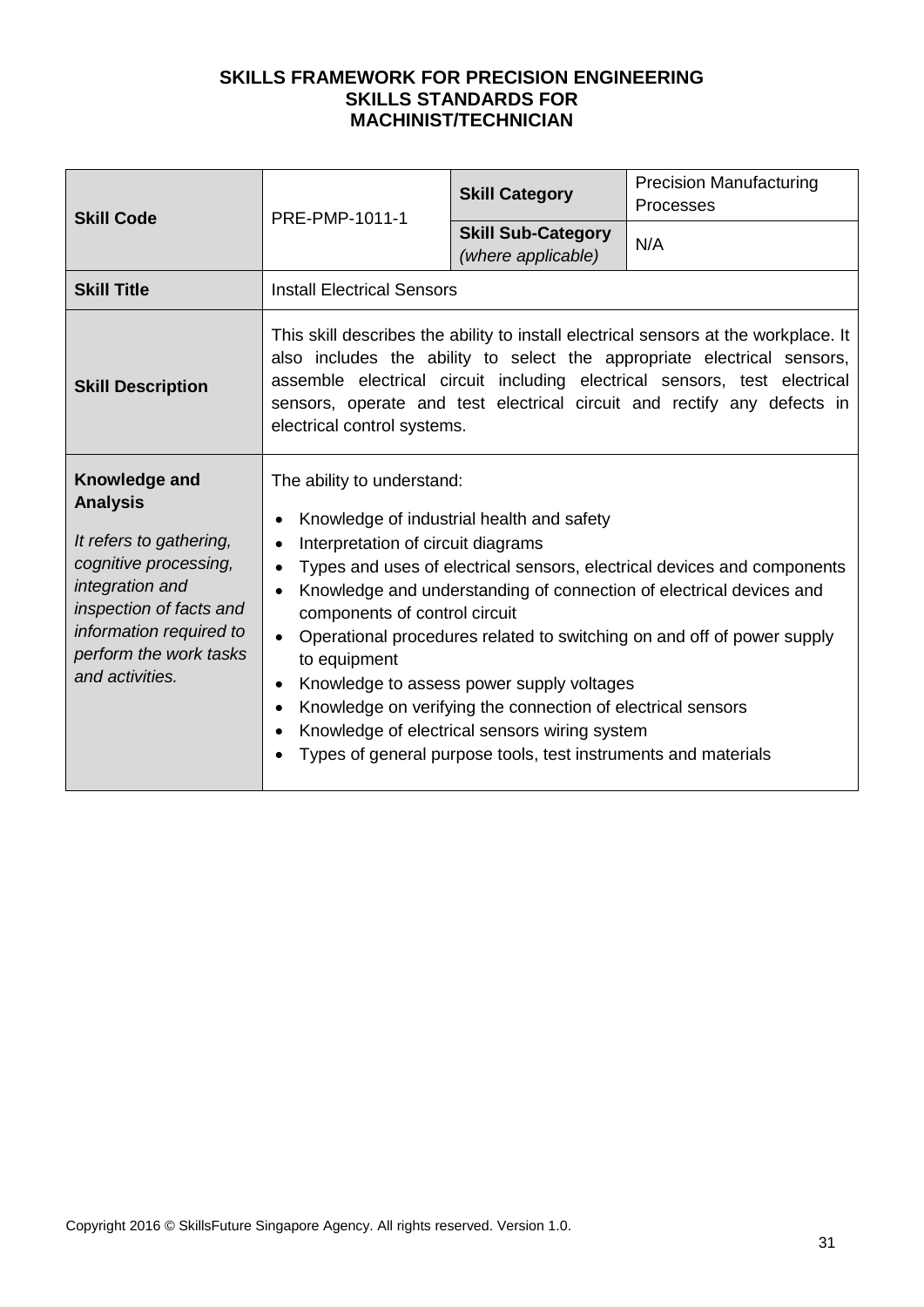**SKILLS FRAMEWORK FOR PRECISION ENGINEERING**
**SKILLS STANDARDS FOR**
**MACHINIST/TECHNICIAN**

| **Skill Code** | PRE-PMP-1011-1 | **Skill Category** | Precision Manufacturing Processes |
|---|---|---|---|
| | | **Skill Sub-Category** *(where applicable)* | N/A |
| **Skill Title** | Install Electrical Sensors | | |
| **Skill Description** | This skill describes the ability to install electrical sensors at the workplace. It also includes the ability to select the appropriate electrical sensors, assemble electrical circuit including electrical sensors, test electrical sensors, operate and test electrical circuit and rectify any defects in electrical control systems. | | |
| **Knowledge and Analysis** <br> *It refers to gathering, cognitive processing, integration and inspection of facts and information required to perform the work tasks and activities.* | The ability to understand: <br> • Knowledge of industrial health and safety <br> • Interpretation of circuit diagrams <br> • Types and uses of electrical sensors, electrical devices and components <br> • Knowledge and understanding of connection of electrical devices and components of control circuit <br> • Operational procedures related to switching on and off of power supply to equipment <br> • Knowledge to assess power supply voltages <br> • Knowledge on verifying the connection of electrical sensors <br> • Knowledge of electrical sensors wiring system <br> • Types of general purpose tools, test instruments and materials | | |

Copyright 2016 © SkillsFuture Singapore Agency. All rights reserved. Version 1.0.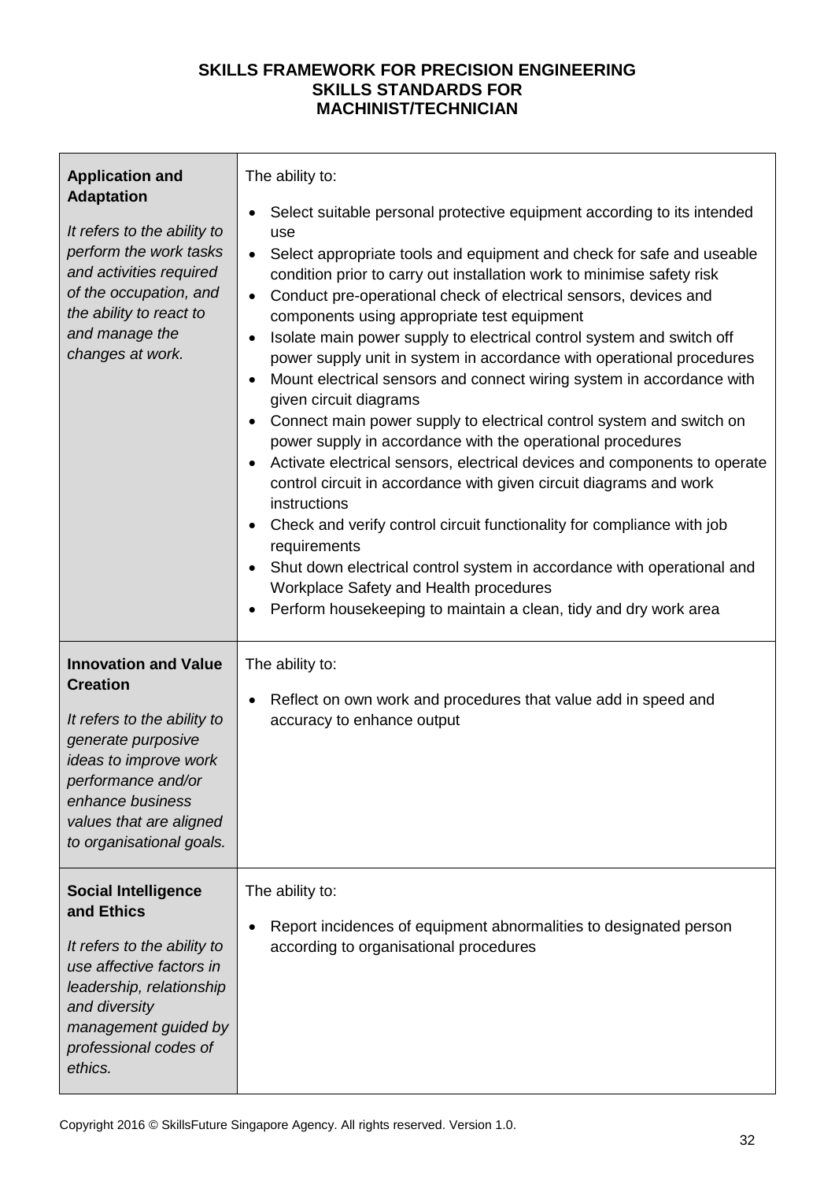**SKILLS FRAMEWORK FOR PRECISION ENGINEERING**
**SKILLS STANDARDS FOR**
**MACHINIST/TECHNICIAN**

| | |
|---|---|
| **Application and Adaptation**<br><br>*It refers to the ability to perform the work tasks and activities required of the occupation, and the ability to react to and manage the changes at work.* | The ability to:<br>• Select suitable personal protective equipment according to its intended use<br>• Select appropriate tools and equipment and check for safe and useable condition prior to carry out installation work to minimise safety risk<br>• Conduct pre-operational check of electrical sensors, devices and components using appropriate test equipment<br>• Isolate main power supply to electrical control system and switch off power supply unit in system in accordance with operational procedures<br>• Mount electrical sensors and connect wiring system in accordance with given circuit diagrams<br>• Connect main power supply to electrical control system and switch on power supply in accordance with the operational procedures<br>• Activate electrical sensors, electrical devices and components to operate control circuit in accordance with given circuit diagrams and work instructions<br>• Check and verify control circuit functionality for compliance with job requirements<br>• Shut down electrical control system in accordance with operational and Workplace Safety and Health procedures<br>• Perform housekeeping to maintain a clean, tidy and dry work area |
| **Innovation and Value Creation**<br><br>*It refers to the ability to generate purposive ideas to improve work performance and/or enhance business values that are aligned to organisational goals.* | The ability to:<br>• Reflect on own work and procedures that value add in speed and accuracy to enhance output |
| **Social Intelligence and Ethics**<br><br>*It refers to the ability to use affective factors in leadership, relationship and diversity management guided by professional codes of ethics.* | The ability to:<br>• Report incidences of equipment abnormalities to designated person according to organisational procedures |

Copyright 2016 © SkillsFuture Singapore Agency. All rights reserved. Version 1.0.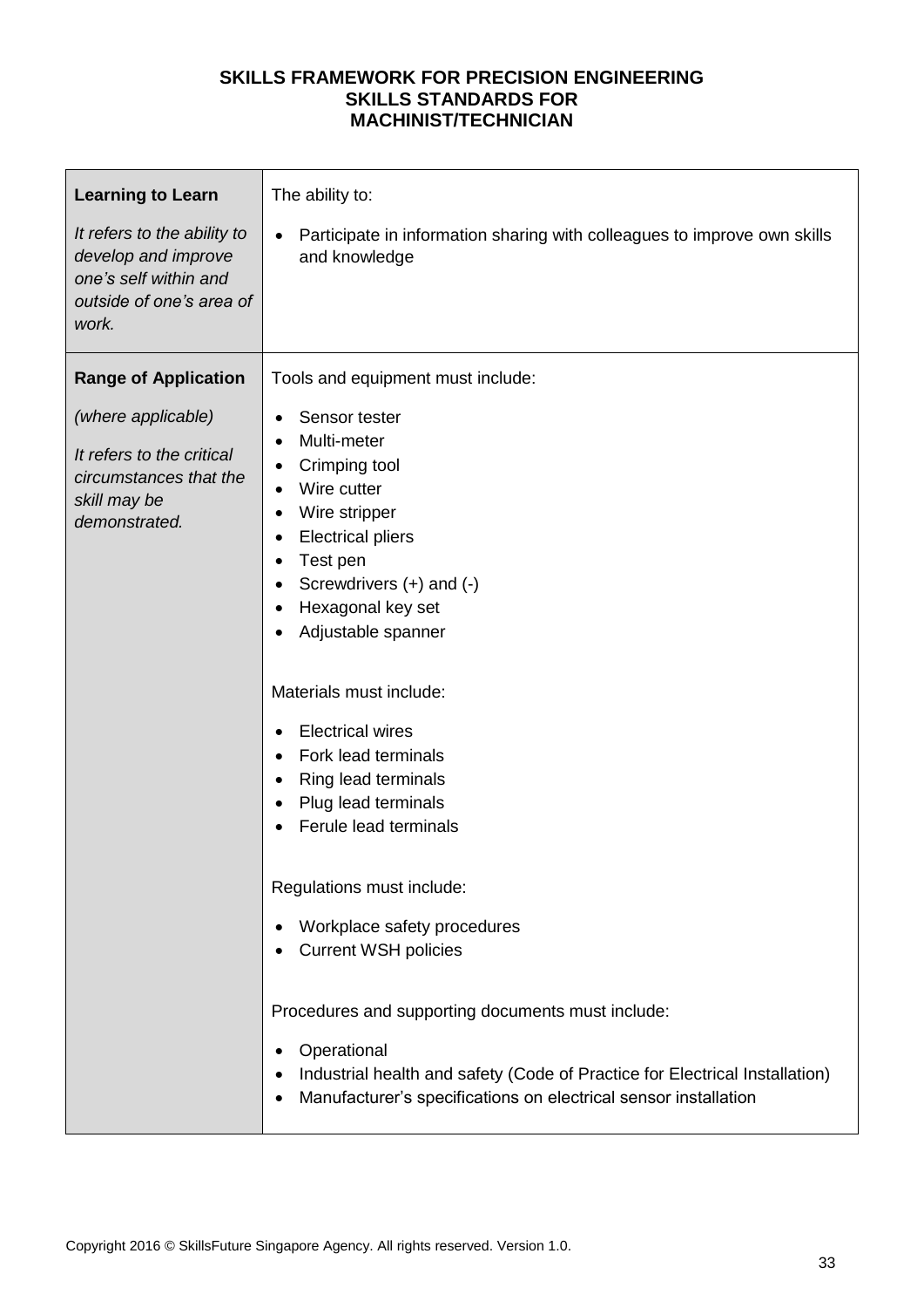**SKILLS FRAMEWORK FOR PRECISION ENGINEERING**
**SKILLS STANDARDS FOR**
**MACHINIST/TECHNICIAN**

| | |
|---|---|
| **Learning to Learn**<br><br>*It refers to the ability to develop and improve one's self within and outside of one's area of work.* | The ability to:<br><br>• Participate in information sharing with colleagues to improve own skills and knowledge |
| **Range of Application**<br><br>*(where applicable)*<br><br>*It refers to the critical circumstances that the skill may be demonstrated.* | Tools and equipment must include:<br><br>• Sensor tester<br>• Multi-meter<br>• Crimping tool<br>• Wire cutter<br>• Wire stripper<br>• Electrical pliers<br>• Test pen<br>• Screwdrivers (+) and (-)<br>• Hexagonal key set<br>• Adjustable spanner<br><br>Materials must include:<br><br>• Electrical wires<br>• Fork lead terminals<br>• Ring lead terminals<br>• Plug lead terminals<br>• Ferule lead terminals<br><br>Regulations must include:<br><br>• Workplace safety procedures<br>• Current WSH policies<br><br>Procedures and supporting documents must include:<br><br>• Operational<br>• Industrial health and safety (Code of Practice for Electrical Installation)<br>• Manufacturer's specifications on electrical sensor installation |

Copyright 2016 © SkillsFuture Singapore Agency. All rights reserved. Version 1.0.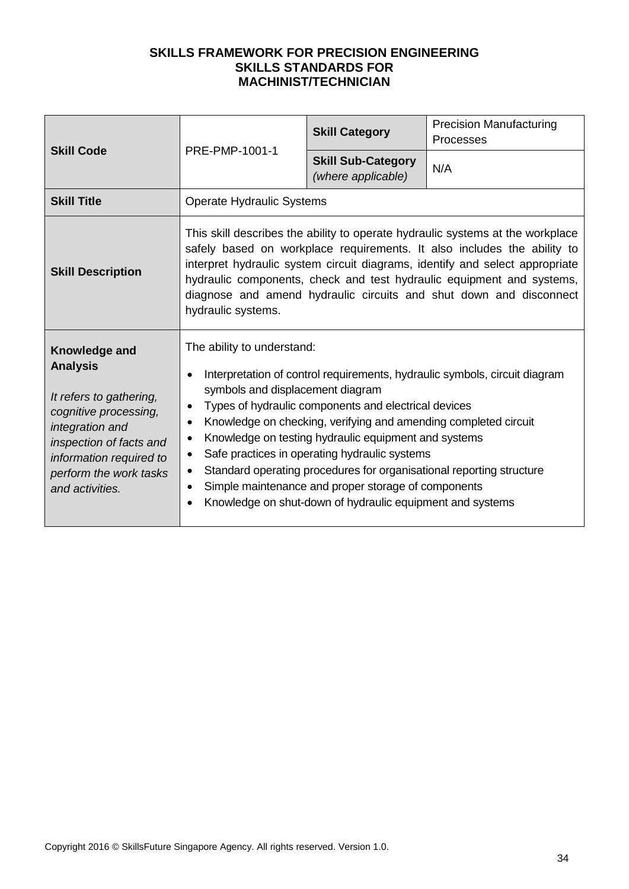**SKILLS FRAMEWORK FOR PRECISION ENGINEERING**
**SKILLS STANDARDS FOR**
**MACHINIST/TECHNICIAN**

| **Skill Code** | PRE-PMP-1001-1 | **Skill Category** | Precision Manufacturing Processes |
|---|---|---|---|
| | | **Skill Sub-Category** *(where applicable)* | N/A |
| **Skill Title** | Operate Hydraulic Systems | | |
| **Skill Description** | This skill describes the ability to operate hydraulic systems at the workplace safely based on workplace requirements. It also includes the ability to interpret hydraulic system circuit diagrams, identify and select appropriate hydraulic components, check and test hydraulic equipment and systems, diagnose and amend hydraulic circuits and shut down and disconnect hydraulic systems. | | |
| **Knowledge and Analysis**<br><br>*It refers to gathering, cognitive processing, integration and inspection of facts and information required to perform the work tasks and activities.* | The ability to understand:<br>• Interpretation of control requirements, hydraulic symbols, circuit diagram symbols and displacement diagram<br>• Types of hydraulic components and electrical devices<br>• Knowledge on checking, verifying and amending completed circuit<br>• Knowledge on testing hydraulic equipment and systems<br>• Safe practices in operating hydraulic systems<br>• Standard operating procedures for organisational reporting structure<br>• Simple maintenance and proper storage of components<br>• Knowledge on shut-down of hydraulic equipment and systems | | |

Copyright 2016 © SkillsFuture Singapore Agency. All rights reserved. Version 1.0.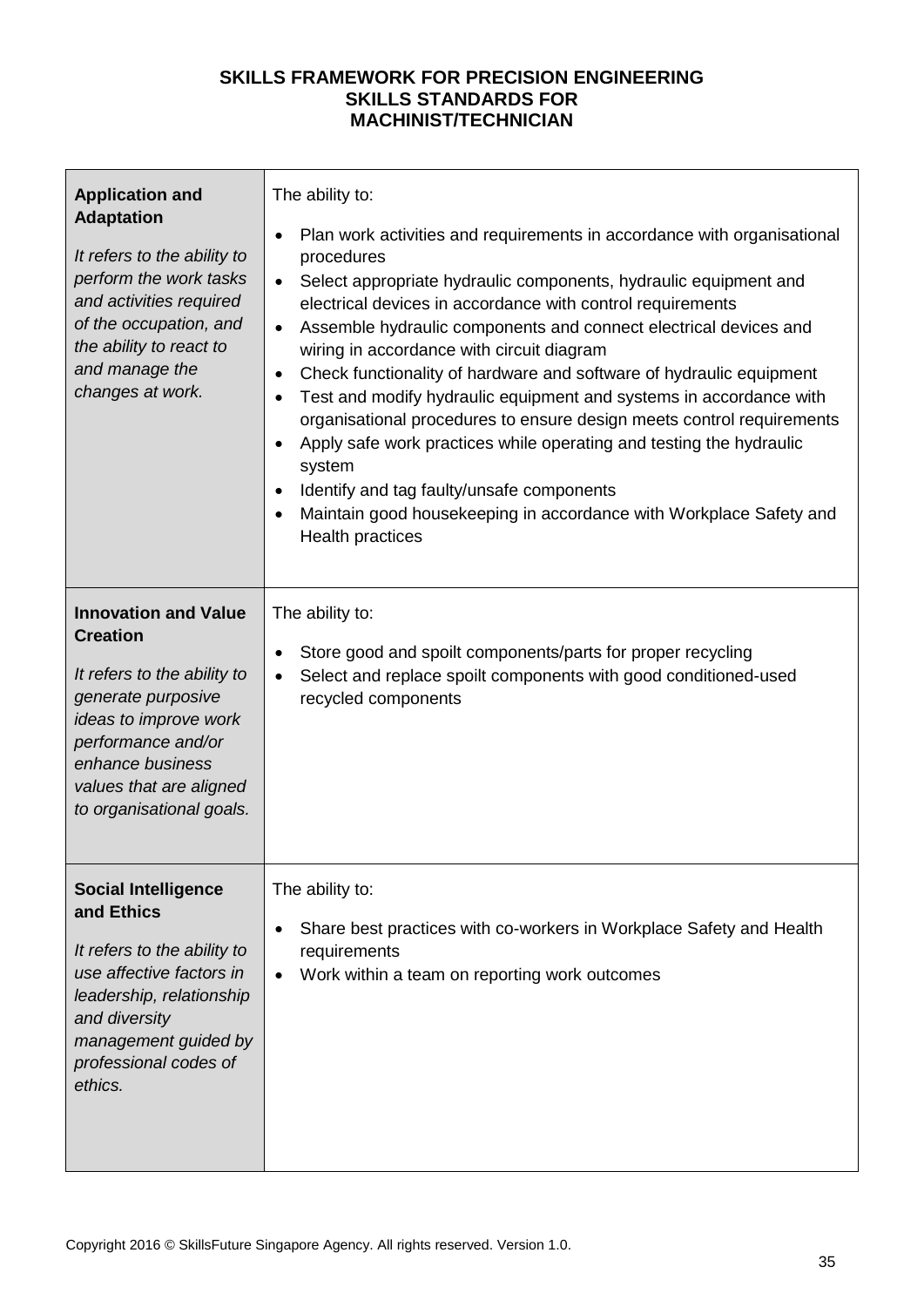**SKILLS FRAMEWORK FOR PRECISION ENGINEERING**
**SKILLS STANDARDS FOR**
**MACHINIST/TECHNICIAN**

| | |
|---|---|
| **Application and Adaptation**<br><br>*It refers to the ability to perform the work tasks and activities required of the occupation, and the ability to react to and manage the changes at work.* | The ability to:<br><br>• Plan work activities and requirements in accordance with organisational procedures<br>• Select appropriate hydraulic components, hydraulic equipment and electrical devices in accordance with control requirements<br>• Assemble hydraulic components and connect electrical devices and wiring in accordance with circuit diagram<br>• Check functionality of hardware and software of hydraulic equipment<br>• Test and modify hydraulic equipment and systems in accordance with organisational procedures to ensure design meets control requirements<br>• Apply safe work practices while operating and testing the hydraulic system<br>• Identify and tag faulty/unsafe components<br>• Maintain good housekeeping in accordance with Workplace Safety and Health practices |
| **Innovation and Value Creation**<br><br>*It refers to the ability to generate purposive ideas to improve work performance and/or enhance business values that are aligned to organisational goals.* | The ability to:<br><br>• Store good and spoilt components/parts for proper recycling<br>• Select and replace spoilt components with good conditioned-used recycled components |
| **Social Intelligence and Ethics**<br><br>*It refers to the ability to use affective factors in leadership, relationship and diversity management guided by professional codes of ethics.* | The ability to:<br><br>• Share best practices with co-workers in Workplace Safety and Health requirements<br>• Work within a team on reporting work outcomes |

Copyright 2016 © SkillsFuture Singapore Agency. All rights reserved. Version 1.0.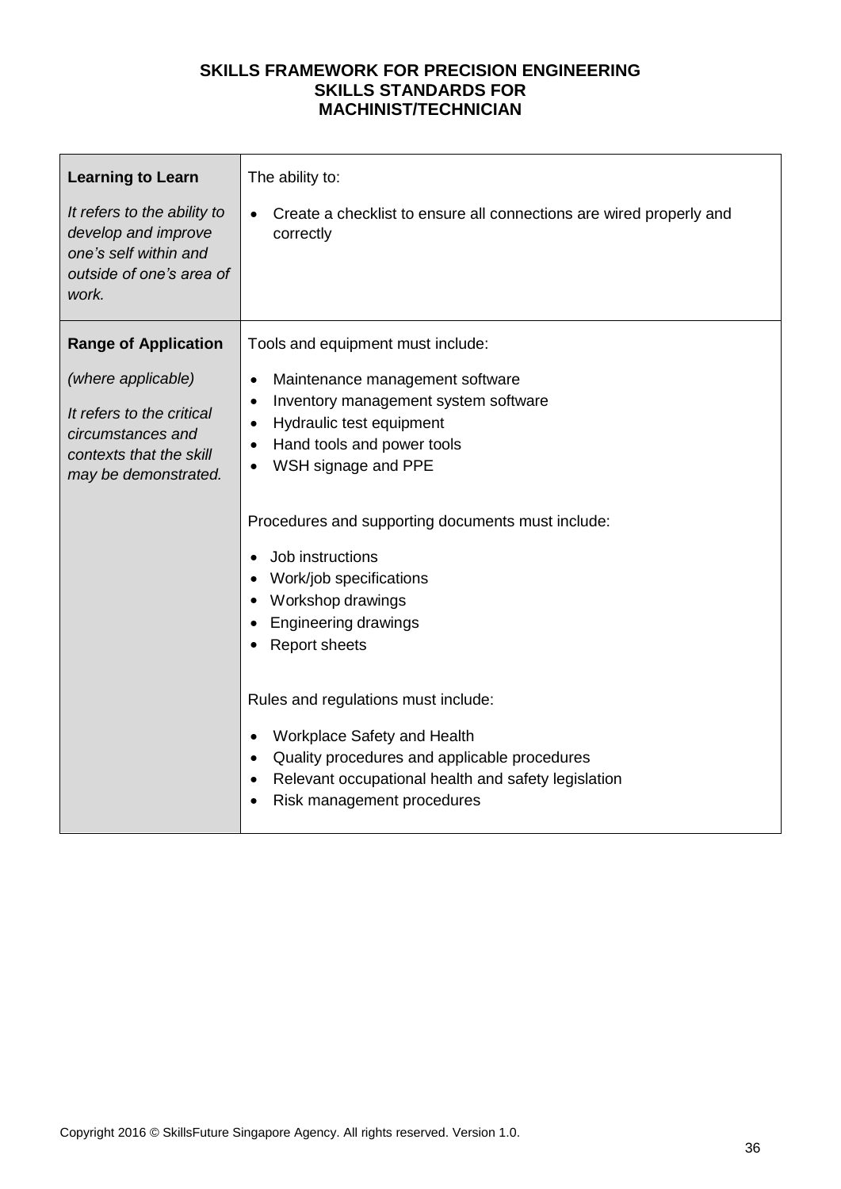**SKILLS FRAMEWORK FOR PRECISION ENGINEERING**
**SKILLS STANDARDS FOR**
**MACHINIST/TECHNICIAN**

| | |
|---|---|
| **Learning to Learn**<br><br>*It refers to the ability to develop and improve one's self within and outside of one's area of work.* | The ability to:<br><br>• Create a checklist to ensure all connections are wired properly and correctly |
| **Range of Application**<br><br>*(where applicable)*<br><br>*It refers to the critical circumstances and contexts that the skill may be demonstrated.* | Tools and equipment must include:<br><br>• Maintenance management software<br>• Inventory management system software<br>• Hydraulic test equipment<br>• Hand tools and power tools<br>• WSH signage and PPE<br><br>Procedures and supporting documents must include:<br><br>• Job instructions<br>• Work/job specifications<br>• Workshop drawings<br>• Engineering drawings<br>• Report sheets<br><br>Rules and regulations must include:<br><br>• Workplace Safety and Health<br>• Quality procedures and applicable procedures<br>• Relevant occupational health and safety legislation<br>• Risk management procedures |

Copyright 2016 © SkillsFuture Singapore Agency. All rights reserved. Version 1.0.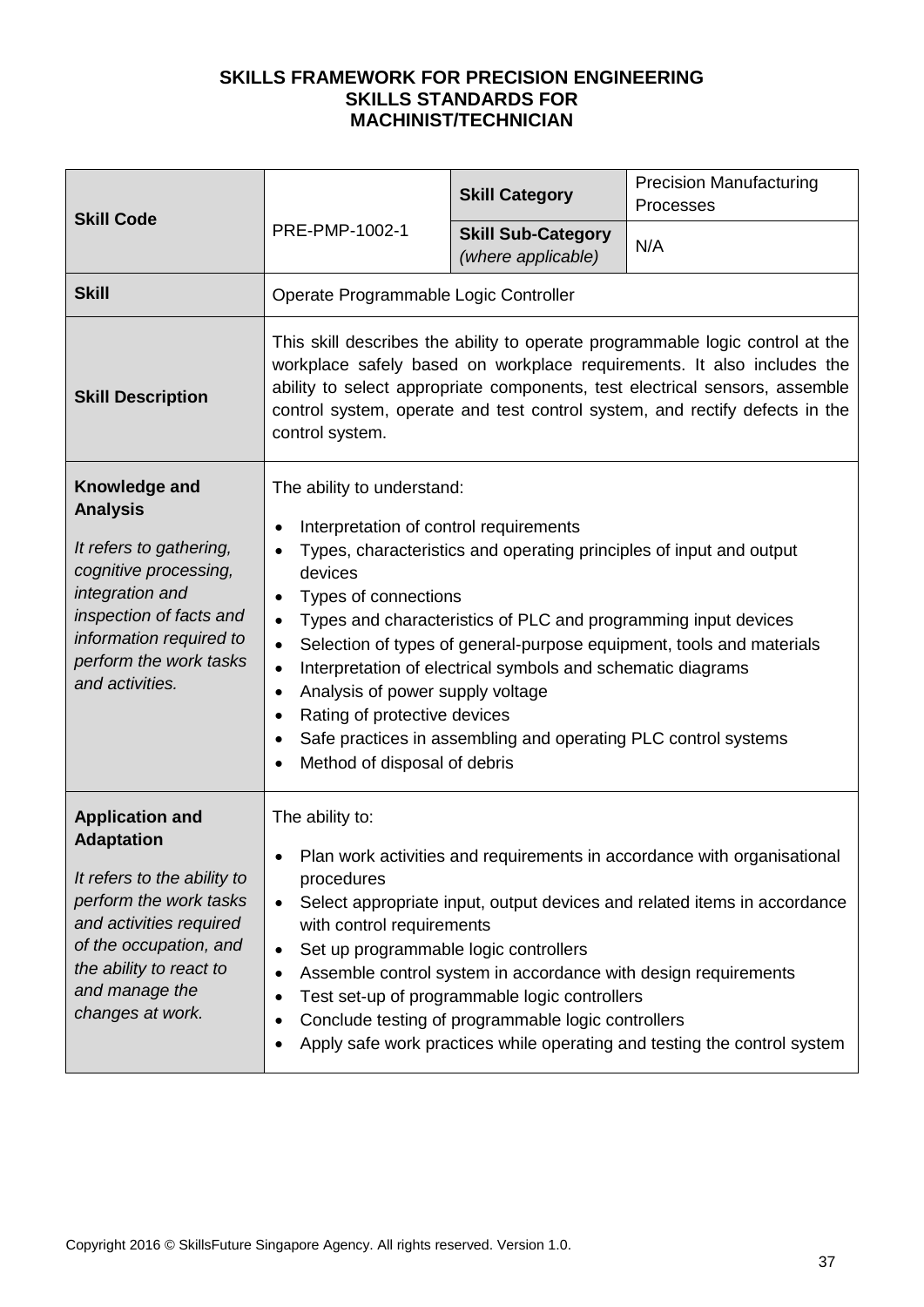**SKILLS FRAMEWORK FOR PRECISION ENGINEERING**
**SKILLS STANDARDS FOR**
**MACHINIST/TECHNICIAN**

| **Skill Code** | PRE-PMP-1002-1 | **Skill Category** | Precision Manufacturing Processes |
|---|---|---|---|
| | | **Skill Sub-Category** *(where applicable)* | N/A |
| **Skill** | Operate Programmable Logic Controller | | |
| **Skill Description** | This skill describes the ability to operate programmable logic control at the workplace safely based on workplace requirements. It also includes the ability to select appropriate components, test electrical sensors, assemble control system, operate and test control system, and rectify defects in the control system. | | |
| **Knowledge and Analysis**<br><br>*It refers to gathering, cognitive processing, integration and inspection of facts and information required to perform the work tasks and activities.* | The ability to understand:<br>• Interpretation of control requirements<br>• Types, characteristics and operating principles of input and output devices<br>• Types of connections<br>• Types and characteristics of PLC and programming input devices<br>• Selection of types of general-purpose equipment, tools and materials<br>• Interpretation of electrical symbols and schematic diagrams<br>• Analysis of power supply voltage<br>• Rating of protective devices<br>• Safe practices in assembling and operating PLC control systems<br>• Method of disposal of debris | | |
| **Application and Adaptation**<br><br>*It refers to the ability to perform the work tasks and activities required of the occupation, and the ability to react to and manage the changes at work.* | The ability to:<br>• Plan work activities and requirements in accordance with organisational procedures<br>• Select appropriate input, output devices and related items in accordance with control requirements<br>• Set up programmable logic controllers<br>• Assemble control system in accordance with design requirements<br>• Test set-up of programmable logic controllers<br>• Conclude testing of programmable logic controllers<br>• Apply safe work practices while operating and testing the control system | | |

Copyright 2016 © SkillsFuture Singapore Agency. All rights reserved. Version 1.0.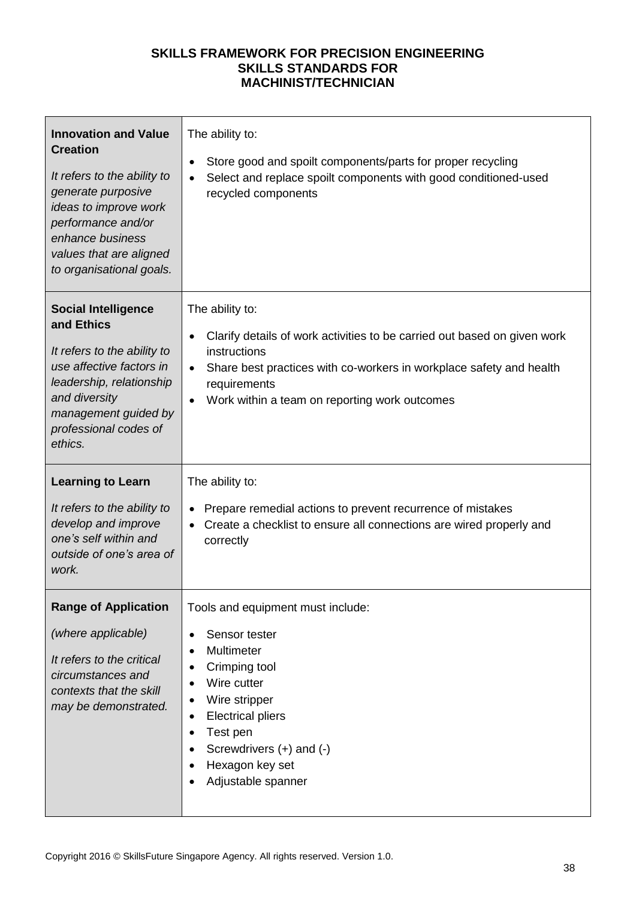**SKILLS FRAMEWORK FOR PRECISION ENGINEERING**
**SKILLS STANDARDS FOR**
**MACHINIST/TECHNICIAN**

| | |
|---|---|
| **Innovation and Value Creation**<br><br>*It refers to the ability to generate purposive ideas to improve work performance and/or enhance business values that are aligned to organisational goals.* | The ability to:<br><br>• Store good and spoilt components/parts for proper recycling<br>• Select and replace spoilt components with good conditioned-used recycled components |
| **Social Intelligence and Ethics**<br><br>*It refers to the ability to use affective factors in leadership, relationship and diversity management guided by professional codes of ethics.* | The ability to:<br><br>• Clarify details of work activities to be carried out based on given work instructions<br>• Share best practices with co-workers in workplace safety and health requirements<br>• Work within a team on reporting work outcomes |
| **Learning to Learn**<br><br>*It refers to the ability to develop and improve one's self within and outside of one's area of work.* | The ability to:<br><br>• Prepare remedial actions to prevent recurrence of mistakes<br>• Create a checklist to ensure all connections are wired properly and correctly |
| **Range of Application**<br><br>*(where applicable)*<br><br>*It refers to the critical circumstances and contexts that the skill may be demonstrated.* | Tools and equipment must include:<br><br>• Sensor tester<br>• Multimeter<br>• Crimping tool<br>• Wire cutter<br>• Wire stripper<br>• Electrical pliers<br>• Test pen<br>• Screwdrivers (+) and (-)<br>• Hexagon key set<br>• Adjustable spanner |

Copyright 2016 © SkillsFuture Singapore Agency. All rights reserved. Version 1.0.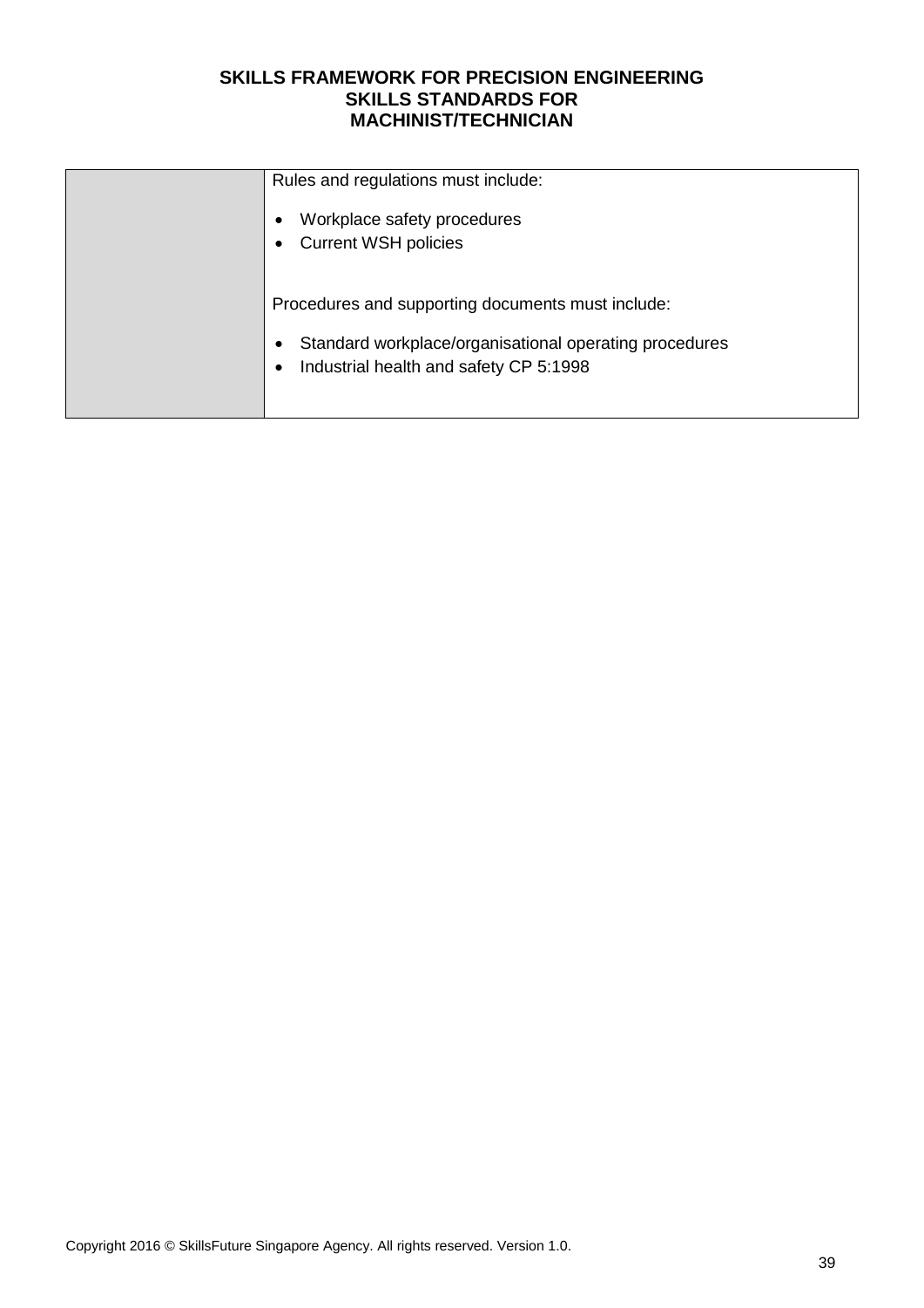| | Rules and regulations must include:<br><br>• Workplace safety procedures<br>• Current WSH policies<br><br>Procedures and supporting documents must include:<br><br>• Standard workplace/organisational operating procedures<br>• Industrial health and safety CP 5:1998 |
|---|---|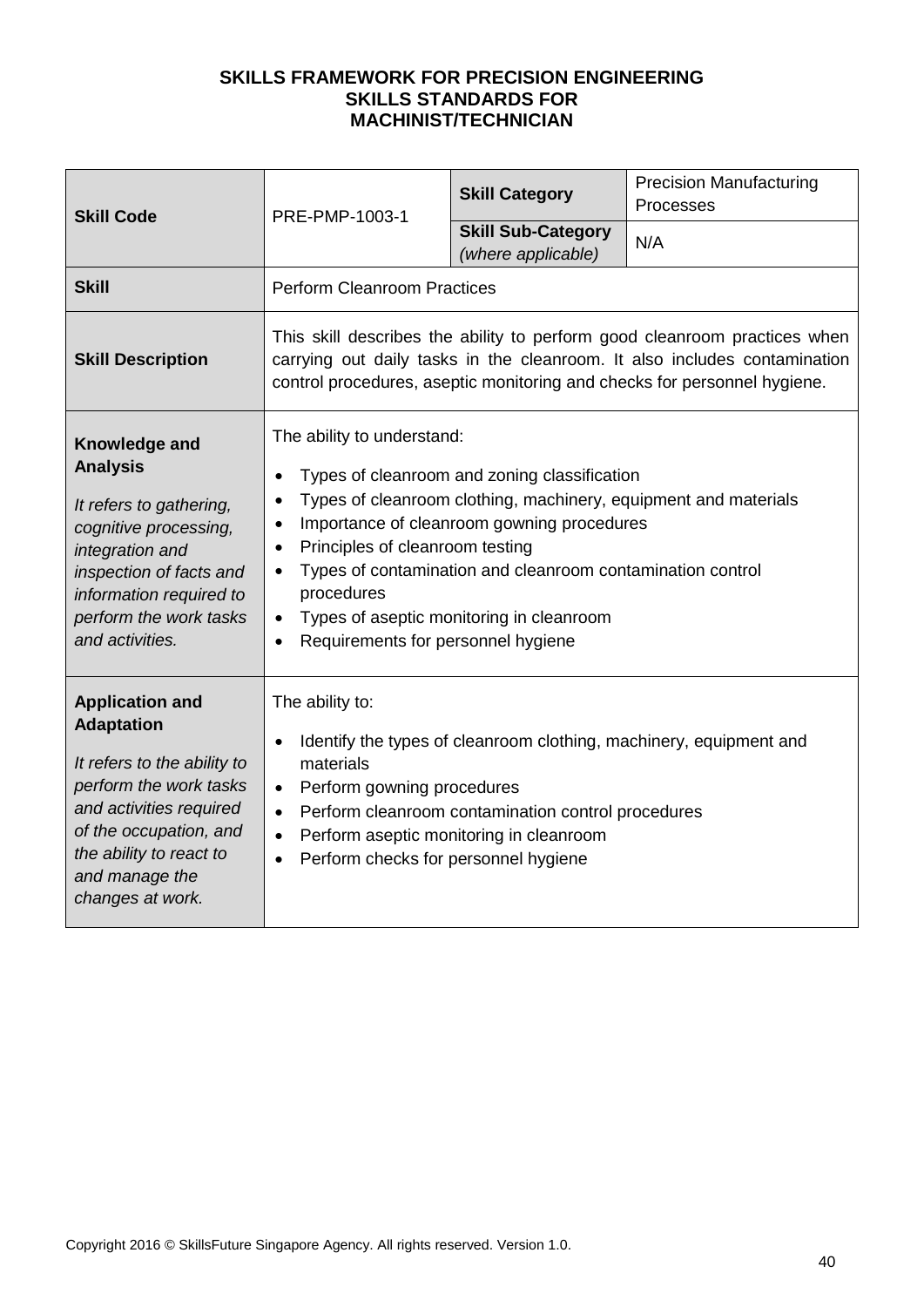**SKILLS FRAMEWORK FOR PRECISION ENGINEERING**
**SKILLS STANDARDS FOR**
**MACHINIST/TECHNICIAN**

| **Skill Code** | PRE-PMP-1003-1 | **Skill Category** | Precision Manufacturing Processes |
|---|---|---|---|
| | | **Skill Sub-Category** *(where applicable)* | N/A |
| **Skill** | Perform Cleanroom Practices | | |
| **Skill Description** | This skill describes the ability to perform good cleanroom practices when carrying out daily tasks in the cleanroom. It also includes contamination control procedures, aseptic monitoring and checks for personnel hygiene. | | |
| **Knowledge and Analysis**<br><br>*It refers to gathering, cognitive processing, integration and inspection of facts and information required to perform the work tasks and activities.* | The ability to understand:<br><br>• Types of cleanroom and zoning classification<br>• Types of cleanroom clothing, machinery, equipment and materials<br>• Importance of cleanroom gowning procedures<br>• Principles of cleanroom testing<br>• Types of contamination and cleanroom contamination control procedures<br>• Types of aseptic monitoring in cleanroom<br>• Requirements for personnel hygiene | | |
| **Application and Adaptation**<br><br>*It refers to the ability to perform the work tasks and activities required of the occupation, and the ability to react to and manage the changes at work.* | The ability to:<br><br>• Identify the types of cleanroom clothing, machinery, equipment and materials<br>• Perform gowning procedures<br>• Perform cleanroom contamination control procedures<br>• Perform aseptic monitoring in cleanroom<br>• Perform checks for personnel hygiene | | |

Copyright 2016 © SkillsFuture Singapore Agency. All rights reserved. Version 1.0.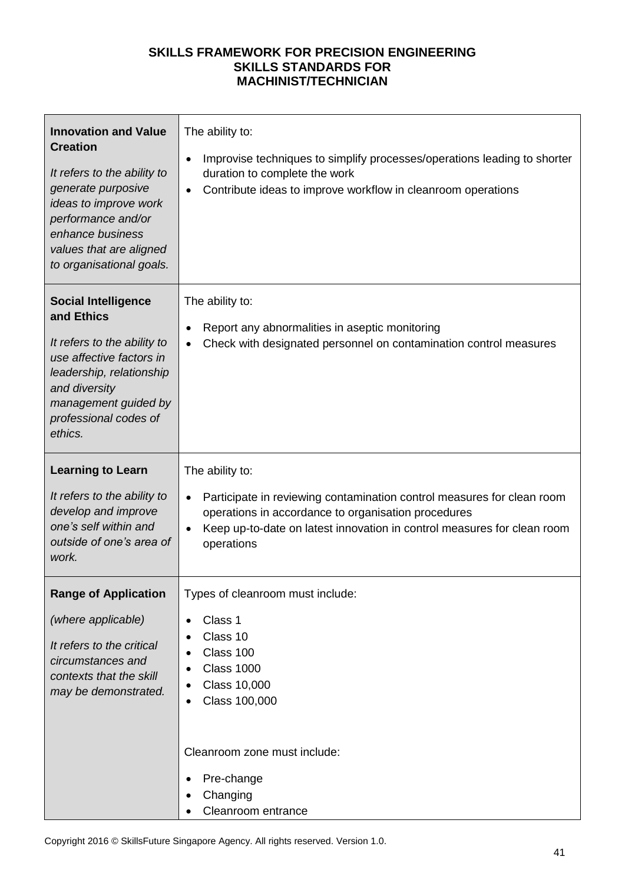**SKILLS FRAMEWORK FOR PRECISION ENGINEERING**
**SKILLS STANDARDS FOR**
**MACHINIST/TECHNICIAN**

| | |
|---|---|
| **Innovation and Value Creation**<br><br>*It refers to the ability to generate purposive ideas to improve work performance and/or enhance business values that are aligned to organisational goals.* | The ability to:<br><br>• Improvise techniques to simplify processes/operations leading to shorter duration to complete the work<br>• Contribute ideas to improve workflow in cleanroom operations |
| **Social Intelligence and Ethics**<br><br>*It refers to the ability to use affective factors in leadership, relationship and diversity management guided by professional codes of ethics.* | The ability to:<br><br>• Report any abnormalities in aseptic monitoring<br>• Check with designated personnel on contamination control measures |
| **Learning to Learn**<br><br>*It refers to the ability to develop and improve one's self within and outside of one's area of work.* | The ability to:<br><br>• Participate in reviewing contamination control measures for clean room operations in accordance to organisation procedures<br>• Keep up-to-date on latest innovation in control measures for clean room operations |
| **Range of Application**<br><br>*(where applicable)*<br><br>*It refers to the critical circumstances and contexts that the skill may be demonstrated.* | Types of cleanroom must include:<br><br>• Class 1<br>• Class 10<br>• Class 100<br>• Class 1000<br>• Class 10,000<br>• Class 100,000<br><br>Cleanroom zone must include:<br><br>• Pre-change<br>• Changing<br>• Cleanroom entrance |

Copyright 2016 © SkillsFuture Singapore Agency. All rights reserved. Version 1.0.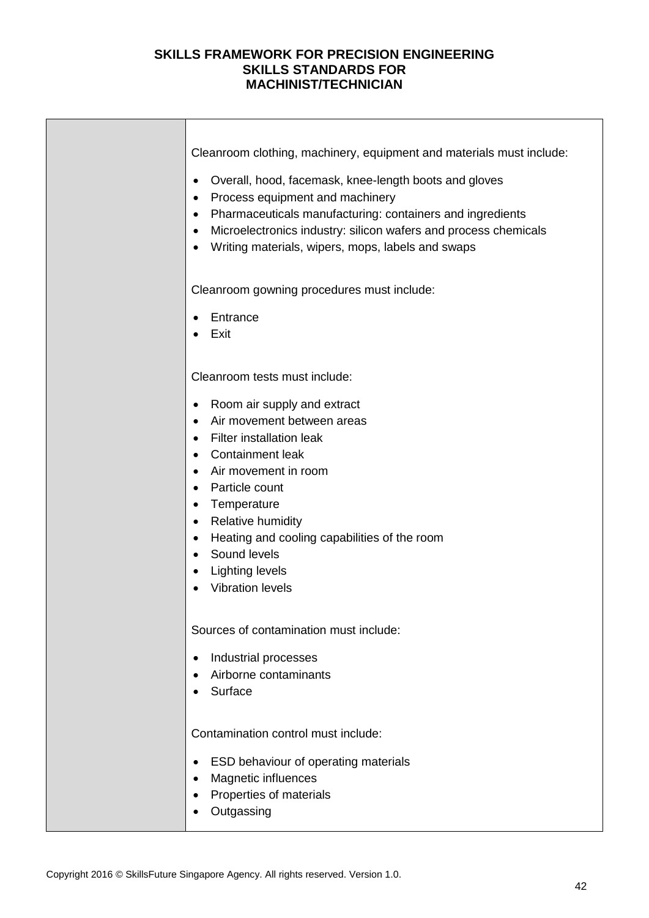| | |
|---|---|
| | Cleanroom clothing, machinery, equipment and materials must include:<br><br>• Overall, hood, facemask, knee-length boots and gloves<br>• Process equipment and machinery<br>• Pharmaceuticals manufacturing: containers and ingredients<br>• Microelectronics industry: silicon wafers and process chemicals<br>• Writing materials, wipers, mops, labels and swaps<br><br>Cleanroom gowning procedures must include:<br><br>• Entrance<br>• Exit<br><br>Cleanroom tests must include:<br><br>• Room air supply and extract<br>• Air movement between areas<br>• Filter installation leak<br>• Containment leak<br>• Air movement in room<br>• Particle count<br>• Temperature<br>• Relative humidity<br>• Heating and cooling capabilities of the room<br>• Sound levels<br>• Lighting levels<br>• Vibration levels<br><br>Sources of contamination must include:<br><br>• Industrial processes<br>• Airborne contaminants<br>• Surface<br><br>Contamination control must include:<br><br>• ESD behaviour of operating materials<br>• Magnetic influences<br>• Properties of materials<br>• Outgassing |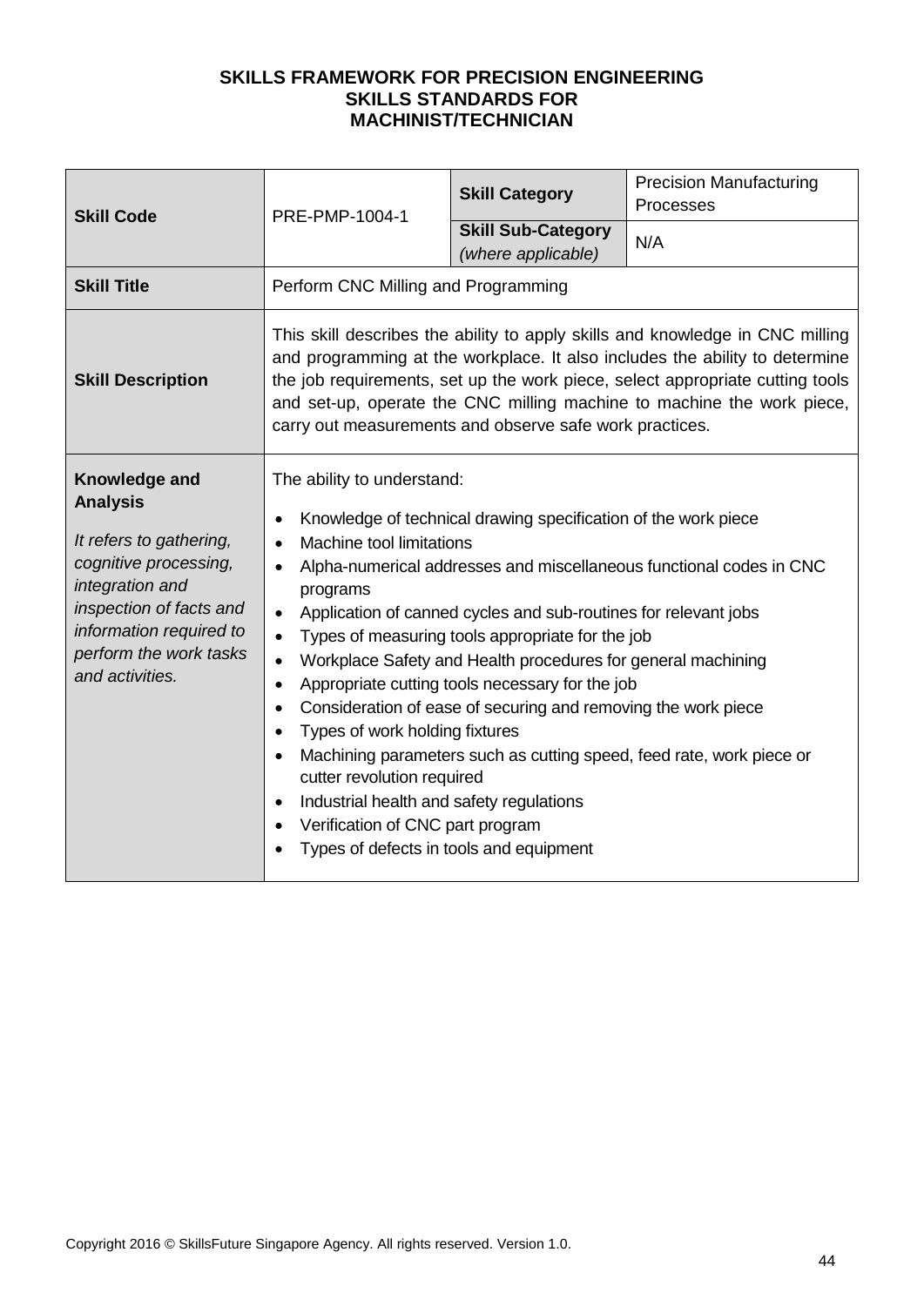**SKILLS FRAMEWORK FOR PRECISION ENGINEERING**
**SKILLS STANDARDS FOR**
**MACHINIST/TECHNICIAN**

| **Skill Code** | PRE-PMP-1004-1 | **Skill Category** | Precision Manufacturing Processes |
|---|---|---|---|
| | | **Skill Sub-Category** *(where applicable)* | N/A |
| **Skill Title** | Perform CNC Milling and Programming | | |
| **Skill Description** | This skill describes the ability to apply skills and knowledge in CNC milling and programming at the workplace. It also includes the ability to determine the job requirements, set up the work piece, select appropriate cutting tools and set-up, operate the CNC milling machine to machine the work piece, carry out measurements and observe safe work practices. | | |
| **Knowledge and Analysis**<br><br>*It refers to gathering, cognitive processing, integration and inspection of facts and information required to perform the work tasks and activities.* | The ability to understand:<br><br>• Knowledge of technical drawing specification of the work piece<br>• Machine tool limitations<br>• Alpha-numerical addresses and miscellaneous functional codes in CNC programs<br>• Application of canned cycles and sub-routines for relevant jobs<br>• Types of measuring tools appropriate for the job<br>• Workplace Safety and Health procedures for general machining<br>• Appropriate cutting tools necessary for the job<br>• Consideration of ease of securing and removing the work piece<br>• Types of work holding fixtures<br>• Machining parameters such as cutting speed, feed rate, work piece or cutter revolution required<br>• Industrial health and safety regulations<br>• Verification of CNC part program<br>• Types of defects in tools and equipment | | |

Copyright 2016 © SkillsFuture Singapore Agency. All rights reserved. Version 1.0.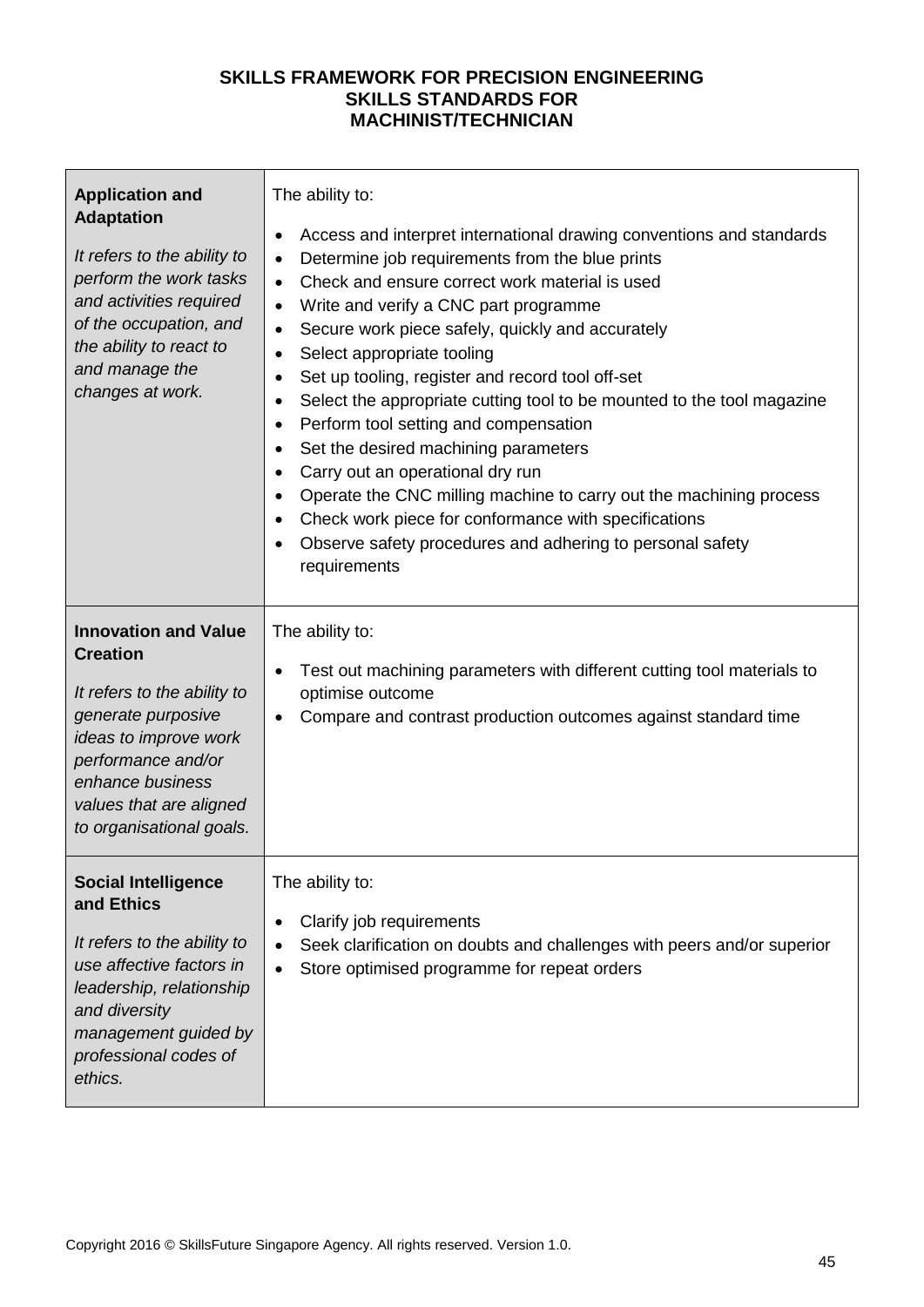**SKILLS FRAMEWORK FOR PRECISION ENGINEERING**
**SKILLS STANDARDS FOR**
**MACHINIST/TECHNICIAN**

| | |
|---|---|
| **Application and Adaptation**<br><br>*It refers to the ability to perform the work tasks and activities required of the occupation, and the ability to react to and manage the changes at work.* | The ability to:<br>• Access and interpret international drawing conventions and standards<br>• Determine job requirements from the blue prints<br>• Check and ensure correct work material is used<br>• Write and verify a CNC part programme<br>• Secure work piece safely, quickly and accurately<br>• Select appropriate tooling<br>• Set up tooling, register and record tool off-set<br>• Select the appropriate cutting tool to be mounted to the tool magazine<br>• Perform tool setting and compensation<br>• Set the desired machining parameters<br>• Carry out an operational dry run<br>• Operate the CNC milling machine to carry out the machining process<br>• Check work piece for conformance with specifications<br>• Observe safety procedures and adhering to personal safety requirements |
| **Innovation and Value Creation**<br><br>*It refers to the ability to generate purposive ideas to improve work performance and/or enhance business values that are aligned to organisational goals.* | The ability to:<br>• Test out machining parameters with different cutting tool materials to optimise outcome<br>• Compare and contrast production outcomes against standard time |
| **Social Intelligence and Ethics**<br><br>*It refers to the ability to use affective factors in leadership, relationship and diversity management guided by professional codes of ethics.* | The ability to:<br>• Clarify job requirements<br>• Seek clarification on doubts and challenges with peers and/or superior<br>• Store optimised programme for repeat orders |

Copyright 2016 © SkillsFuture Singapore Agency. All rights reserved. Version 1.0.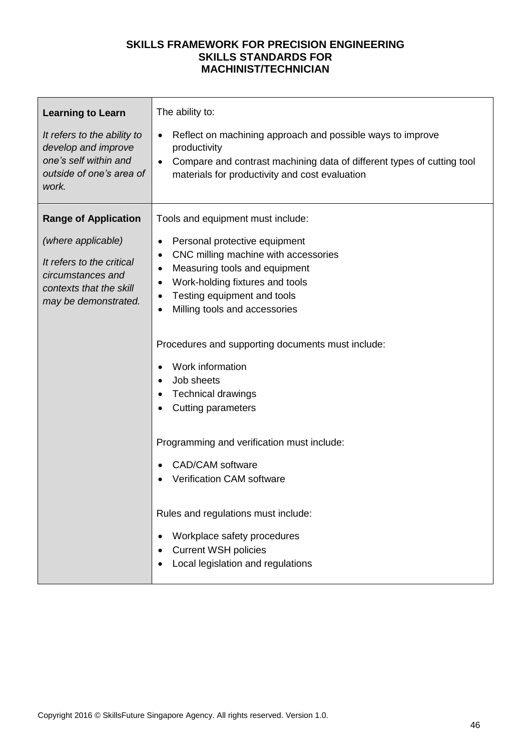| **Learning to Learn**<br><br>*It refers to the ability to develop and improve one's self within and outside of one's area of work.* | The ability to:<br><br>• Reflect on machining approach and possible ways to improve productivity<br>• Compare and contrast machining data of different types of cutting tool materials for productivity and cost evaluation |
|---|---|
| **Range of Application**<br><br>*(where applicable)*<br><br>*It refers to the critical circumstances and contexts that the skill may be demonstrated.* | Tools and equipment must include:<br><br>• Personal protective equipment<br>• CNC milling machine with accessories<br>• Measuring tools and equipment<br>• Work-holding fixtures and tools<br>• Testing equipment and tools<br>• Milling tools and accessories<br><br>Procedures and supporting documents must include:<br><br>• Work information<br>• Job sheets<br>• Technical drawings<br>• Cutting parameters<br><br>Programming and verification must include:<br><br>• CAD/CAM software<br>• Verification CAM software<br><br>Rules and regulations must include:<br><br>• Workplace safety procedures<br>• Current WSH policies<br>• Local legislation and regulations |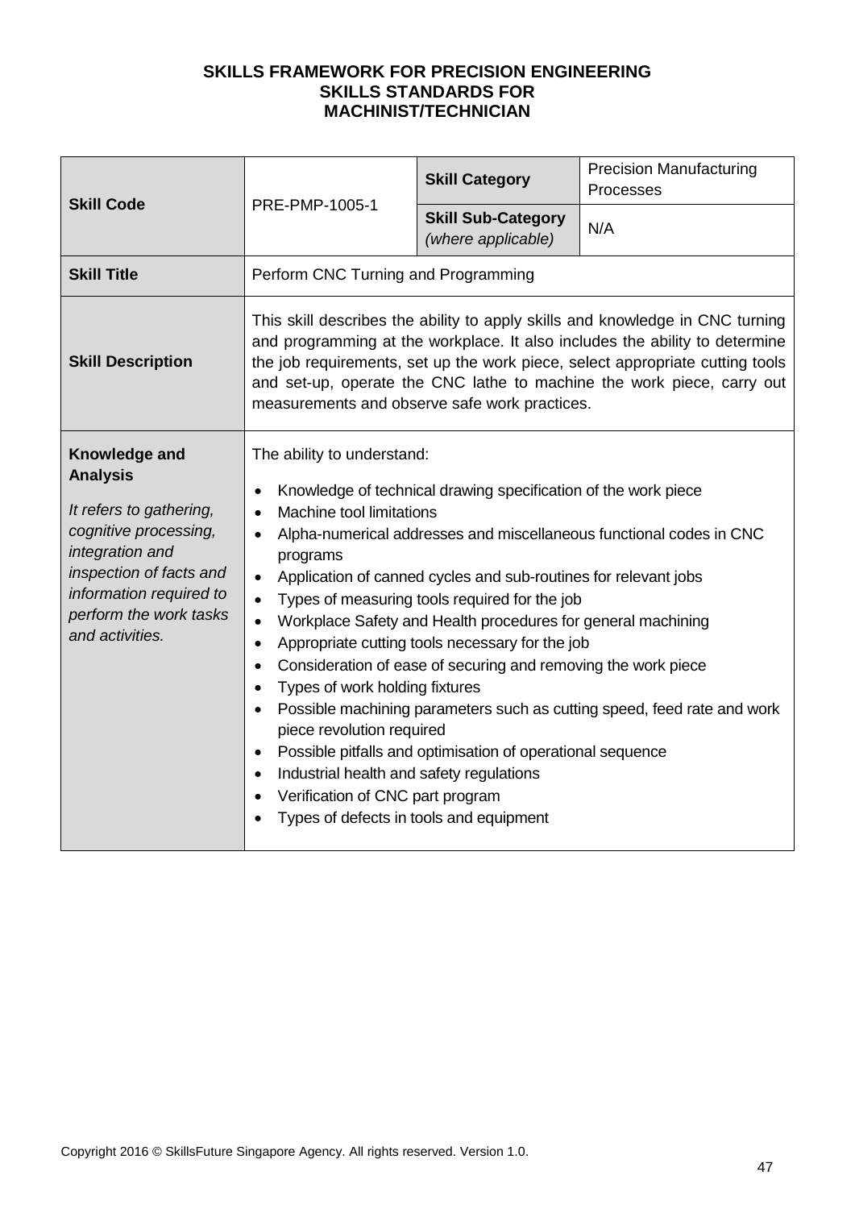**SKILLS FRAMEWORK FOR PRECISION ENGINEERING**
**SKILLS STANDARDS FOR**
**MACHINIST/TECHNICIAN**

| **Skill Code** | PRE-PMP-1005-1 | **Skill Category** | Precision Manufacturing Processes |
|---|---|---|---|
| | | **Skill Sub-Category** *(where applicable)* | N/A |
| **Skill Title** | Perform CNC Turning and Programming | | |
| **Skill Description** | This skill describes the ability to apply skills and knowledge in CNC turning and programming at the workplace. It also includes the ability to determine the job requirements, set up the work piece, select appropriate cutting tools and set-up, operate the CNC lathe to machine the work piece, carry out measurements and observe safe work practices. | | |
| **Knowledge and Analysis**<br><br>*It refers to gathering, cognitive processing, integration and inspection of facts and information required to perform the work tasks and activities.* | The ability to understand:<br><br>• Knowledge of technical drawing specification of the work piece<br>• Machine tool limitations<br>• Alpha-numerical addresses and miscellaneous functional codes in CNC programs<br>• Application of canned cycles and sub-routines for relevant jobs<br>• Types of measuring tools required for the job<br>• Workplace Safety and Health procedures for general machining<br>• Appropriate cutting tools necessary for the job<br>• Consideration of ease of securing and removing the work piece<br>• Types of work holding fixtures<br>• Possible machining parameters such as cutting speed, feed rate and work piece revolution required<br>• Possible pitfalls and optimisation of operational sequence<br>• Industrial health and safety regulations<br>• Verification of CNC part program<br>• Types of defects in tools and equipment | | |

Copyright 2016 © SkillsFuture Singapore Agency. All rights reserved. Version 1.0.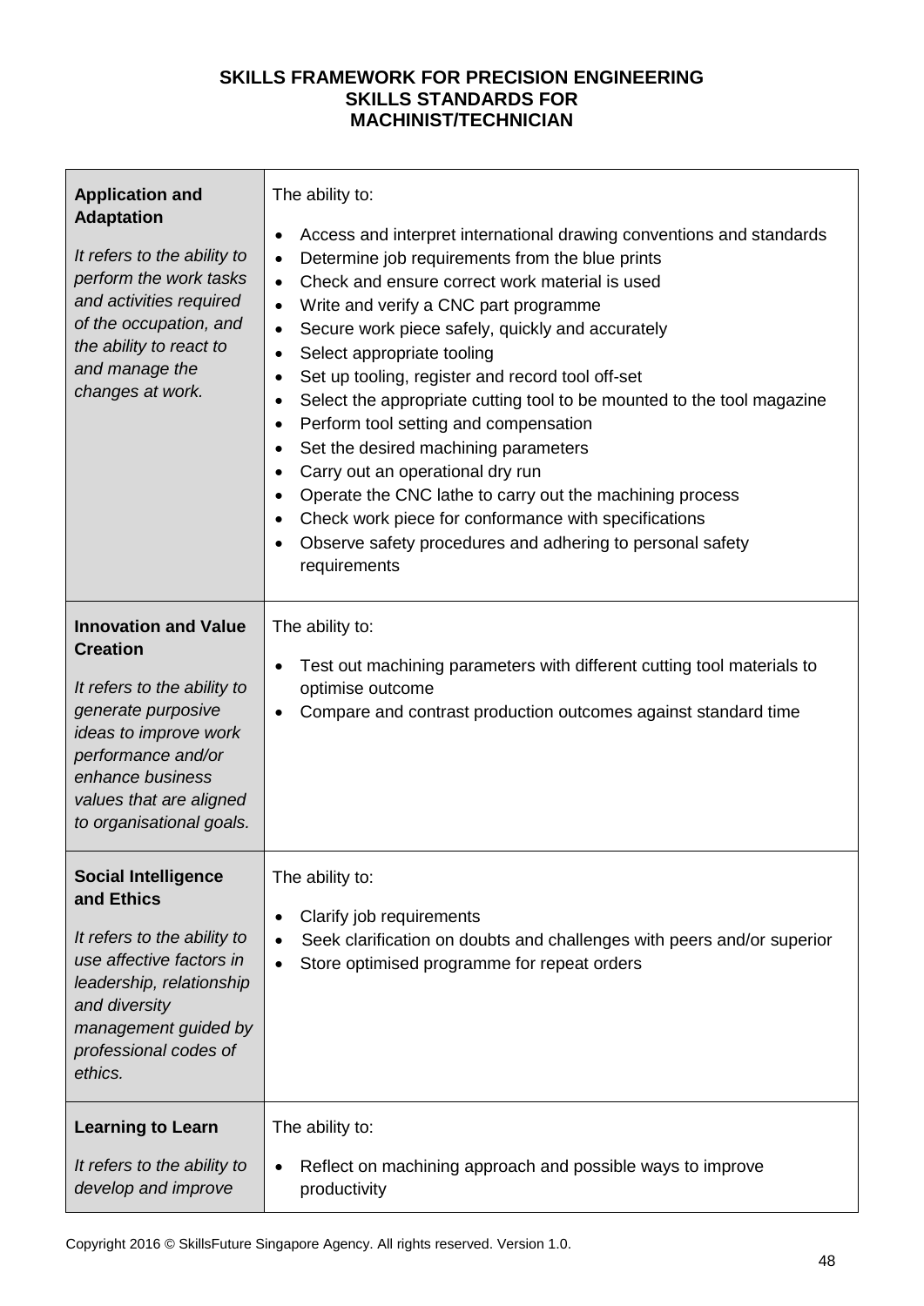**SKILLS FRAMEWORK FOR PRECISION ENGINEERING**
**SKILLS STANDARDS FOR**
**MACHINIST/TECHNICIAN**

| | |
|---|---|
| **Application and Adaptation**<br><br>*It refers to the ability to perform the work tasks and activities required of the occupation, and the ability to react to and manage the changes at work.* | The ability to:<br><br>• Access and interpret international drawing conventions and standards<br>• Determine job requirements from the blue prints<br>• Check and ensure correct work material is used<br>• Write and verify a CNC part programme<br>• Secure work piece safely, quickly and accurately<br>• Select appropriate tooling<br>• Set up tooling, register and record tool off-set<br>• Select the appropriate cutting tool to be mounted to the tool magazine<br>• Perform tool setting and compensation<br>• Set the desired machining parameters<br>• Carry out an operational dry run<br>• Operate the CNC lathe to carry out the machining process<br>• Check work piece for conformance with specifications<br>• Observe safety procedures and adhering to personal safety requirements |
| **Innovation and Value Creation**<br><br>*It refers to the ability to generate purposive ideas to improve work performance and/or enhance business values that are aligned to organisational goals.* | The ability to:<br><br>• Test out machining parameters with different cutting tool materials to optimise outcome<br>• Compare and contrast production outcomes against standard time |
| **Social Intelligence and Ethics**<br><br>*It refers to the ability to use affective factors in leadership, relationship and diversity management guided by professional codes of ethics.* | The ability to:<br><br>• Clarify job requirements<br>• Seek clarification on doubts and challenges with peers and/or superior<br>• Store optimised programme for repeat orders |
| **Learning to Learn**<br><br>*It refers to the ability to develop and improve* | The ability to:<br><br>• Reflect on machining approach and possible ways to improve productivity |

Copyright 2016 © SkillsFuture Singapore Agency. All rights reserved. Version 1.0.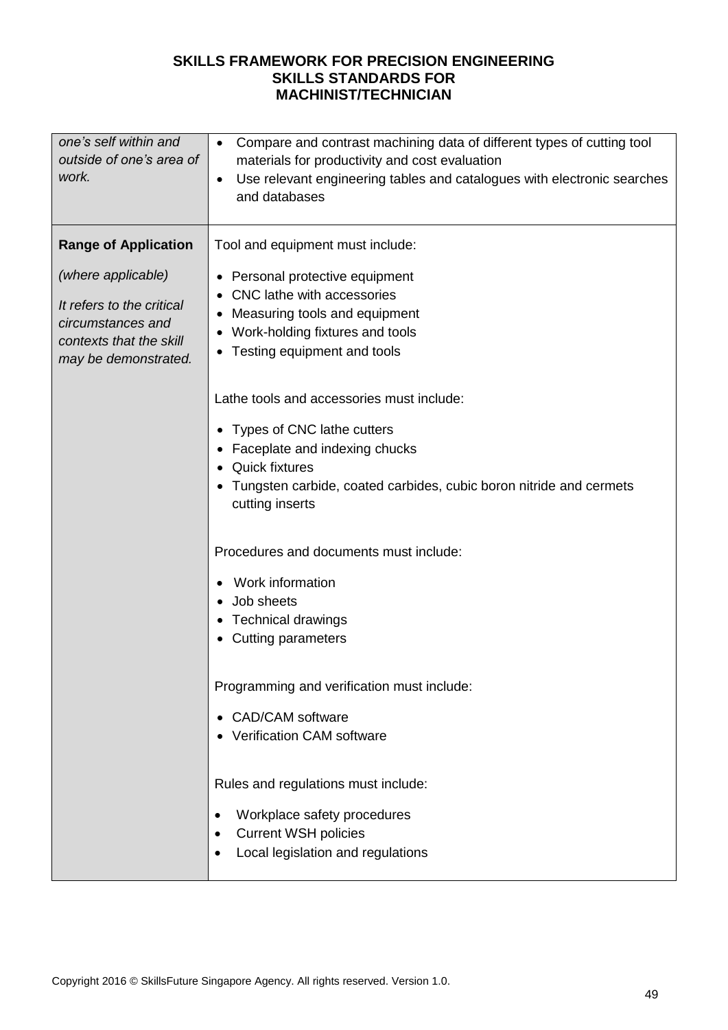**SKILLS FRAMEWORK FOR PRECISION ENGINEERING**
**SKILLS STANDARDS FOR**
**MACHINIST/TECHNICIAN**

| | |
|---|---|
| *one's self within and outside of one's area of work.* | • Compare and contrast machining data of different types of cutting tool materials for productivity and cost evaluation<br>• Use relevant engineering tables and catalogues with electronic searches and databases |
| **Range of Application**<br><br>*(where applicable)*<br><br>*It refers to the critical circumstances and contexts that the skill may be demonstrated.* | Tool and equipment must include:<br><br>• Personal protective equipment<br>• CNC lathe with accessories<br>• Measuring tools and equipment<br>• Work-holding fixtures and tools<br>• Testing equipment and tools<br><br>Lathe tools and accessories must include:<br><br>• Types of CNC lathe cutters<br>• Faceplate and indexing chucks<br>• Quick fixtures<br>• Tungsten carbide, coated carbides, cubic boron nitride and cermets cutting inserts<br><br>Procedures and documents must include:<br><br>• Work information<br>• Job sheets<br>• Technical drawings<br>• Cutting parameters<br><br>Programming and verification must include:<br><br>• CAD/CAM software<br>• Verification CAM software<br><br>Rules and regulations must include:<br><br>• Workplace safety procedures<br>• Current WSH policies<br>• Local legislation and regulations |

Copyright 2016 © SkillsFuture Singapore Agency. All rights reserved. Version 1.0.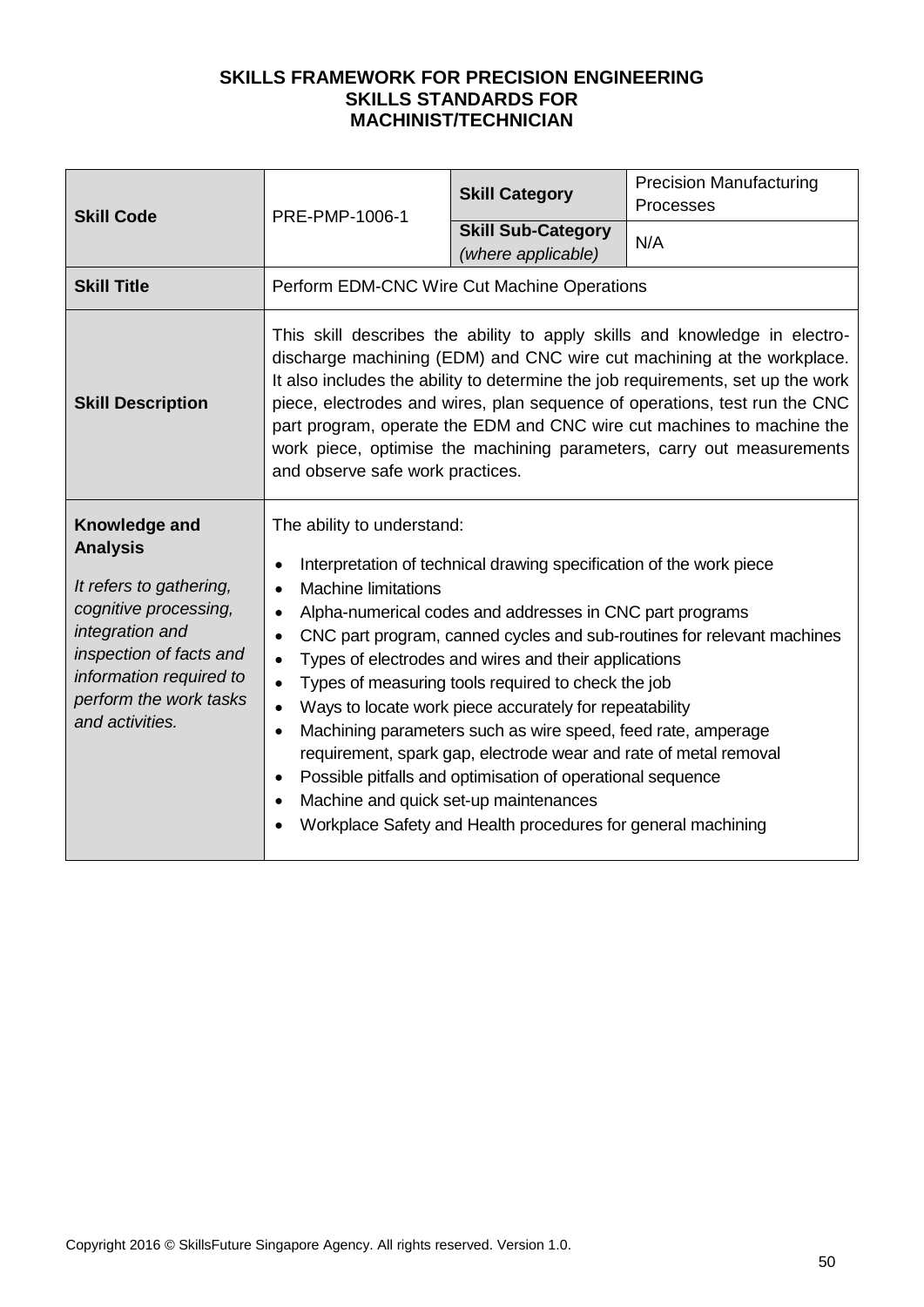**SKILLS FRAMEWORK FOR PRECISION ENGINEERING**
**SKILLS STANDARDS FOR**
**MACHINIST/TECHNICIAN**

| **Skill Code** | PRE-PMP-1006-1 | **Skill Category** | Precision Manufacturing Processes |
|---|---|---|---|
| | | **Skill Sub-Category** *(where applicable)* | N/A |
| **Skill Title** | Perform EDM-CNC Wire Cut Machine Operations | | |
| **Skill Description** | This skill describes the ability to apply skills and knowledge in electro-discharge machining (EDM) and CNC wire cut machining at the workplace. It also includes the ability to determine the job requirements, set up the work piece, electrodes and wires, plan sequence of operations, test run the CNC part program, operate the EDM and CNC wire cut machines to machine the work piece, optimise the machining parameters, carry out measurements and observe safe work practices. | | |
| **Knowledge and Analysis** <br> *It refers to gathering, cognitive processing, integration and inspection of facts and information required to perform the work tasks and activities.* | The ability to understand: <br> • Interpretation of technical drawing specification of the work piece <br> • Machine limitations <br> • Alpha-numerical codes and addresses in CNC part programs <br> • CNC part program, canned cycles and sub-routines for relevant machines <br> • Types of electrodes and wires and their applications <br> • Types of measuring tools required to check the job <br> • Ways to locate work piece accurately for repeatability <br> • Machining parameters such as wire speed, feed rate, amperage requirement, spark gap, electrode wear and rate of metal removal <br> • Possible pitfalls and optimisation of operational sequence <br> • Machine and quick set-up maintenances <br> • Workplace Safety and Health procedures for general machining | | |

Copyright 2016 © SkillsFuture Singapore Agency. All rights reserved. Version 1.0.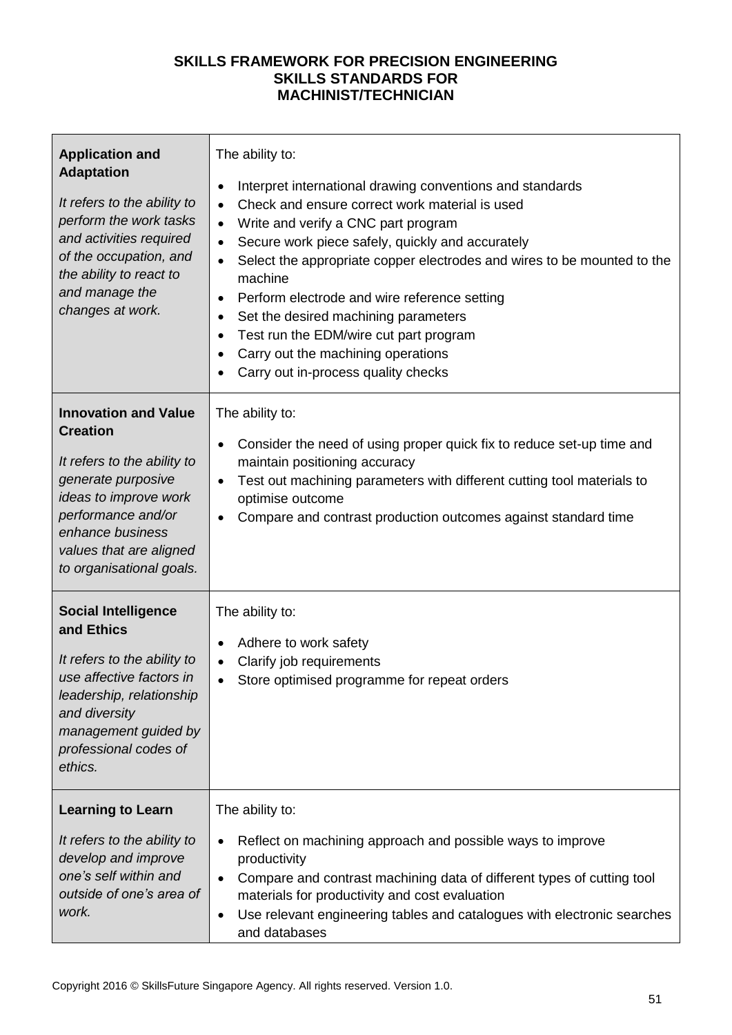**SKILLS FRAMEWORK FOR PRECISION ENGINEERING**
**SKILLS STANDARDS FOR**
**MACHINIST/TECHNICIAN**

| | |
|---|---|
| **Application and Adaptation**<br><br>*It refers to the ability to perform the work tasks and activities required of the occupation, and the ability to react to and manage the changes at work.* | The ability to:<br><br>• Interpret international drawing conventions and standards<br>• Check and ensure correct work material is used<br>• Write and verify a CNC part program<br>• Secure work piece safely, quickly and accurately<br>• Select the appropriate copper electrodes and wires to be mounted to the machine<br>• Perform electrode and wire reference setting<br>• Set the desired machining parameters<br>• Test run the EDM/wire cut part program<br>• Carry out the machining operations<br>• Carry out in-process quality checks |
| **Innovation and Value Creation**<br><br>*It refers to the ability to generate purposive ideas to improve work performance and/or enhance business values that are aligned to organisational goals.* | The ability to:<br><br>• Consider the need of using proper quick fix to reduce set-up time and maintain positioning accuracy<br>• Test out machining parameters with different cutting tool materials to optimise outcome<br>• Compare and contrast production outcomes against standard time |
| **Social Intelligence and Ethics**<br><br>*It refers to the ability to use affective factors in leadership, relationship and diversity management guided by professional codes of ethics.* | The ability to:<br><br>• Adhere to work safety<br>• Clarify job requirements<br>• Store optimised programme for repeat orders |
| **Learning to Learn**<br><br>*It refers to the ability to develop and improve one's self within and outside of one's area of work.* | The ability to:<br><br>• Reflect on machining approach and possible ways to improve productivity<br>• Compare and contrast machining data of different types of cutting tool materials for productivity and cost evaluation<br>• Use relevant engineering tables and catalogues with electronic searches and databases |

Copyright 2016 © SkillsFuture Singapore Agency. All rights reserved. Version 1.0.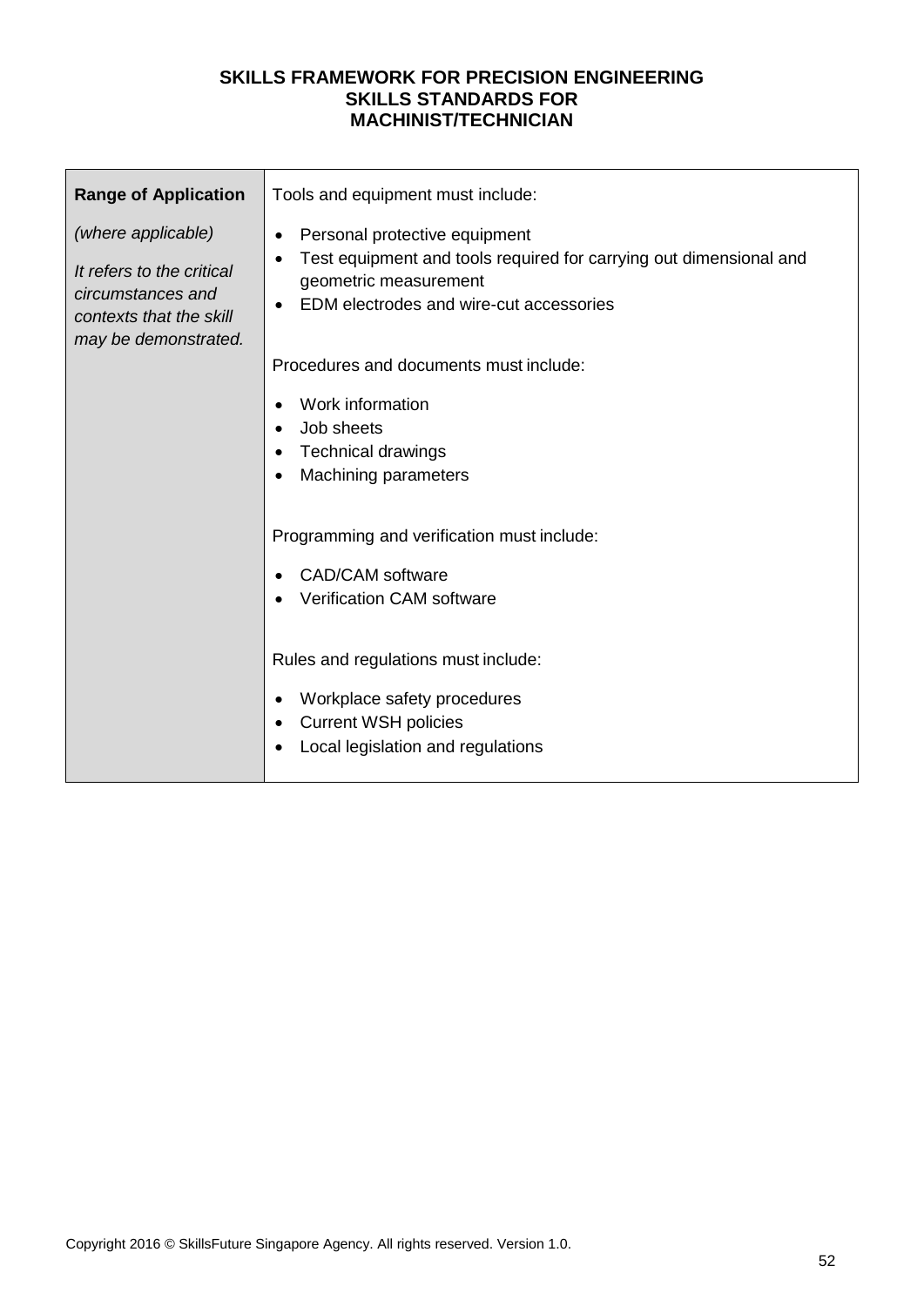| **Range of Application**<br><br>*(where applicable)*<br><br>*It refers to the critical circumstances and contexts that the skill may be demonstrated.* | Tools and equipment must include:<br><br>• Personal protective equipment<br>• Test equipment and tools required for carrying out dimensional and geometric measurement<br>• EDM electrodes and wire-cut accessories<br><br>Procedures and documents must include:<br><br>• Work information<br>• Job sheets<br>• Technical drawings<br>• Machining parameters<br><br>Programming and verification must include:<br><br>• CAD/CAM software<br>• Verification CAM software<br><br>Rules and regulations must include:<br><br>• Workplace safety procedures<br>• Current WSH policies<br>• Local legislation and regulations |
|---|---|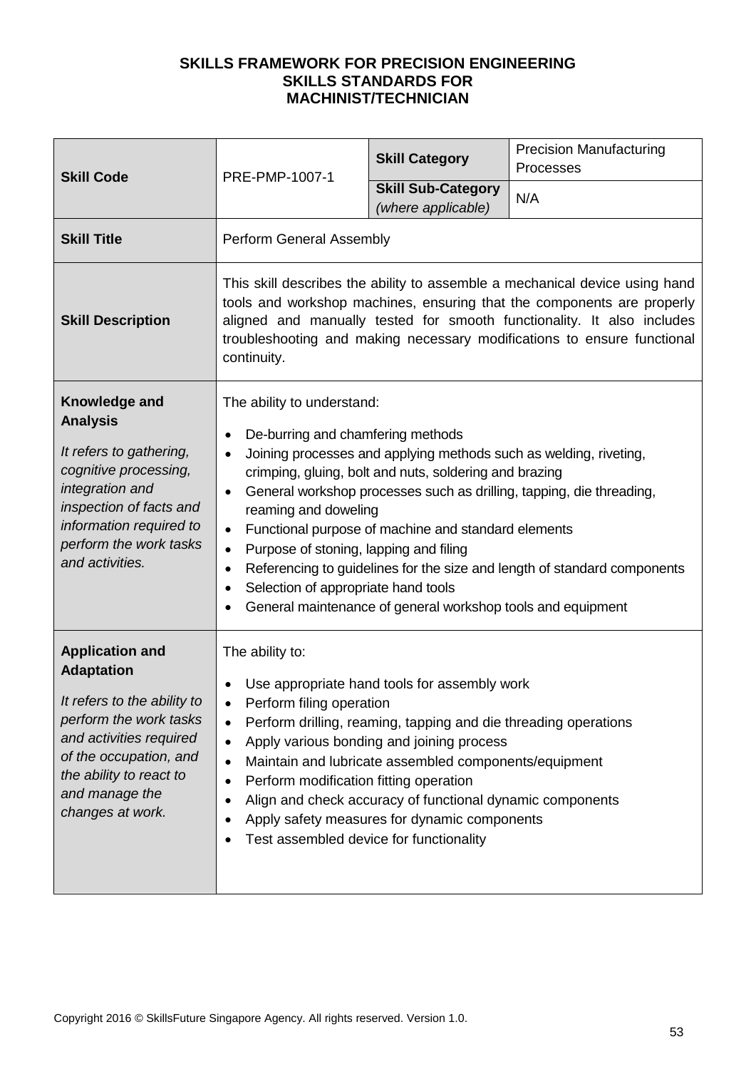**SKILLS FRAMEWORK FOR PRECISION ENGINEERING**
**SKILLS STANDARDS FOR**
**MACHINIST/TECHNICIAN**

| **Skill Code** | PRE-PMP-1007-1 | **Skill Category** | Precision Manufacturing Processes |
|---|---|---|---|
| | | **Skill Sub-Category** *(where applicable)* | N/A |
| **Skill Title** | Perform General Assembly | | |
| **Skill Description** | This skill describes the ability to assemble a mechanical device using hand tools and workshop machines, ensuring that the components are properly aligned and manually tested for smooth functionality. It also includes troubleshooting and making necessary modifications to ensure functional continuity. | | |
| **Knowledge and Analysis** <br> *It refers to gathering, cognitive processing, integration and inspection of facts and information required to perform the work tasks and activities.* | The ability to understand: <br> • De-burring and chamfering methods <br> • Joining processes and applying methods such as welding, riveting, crimping, gluing, bolt and nuts, soldering and brazing <br> • General workshop processes such as drilling, tapping, die threading, reaming and doweling <br> • Functional purpose of machine and standard elements <br> • Purpose of stoning, lapping and filing <br> • Referencing to guidelines for the size and length of standard components <br> • Selection of appropriate hand tools <br> • General maintenance of general workshop tools and equipment | | |
| **Application and Adaptation** <br> *It refers to the ability to perform the work tasks and activities required of the occupation, and the ability to react to and manage the changes at work.* | The ability to: <br> • Use appropriate hand tools for assembly work <br> • Perform filing operation <br> • Perform drilling, reaming, tapping and die threading operations <br> • Apply various bonding and joining process <br> • Maintain and lubricate assembled components/equipment <br> • Perform modification fitting operation <br> • Align and check accuracy of functional dynamic components <br> • Apply safety measures for dynamic components <br> • Test assembled device for functionality | | |

Copyright 2016 © SkillsFuture Singapore Agency. All rights reserved. Version 1.0.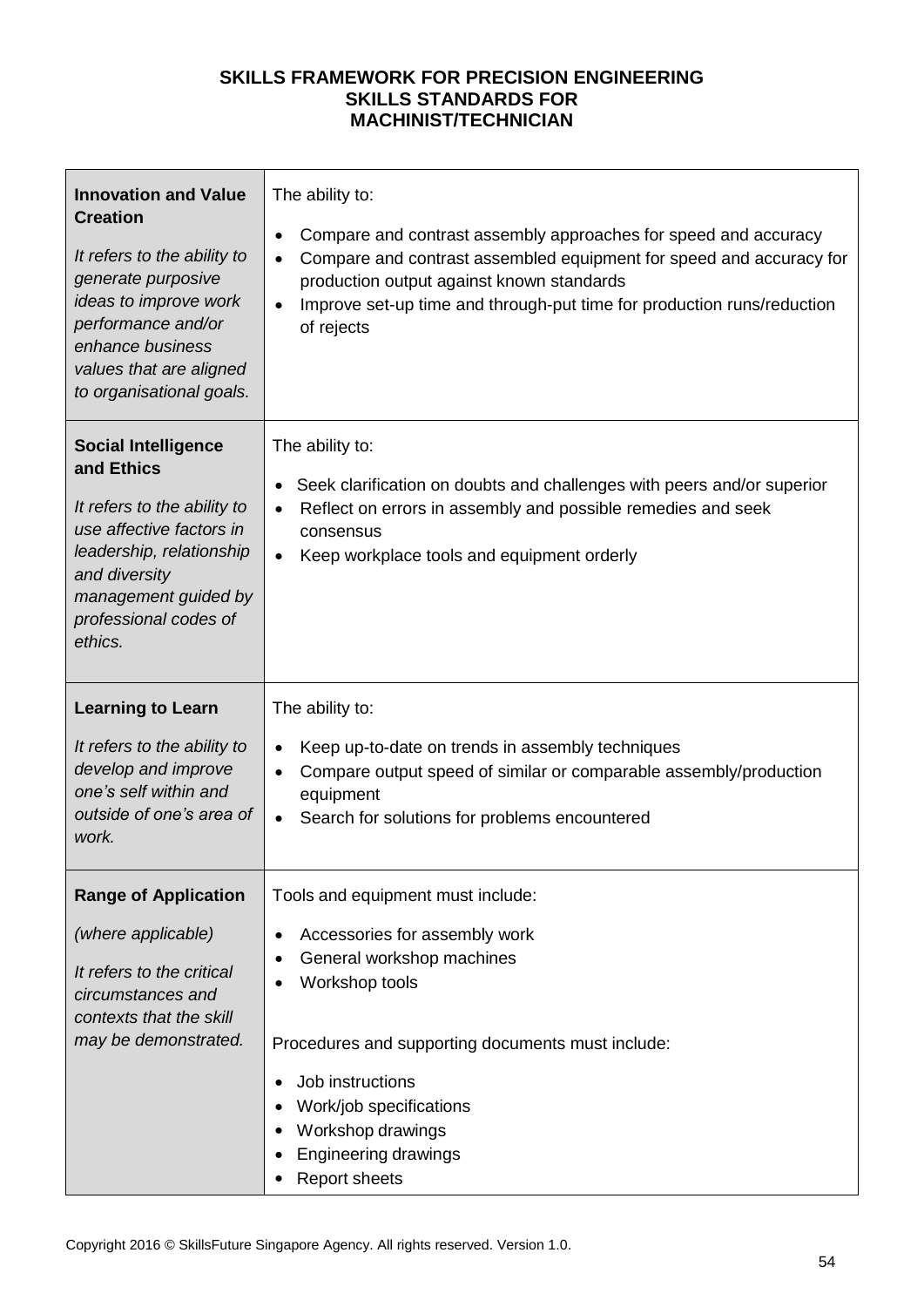**SKILLS FRAMEWORK FOR PRECISION ENGINEERING**
**SKILLS STANDARDS FOR**
**MACHINIST/TECHNICIAN**

| | |
|---|---|
| **Innovation and Value Creation**<br><br>*It refers to the ability to generate purposive ideas to improve work performance and/or enhance business values that are aligned to organisational goals.* | The ability to:<br><br>• Compare and contrast assembly approaches for speed and accuracy<br>• Compare and contrast assembled equipment for speed and accuracy for production output against known standards<br>• Improve set-up time and through-put time for production runs/reduction of rejects |
| **Social Intelligence and Ethics**<br><br>*It refers to the ability to use affective factors in leadership, relationship and diversity management guided by professional codes of ethics.* | The ability to:<br><br>• Seek clarification on doubts and challenges with peers and/or superior<br>• Reflect on errors in assembly and possible remedies and seek consensus<br>• Keep workplace tools and equipment orderly |
| **Learning to Learn**<br><br>*It refers to the ability to develop and improve one's self within and outside of one's area of work.* | The ability to:<br><br>• Keep up-to-date on trends in assembly techniques<br>• Compare output speed of similar or comparable assembly/production equipment<br>• Search for solutions for problems encountered |
| **Range of Application**<br><br>*(where applicable)*<br><br>*It refers to the critical circumstances and contexts that the skill may be demonstrated.* | Tools and equipment must include:<br><br>• Accessories for assembly work<br>• General workshop machines<br>• Workshop tools<br><br>Procedures and supporting documents must include:<br><br>• Job instructions<br>• Work/job specifications<br>• Workshop drawings<br>• Engineering drawings<br>• Report sheets |

Copyright 2016 © SkillsFuture Singapore Agency. All rights reserved. Version 1.0.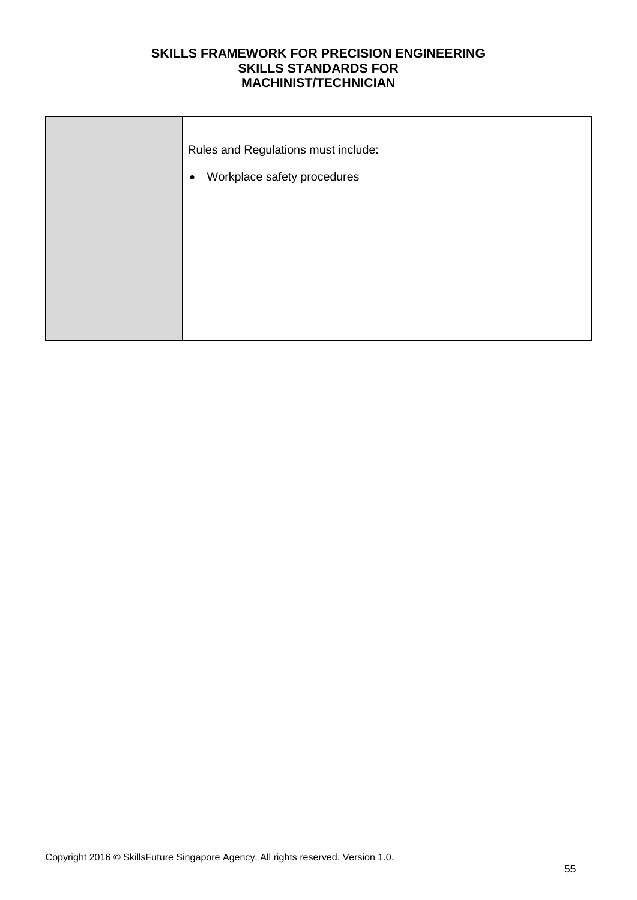| | |
|---|---|
| | Rules and Regulations must include:<br><br>• Workplace safety procedures |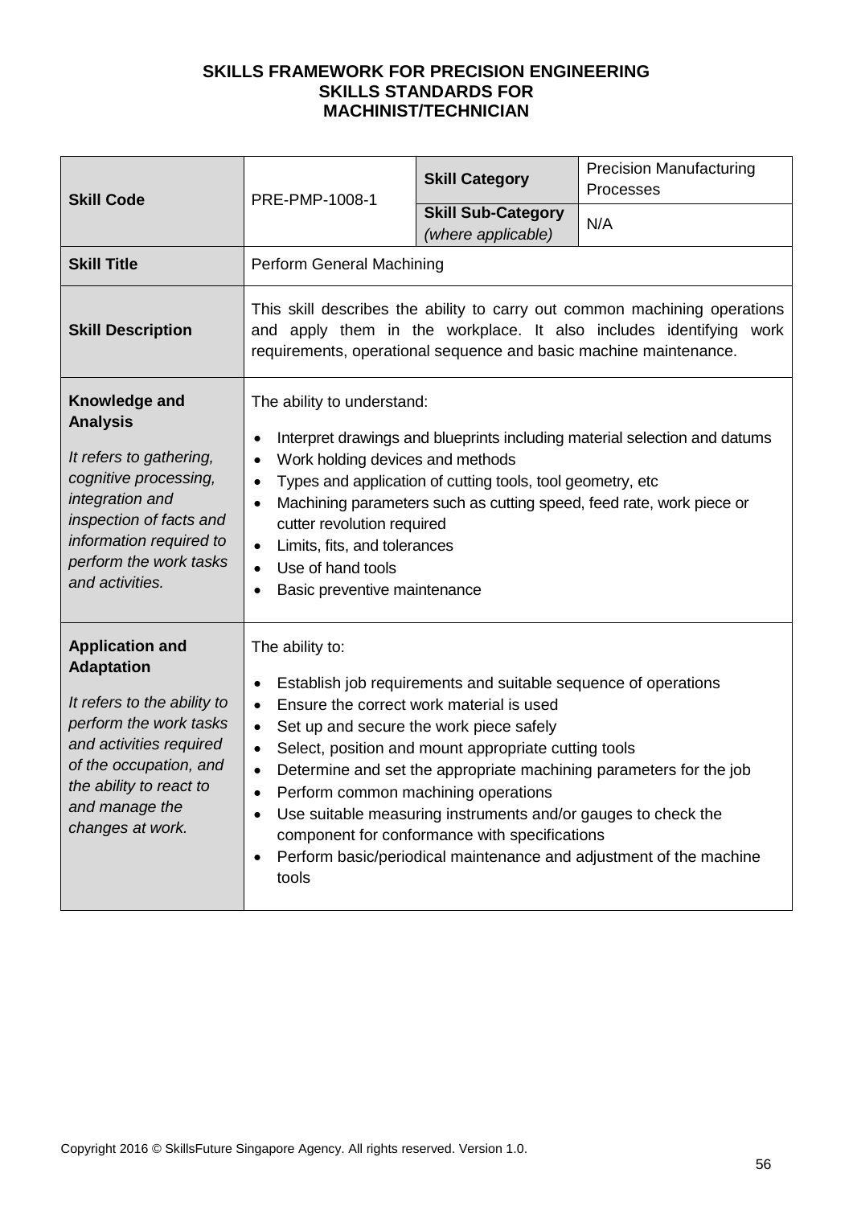**SKILLS FRAMEWORK FOR PRECISION ENGINEERING**
**SKILLS STANDARDS FOR**
**MACHINIST/TECHNICIAN**

| **Skill Code** | PRE-PMP-1008-1 | **Skill Category** | Precision Manufacturing Processes |
|---|---|---|---|
| | | **Skill Sub-Category** *(where applicable)* | N/A |
| **Skill Title** | Perform General Machining | | |
| **Skill Description** | This skill describes the ability to carry out common machining operations and apply them in the workplace. It also includes identifying work requirements, operational sequence and basic machine maintenance. | | |
| **Knowledge and Analysis**<br><br>*It refers to gathering, cognitive processing, integration and inspection of facts and information required to perform the work tasks and activities.* | The ability to understand:<br><br>• Interpret drawings and blueprints including material selection and datums<br>• Work holding devices and methods<br>• Types and application of cutting tools, tool geometry, etc<br>• Machining parameters such as cutting speed, feed rate, work piece or cutter revolution required<br>• Limits, fits, and tolerances<br>• Use of hand tools<br>• Basic preventive maintenance | | |
| **Application and Adaptation**<br><br>*It refers to the ability to perform the work tasks and activities required of the occupation, and the ability to react to and manage the changes at work.* | The ability to:<br><br>• Establish job requirements and suitable sequence of operations<br>• Ensure the correct work material is used<br>• Set up and secure the work piece safely<br>• Select, position and mount appropriate cutting tools<br>• Determine and set the appropriate machining parameters for the job<br>• Perform common machining operations<br>• Use suitable measuring instruments and/or gauges to check the component for conformance with specifications<br>• Perform basic/periodical maintenance and adjustment of the machine tools | | |

Copyright 2016 © SkillsFuture Singapore Agency. All rights reserved. Version 1.0.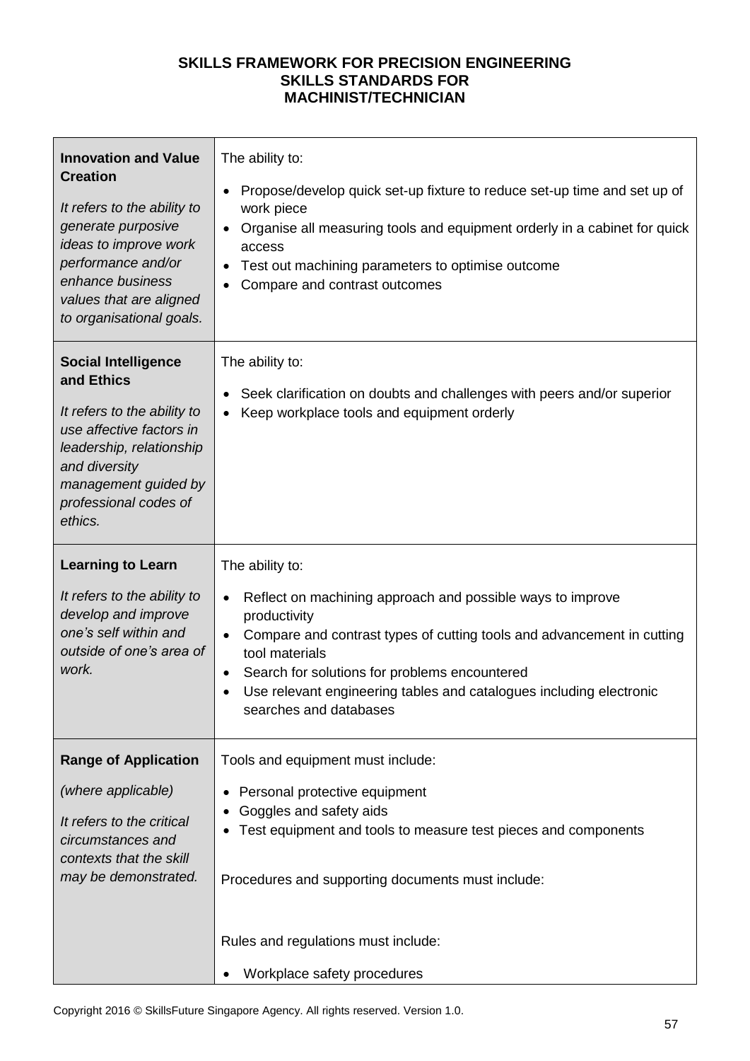**SKILLS FRAMEWORK FOR PRECISION ENGINEERING**
**SKILLS STANDARDS FOR**
**MACHINIST/TECHNICIAN**

| | |
|---|---|
| **Innovation and Value Creation**<br><br>*It refers to the ability to generate purposive ideas to improve work performance and/or enhance business values that are aligned to organisational goals.* | The ability to:<br><br>• Propose/develop quick set-up fixture to reduce set-up time and set up of work piece<br>• Organise all measuring tools and equipment orderly in a cabinet for quick access<br>• Test out machining parameters to optimise outcome<br>• Compare and contrast outcomes |
| **Social Intelligence and Ethics**<br><br>*It refers to the ability to use affective factors in leadership, relationship and diversity management guided by professional codes of ethics.* | The ability to:<br><br>• Seek clarification on doubts and challenges with peers and/or superior<br>• Keep workplace tools and equipment orderly |
| **Learning to Learn**<br><br>*It refers to the ability to develop and improve one's self within and outside of one's area of work.* | The ability to:<br><br>• Reflect on machining approach and possible ways to improve productivity<br>• Compare and contrast types of cutting tools and advancement in cutting tool materials<br>• Search for solutions for problems encountered<br>• Use relevant engineering tables and catalogues including electronic searches and databases |
| **Range of Application**<br><br>*(where applicable)*<br><br>*It refers to the critical circumstances and contexts that the skill may be demonstrated.* | Tools and equipment must include:<br><br>• Personal protective equipment<br>• Goggles and safety aids<br>• Test equipment and tools to measure test pieces and components<br><br>Procedures and supporting documents must include:<br><br>Rules and regulations must include:<br><br>• Workplace safety procedures |

Copyright 2016 © SkillsFuture Singapore Agency. All rights reserved. Version 1.0.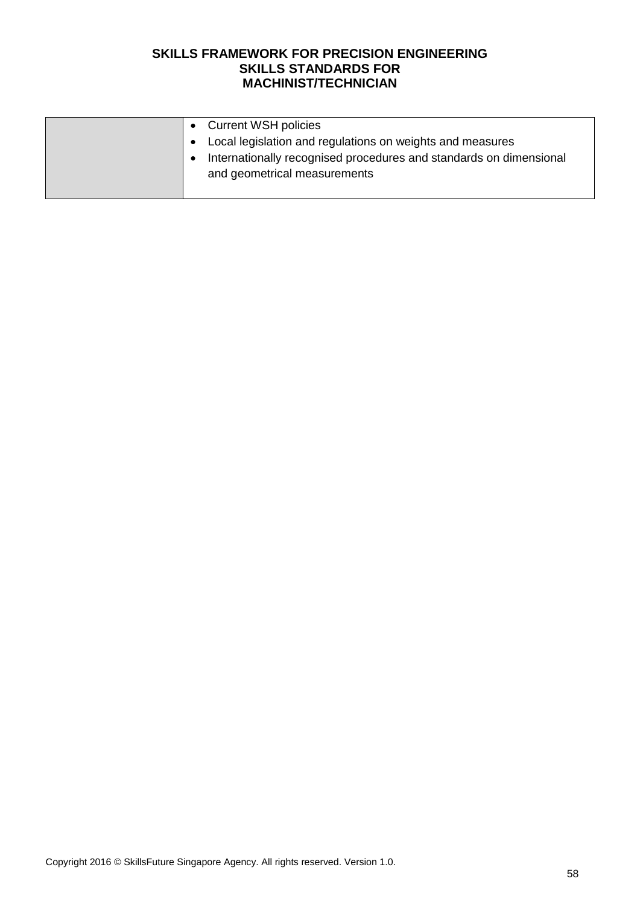| | |
|---|---|
| | • Current WSH policies<br>• Local legislation and regulations on weights and measures<br>• Internationally recognised procedures and standards on dimensional and geometrical measurements |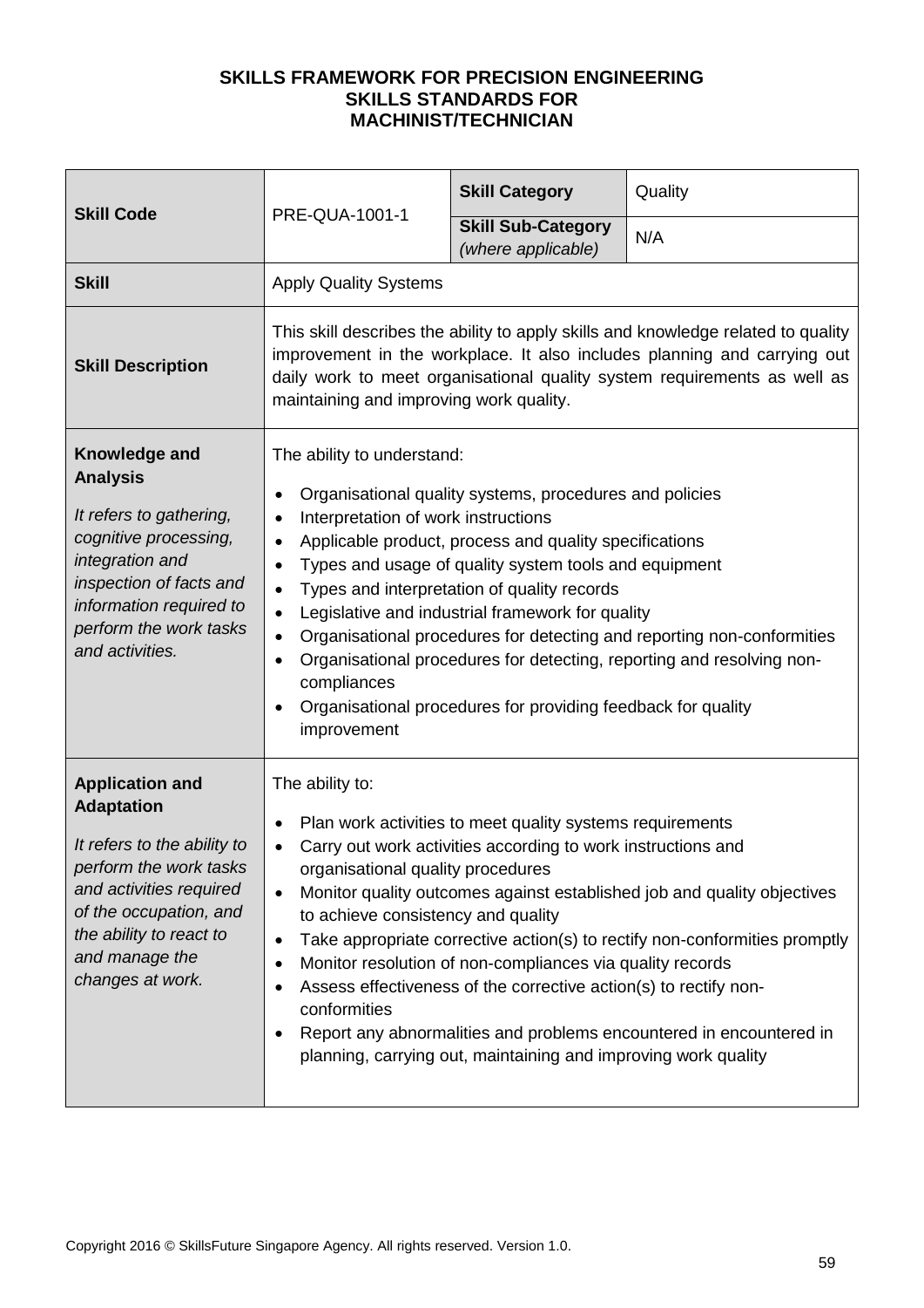**SKILLS FRAMEWORK FOR PRECISION ENGINEERING**
**SKILLS STANDARDS FOR**
**MACHINIST/TECHNICIAN**

| **Skill Code** | PRE-QUA-1001-1 | **Skill Category** | Quality |
|---|---|---|---|
| | | **Skill Sub-Category** *(where applicable)* | N/A |
| **Skill** | Apply Quality Systems | | |
| **Skill Description** | This skill describes the ability to apply skills and knowledge related to quality improvement in the workplace. It also includes planning and carrying out daily work to meet organisational quality system requirements as well as maintaining and improving work quality. | | |
| **Knowledge and Analysis**<br>*It refers to gathering, cognitive processing, integration and inspection of facts and information required to perform the work tasks and activities.* | The ability to understand:<br>• Organisational quality systems, procedures and policies<br>• Interpretation of work instructions<br>• Applicable product, process and quality specifications<br>• Types and usage of quality system tools and equipment<br>• Types and interpretation of quality records<br>• Legislative and industrial framework for quality<br>• Organisational procedures for detecting and reporting non-conformities<br>• Organisational procedures for detecting, reporting and resolving non-compliances<br>• Organisational procedures for providing feedback for quality improvement | | |
| **Application and Adaptation**<br>*It refers to the ability to perform the work tasks and activities required of the occupation, and the ability to react to and manage the changes at work.* | The ability to:<br>• Plan work activities to meet quality systems requirements<br>• Carry out work activities according to work instructions and organisational quality procedures<br>• Monitor quality outcomes against established job and quality objectives to achieve consistency and quality<br>• Take appropriate corrective action(s) to rectify non-conformities promptly<br>• Monitor resolution of non-compliances via quality records<br>• Assess effectiveness of the corrective action(s) to rectify non-conformities<br>• Report any abnormalities and problems encountered in encountered in planning, carrying out, maintaining and improving work quality | | |

Copyright 2016 © SkillsFuture Singapore Agency. All rights reserved. Version 1.0.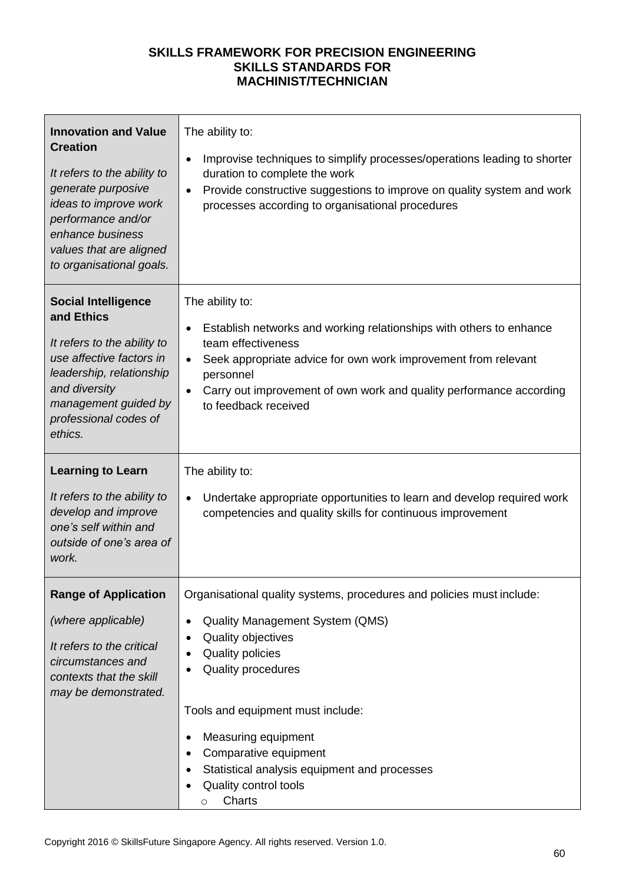**SKILLS FRAMEWORK FOR PRECISION ENGINEERING**
**SKILLS STANDARDS FOR**
**MACHINIST/TECHNICIAN**

| | |
|---|---|
| **Innovation and Value Creation**<br><br>*It refers to the ability to generate purposive ideas to improve work performance and/or enhance business values that are aligned to organisational goals.* | The ability to:<br><br>• Improvise techniques to simplify processes/operations leading to shorter duration to complete the work<br>• Provide constructive suggestions to improve on quality system and work processes according to organisational procedures |
| **Social Intelligence and Ethics**<br><br>*It refers to the ability to use affective factors in leadership, relationship and diversity management guided by professional codes of ethics.* | The ability to:<br><br>• Establish networks and working relationships with others to enhance team effectiveness<br>• Seek appropriate advice for own work improvement from relevant personnel<br>• Carry out improvement of own work and quality performance according to feedback received |
| **Learning to Learn**<br><br>*It refers to the ability to develop and improve one's self within and outside of one's area of work.* | The ability to:<br><br>• Undertake appropriate opportunities to learn and develop required work competencies and quality skills for continuous improvement |
| **Range of Application**<br><br>*(where applicable)*<br><br>*It refers to the critical circumstances and contexts that the skill may be demonstrated.* | Organisational quality systems, procedures and policies must include:<br><br>• Quality Management System (QMS)<br>• Quality objectives<br>• Quality policies<br>• Quality procedures<br><br>Tools and equipment must include:<br><br>• Measuring equipment<br>• Comparative equipment<br>• Statistical analysis equipment and processes<br>• Quality control tools<br>&nbsp;&nbsp;&nbsp;&nbsp;o Charts |

Copyright 2016 © SkillsFuture Singapore Agency. All rights reserved. Version 1.0.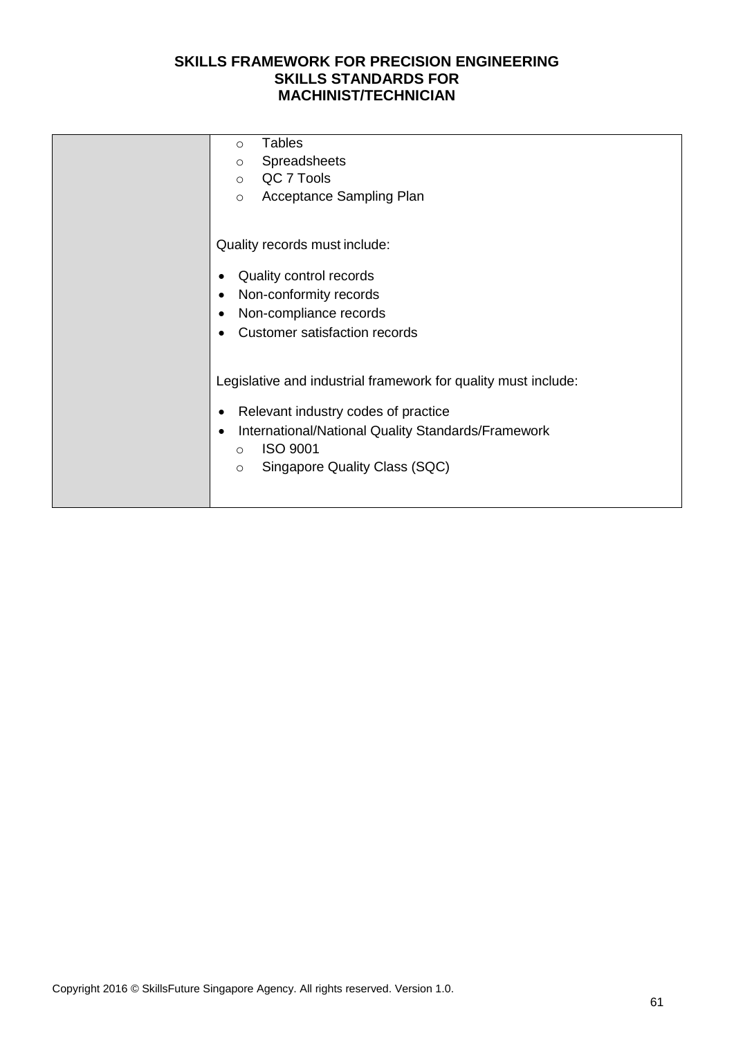| | |
|---|---|
| | - Tables<br>- Spreadsheets<br>- QC 7 Tools<br>- Acceptance Sampling Plan<br><br>Quality records must include:<br><br>- Quality control records<br>- Non-conformity records<br>- Non-compliance records<br>- Customer satisfaction records<br><br>Legislative and industrial framework for quality must include:<br><br>- Relevant industry codes of practice<br>- International/National Quality Standards/Framework<br>  - ISO 9001<br>  - Singapore Quality Class (SQC) |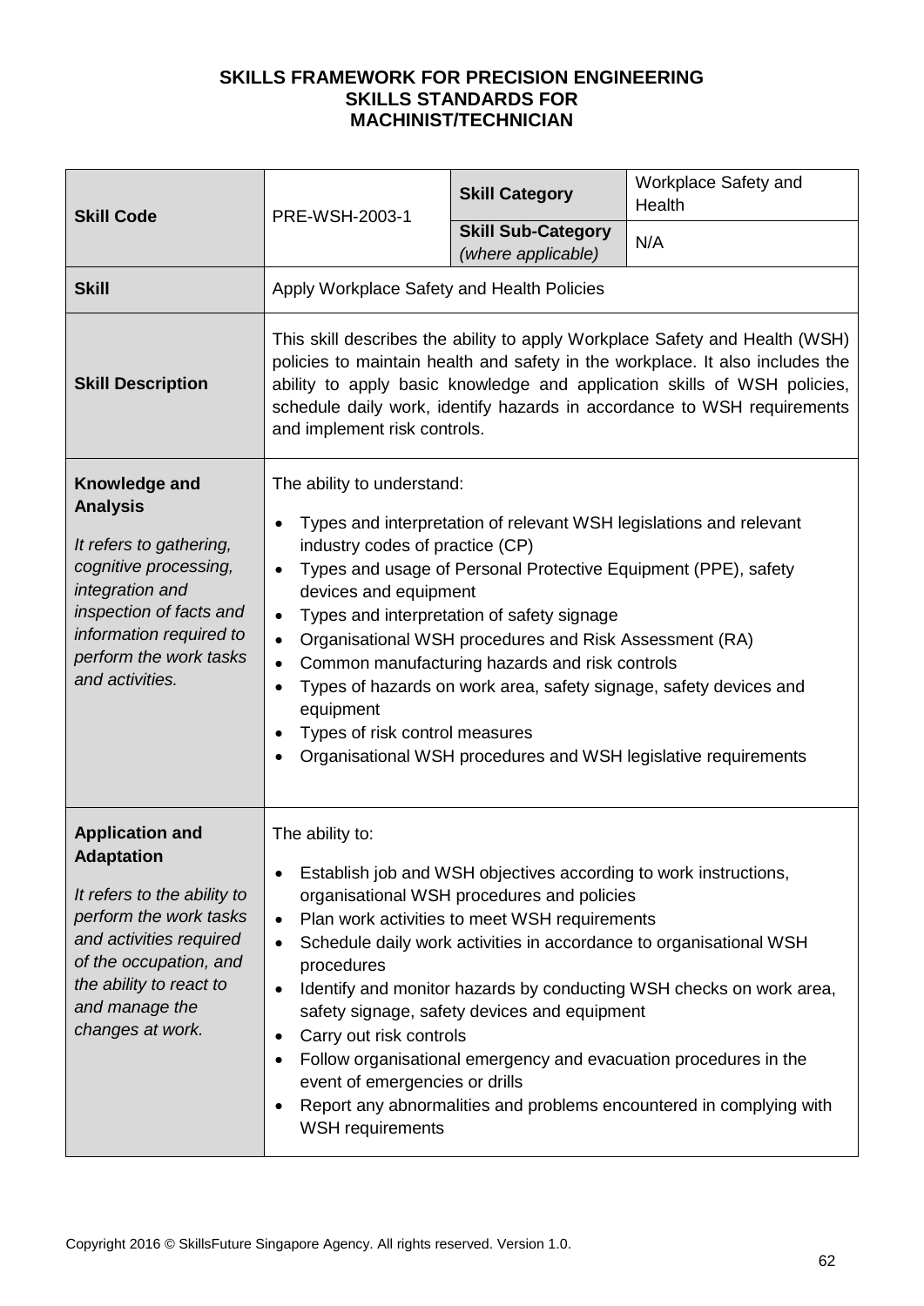**SKILLS FRAMEWORK FOR PRECISION ENGINEERING**
**SKILLS STANDARDS FOR**
**MACHINIST/TECHNICIAN**

| **Skill Code** | PRE-WSH-2003-1 | **Skill Category** | Workplace Safety and Health |
|---|---|---|---|
| | | **Skill Sub-Category** *(where applicable)* | N/A |
| **Skill** | Apply Workplace Safety and Health Policies | | |
| **Skill Description** | This skill describes the ability to apply Workplace Safety and Health (WSH) policies to maintain health and safety in the workplace. It also includes the ability to apply basic knowledge and application skills of WSH policies, schedule daily work, identify hazards in accordance to WSH requirements and implement risk controls. | | |
| **Knowledge and Analysis**<br>*It refers to gathering, cognitive processing, integration and inspection of facts and information required to perform the work tasks and activities.* | The ability to understand:<br>• Types and interpretation of relevant WSH legislations and relevant industry codes of practice (CP)<br>• Types and usage of Personal Protective Equipment (PPE), safety devices and equipment<br>• Types and interpretation of safety signage<br>• Organisational WSH procedures and Risk Assessment (RA)<br>• Common manufacturing hazards and risk controls<br>• Types of hazards on work area, safety signage, safety devices and equipment<br>• Types of risk control measures<br>• Organisational WSH procedures and WSH legislative requirements | | |
| **Application and Adaptation**<br>*It refers to the ability to perform the work tasks and activities required of the occupation, and the ability to react to and manage the changes at work.* | The ability to:<br>• Establish job and WSH objectives according to work instructions, organisational WSH procedures and policies<br>• Plan work activities to meet WSH requirements<br>• Schedule daily work activities in accordance to organisational WSH procedures<br>• Identify and monitor hazards by conducting WSH checks on work area, safety signage, safety devices and equipment<br>• Carry out risk controls<br>• Follow organisational emergency and evacuation procedures in the event of emergencies or drills<br>• Report any abnormalities and problems encountered in complying with WSH requirements | | |

Copyright 2016 © SkillsFuture Singapore Agency. All rights reserved. Version 1.0.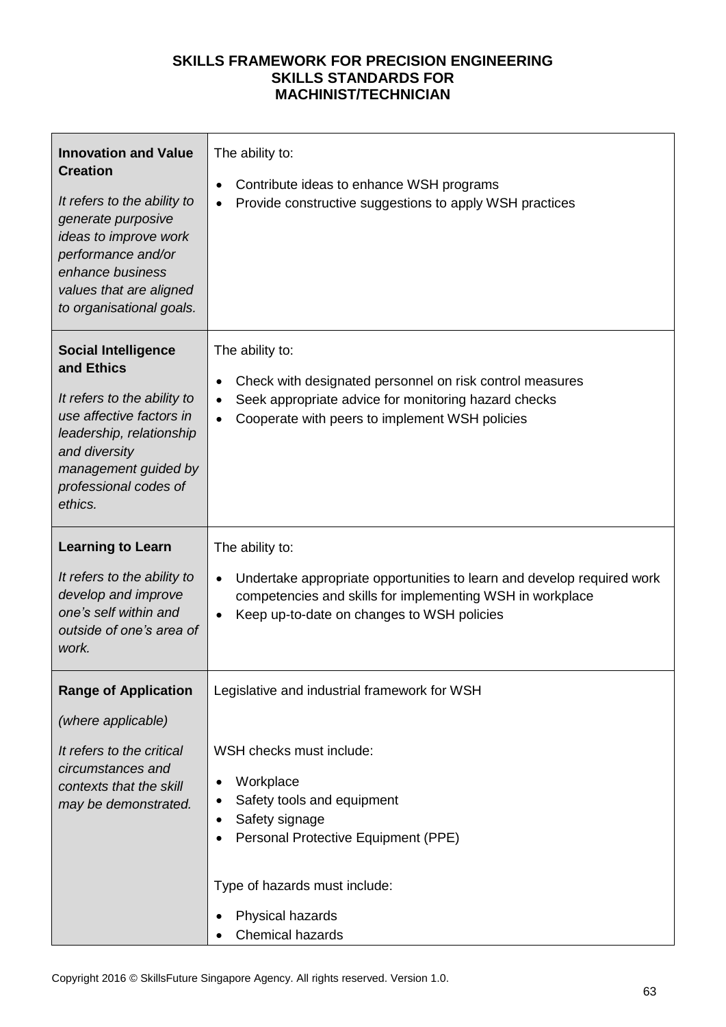**SKILLS FRAMEWORK FOR PRECISION ENGINEERING**
**SKILLS STANDARDS FOR**
**MACHINIST/TECHNICIAN**

| | |
|---|---|
| **Innovation and Value Creation**<br><br>*It refers to the ability to generate purposive ideas to improve work performance and/or enhance business values that are aligned to organisational goals.* | The ability to:<br><br>• Contribute ideas to enhance WSH programs<br>• Provide constructive suggestions to apply WSH practices |
| **Social Intelligence and Ethics**<br><br>*It refers to the ability to use affective factors in leadership, relationship and diversity management guided by professional codes of ethics.* | The ability to:<br><br>• Check with designated personnel on risk control measures<br>• Seek appropriate advice for monitoring hazard checks<br>• Cooperate with peers to implement WSH policies |
| **Learning to Learn**<br><br>*It refers to the ability to develop and improve one's self within and outside of one's area of work.* | The ability to:<br><br>• Undertake appropriate opportunities to learn and develop required work competencies and skills for implementing WSH in workplace<br>• Keep up-to-date on changes to WSH policies |
| **Range of Application**<br><br>*(where applicable)*<br><br>*It refers to the critical circumstances and contexts that the skill may be demonstrated.* | Legislative and industrial framework for WSH<br><br>WSH checks must include:<br><br>• Workplace<br>• Safety tools and equipment<br>• Safety signage<br>• Personal Protective Equipment (PPE)<br><br>Type of hazards must include:<br><br>• Physical hazards<br>• Chemical hazards |

Copyright 2016 © SkillsFuture Singapore Agency. All rights reserved. Version 1.0.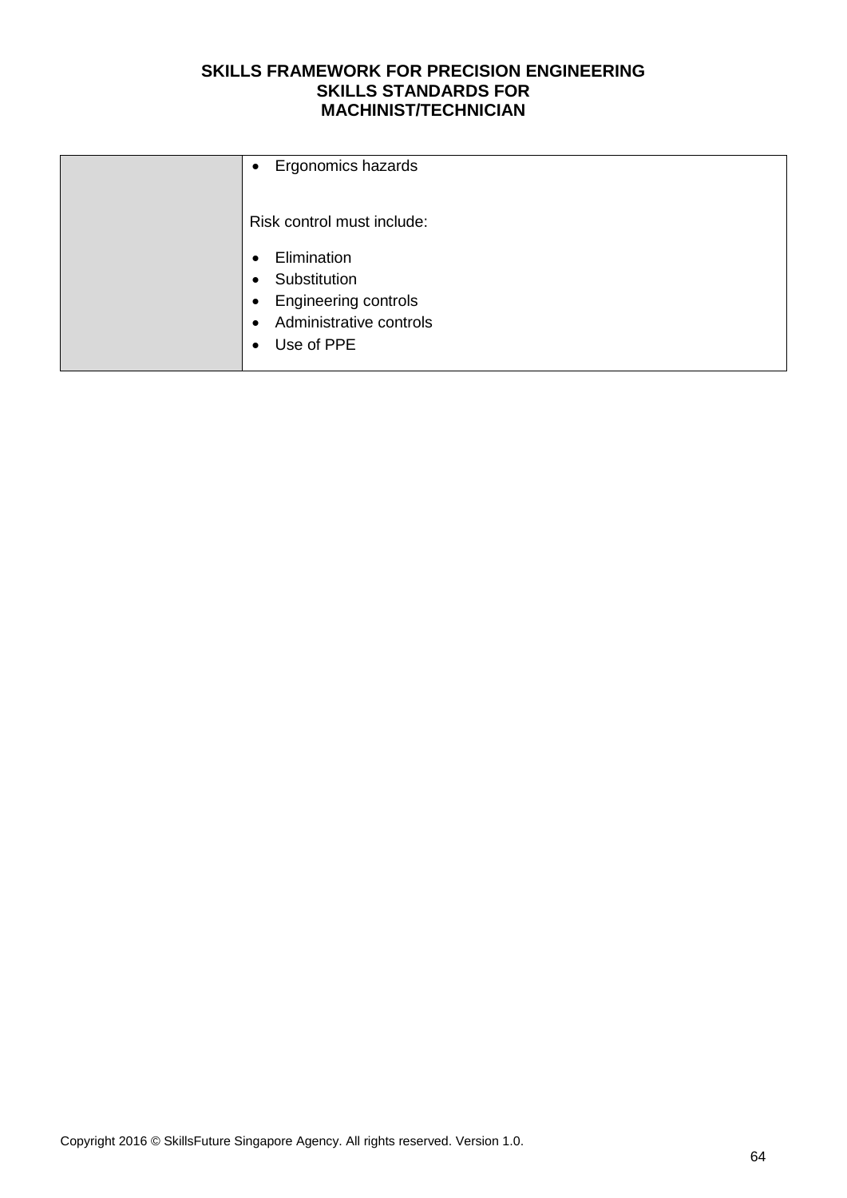|  |  |
| --- | --- |
|  | • Ergonomics hazards<br><br>Risk control must include:<br><br>• Elimination<br>• Substitution<br>• Engineering controls<br>• Administrative controls<br>• Use of PPE |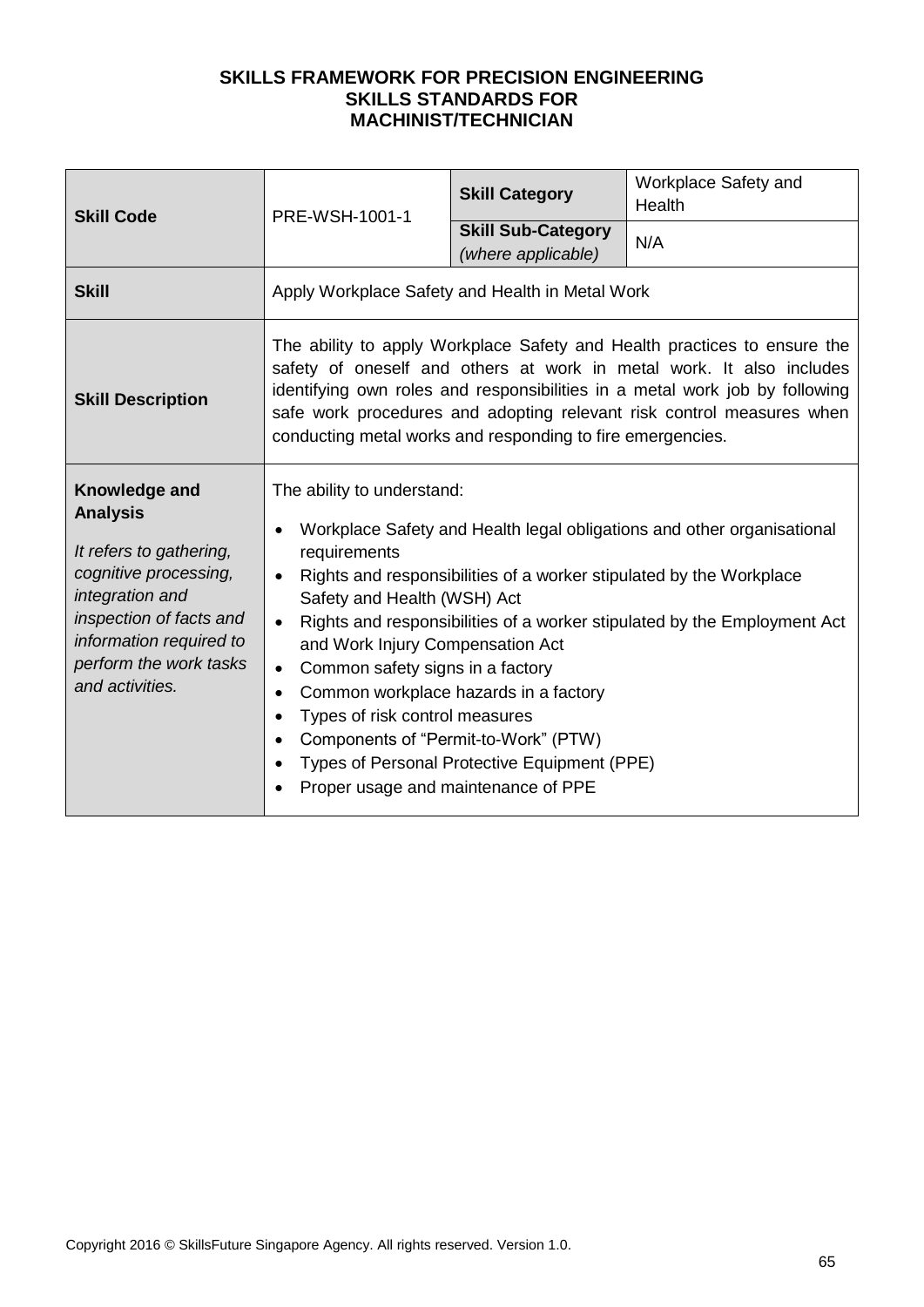**SKILLS FRAMEWORK FOR PRECISION ENGINEERING**
**SKILLS STANDARDS FOR**
**MACHINIST/TECHNICIAN**

| **Skill Code** | PRE-WSH-1001-1 | **Skill Category** | Workplace Safety and Health |
|---|---|---|---|
| | | **Skill Sub-Category** *(where applicable)* | N/A |
| **Skill** | Apply Workplace Safety and Health in Metal Work | | |
| **Skill Description** | The ability to apply Workplace Safety and Health practices to ensure the safety of oneself and others at work in metal work. It also includes identifying own roles and responsibilities in a metal work job by following safe work procedures and adopting relevant risk control measures when conducting metal works and responding to fire emergencies. | | |
| **Knowledge and Analysis** *It refers to gathering, cognitive processing, integration and inspection of facts and information required to perform the work tasks and activities.* | The ability to understand: <br>• Workplace Safety and Health legal obligations and other organisational requirements <br>• Rights and responsibilities of a worker stipulated by the Workplace Safety and Health (WSH) Act <br>• Rights and responsibilities of a worker stipulated by the Employment Act and Work Injury Compensation Act <br>• Common safety signs in a factory <br>• Common workplace hazards in a factory <br>• Types of risk control measures <br>• Components of "Permit-to-Work" (PTW) <br>• Types of Personal Protective Equipment (PPE) <br>• Proper usage and maintenance of PPE | | |

Copyright 2016 © SkillsFuture Singapore Agency. All rights reserved. Version 1.0.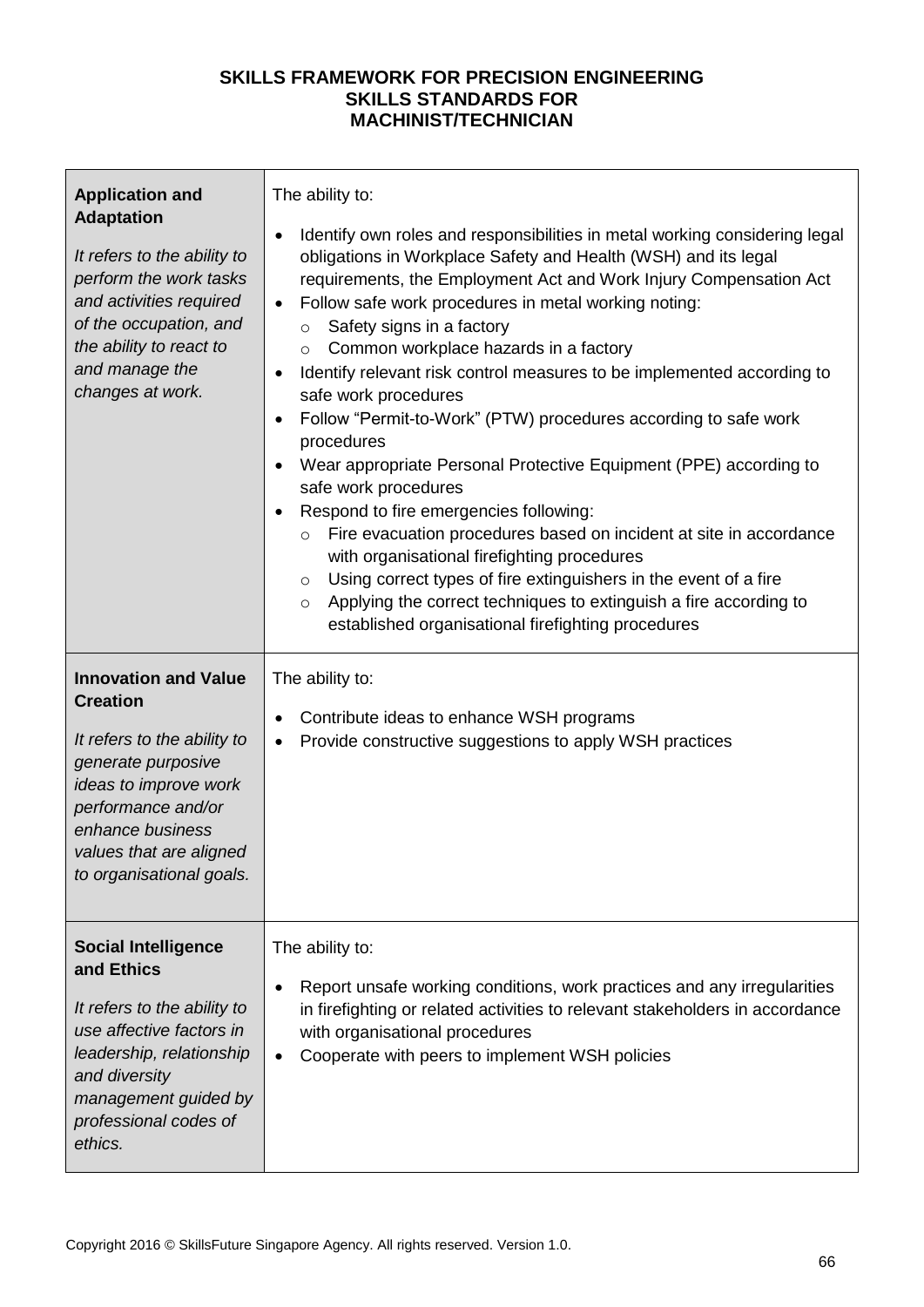**SKILLS FRAMEWORK FOR PRECISION ENGINEERING**
**SKILLS STANDARDS FOR**
**MACHINIST/TECHNICIAN**

| | |
|---|---|
| **Application and Adaptation**<br><br>*It refers to the ability to perform the work tasks and activities required of the occupation, and the ability to react to and manage the changes at work.* | The ability to:<br><br>• Identify own roles and responsibilities in metal working considering legal obligations in Workplace Safety and Health (WSH) and its legal requirements, the Employment Act and Work Injury Compensation Act<br>• Follow safe work procedures in metal working noting:<br>&nbsp;&nbsp;&nbsp;&nbsp;○ Safety signs in a factory<br>&nbsp;&nbsp;&nbsp;&nbsp;○ Common workplace hazards in a factory<br>• Identify relevant risk control measures to be implemented according to safe work procedures<br>• Follow "Permit-to-Work" (PTW) procedures according to safe work procedures<br>• Wear appropriate Personal Protective Equipment (PPE) according to safe work procedures<br>• Respond to fire emergencies following:<br>&nbsp;&nbsp;&nbsp;&nbsp;○ Fire evacuation procedures based on incident at site in accordance with organisational firefighting procedures<br>&nbsp;&nbsp;&nbsp;&nbsp;○ Using correct types of fire extinguishers in the event of a fire<br>&nbsp;&nbsp;&nbsp;&nbsp;○ Applying the correct techniques to extinguish a fire according to established organisational firefighting procedures |
| **Innovation and Value Creation**<br><br>*It refers to the ability to generate purposive ideas to improve work performance and/or enhance business values that are aligned to organisational goals.* | The ability to:<br><br>• Contribute ideas to enhance WSH programs<br>• Provide constructive suggestions to apply WSH practices |
| **Social Intelligence and Ethics**<br><br>*It refers to the ability to use affective factors in leadership, relationship and diversity management guided by professional codes of ethics.* | The ability to:<br><br>• Report unsafe working conditions, work practices and any irregularities in firefighting or related activities to relevant stakeholders in accordance with organisational procedures<br>• Cooperate with peers to implement WSH policies |

Copyright 2016 © SkillsFuture Singapore Agency. All rights reserved. Version 1.0.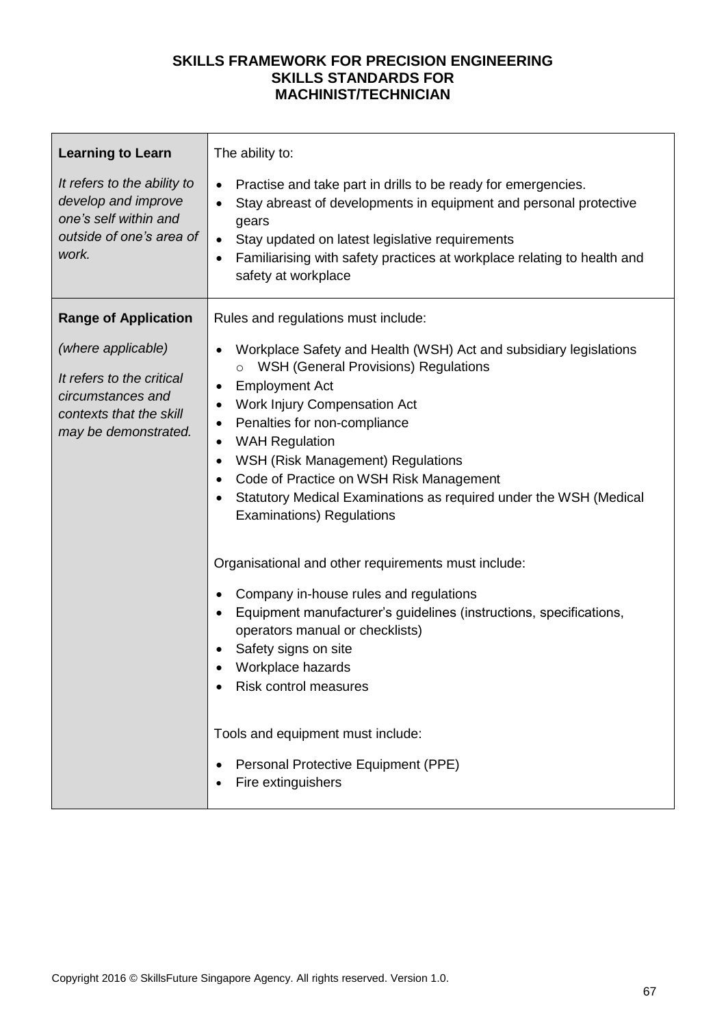**SKILLS FRAMEWORK FOR PRECISION ENGINEERING**
**SKILLS STANDARDS FOR**
**MACHINIST/TECHNICIAN**

| | |
|---|---|
| **Learning to Learn**<br><br>*It refers to the ability to develop and improve one's self within and outside of one's area of work.* | The ability to:<br><br>• Practise and take part in drills to be ready for emergencies.<br>• Stay abreast of developments in equipment and personal protective gears<br>• Stay updated on latest legislative requirements<br>• Familiarising with safety practices at workplace relating to health and safety at workplace |
| **Range of Application**<br><br>*(where applicable)*<br><br>*It refers to the critical circumstances and contexts that the skill may be demonstrated.* | Rules and regulations must include:<br><br>• Workplace Safety and Health (WSH) Act and subsidiary legislations<br>&nbsp;&nbsp;&nbsp;&nbsp;○ WSH (General Provisions) Regulations<br>• Employment Act<br>• Work Injury Compensation Act<br>• Penalties for non-compliance<br>• WAH Regulation<br>• WSH (Risk Management) Regulations<br>• Code of Practice on WSH Risk Management<br>• Statutory Medical Examinations as required under the WSH (Medical Examinations) Regulations<br><br>Organisational and other requirements must include:<br><br>• Company in-house rules and regulations<br>• Equipment manufacturer's guidelines (instructions, specifications, operators manual or checklists)<br>• Safety signs on site<br>• Workplace hazards<br>• Risk control measures<br><br>Tools and equipment must include:<br><br>• Personal Protective Equipment (PPE)<br>• Fire extinguishers |

Copyright 2016 © SkillsFuture Singapore Agency. All rights reserved. Version 1.0.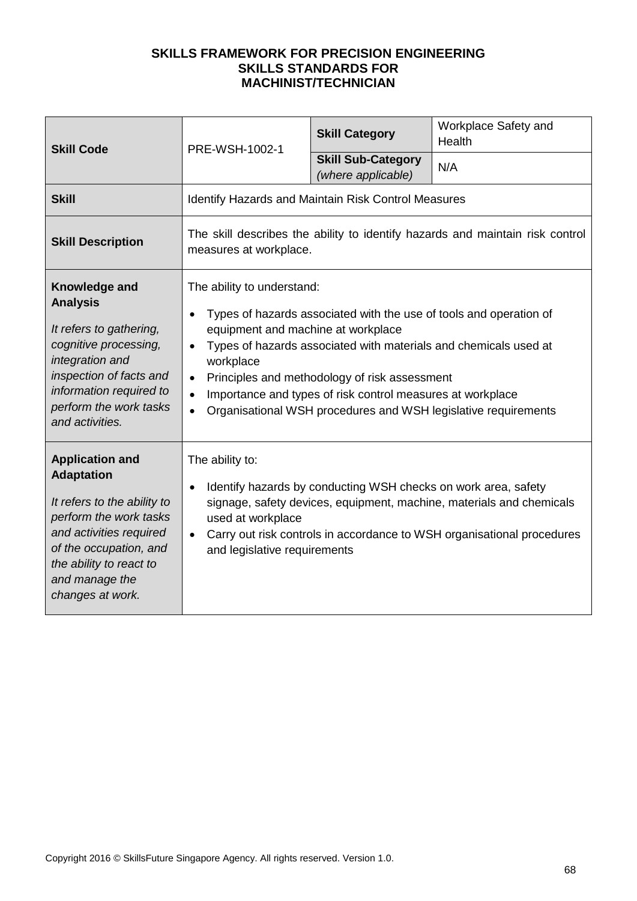**SKILLS FRAMEWORK FOR PRECISION ENGINEERING**
**SKILLS STANDARDS FOR**
**MACHINIST/TECHNICIAN**

| **Skill Code** | PRE-WSH-1002-1 | **Skill Category** | Workplace Safety and Health |
|---|---|---|---|
| | | **Skill Sub-Category** *(where applicable)* | N/A |
| **Skill** | Identify Hazards and Maintain Risk Control Measures | | |
| **Skill Description** | The skill describes the ability to identify hazards and maintain risk control measures at workplace. | | |
| **Knowledge and Analysis** <br> *It refers to gathering, cognitive processing, integration and inspection of facts and information required to perform the work tasks and activities.* | The ability to understand: <br> • Types of hazards associated with the use of tools and operation of equipment and machine at workplace <br> • Types of hazards associated with materials and chemicals used at workplace <br> • Principles and methodology of risk assessment <br> • Importance and types of risk control measures at workplace <br> • Organisational WSH procedures and WSH legislative requirements | | |
| **Application and Adaptation** <br> *It refers to the ability to perform the work tasks and activities required of the occupation, and the ability to react to and manage the changes at work.* | The ability to: <br> • Identify hazards by conducting WSH checks on work area, safety signage, safety devices, equipment, machine, materials and chemicals used at workplace <br> • Carry out risk controls in accordance to WSH organisational procedures and legislative requirements | | |

Copyright 2016 © SkillsFuture Singapore Agency. All rights reserved. Version 1.0.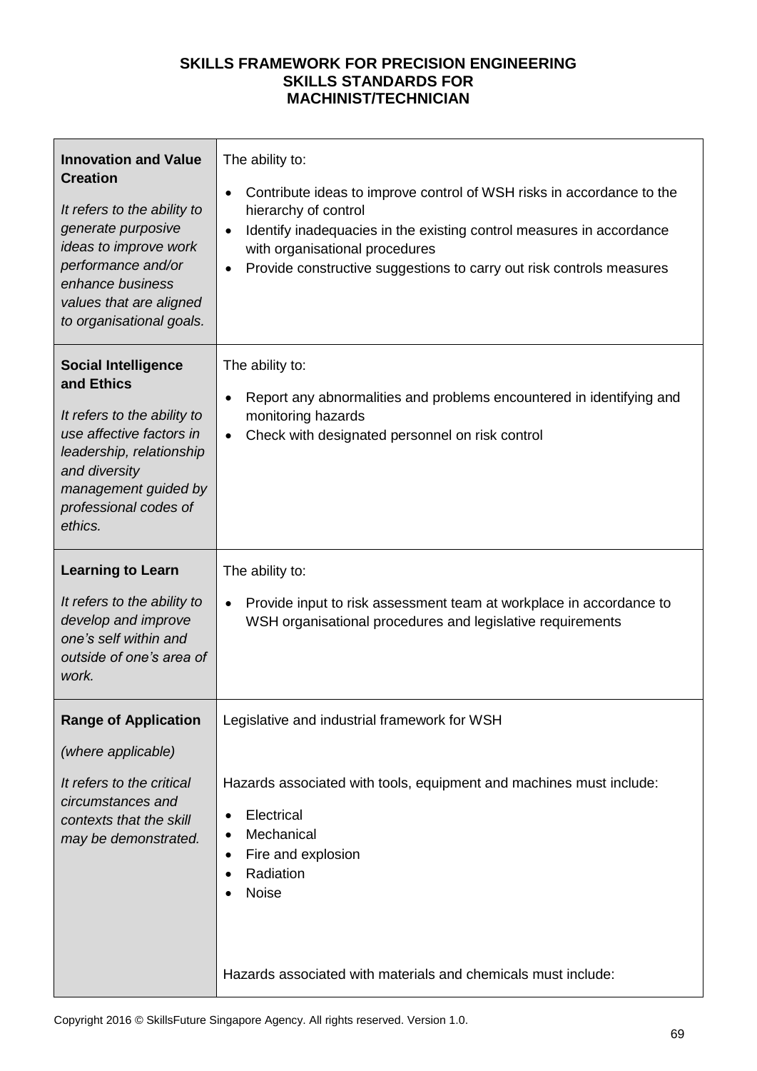**SKILLS FRAMEWORK FOR PRECISION ENGINEERING**
**SKILLS STANDARDS FOR**
**MACHINIST/TECHNICIAN**

| | |
|---|---|
| **Innovation and Value Creation**<br><br>*It refers to the ability to generate purposive ideas to improve work performance and/or enhance business values that are aligned to organisational goals.* | The ability to:<br><br>• Contribute ideas to improve control of WSH risks in accordance to the hierarchy of control<br>• Identify inadequacies in the existing control measures in accordance with organisational procedures<br>• Provide constructive suggestions to carry out risk controls measures |
| **Social Intelligence and Ethics**<br><br>*It refers to the ability to use affective factors in leadership, relationship and diversity management guided by professional codes of ethics.* | The ability to:<br><br>• Report any abnormalities and problems encountered in identifying and monitoring hazards<br>• Check with designated personnel on risk control |
| **Learning to Learn**<br><br>*It refers to the ability to develop and improve one's self within and outside of one's area of work.* | The ability to:<br><br>• Provide input to risk assessment team at workplace in accordance to WSH organisational procedures and legislative requirements |
| **Range of Application**<br><br>*(where applicable)*<br><br>*It refers to the critical circumstances and contexts that the skill may be demonstrated.* | Legislative and industrial framework for WSH<br><br>Hazards associated with tools, equipment and machines must include:<br><br>• Electrical<br>• Mechanical<br>• Fire and explosion<br>• Radiation<br>• Noise<br><br>Hazards associated with materials and chemicals must include: |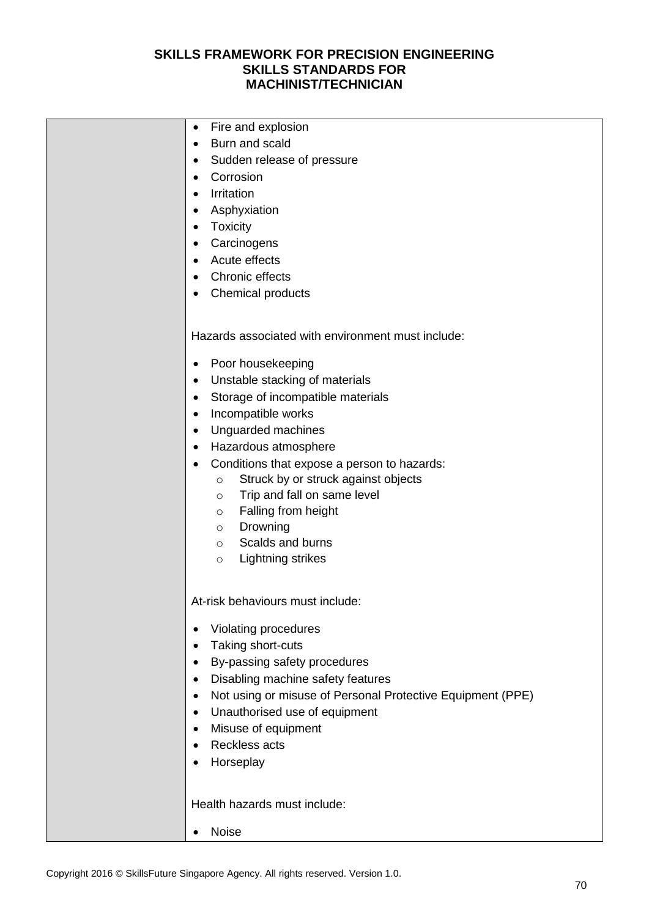| | |
|---|---|
| | • Fire and explosion<br>• Burn and scald<br>• Sudden release of pressure<br>• Corrosion<br>• Irritation<br>• Asphyxiation<br>• Toxicity<br>• Carcinogens<br>• Acute effects<br>• Chronic effects<br>• Chemical products<br><br>Hazards associated with environment must include:<br><br>• Poor housekeeping<br>• Unstable stacking of materials<br>• Storage of incompatible materials<br>• Incompatible works<br>• Unguarded machines<br>• Hazardous atmosphere<br>• Conditions that expose a person to hazards:<br>  ○ Struck by or struck against objects<br>  ○ Trip and fall on same level<br>  ○ Falling from height<br>  ○ Drowning<br>  ○ Scalds and burns<br>  ○ Lightning strikes<br><br>At-risk behaviours must include:<br><br>• Violating procedures<br>• Taking short-cuts<br>• By-passing safety procedures<br>• Disabling machine safety features<br>• Not using or misuse of Personal Protective Equipment (PPE)<br>• Unauthorised use of equipment<br>• Misuse of equipment<br>• Reckless acts<br>• Horseplay<br><br>Health hazards must include:<br><br>• Noise |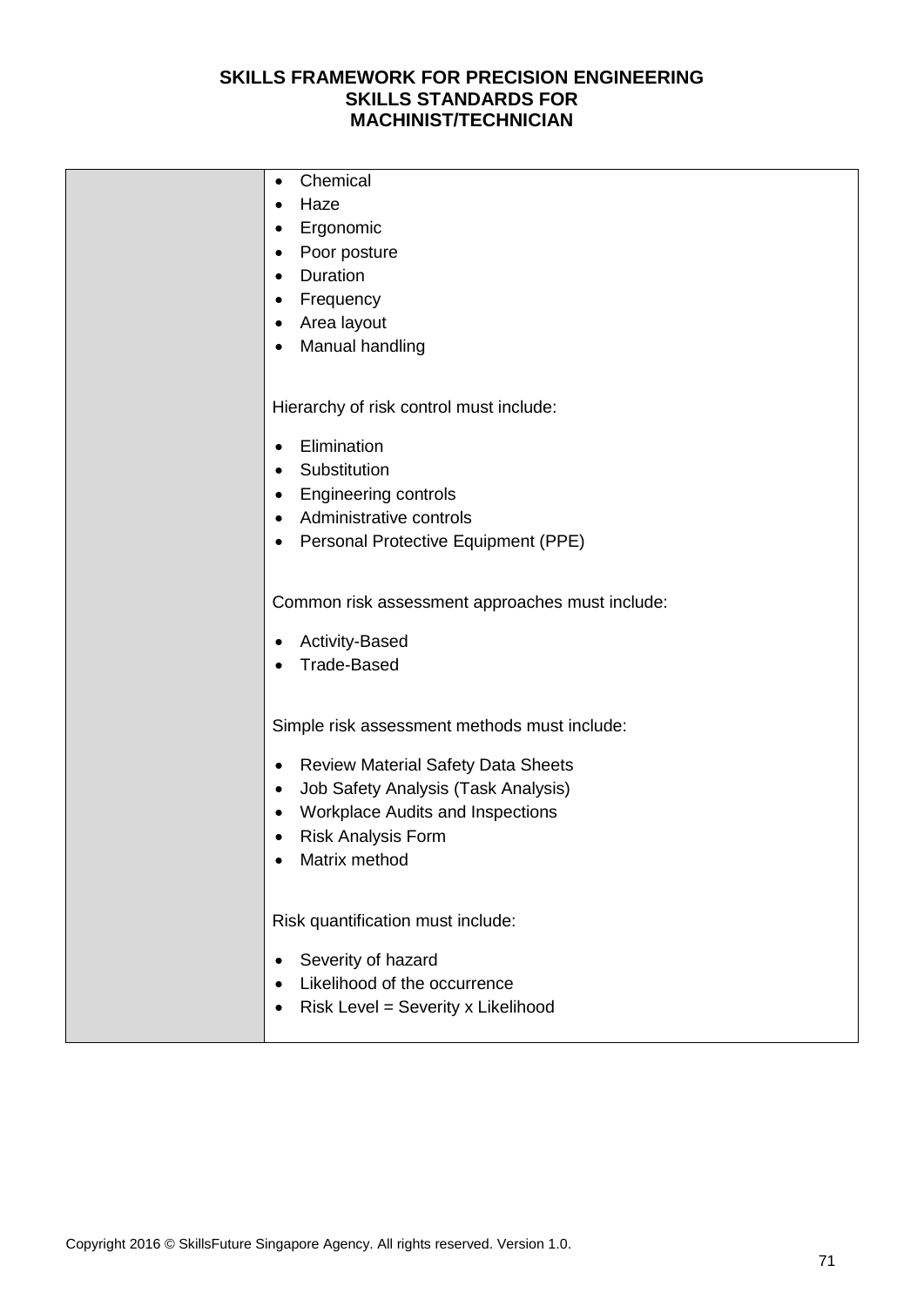| | |
|---|---|
| | • Chemical<br>• Haze<br>• Ergonomic<br>• Poor posture<br>• Duration<br>• Frequency<br>• Area layout<br>• Manual handling<br><br>Hierarchy of risk control must include:<br><br>• Elimination<br>• Substitution<br>• Engineering controls<br>• Administrative controls<br>• Personal Protective Equipment (PPE)<br><br>Common risk assessment approaches must include:<br><br>• Activity-Based<br>• Trade-Based<br><br>Simple risk assessment methods must include:<br><br>• Review Material Safety Data Sheets<br>• Job Safety Analysis (Task Analysis)<br>• Workplace Audits and Inspections<br>• Risk Analysis Form<br>• Matrix method<br><br>Risk quantification must include:<br><br>• Severity of hazard<br>• Likelihood of the occurrence<br>• Risk Level = Severity x Likelihood |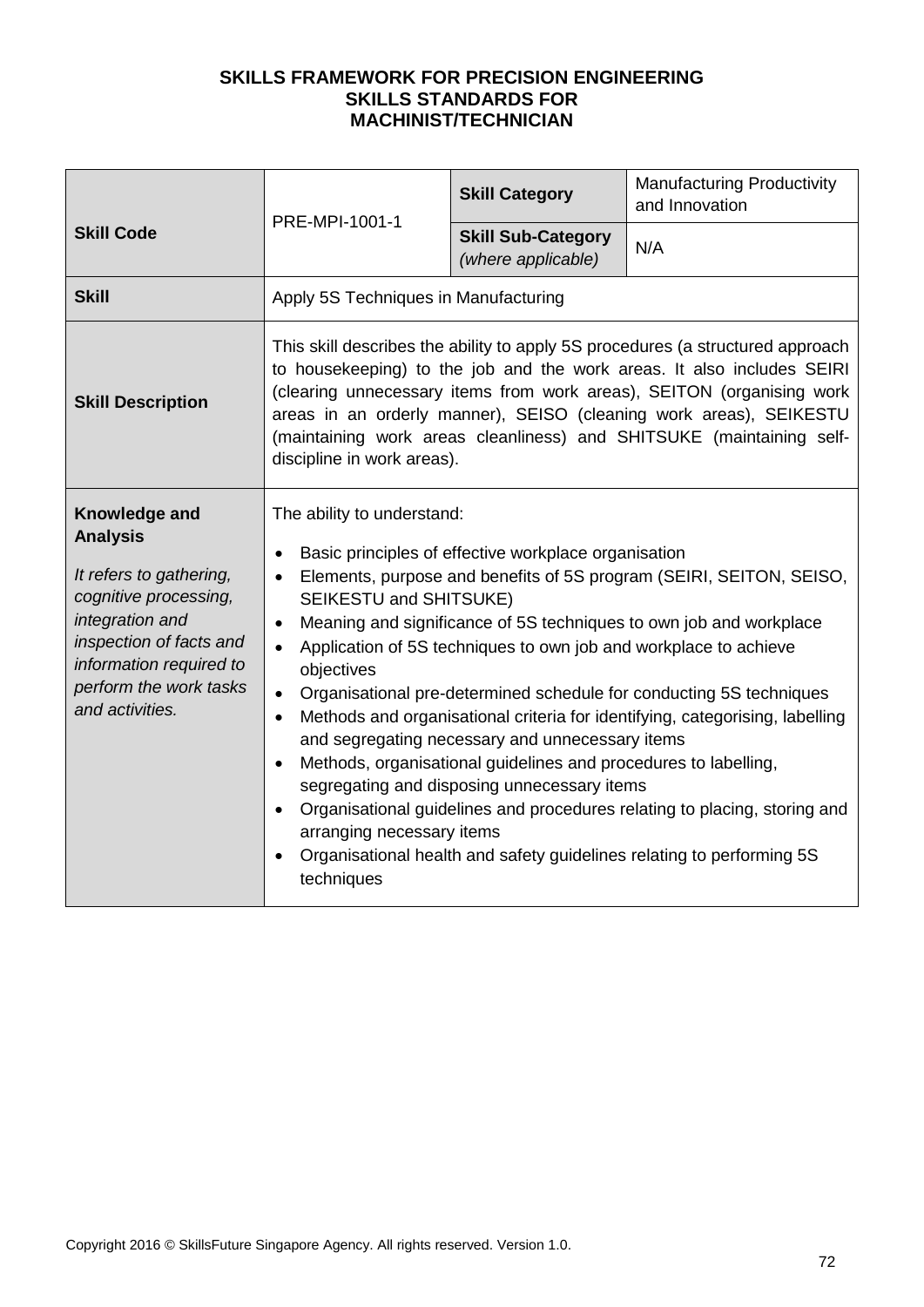**SKILLS FRAMEWORK FOR PRECISION ENGINEERING**
**SKILLS STANDARDS FOR**
**MACHINIST/TECHNICIAN**

| **Skill Code** | PRE-MPI-1001-1 | **Skill Category** | Manufacturing Productivity and Innovation |
|---|---|---|---|
| | | **Skill Sub-Category** *(where applicable)* | N/A |
| **Skill** | Apply 5S Techniques in Manufacturing | | |
| **Skill Description** | This skill describes the ability to apply 5S procedures (a structured approach to housekeeping) to the job and the work areas. It also includes SEIRI (clearing unnecessary items from work areas), SEITON (organising work areas in an orderly manner), SEISO (cleaning work areas), SEIKESTU (maintaining work areas cleanliness) and SHITSUKE (maintaining self-discipline in work areas). | | |
| **Knowledge and Analysis**<br><br>*It refers to gathering, cognitive processing, integration and inspection of facts and information required to perform the work tasks and activities.* | The ability to understand:<br>• Basic principles of effective workplace organisation<br>• Elements, purpose and benefits of 5S program (SEIRI, SEITON, SEISO, SEIKESTU and SHITSUKE)<br>• Meaning and significance of 5S techniques to own job and workplace<br>• Application of 5S techniques to own job and workplace to achieve objectives<br>• Organisational pre-determined schedule for conducting 5S techniques<br>• Methods and organisational criteria for identifying, categorising, labelling and segregating necessary and unnecessary items<br>• Methods, organisational guidelines and procedures to labelling, segregating and disposing unnecessary items<br>• Organisational guidelines and procedures relating to placing, storing and arranging necessary items<br>• Organisational health and safety guidelines relating to performing 5S techniques | | |

Copyright 2016 © SkillsFuture Singapore Agency. All rights reserved. Version 1.0.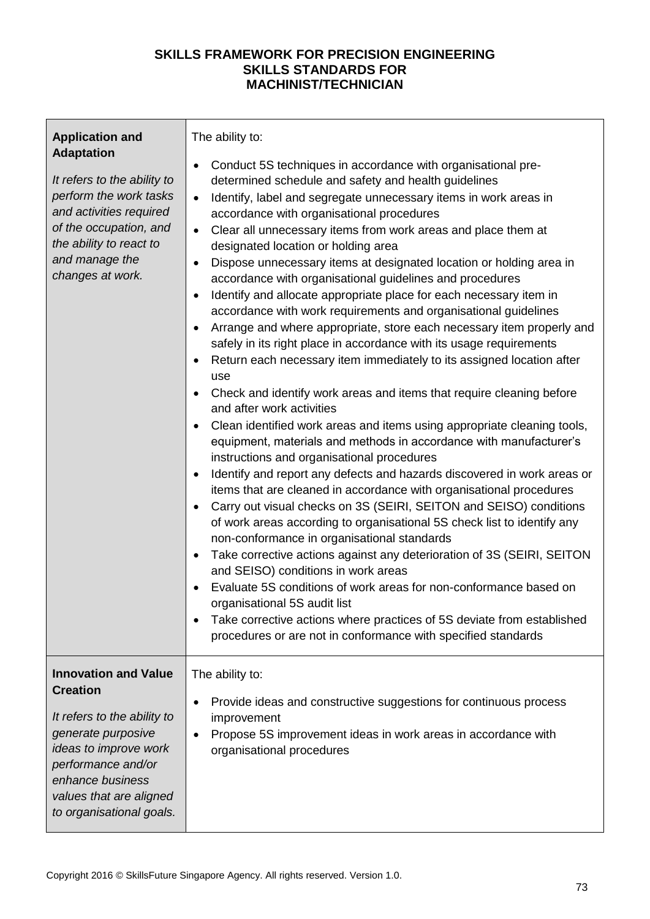**SKILLS FRAMEWORK FOR PRECISION ENGINEERING**
**SKILLS STANDARDS FOR**
**MACHINIST/TECHNICIAN**

| | |
|---|---|
| **Application and Adaptation**<br><br>*It refers to the ability to perform the work tasks and activities required of the occupation, and the ability to react to and manage the changes at work.* | The ability to:<br><br>• Conduct 5S techniques in accordance with organisational pre-determined schedule and safety and health guidelines<br>• Identify, label and segregate unnecessary items in work areas in accordance with organisational procedures<br>• Clear all unnecessary items from work areas and place them at designated location or holding area<br>• Dispose unnecessary items at designated location or holding area in accordance with organisational guidelines and procedures<br>• Identify and allocate appropriate place for each necessary item in accordance with work requirements and organisational guidelines<br>• Arrange and where appropriate, store each necessary item properly and safely in its right place in accordance with its usage requirements<br>• Return each necessary item immediately to its assigned location after use<br>• Check and identify work areas and items that require cleaning before and after work activities<br>• Clean identified work areas and items using appropriate cleaning tools, equipment, materials and methods in accordance with manufacturer's instructions and organisational procedures<br>• Identify and report any defects and hazards discovered in work areas or items that are cleaned in accordance with organisational procedures<br>• Carry out visual checks on 3S (SEIRI, SEITON and SEISO) conditions of work areas according to organisational 5S check list to identify any non-conformance in organisational standards<br>• Take corrective actions against any deterioration of 3S (SEIRI, SEITON and SEISO) conditions in work areas<br>• Evaluate 5S conditions of work areas for non-conformance based on organisational 5S audit list<br>• Take corrective actions where practices of 5S deviate from established procedures or are not in conformance with specified standards |
| **Innovation and Value Creation**<br><br>*It refers to the ability to generate purposive ideas to improve work performance and/or enhance business values that are aligned to organisational goals.* | The ability to:<br><br>• Provide ideas and constructive suggestions for continuous process improvement<br>• Propose 5S improvement ideas in work areas in accordance with organisational procedures |

Copyright 2016 © SkillsFuture Singapore Agency. All rights reserved. Version 1.0.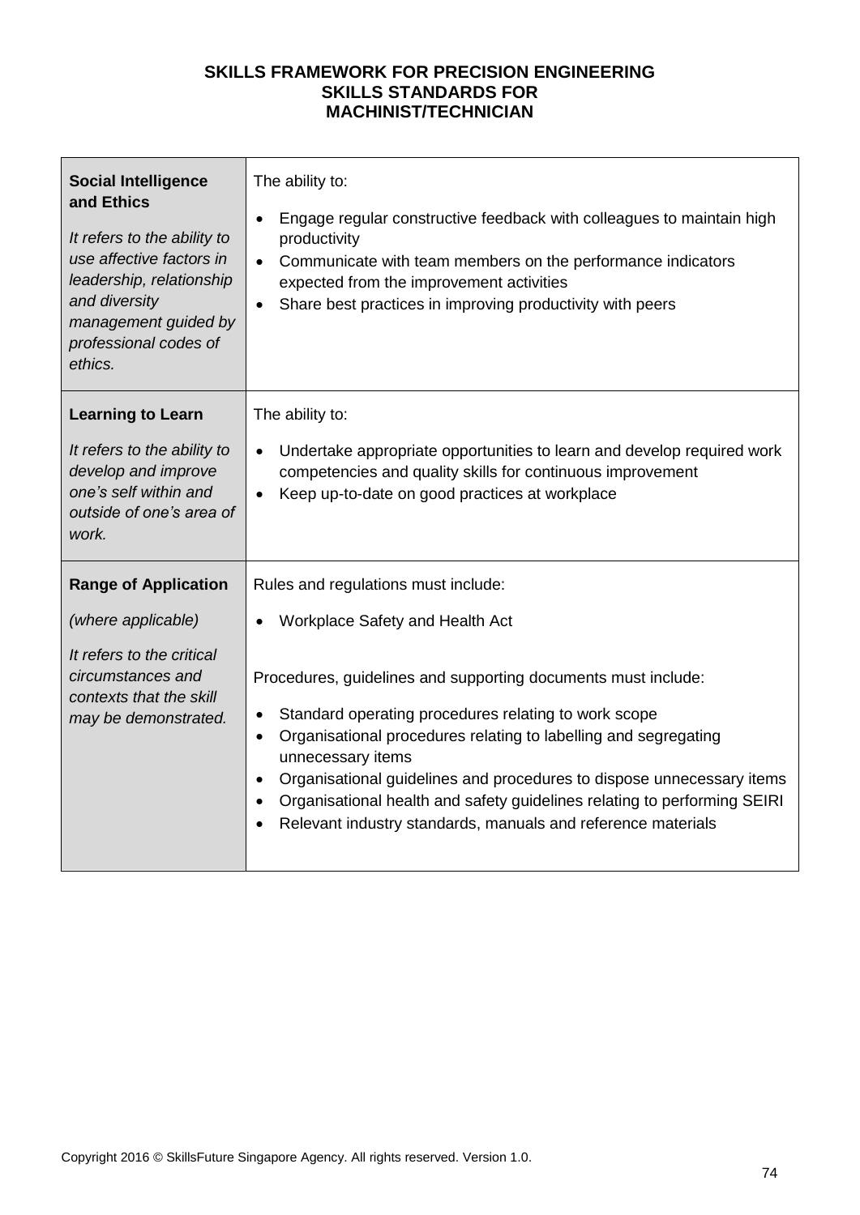| | |
|---|---|
| **Social Intelligence and Ethics**<br><br>*It refers to the ability to use affective factors in leadership, relationship and diversity management guided by professional codes of ethics.* | The ability to:<br><br>• Engage regular constructive feedback with colleagues to maintain high productivity<br>• Communicate with team members on the performance indicators expected from the improvement activities<br>• Share best practices in improving productivity with peers |
| **Learning to Learn**<br><br>*It refers to the ability to develop and improve one's self within and outside of one's area of work.* | The ability to:<br><br>• Undertake appropriate opportunities to learn and develop required work competencies and quality skills for continuous improvement<br>• Keep up-to-date on good practices at workplace |
| **Range of Application**<br><br>*(where applicable)*<br><br>*It refers to the critical circumstances and contexts that the skill may be demonstrated.* | Rules and regulations must include:<br><br>• Workplace Safety and Health Act<br><br>Procedures, guidelines and supporting documents must include:<br><br>• Standard operating procedures relating to work scope<br>• Organisational procedures relating to labelling and segregating unnecessary items<br>• Organisational guidelines and procedures to dispose unnecessary items<br>• Organisational health and safety guidelines relating to performing SEIRI<br>• Relevant industry standards, manuals and reference materials |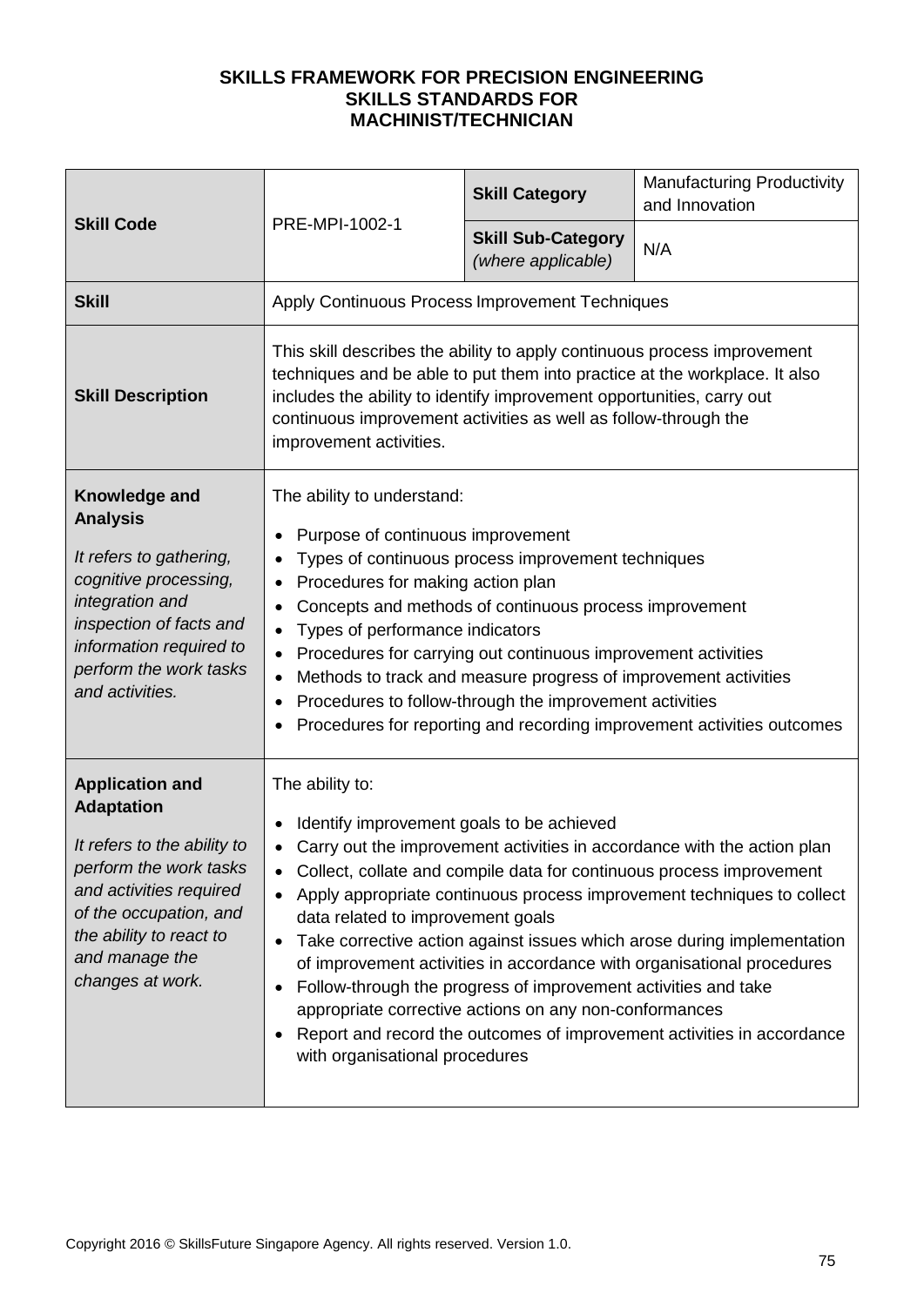**SKILLS FRAMEWORK FOR PRECISION ENGINEERING**
**SKILLS STANDARDS FOR**
**MACHINIST/TECHNICIAN**

| **Skill Code** | PRE-MPI-1002-1 | **Skill Category** | Manufacturing Productivity and Innovation |
|---|---|---|---|
| | | **Skill Sub-Category** *(where applicable)* | N/A |
| **Skill** | Apply Continuous Process Improvement Techniques | | |
| **Skill Description** | This skill describes the ability to apply continuous process improvement techniques and be able to put them into practice at the workplace. It also includes the ability to identify improvement opportunities, carry out continuous improvement activities as well as follow-through the improvement activities. | | |
| **Knowledge and Analysis** *It refers to gathering, cognitive processing, integration and inspection of facts and information required to perform the work tasks and activities.* | The ability to understand: <br>• Purpose of continuous improvement <br>• Types of continuous process improvement techniques <br>• Procedures for making action plan <br>• Concepts and methods of continuous process improvement <br>• Types of performance indicators <br>• Procedures for carrying out continuous improvement activities <br>• Methods to track and measure progress of improvement activities <br>• Procedures to follow-through the improvement activities <br>• Procedures for reporting and recording improvement activities outcomes | | |
| **Application and Adaptation** *It refers to the ability to perform the work tasks and activities required of the occupation, and the ability to react to and manage the changes at work.* | The ability to: <br>• Identify improvement goals to be achieved <br>• Carry out the improvement activities in accordance with the action plan <br>• Collect, collate and compile data for continuous process improvement <br>• Apply appropriate continuous process improvement techniques to collect data related to improvement goals <br>• Take corrective action against issues which arose during implementation of improvement activities in accordance with organisational procedures <br>• Follow-through the progress of improvement activities and take appropriate corrective actions on any non-conformances <br>• Report and record the outcomes of improvement activities in accordance with organisational procedures | | |

Copyright 2016 © SkillsFuture Singapore Agency. All rights reserved. Version 1.0.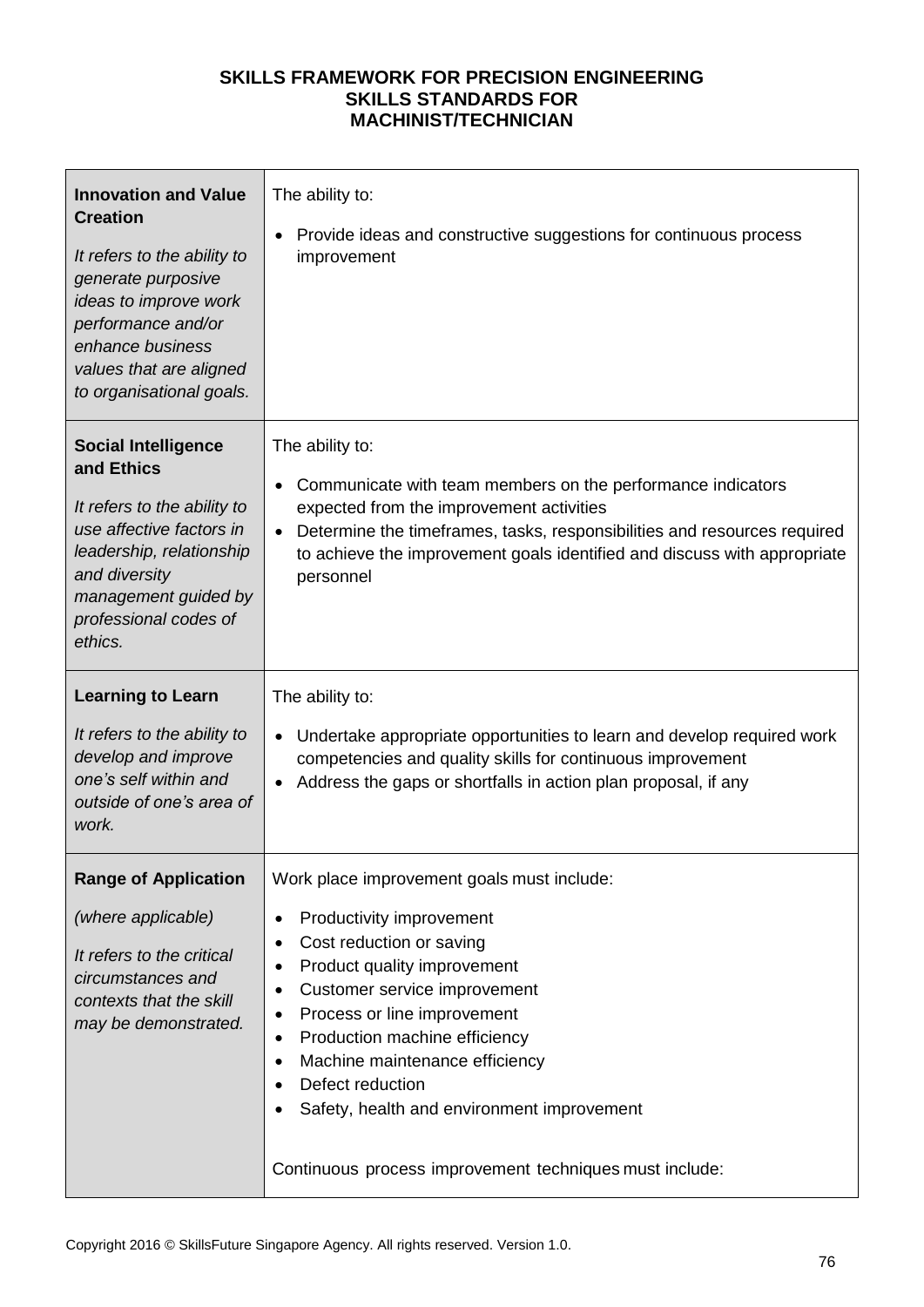**SKILLS FRAMEWORK FOR PRECISION ENGINEERING**
**SKILLS STANDARDS FOR**
**MACHINIST/TECHNICIAN**

| | |
|---|---|
| **Innovation and Value Creation**<br><br>*It refers to the ability to generate purposive ideas to improve work performance and/or enhance business values that are aligned to organisational goals.* | The ability to:<br><br>• Provide ideas and constructive suggestions for continuous process improvement |
| **Social Intelligence and Ethics**<br><br>*It refers to the ability to use affective factors in leadership, relationship and diversity management guided by professional codes of ethics.* | The ability to:<br><br>• Communicate with team members on the performance indicators expected from the improvement activities<br>• Determine the timeframes, tasks, responsibilities and resources required to achieve the improvement goals identified and discuss with appropriate personnel |
| **Learning to Learn**<br><br>*It refers to the ability to develop and improve one's self within and outside of one's area of work.* | The ability to:<br><br>• Undertake appropriate opportunities to learn and develop required work competencies and quality skills for continuous improvement<br>• Address the gaps or shortfalls in action plan proposal, if any |
| **Range of Application**<br><br>*(where applicable)*<br><br>*It refers to the critical circumstances and contexts that the skill may be demonstrated.* | Work place improvement goals must include:<br><br>• Productivity improvement<br>• Cost reduction or saving<br>• Product quality improvement<br>• Customer service improvement<br>• Process or line improvement<br>• Production machine efficiency<br>• Machine maintenance efficiency<br>• Defect reduction<br>• Safety, health and environment improvement<br><br>Continuous process improvement techniques must include: |

Copyright 2016 © SkillsFuture Singapore Agency. All rights reserved. Version 1.0.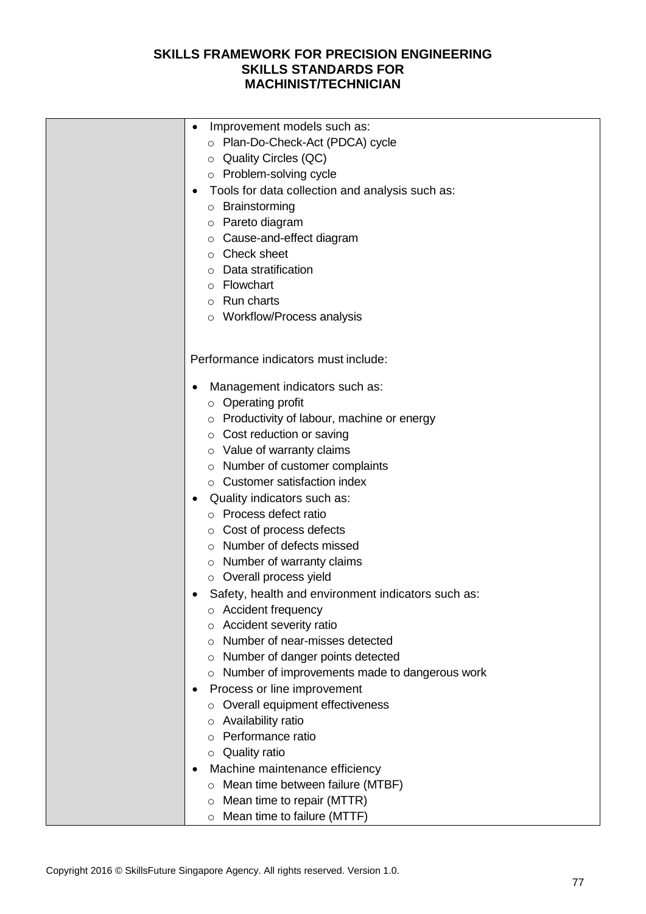| | |
|---|---|
| | • Improvement models such as:<br>  ○ Plan-Do-Check-Act (PDCA) cycle<br>  ○ Quality Circles (QC)<br>  ○ Problem-solving cycle<br>• Tools for data collection and analysis such as:<br>  ○ Brainstorming<br>  ○ Pareto diagram<br>  ○ Cause-and-effect diagram<br>  ○ Check sheet<br>  ○ Data stratification<br>  ○ Flowchart<br>  ○ Run charts<br>  ○ Workflow/Process analysis<br><br>Performance indicators must include:<br><br>• Management indicators such as:<br>  ○ Operating profit<br>  ○ Productivity of labour, machine or energy<br>  ○ Cost reduction or saving<br>  ○ Value of warranty claims<br>  ○ Number of customer complaints<br>  ○ Customer satisfaction index<br>• Quality indicators such as:<br>  ○ Process defect ratio<br>  ○ Cost of process defects<br>  ○ Number of defects missed<br>  ○ Number of warranty claims<br>  ○ Overall process yield<br>• Safety, health and environment indicators such as:<br>  ○ Accident frequency<br>  ○ Accident severity ratio<br>  ○ Number of near-misses detected<br>  ○ Number of danger points detected<br>  ○ Number of improvements made to dangerous work<br>• Process or line improvement<br>  ○ Overall equipment effectiveness<br>  ○ Availability ratio<br>  ○ Performance ratio<br>  ○ Quality ratio<br>• Machine maintenance efficiency<br>  ○ Mean time between failure (MTBF)<br>  ○ Mean time to repair (MTTR)<br>  ○ Mean time to failure (MTTF) |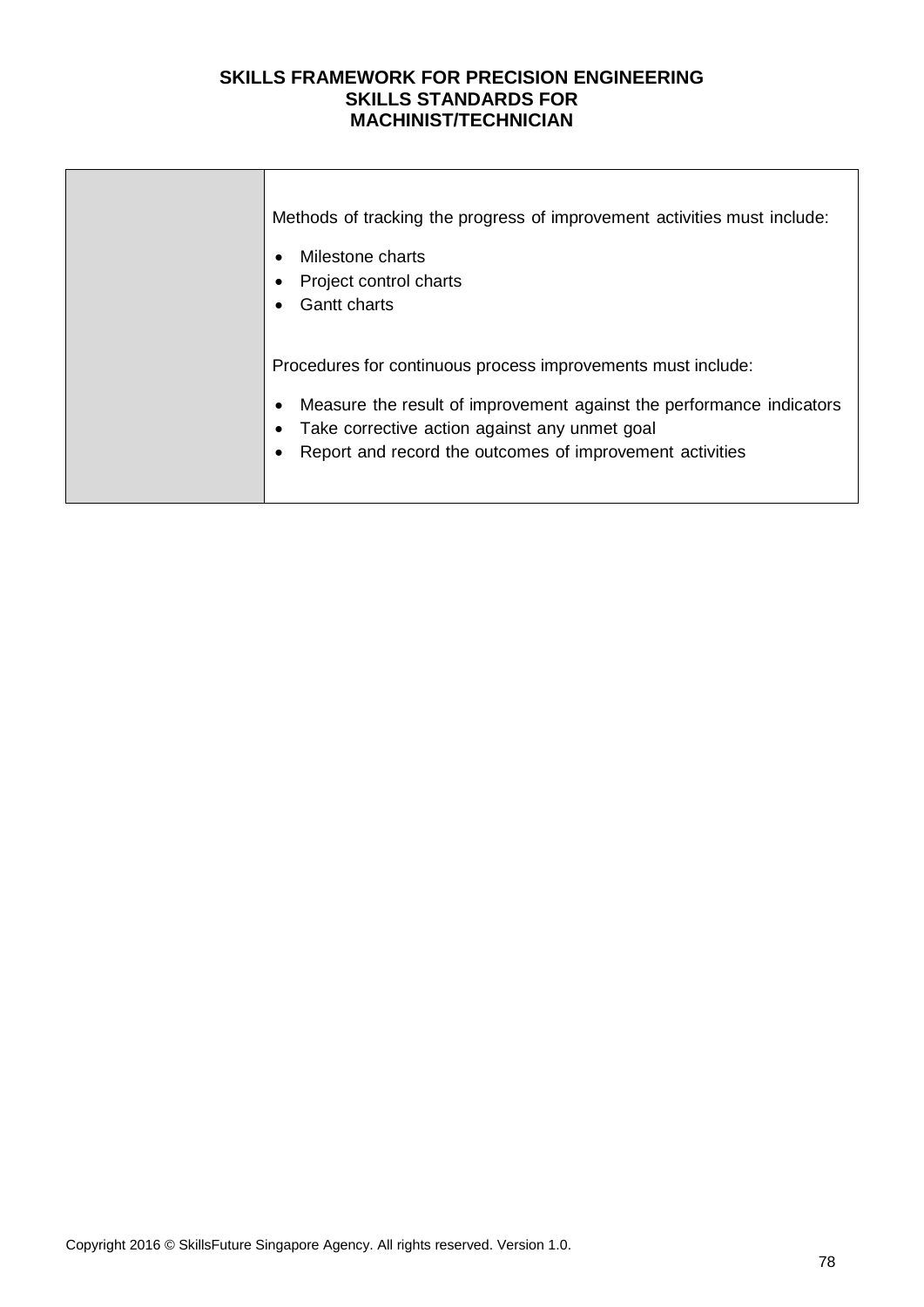| | |
|---|---|
| | Methods of tracking the progress of improvement activities must include:<br><br>• Milestone charts<br>• Project control charts<br>• Gantt charts<br><br>Procedures for continuous process improvements must include:<br><br>• Measure the result of improvement against the performance indicators<br>• Take corrective action against any unmet goal<br>• Report and record the outcomes of improvement activities |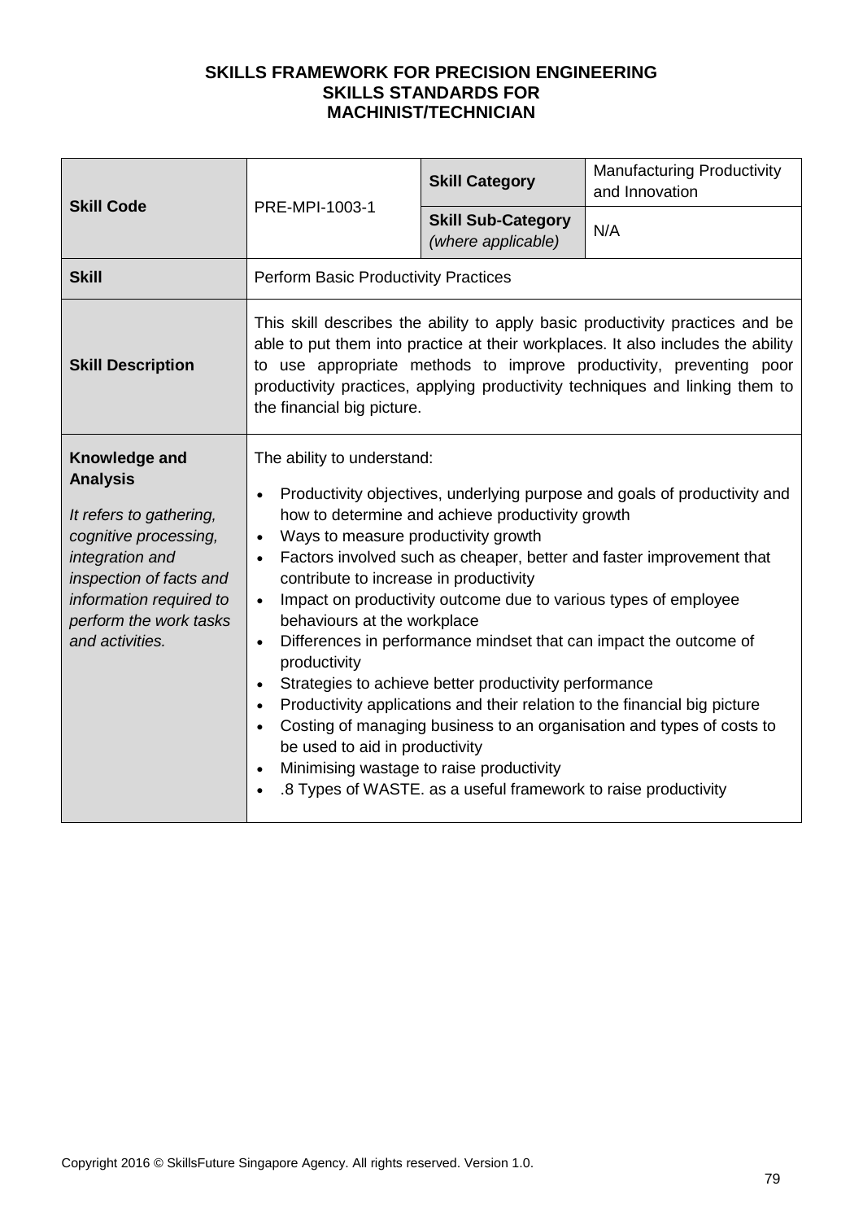**SKILLS FRAMEWORK FOR PRECISION ENGINEERING**
**SKILLS STANDARDS FOR**
**MACHINIST/TECHNICIAN**

| **Skill Code** | PRE-MPI-1003-1 | **Skill Category** | Manufacturing Productivity and Innovation |
|---|---|---|---|
| | | **Skill Sub-Category** *(where applicable)* | N/A |
| **Skill** | Perform Basic Productivity Practices | | |
| **Skill Description** | This skill describes the ability to apply basic productivity practices and be able to put them into practice at their workplaces. It also includes the ability to use appropriate methods to improve productivity, preventing poor productivity practices, applying productivity techniques and linking them to the financial big picture. | | |
| **Knowledge and Analysis**<br><br>*It refers to gathering, cognitive processing, integration and inspection of facts and information required to perform the work tasks and activities.* | The ability to understand:<br>• Productivity objectives, underlying purpose and goals of productivity and how to determine and achieve productivity growth<br>• Ways to measure productivity growth<br>• Factors involved such as cheaper, better and faster improvement that contribute to increase in productivity<br>• Impact on productivity outcome due to various types of employee behaviours at the workplace<br>• Differences in performance mindset that can impact the outcome of productivity<br>• Strategies to achieve better productivity performance<br>• Productivity applications and their relation to the financial big picture<br>• Costing of managing business to an organisation and types of costs to be used to aid in productivity<br>• Minimising wastage to raise productivity<br>• .8 Types of WASTE. as a useful framework to raise productivity | | |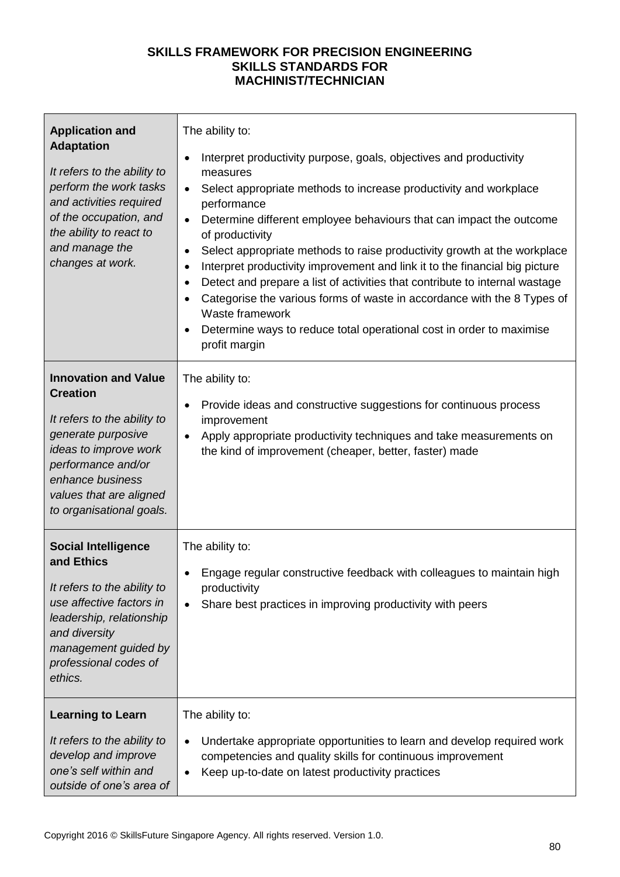**SKILLS FRAMEWORK FOR PRECISION ENGINEERING**
**SKILLS STANDARDS FOR**
**MACHINIST/TECHNICIAN**

| | |
|---|---|
| **Application and Adaptation**<br><br>*It refers to the ability to perform the work tasks and activities required of the occupation, and the ability to react to and manage the changes at work.* | The ability to:<br>• Interpret productivity purpose, goals, objectives and productivity measures<br>• Select appropriate methods to increase productivity and workplace performance<br>• Determine different employee behaviours that can impact the outcome of productivity<br>• Select appropriate methods to raise productivity growth at the workplace<br>• Interpret productivity improvement and link it to the financial big picture<br>• Detect and prepare a list of activities that contribute to internal wastage<br>• Categorise the various forms of waste in accordance with the 8 Types of Waste framework<br>• Determine ways to reduce total operational cost in order to maximise profit margin |
| **Innovation and Value Creation**<br><br>*It refers to the ability to generate purposive ideas to improve work performance and/or enhance business values that are aligned to organisational goals.* | The ability to:<br>• Provide ideas and constructive suggestions for continuous process improvement<br>• Apply appropriate productivity techniques and take measurements on the kind of improvement (cheaper, better, faster) made |
| **Social Intelligence and Ethics**<br><br>*It refers to the ability to use affective factors in leadership, relationship and diversity management guided by professional codes of ethics.* | The ability to:<br>• Engage regular constructive feedback with colleagues to maintain high productivity<br>• Share best practices in improving productivity with peers |
| **Learning to Learn**<br><br>*It refers to the ability to develop and improve one's self within and outside of one's area of* | The ability to:<br>• Undertake appropriate opportunities to learn and develop required work competencies and quality skills for continuous improvement<br>• Keep up-to-date on latest productivity practices |

Copyright 2016 © SkillsFuture Singapore Agency. All rights reserved. Version 1.0.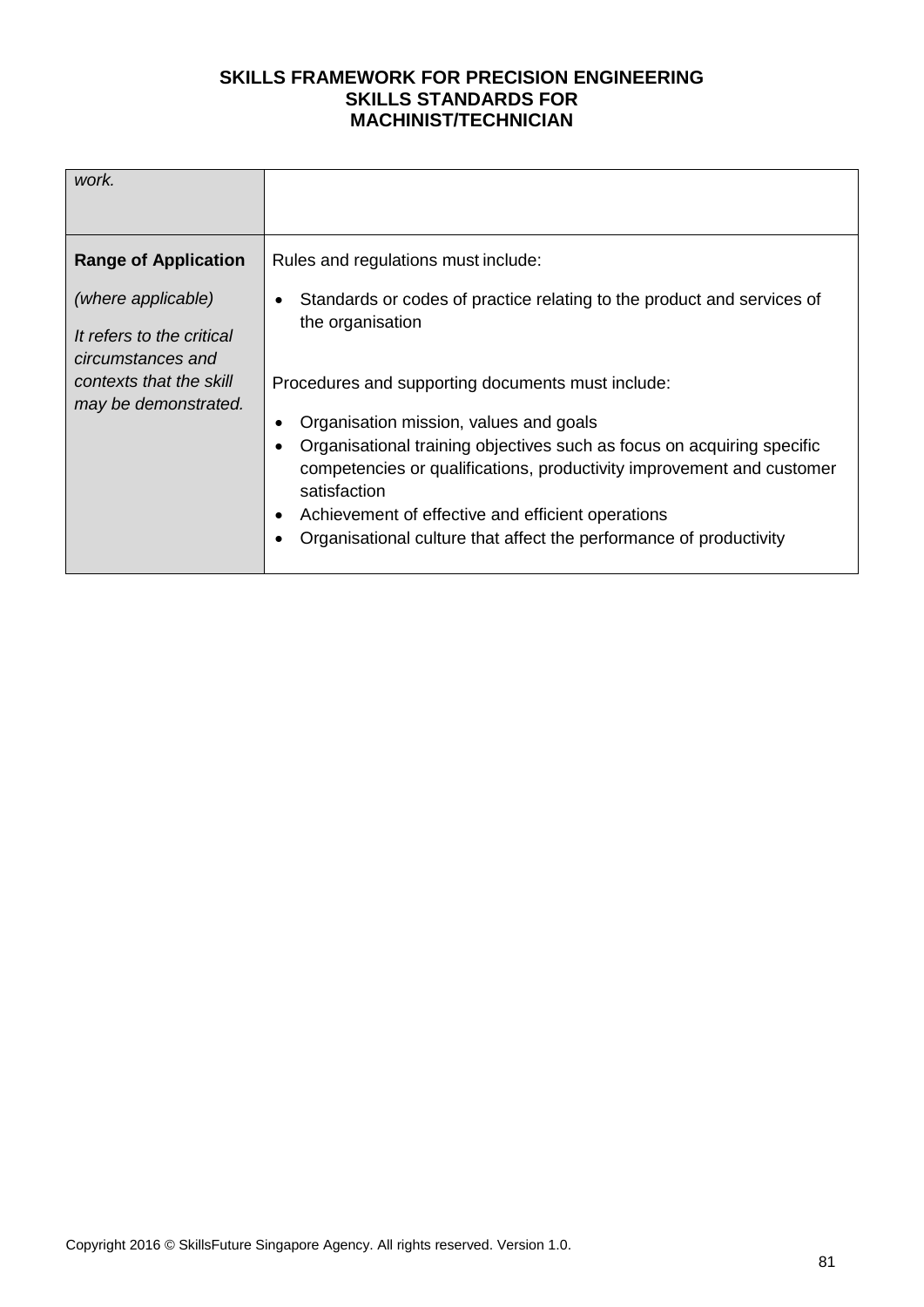| | |
|---|---|
| *work.* | |
| **Range of Application**<br><br>*(where applicable)*<br><br>*It refers to the critical circumstances and contexts that the skill may be demonstrated.* | Rules and regulations must include:<br><br>• Standards or codes of practice relating to the product and services of the organisation<br><br>Procedures and supporting documents must include:<br><br>• Organisation mission, values and goals<br>• Organisational training objectives such as focus on acquiring specific competencies or qualifications, productivity improvement and customer satisfaction<br>• Achievement of effective and efficient operations<br>• Organisational culture that affect the performance of productivity |

Copyright 2016 © SkillsFuture Singapore Agency. All rights reserved. Version 1.0.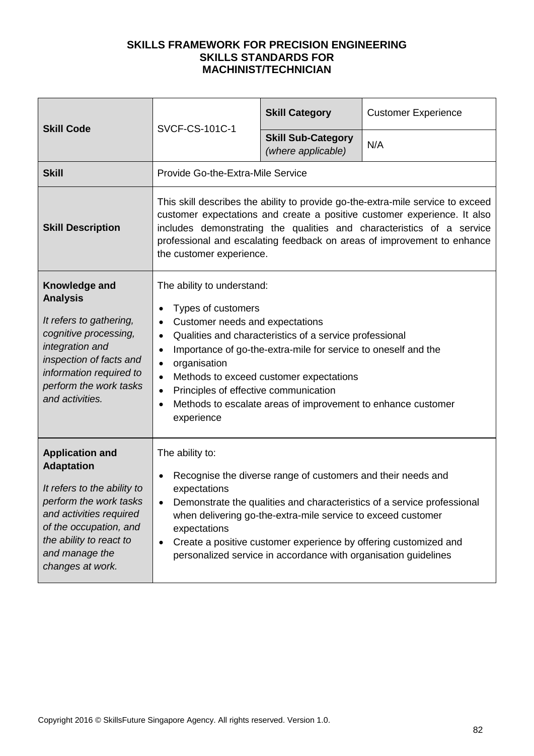**SKILLS FRAMEWORK FOR PRECISION ENGINEERING**
**SKILLS STANDARDS FOR**
**MACHINIST/TECHNICIAN**

| **Skill Code** | SVCF-CS-101C-1 | **Skill Category** | Customer Experience |
|---|---|---|---|
| | | **Skill Sub-Category** *(where applicable)* | N/A |
| **Skill** | Provide Go-the-Extra-Mile Service | | |
| **Skill Description** | This skill describes the ability to provide go-the-extra-mile service to exceed customer expectations and create a positive customer experience. It also includes demonstrating the qualities and characteristics of a service professional and escalating feedback on areas of improvement to enhance the customer experience. | | |
| **Knowledge and Analysis**<br><br>*It refers to gathering, cognitive processing, integration and inspection of facts and information required to perform the work tasks and activities.* | The ability to understand:<br><br>• Types of customers<br>• Customer needs and expectations<br>• Qualities and characteristics of a service professional<br>• Importance of go-the-extra-mile for service to oneself and the<br>• organisation<br>• Methods to exceed customer expectations<br>• Principles of effective communication<br>• Methods to escalate areas of improvement to enhance customer experience | | |
| **Application and Adaptation**<br><br>*It refers to the ability to perform the work tasks and activities required of the occupation, and the ability to react to and manage the changes at work.* | The ability to:<br><br>• Recognise the diverse range of customers and their needs and expectations<br>• Demonstrate the qualities and characteristics of a service professional when delivering go-the-extra-mile service to exceed customer expectations<br>• Create a positive customer experience by offering customized and personalized service in accordance with organisation guidelines | | |

Copyright 2016 © SkillsFuture Singapore Agency. All rights reserved. Version 1.0.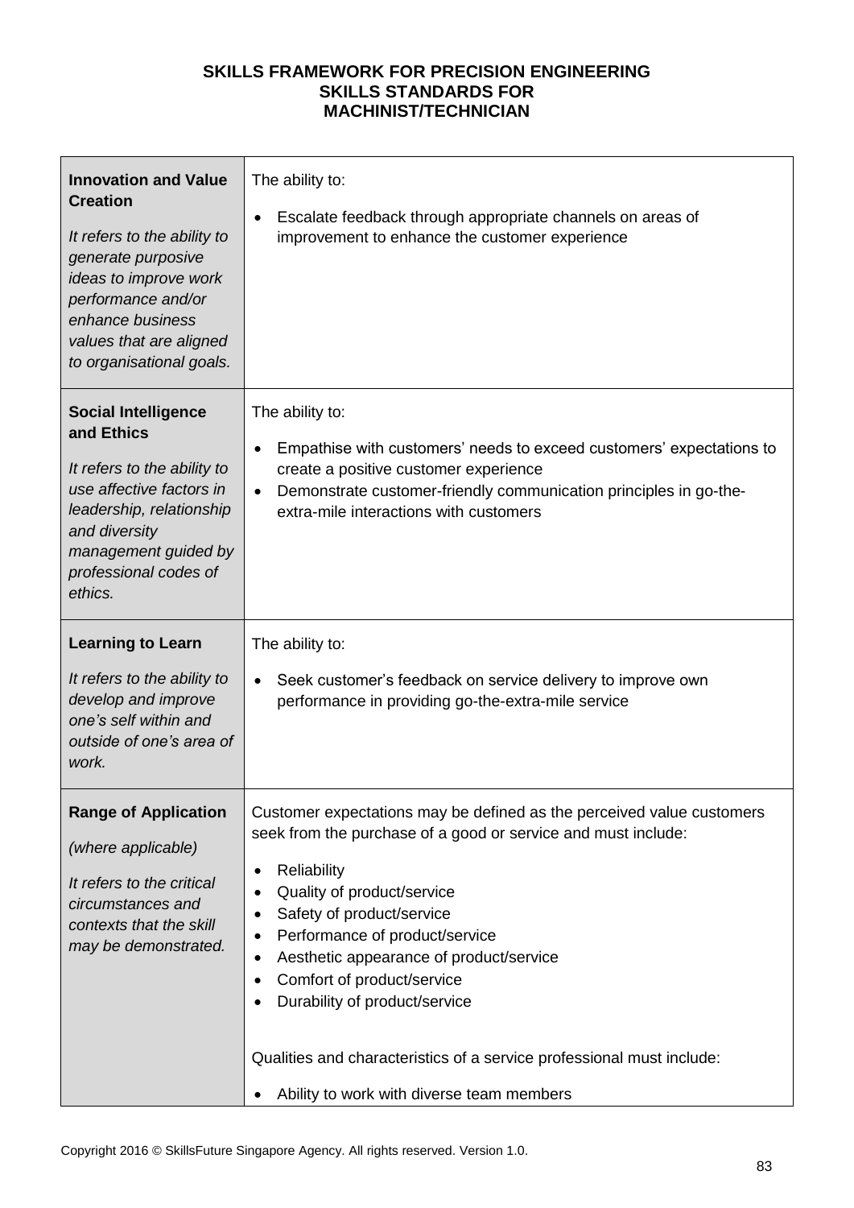**SKILLS FRAMEWORK FOR PRECISION ENGINEERING**
**SKILLS STANDARDS FOR**
**MACHINIST/TECHNICIAN**

| | |
|---|---|
| **Innovation and Value Creation**<br><br>*It refers to the ability to generate purposive ideas to improve work performance and/or enhance business values that are aligned to organisational goals.* | The ability to:<br><br>• Escalate feedback through appropriate channels on areas of improvement to enhance the customer experience |
| **Social Intelligence and Ethics**<br><br>*It refers to the ability to use affective factors in leadership, relationship and diversity management guided by professional codes of ethics.* | The ability to:<br><br>• Empathise with customers' needs to exceed customers' expectations to create a positive customer experience<br>• Demonstrate customer-friendly communication principles in go-the-extra-mile interactions with customers |
| **Learning to Learn**<br><br>*It refers to the ability to develop and improve one's self within and outside of one's area of work.* | The ability to:<br><br>• Seek customer's feedback on service delivery to improve own performance in providing go-the-extra-mile service |
| **Range of Application**<br><br>*(where applicable)*<br><br>*It refers to the critical circumstances and contexts that the skill may be demonstrated.* | Customer expectations may be defined as the perceived value customers seek from the purchase of a good or service and must include:<br><br>• Reliability<br>• Quality of product/service<br>• Safety of product/service<br>• Performance of product/service<br>• Aesthetic appearance of product/service<br>• Comfort of product/service<br>• Durability of product/service<br><br>Qualities and characteristics of a service professional must include:<br><br>• Ability to work with diverse team members |

Copyright 2016 © SkillsFuture Singapore Agency. All rights reserved. Version 1.0.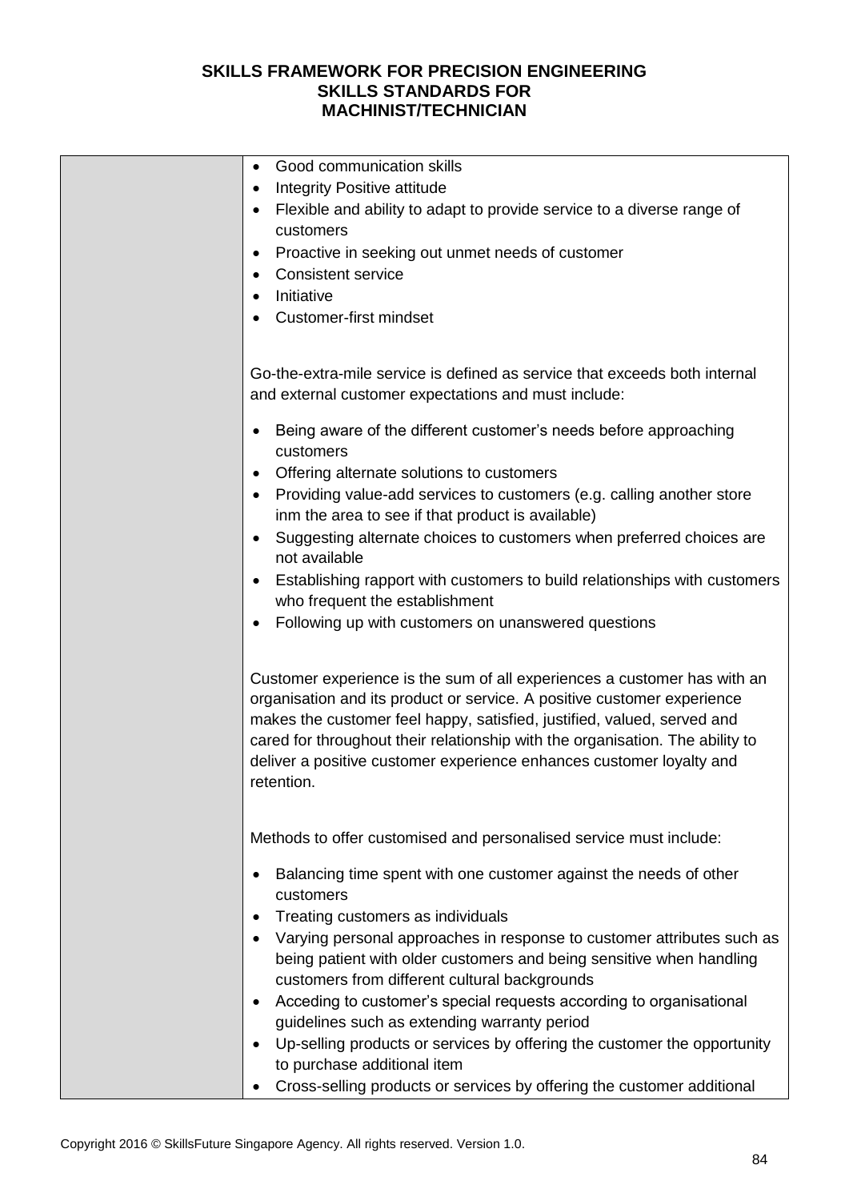| | |
|---|---|
| | • Good communication skills<br>• Integrity Positive attitude<br>• Flexible and ability to adapt to provide service to a diverse range of customers<br>• Proactive in seeking out unmet needs of customer<br>• Consistent service<br>• Initiative<br>• Customer-first mindset<br><br>Go-the-extra-mile service is defined as service that exceeds both internal and external customer expectations and must include:<br><br>• Being aware of the different customer's needs before approaching customers<br>• Offering alternate solutions to customers<br>• Providing value-add services to customers (e.g. calling another store inm the area to see if that product is available)<br>• Suggesting alternate choices to customers when preferred choices are not available<br>• Establishing rapport with customers to build relationships with customers who frequent the establishment<br>• Following up with customers on unanswered questions<br><br>Customer experience is the sum of all experiences a customer has with an organisation and its product or service. A positive customer experience makes the customer feel happy, satisfied, justified, valued, served and cared for throughout their relationship with the organisation. The ability to deliver a positive customer experience enhances customer loyalty and retention.<br><br>Methods to offer customised and personalised service must include:<br><br>• Balancing time spent with one customer against the needs of other customers<br>• Treating customers as individuals<br>• Varying personal approaches in response to customer attributes such as being patient with older customers and being sensitive when handling customers from different cultural backgrounds<br>• Acceding to customer's special requests according to organisational guidelines such as extending warranty period<br>• Up-selling products or services by offering the customer the opportunity to purchase additional item<br>• Cross-selling products or services by offering the customer additional |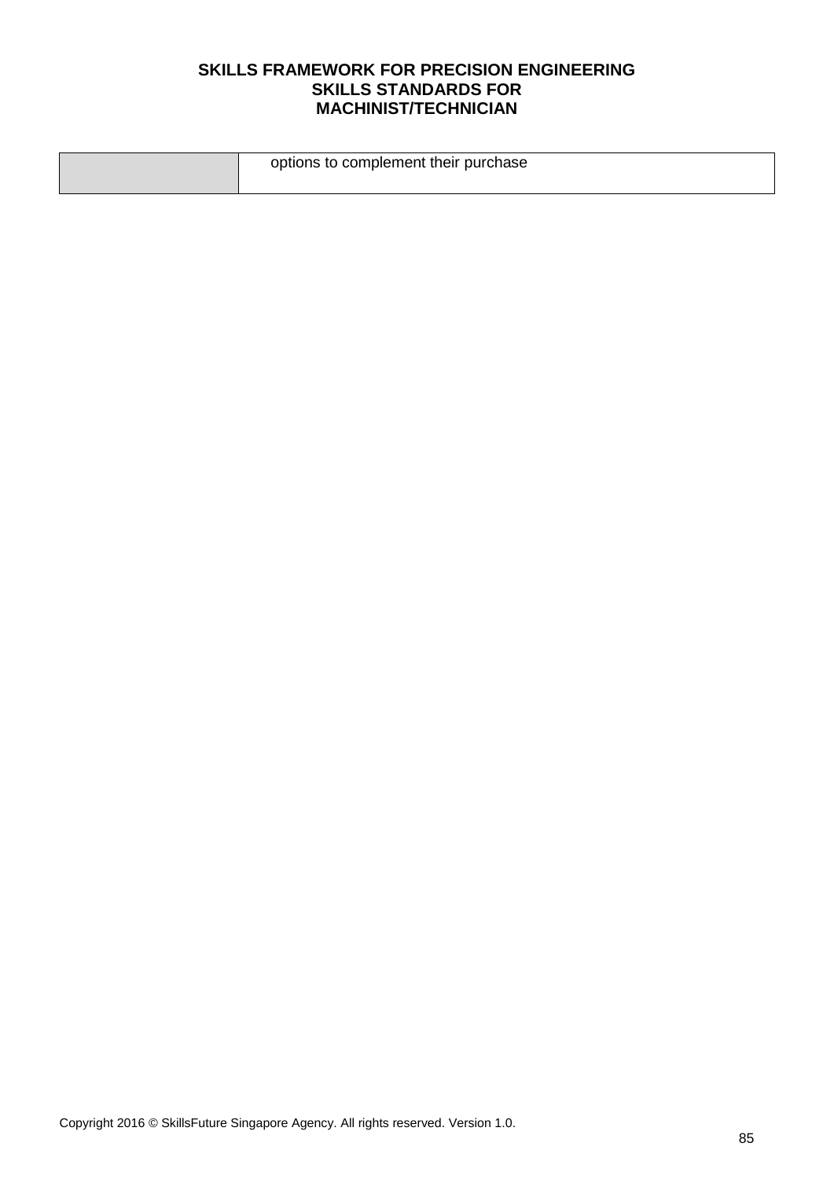|  | options to complement their purchase |
|---|---|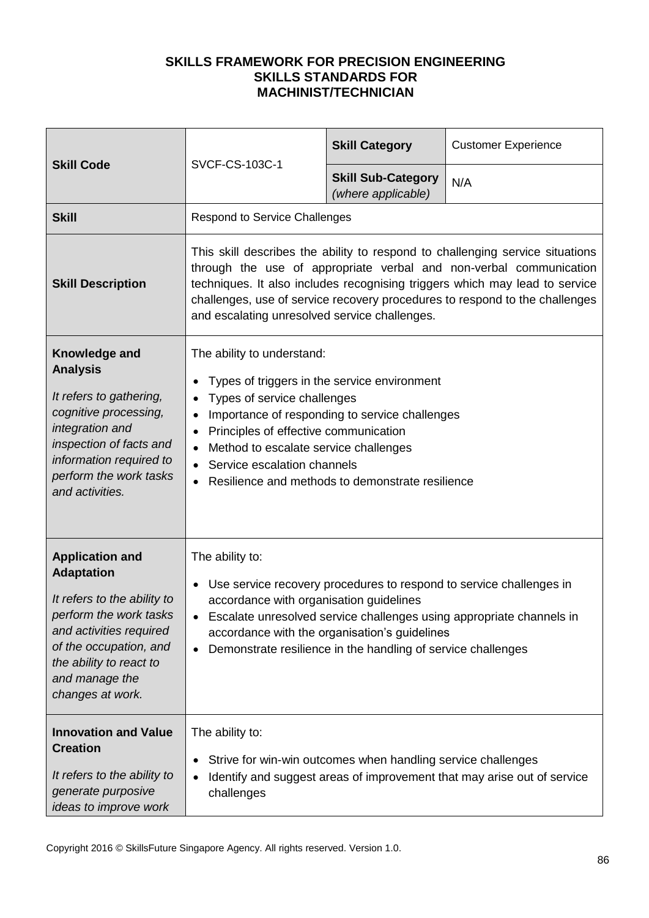**SKILLS FRAMEWORK FOR PRECISION ENGINEERING**
**SKILLS STANDARDS FOR**
**MACHINIST/TECHNICIAN**

| **Skill Code** | SVCF-CS-103C-1 | **Skill Category** | Customer Experience |
|---|---|---|---|
| | | **Skill Sub-Category** *(where applicable)* | N/A |
| **Skill** | Respond to Service Challenges | | |
| **Skill Description** | This skill describes the ability to respond to challenging service situations through the use of appropriate verbal and non-verbal communication techniques. It also includes recognising triggers which may lead to service challenges, use of service recovery procedures to respond to the challenges and escalating unresolved service challenges. | | |
| **Knowledge and Analysis**<br><br>*It refers to gathering, cognitive processing, integration and inspection of facts and information required to perform the work tasks and activities.* | The ability to understand:<br>• Types of triggers in the service environment<br>• Types of service challenges<br>• Importance of responding to service challenges<br>• Principles of effective communication<br>• Method to escalate service challenges<br>• Service escalation channels<br>• Resilience and methods to demonstrate resilience | | |
| **Application and Adaptation**<br><br>*It refers to the ability to perform the work tasks and activities required of the occupation, and the ability to react to and manage the changes at work.* | The ability to:<br>• Use service recovery procedures to respond to service challenges in accordance with organisation guidelines<br>• Escalate unresolved service challenges using appropriate channels in accordance with the organisation's guidelines<br>• Demonstrate resilience in the handling of service challenges | | |
| **Innovation and Value Creation**<br><br>*It refers to the ability to generate purposive ideas to improve work* | The ability to:<br>• Strive for win-win outcomes when handling service challenges<br>• Identify and suggest areas of improvement that may arise out of service challenges | | |

Copyright 2016 © SkillsFuture Singapore Agency. All rights reserved. Version 1.0.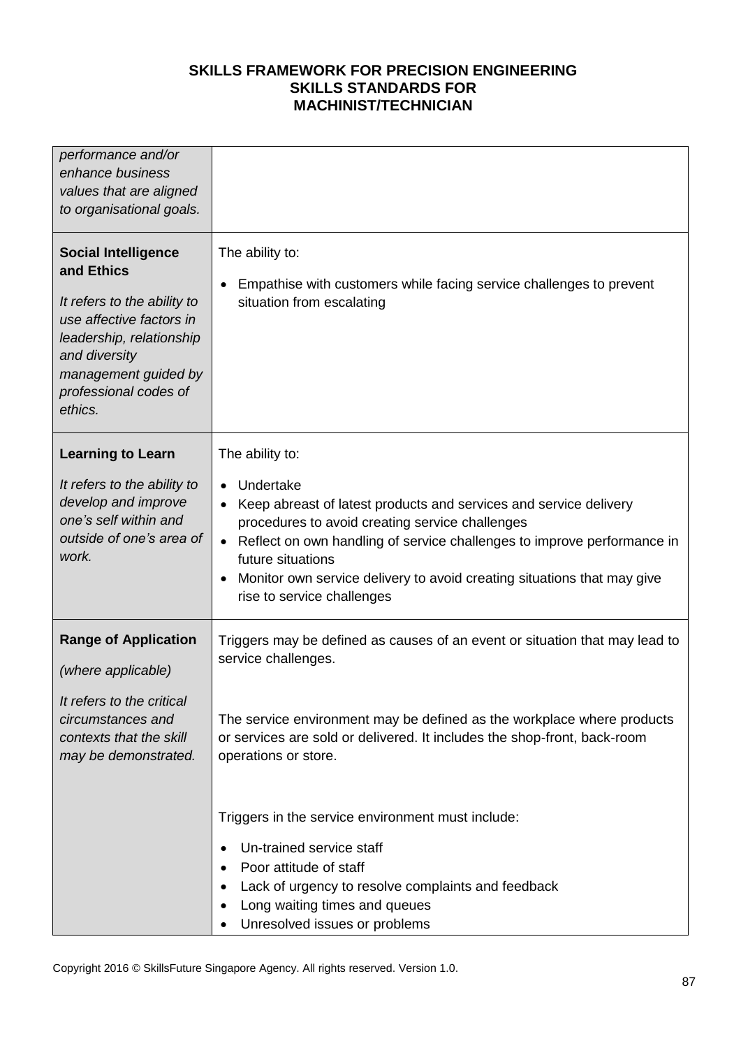| | |
|---|---|
| *performance and/or enhance business values that are aligned to organisational goals.* | |
| **Social Intelligence and Ethics**<br><br>*It refers to the ability to use affective factors in leadership, relationship and diversity management guided by professional codes of ethics.* | The ability to:<br><br>• Empathise with customers while facing service challenges to prevent situation from escalating |
| **Learning to Learn**<br><br>*It refers to the ability to develop and improve one's self within and outside of one's area of work.* | The ability to:<br><br>• Undertake<br>• Keep abreast of latest products and services and service delivery procedures to avoid creating service challenges<br>• Reflect on own handling of service challenges to improve performance in future situations<br>• Monitor own service delivery to avoid creating situations that may give rise to service challenges |
| **Range of Application**<br><br>*(where applicable)*<br><br>*It refers to the critical circumstances and contexts that the skill may be demonstrated.* | Triggers may be defined as causes of an event or situation that may lead to service challenges.<br><br>The service environment may be defined as the workplace where products or services are sold or delivered. It includes the shop-front, back-room operations or store.<br><br>Triggers in the service environment must include:<br><br>• Un-trained service staff<br>• Poor attitude of staff<br>• Lack of urgency to resolve complaints and feedback<br>• Long waiting times and queues<br>• Unresolved issues or problems |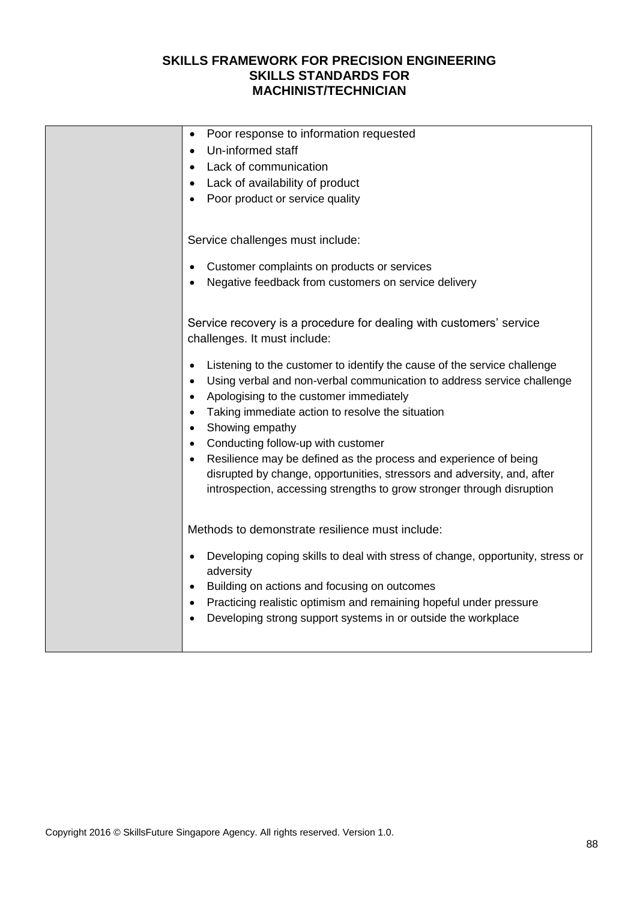| | |
|---|---|
| | • Poor response to information requested<br>• Un-informed staff<br>• Lack of communication<br>• Lack of availability of product<br>• Poor product or service quality<br><br>Service challenges must include:<br><br>• Customer complaints on products or services<br>• Negative feedback from customers on service delivery<br><br>Service recovery is a procedure for dealing with customers' service challenges. It must include:<br><br>• Listening to the customer to identify the cause of the service challenge<br>• Using verbal and non-verbal communication to address service challenge<br>• Apologising to the customer immediately<br>• Taking immediate action to resolve the situation<br>• Showing empathy<br>• Conducting follow-up with customer<br>• Resilience may be defined as the process and experience of being disrupted by change, opportunities, stressors and adversity, and, after introspection, accessing strengths to grow stronger through disruption<br><br>Methods to demonstrate resilience must include:<br><br>• Developing coping skills to deal with stress of change, opportunity, stress or adversity<br>• Building on actions and focusing on outcomes<br>• Practicing realistic optimism and remaining hopeful under pressure<br>• Developing strong support systems in or outside the workplace |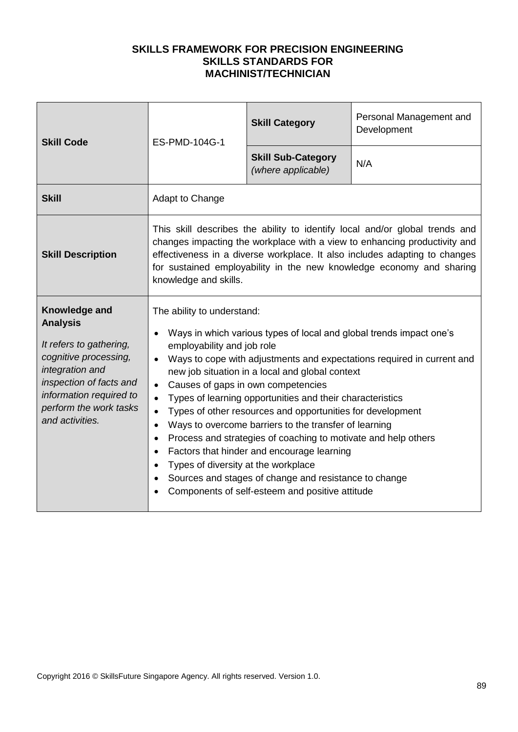**SKILLS FRAMEWORK FOR PRECISION ENGINEERING**
**SKILLS STANDARDS FOR**
**MACHINIST/TECHNICIAN**

| **Skill Code** | ES-PMD-104G-1 | **Skill Category** | Personal Management and Development |
|---|---|---|---|
| | | **Skill Sub-Category** *(where applicable)* | N/A |
| **Skill** | Adapt to Change | | |
| **Skill Description** | This skill describes the ability to identify local and/or global trends and changes impacting the workplace with a view to enhancing productivity and effectiveness in a diverse workplace. It also includes adapting to changes for sustained employability in the new knowledge economy and sharing knowledge and skills. | | |
| **Knowledge and Analysis**<br><br>*It refers to gathering, cognitive processing, integration and inspection of facts and information required to perform the work tasks and activities.* | The ability to understand:<br><br>• Ways in which various types of local and global trends impact one's employability and job role<br>• Ways to cope with adjustments and expectations required in current and new job situation in a local and global context<br>• Causes of gaps in own competencies<br>• Types of learning opportunities and their characteristics<br>• Types of other resources and opportunities for development<br>• Ways to overcome barriers to the transfer of learning<br>• Process and strategies of coaching to motivate and help others<br>• Factors that hinder and encourage learning<br>• Types of diversity at the workplace<br>• Sources and stages of change and resistance to change<br>• Components of self-esteem and positive attitude | | |

Copyright 2016 © SkillsFuture Singapore Agency. All rights reserved. Version 1.0.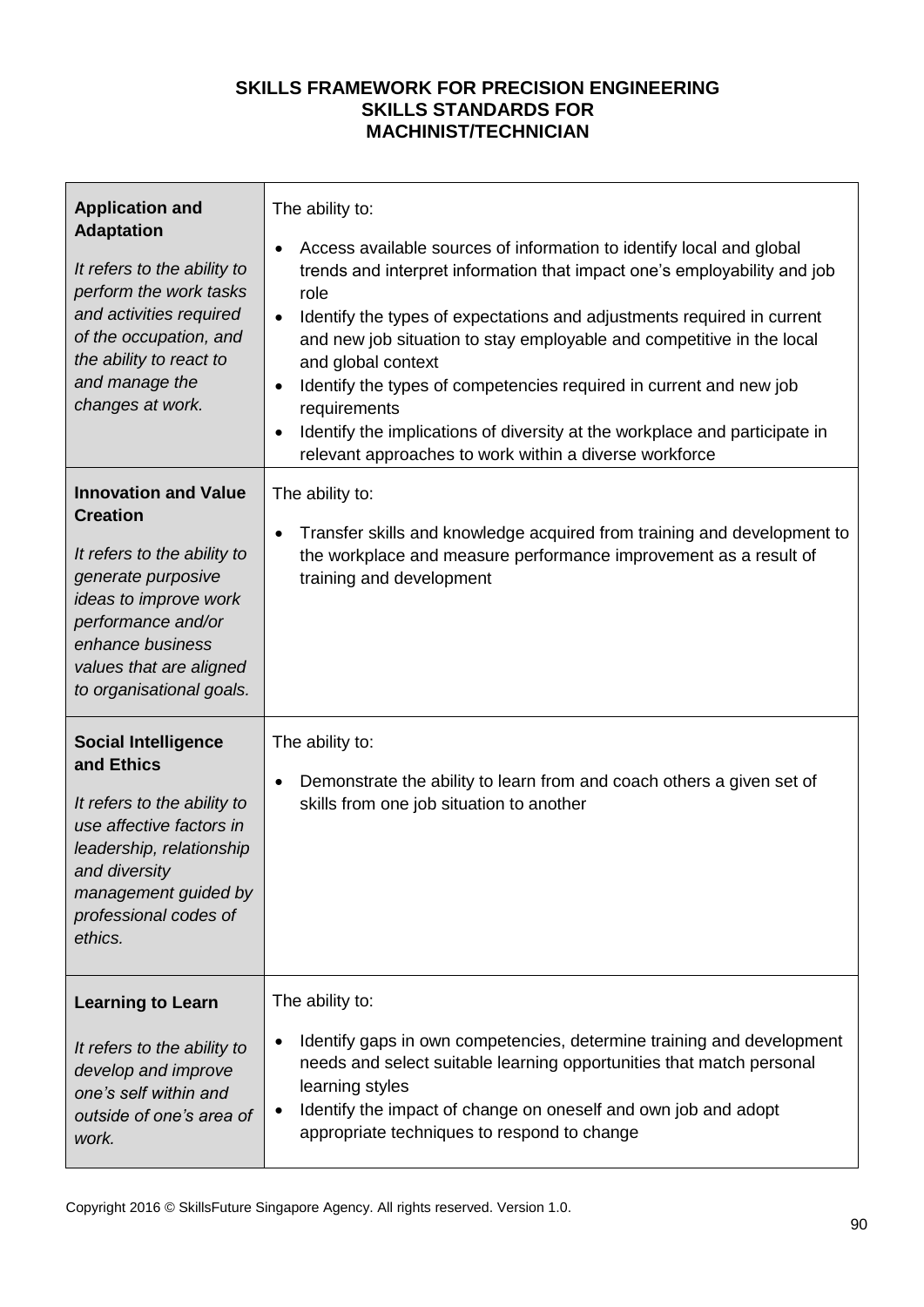**SKILLS FRAMEWORK FOR PRECISION ENGINEERING**
**SKILLS STANDARDS FOR**
**MACHINIST/TECHNICIAN**

| | |
|---|---|
| **Application and Adaptation**<br><br>*It refers to the ability to perform the work tasks and activities required of the occupation, and the ability to react to and manage the changes at work.* | The ability to:<br><br>• Access available sources of information to identify local and global trends and interpret information that impact one's employability and job role<br>• Identify the types of expectations and adjustments required in current and new job situation to stay employable and competitive in the local and global context<br>• Identify the types of competencies required in current and new job requirements<br>• Identify the implications of diversity at the workplace and participate in relevant approaches to work within a diverse workforce |
| **Innovation and Value Creation**<br><br>*It refers to the ability to generate purposive ideas to improve work performance and/or enhance business values that are aligned to organisational goals.* | The ability to:<br><br>• Transfer skills and knowledge acquired from training and development to the workplace and measure performance improvement as a result of training and development |
| **Social Intelligence and Ethics**<br><br>*It refers to the ability to use affective factors in leadership, relationship and diversity management guided by professional codes of ethics.* | The ability to:<br><br>• Demonstrate the ability to learn from and coach others a given set of skills from one job situation to another |
| **Learning to Learn**<br><br>*It refers to the ability to develop and improve one's self within and outside of one's area of work.* | The ability to:<br><br>• Identify gaps in own competencies, determine training and development needs and select suitable learning opportunities that match personal learning styles<br>• Identify the impact of change on oneself and own job and adopt appropriate techniques to respond to change |

Copyright 2016 © SkillsFuture Singapore Agency. All rights reserved. Version 1.0.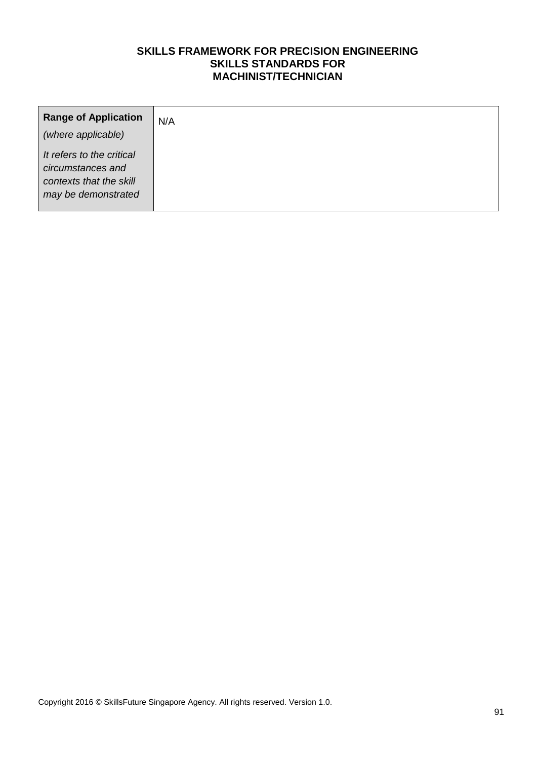| **Range of Application** *(where applicable)* *It refers to the critical circumstances and contexts that the skill may be demonstrated* | N/A |
|---|---|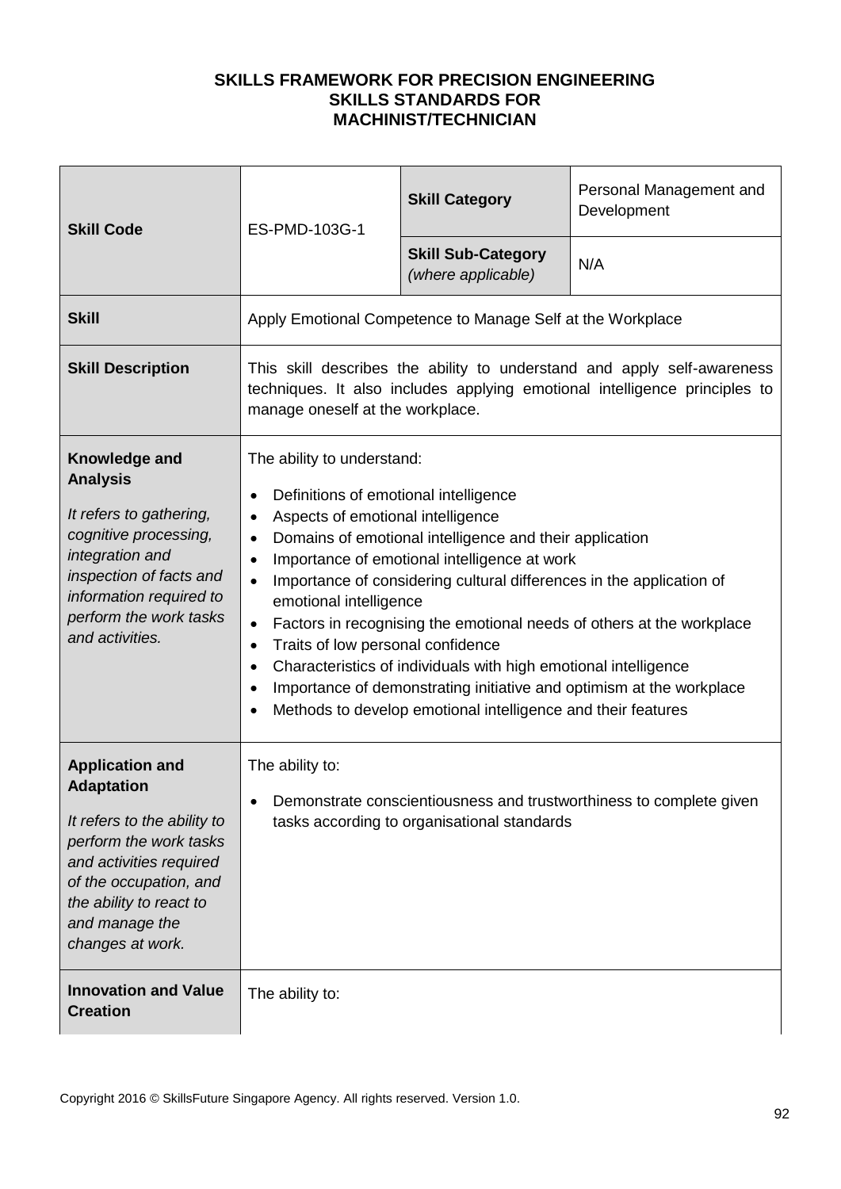**SKILLS FRAMEWORK FOR PRECISION ENGINEERING**
**SKILLS STANDARDS FOR**
**MACHINIST/TECHNICIAN**

| **Skill Code** | ES-PMD-103G-1 | **Skill Category** | Personal Management and Development |
|---|---|---|---|
| | | **Skill Sub-Category** *(where applicable)* | N/A |
| **Skill** | Apply Emotional Competence to Manage Self at the Workplace | | |
| **Skill Description** | This skill describes the ability to understand and apply self-awareness techniques. It also includes applying emotional intelligence principles to manage oneself at the workplace. | | |
| **Knowledge and Analysis**<br><br>*It refers to gathering, cognitive processing, integration and inspection of facts and information required to perform the work tasks and activities.* | The ability to understand:<br><br>• Definitions of emotional intelligence<br>• Aspects of emotional intelligence<br>• Domains of emotional intelligence and their application<br>• Importance of emotional intelligence at work<br>• Importance of considering cultural differences in the application of emotional intelligence<br>• Factors in recognising the emotional needs of others at the workplace<br>• Traits of low personal confidence<br>• Characteristics of individuals with high emotional intelligence<br>• Importance of demonstrating initiative and optimism at the workplace<br>• Methods to develop emotional intelligence and their features | | |
| **Application and Adaptation**<br><br>*It refers to the ability to perform the work tasks and activities required of the occupation, and the ability to react to and manage the changes at work.* | The ability to:<br><br>• Demonstrate conscientiousness and trustworthiness to complete given tasks according to organisational standards | | |
| **Innovation and Value Creation** | The ability to: | | |

Copyright 2016 © SkillsFuture Singapore Agency. All rights reserved. Version 1.0.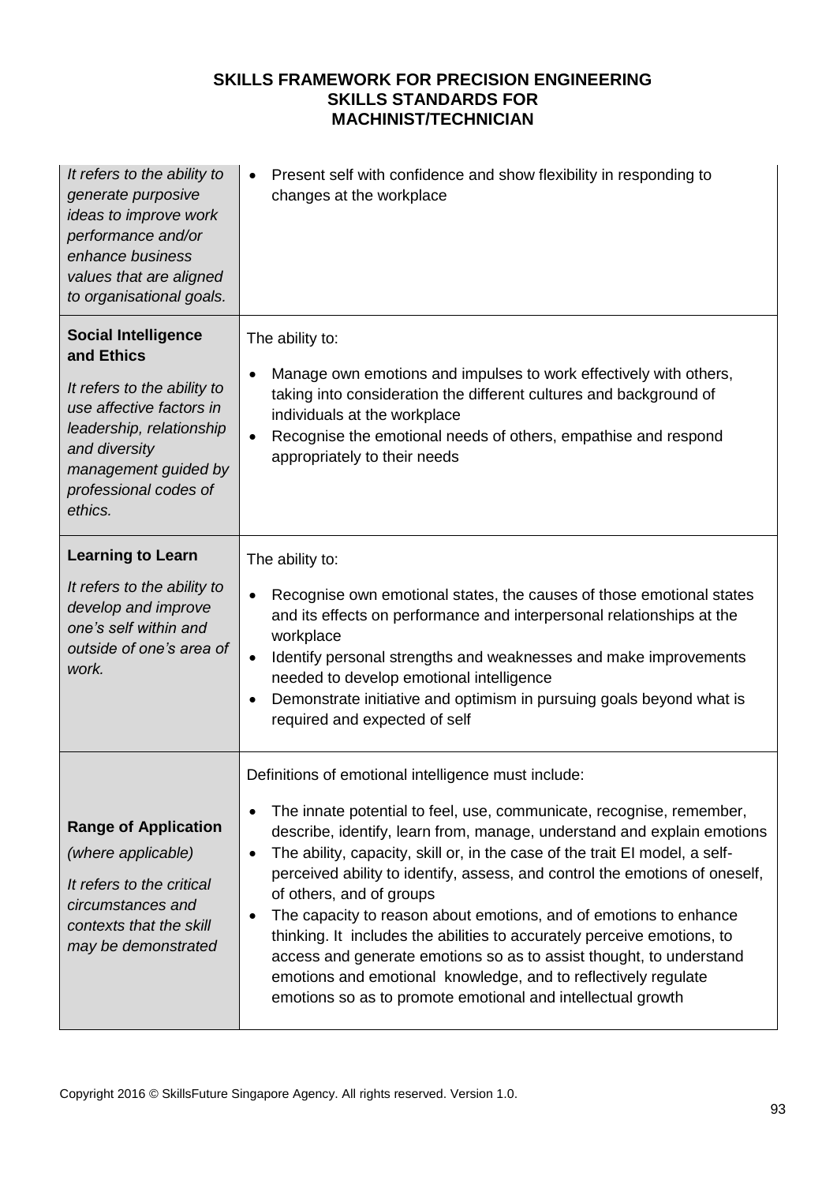| | |
|---|---|
| *It refers to the ability to generate purposive ideas to improve work performance and/or enhance business values that are aligned to organisational goals.* | • Present self with confidence and show flexibility in responding to changes at the workplace |
| **Social Intelligence and Ethics**<br><br>*It refers to the ability to use affective factors in leadership, relationship and diversity management guided by professional codes of ethics.* | The ability to:<br><br>• Manage own emotions and impulses to work effectively with others, taking into consideration the different cultures and background of individuals at the workplace<br>• Recognise the emotional needs of others, empathise and respond appropriately to their needs |
| **Learning to Learn**<br><br>*It refers to the ability to develop and improve one's self within and outside of one's area of work.* | The ability to:<br><br>• Recognise own emotional states, the causes of those emotional states and its effects on performance and interpersonal relationships at the workplace<br>• Identify personal strengths and weaknesses and make improvements needed to develop emotional intelligence<br>• Demonstrate initiative and optimism in pursuing goals beyond what is required and expected of self |
| **Range of Application**<br>*(where applicable)*<br><br>*It refers to the critical circumstances and contexts that the skill may be demonstrated* | Definitions of emotional intelligence must include:<br><br>• The innate potential to feel, use, communicate, recognise, remember, describe, identify, learn from, manage, understand and explain emotions<br>• The ability, capacity, skill or, in the case of the trait EI model, a self-perceived ability to identify, assess, and control the emotions of oneself, of others, and of groups<br>• The capacity to reason about emotions, and of emotions to enhance thinking. It includes the abilities to accurately perceive emotions, to access and generate emotions so as to assist thought, to understand emotions and emotional knowledge, and to reflectively regulate emotions so as to promote emotional and intellectual growth |

Copyright 2016 © SkillsFuture Singapore Agency. All rights reserved. Version 1.0.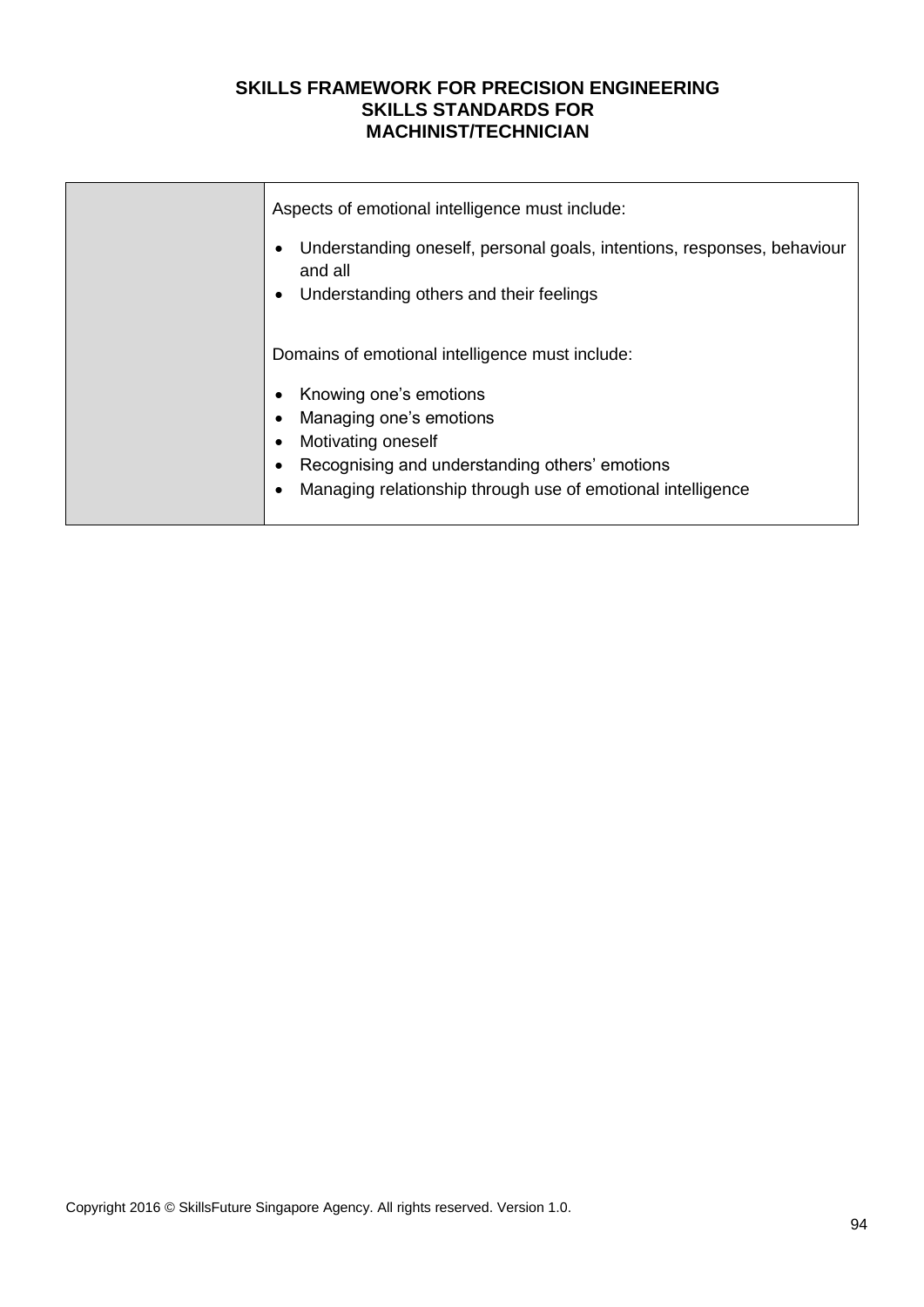| | |
|---|---|
| | Aspects of emotional intelligence must include:<br><br>• Understanding oneself, personal goals, intentions, responses, behaviour and all<br>• Understanding others and their feelings<br><br>Domains of emotional intelligence must include:<br><br>• Knowing one's emotions<br>• Managing one's emotions<br>• Motivating oneself<br>• Recognising and understanding others' emotions<br>• Managing relationship through use of emotional intelligence |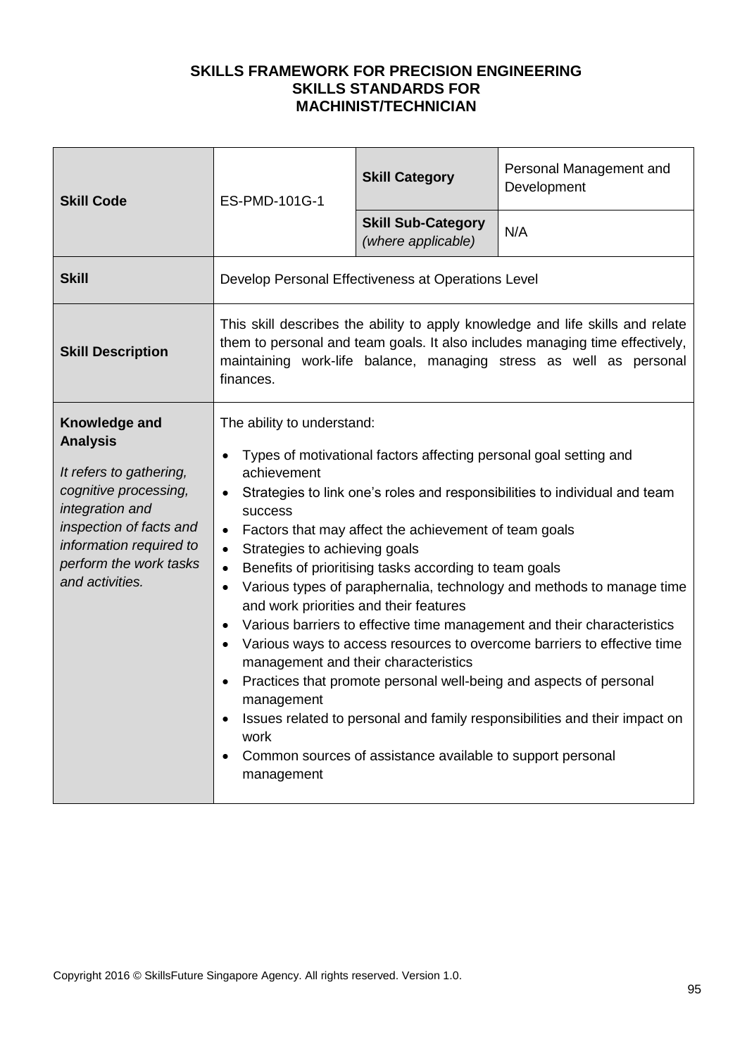**SKILLS FRAMEWORK FOR PRECISION ENGINEERING**
**SKILLS STANDARDS FOR**
**MACHINIST/TECHNICIAN**

| **Skill Code** | ES-PMD-101G-1 | **Skill Category** | Personal Management and Development |
|---|---|---|---|
| | | **Skill Sub-Category** *(where applicable)* | N/A |
| **Skill** | Develop Personal Effectiveness at Operations Level | | |
| **Skill Description** | This skill describes the ability to apply knowledge and life skills and relate them to personal and team goals. It also includes managing time effectively, maintaining work-life balance, managing stress as well as personal finances. | | |
| **Knowledge and Analysis**<br><br>*It refers to gathering, cognitive processing, integration and inspection of facts and information required to perform the work tasks and activities.* | The ability to understand:<br><br>• Types of motivational factors affecting personal goal setting and achievement<br>• Strategies to link one's roles and responsibilities to individual and team success<br>• Factors that may affect the achievement of team goals<br>• Strategies to achieving goals<br>• Benefits of prioritising tasks according to team goals<br>• Various types of paraphernalia, technology and methods to manage time and work priorities and their features<br>• Various barriers to effective time management and their characteristics<br>• Various ways to access resources to overcome barriers to effective time management and their characteristics<br>• Practices that promote personal well-being and aspects of personal management<br>• Issues related to personal and family responsibilities and their impact on work<br>• Common sources of assistance available to support personal management | | |

Copyright 2016 © SkillsFuture Singapore Agency. All rights reserved. Version 1.0.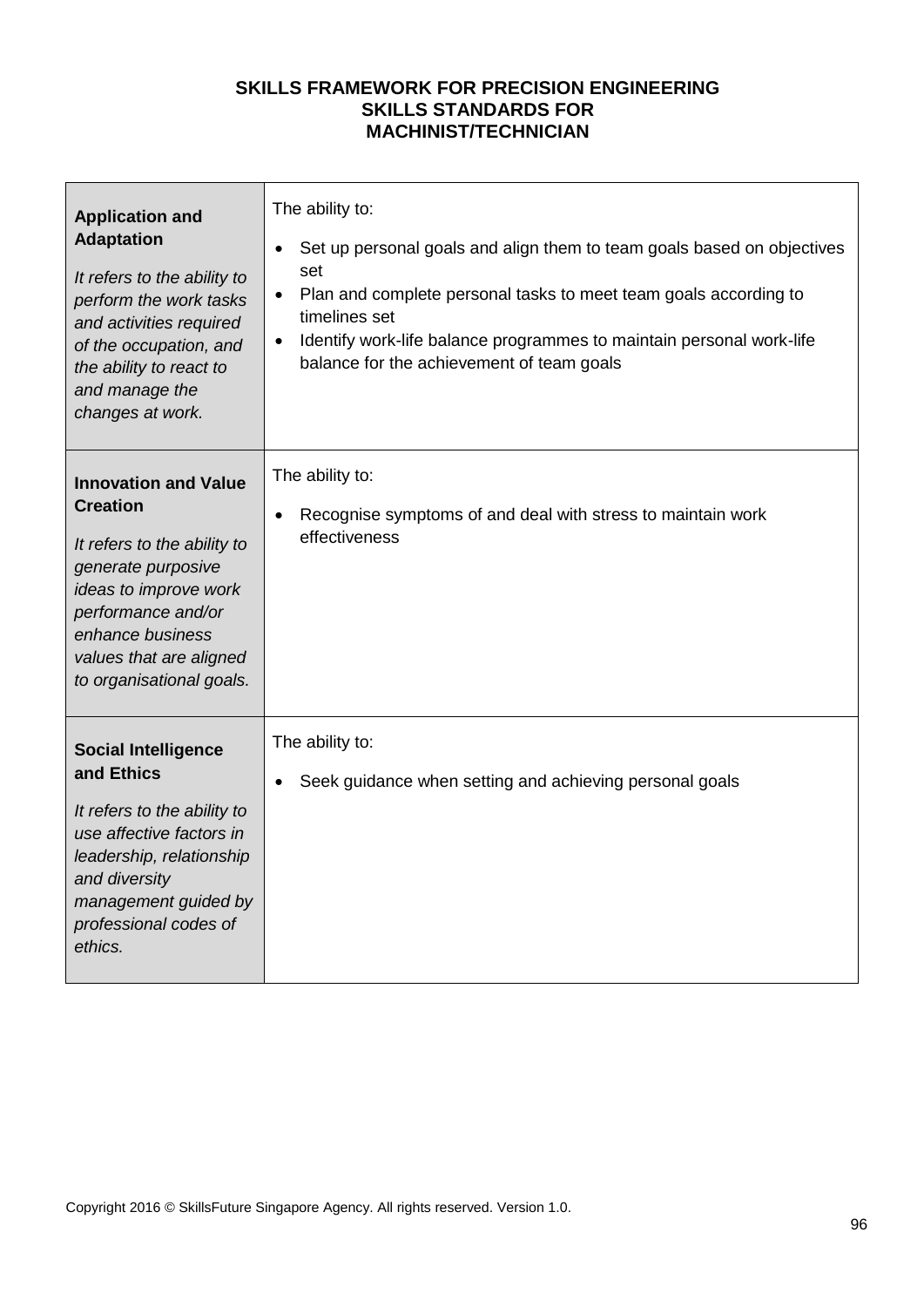**SKILLS FRAMEWORK FOR PRECISION ENGINEERING**
**SKILLS STANDARDS FOR**
**MACHINIST/TECHNICIAN**

| | |
|---|---|
| **Application and Adaptation**<br><br>*It refers to the ability to perform the work tasks and activities required of the occupation, and the ability to react to and manage the changes at work.* | The ability to:<br><br>• Set up personal goals and align them to team goals based on objectives set<br>• Plan and complete personal tasks to meet team goals according to timelines set<br>• Identify work-life balance programmes to maintain personal work-life balance for the achievement of team goals |
| **Innovation and Value Creation**<br><br>*It refers to the ability to generate purposive ideas to improve work performance and/or enhance business values that are aligned to organisational goals.* | The ability to:<br><br>• Recognise symptoms of and deal with stress to maintain work effectiveness |
| **Social Intelligence and Ethics**<br><br>*It refers to the ability to use affective factors in leadership, relationship and diversity management guided by professional codes of ethics.* | The ability to:<br><br>• Seek guidance when setting and achieving personal goals |

Copyright 2016 © SkillsFuture Singapore Agency. All rights reserved. Version 1.0.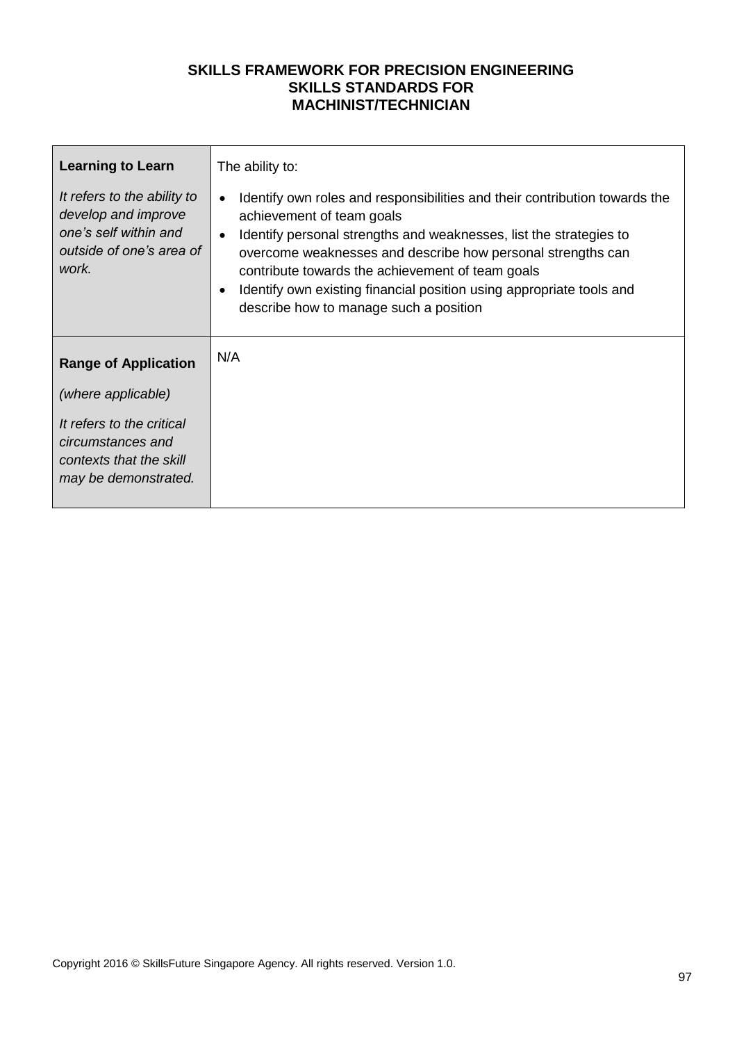**SKILLS FRAMEWORK FOR PRECISION ENGINEERING**
**SKILLS STANDARDS FOR**
**MACHINIST/TECHNICIAN**

| | |
|---|---|
| **Learning to Learn**<br><br>*It refers to the ability to develop and improve one's self within and outside of one's area of work.* | The ability to:<br><br>• Identify own roles and responsibilities and their contribution towards the achievement of team goals<br>• Identify personal strengths and weaknesses, list the strategies to overcome weaknesses and describe how personal strengths can contribute towards the achievement of team goals<br>• Identify own existing financial position using appropriate tools and describe how to manage such a position |
| **Range of Application**<br><br>*(where applicable)*<br><br>*It refers to the critical circumstances and contexts that the skill may be demonstrated.* | N/A |

Copyright 2016 © SkillsFuture Singapore Agency. All rights reserved. Version 1.0.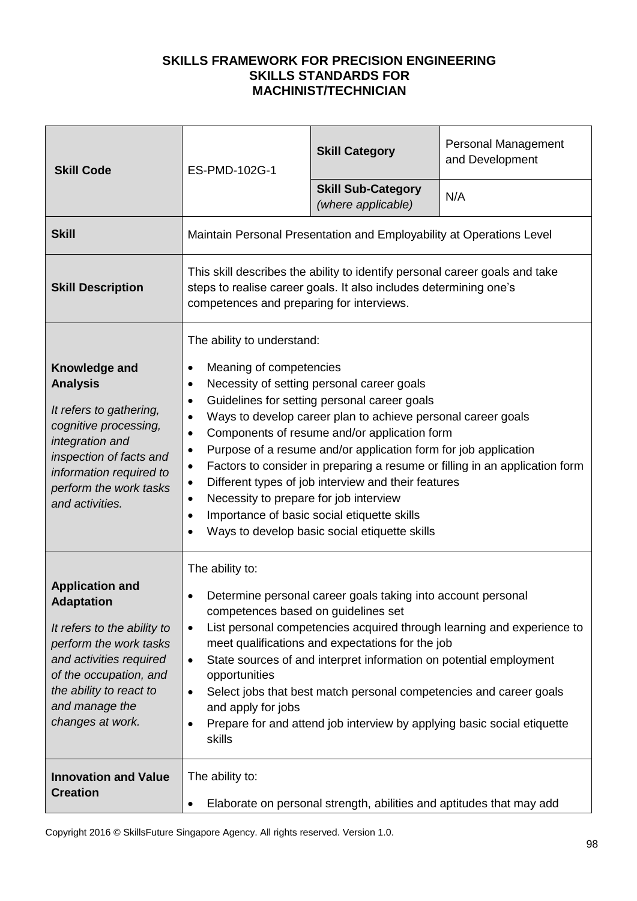**SKILLS FRAMEWORK FOR PRECISION ENGINEERING**
**SKILLS STANDARDS FOR**
**MACHINIST/TECHNICIAN**

| **Skill Code** | ES-PMD-102G-1 | **Skill Category** | Personal Management and Development |
|---|---|---|---|
| | | **Skill Sub-Category** *(where applicable)* | N/A |
| **Skill** | Maintain Personal Presentation and Employability at Operations Level | | |
| **Skill Description** | This skill describes the ability to identify personal career goals and take steps to realise career goals. It also includes determining one's competences and preparing for interviews. | | |
| **Knowledge and Analysis** <br> *It refers to gathering, cognitive processing, integration and inspection of facts and information required to perform the work tasks and activities.* | The ability to understand: <br> • Meaning of competencies <br> • Necessity of setting personal career goals <br> • Guidelines for setting personal career goals <br> • Ways to develop career plan to achieve personal career goals <br> • Components of resume and/or application form <br> • Purpose of a resume and/or application form for job application <br> • Factors to consider in preparing a resume or filling in an application form <br> • Different types of job interview and their features <br> • Necessity to prepare for job interview <br> • Importance of basic social etiquette skills <br> • Ways to develop basic social etiquette skills | | |
| **Application and Adaptation** <br> *It refers to the ability to perform the work tasks and activities required of the occupation, and the ability to react to and manage the changes at work.* | The ability to: <br> • Determine personal career goals taking into account personal competences based on guidelines set <br> • List personal competencies acquired through learning and experience to meet qualifications and expectations for the job <br> • State sources of and interpret information on potential employment opportunities <br> • Select jobs that best match personal competencies and career goals and apply for jobs <br> • Prepare for and attend job interview by applying basic social etiquette skills | | |
| **Innovation and Value Creation** | The ability to: <br> • Elaborate on personal strength, abilities and aptitudes that may add | | |

Copyright 2016 © SkillsFuture Singapore Agency. All rights reserved. Version 1.0.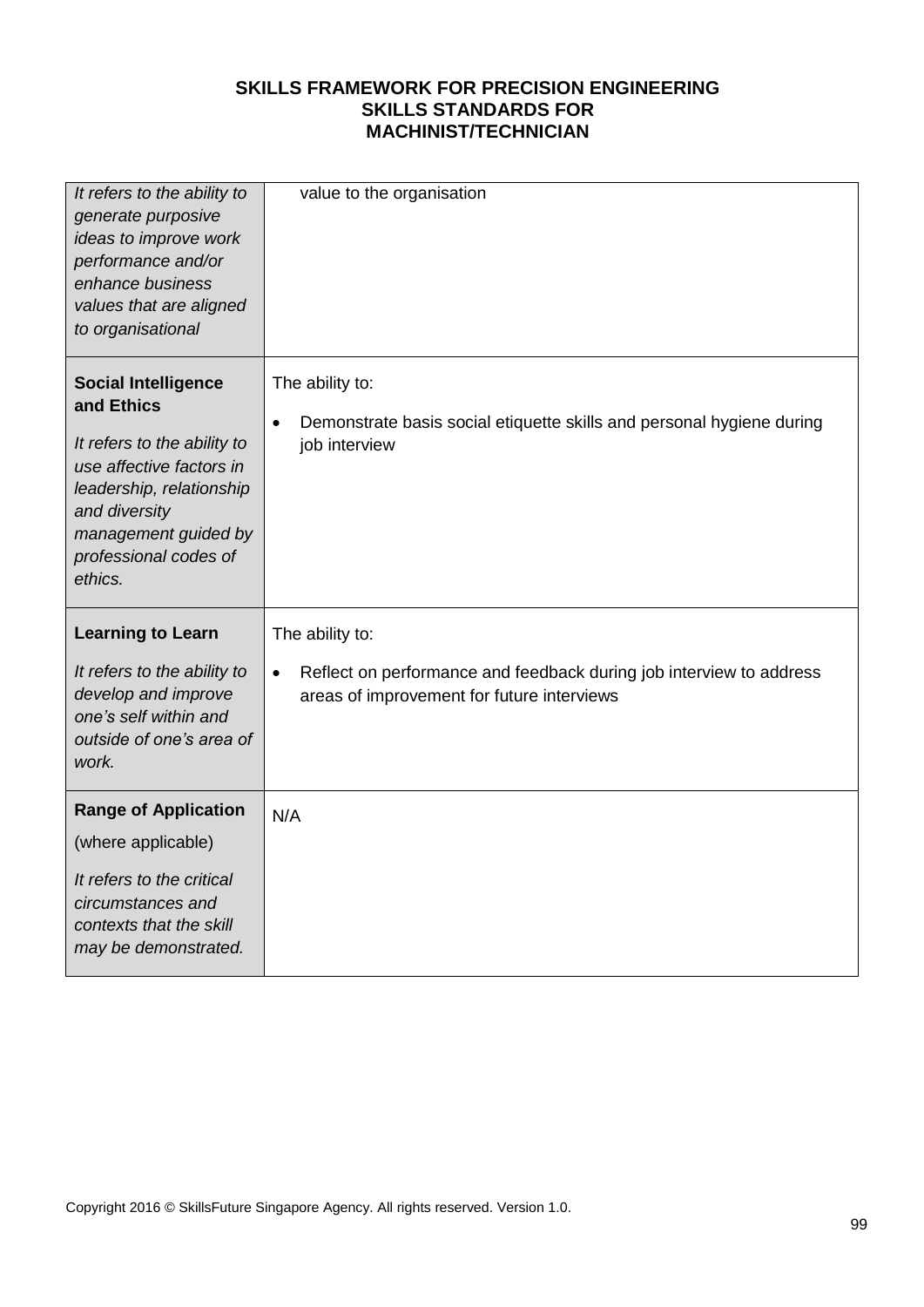| | |
|---|---|
| *It refers to the ability to generate purposive ideas to improve work performance and/or enhance business values that are aligned to organisational* | value to the organisation |
| **Social Intelligence and Ethics**<br><br>*It refers to the ability to use affective factors in leadership, relationship and diversity management guided by professional codes of ethics.* | The ability to:<br><br>• Demonstrate basis social etiquette skills and personal hygiene during job interview |
| **Learning to Learn**<br><br>*It refers to the ability to develop and improve one's self within and outside of one's area of work.* | The ability to:<br><br>• Reflect on performance and feedback during job interview to address areas of improvement for future interviews |
| **Range of Application**<br>(where applicable)<br><br>*It refers to the critical circumstances and contexts that the skill may be demonstrated.* | N/A |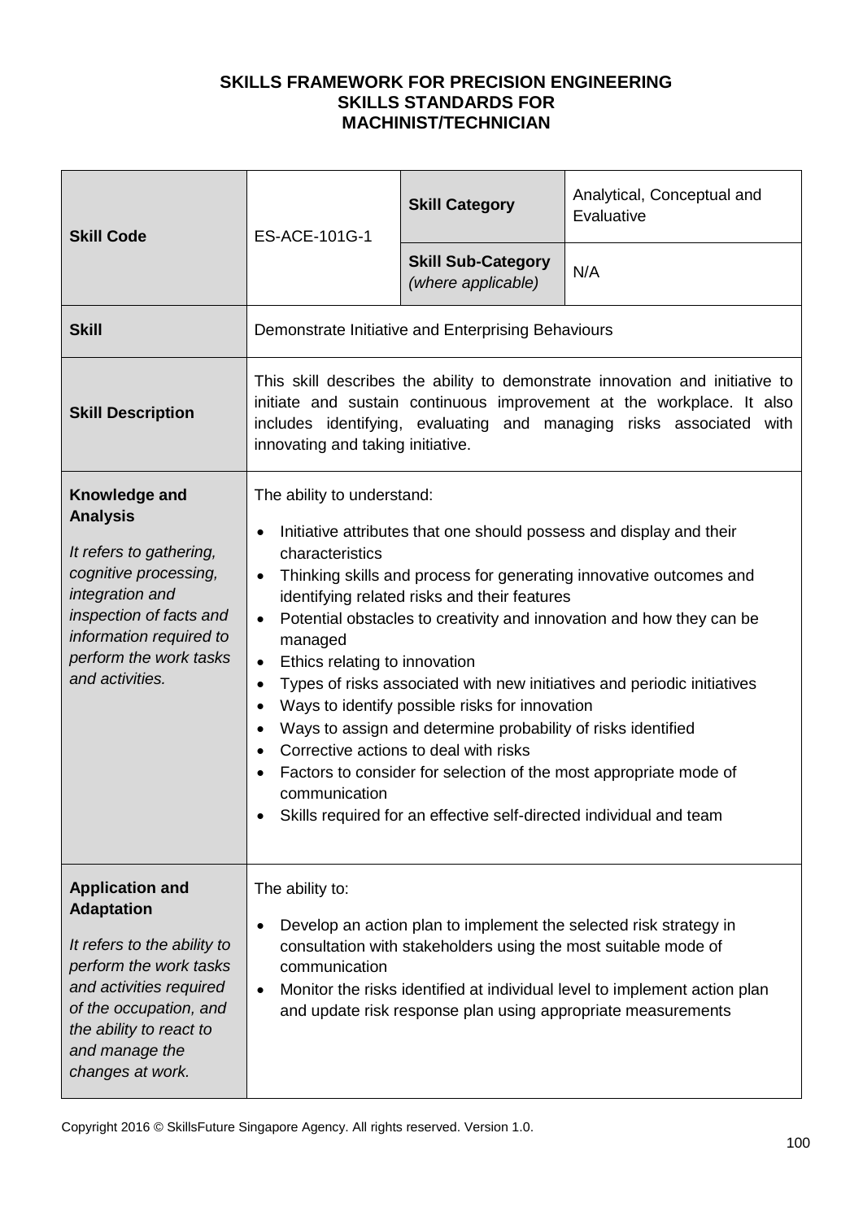**SKILLS FRAMEWORK FOR PRECISION ENGINEERING**
**SKILLS STANDARDS FOR**
**MACHINIST/TECHNICIAN**

| **Skill Code** | ES-ACE-101G-1 | **Skill Category** | Analytical, Conceptual and Evaluative |
|---|---|---|---|
| | | **Skill Sub-Category** *(where applicable)* | N/A |
| **Skill** | Demonstrate Initiative and Enterprising Behaviours | | |
| **Skill Description** | This skill describes the ability to demonstrate innovation and initiative to initiate and sustain continuous improvement at the workplace. It also includes identifying, evaluating and managing risks associated with innovating and taking initiative. | | |
| **Knowledge and Analysis** *It refers to gathering, cognitive processing, integration and inspection of facts and information required to perform the work tasks and activities.* | The ability to understand: <br>• Initiative attributes that one should possess and display and their characteristics <br>• Thinking skills and process for generating innovative outcomes and identifying related risks and their features <br>• Potential obstacles to creativity and innovation and how they can be managed <br>• Ethics relating to innovation <br>• Types of risks associated with new initiatives and periodic initiatives <br>• Ways to identify possible risks for innovation <br>• Ways to assign and determine probability of risks identified <br>• Corrective actions to deal with risks <br>• Factors to consider for selection of the most appropriate mode of communication <br>• Skills required for an effective self-directed individual and team | | |
| **Application and Adaptation** *It refers to the ability to perform the work tasks and activities required of the occupation, and the ability to react to and manage the changes at work.* | The ability to: <br>• Develop an action plan to implement the selected risk strategy in consultation with stakeholders using the most suitable mode of communication <br>• Monitor the risks identified at individual level to implement action plan and update risk response plan using appropriate measurements | | |

Copyright 2016 © SkillsFuture Singapore Agency. All rights reserved. Version 1.0.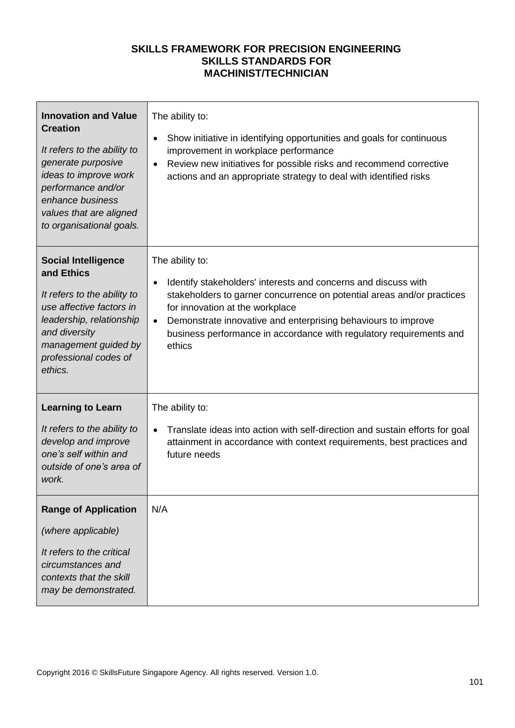**SKILLS FRAMEWORK FOR PRECISION ENGINEERING**
**SKILLS STANDARDS FOR**
**MACHINIST/TECHNICIAN**

| | |
|---|---|
| **Innovation and Value Creation**<br><br>*It refers to the ability to generate purposive ideas to improve work performance and/or enhance business values that are aligned to organisational goals.* | The ability to:<br><br>• Show initiative in identifying opportunities and goals for continuous improvement in workplace performance<br>• Review new initiatives for possible risks and recommend corrective actions and an appropriate strategy to deal with identified risks |
| **Social Intelligence and Ethics**<br><br>*It refers to the ability to use affective factors in leadership, relationship and diversity management guided by professional codes of ethics.* | The ability to:<br><br>• Identify stakeholders' interests and concerns and discuss with stakeholders to garner concurrence on potential areas and/or practices for innovation at the workplace<br>• Demonstrate innovative and enterprising behaviours to improve business performance in accordance with regulatory requirements and ethics |
| **Learning to Learn**<br><br>*It refers to the ability to develop and improve one's self within and outside of one's area of work.* | The ability to:<br><br>• Translate ideas into action with self-direction and sustain efforts for goal attainment in accordance with context requirements, best practices and future needs |
| **Range of Application**<br><br>*(where applicable)*<br><br>*It refers to the critical circumstances and contexts that the skill may be demonstrated.* | N/A |

Copyright 2016 © SkillsFuture Singapore Agency. All rights reserved. Version 1.0.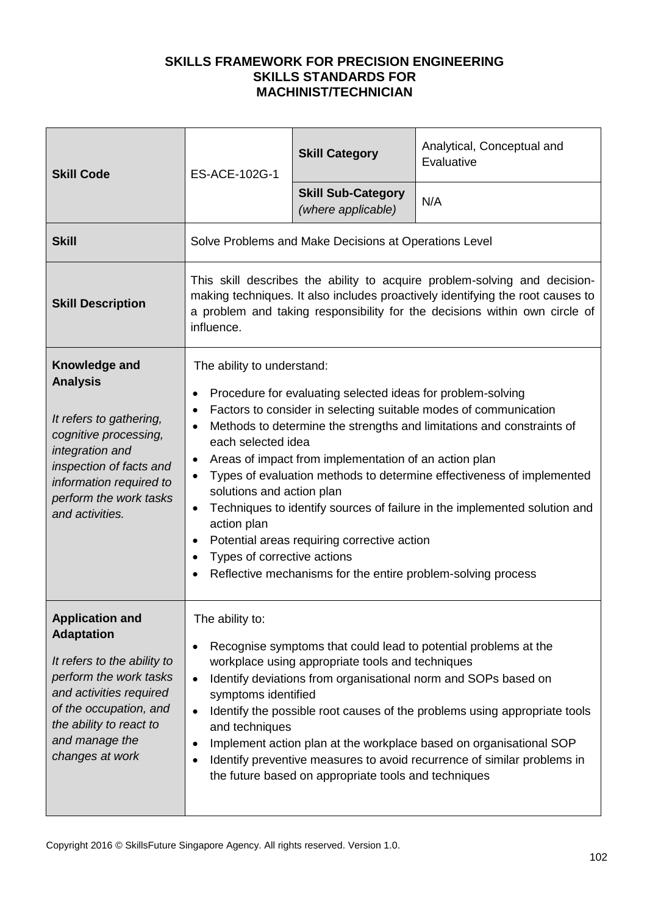**SKILLS FRAMEWORK FOR PRECISION ENGINEERING**
**SKILLS STANDARDS FOR**
**MACHINIST/TECHNICIAN**

| **Skill Code** | ES-ACE-102G-1 | **Skill Category** | Analytical, Conceptual and Evaluative |
|---|---|---|---|
| | | **Skill Sub-Category** *(where applicable)* | N/A |
| **Skill** | Solve Problems and Make Decisions at Operations Level | | |
| **Skill Description** | This skill describes the ability to acquire problem-solving and decision-making techniques. It also includes proactively identifying the root causes to a problem and taking responsibility for the decisions within own circle of influence. | | |
| **Knowledge and Analysis** <br><br> *It refers to gathering, cognitive processing, integration and inspection of facts and information required to perform the work tasks and activities.* | The ability to understand: <br>• Procedure for evaluating selected ideas for problem-solving <br>• Factors to consider in selecting suitable modes of communication <br>• Methods to determine the strengths and limitations and constraints of each selected idea <br>• Areas of impact from implementation of an action plan <br>• Types of evaluation methods to determine effectiveness of implemented solutions and action plan <br>• Techniques to identify sources of failure in the implemented solution and action plan <br>• Potential areas requiring corrective action <br>• Types of corrective actions <br>• Reflective mechanisms for the entire problem-solving process | | |
| **Application and Adaptation** <br><br> *It refers to the ability to perform the work tasks and activities required of the occupation, and the ability to react to and manage the changes at work* | The ability to: <br>• Recognise symptoms that could lead to potential problems at the workplace using appropriate tools and techniques <br>• Identify deviations from organisational norm and SOPs based on symptoms identified <br>• Identify the possible root causes of the problems using appropriate tools and techniques <br>• Implement action plan at the workplace based on organisational SOP <br>• Identify preventive measures to avoid recurrence of similar problems in the future based on appropriate tools and techniques | | |

Copyright 2016 © SkillsFuture Singapore Agency. All rights reserved. Version 1.0.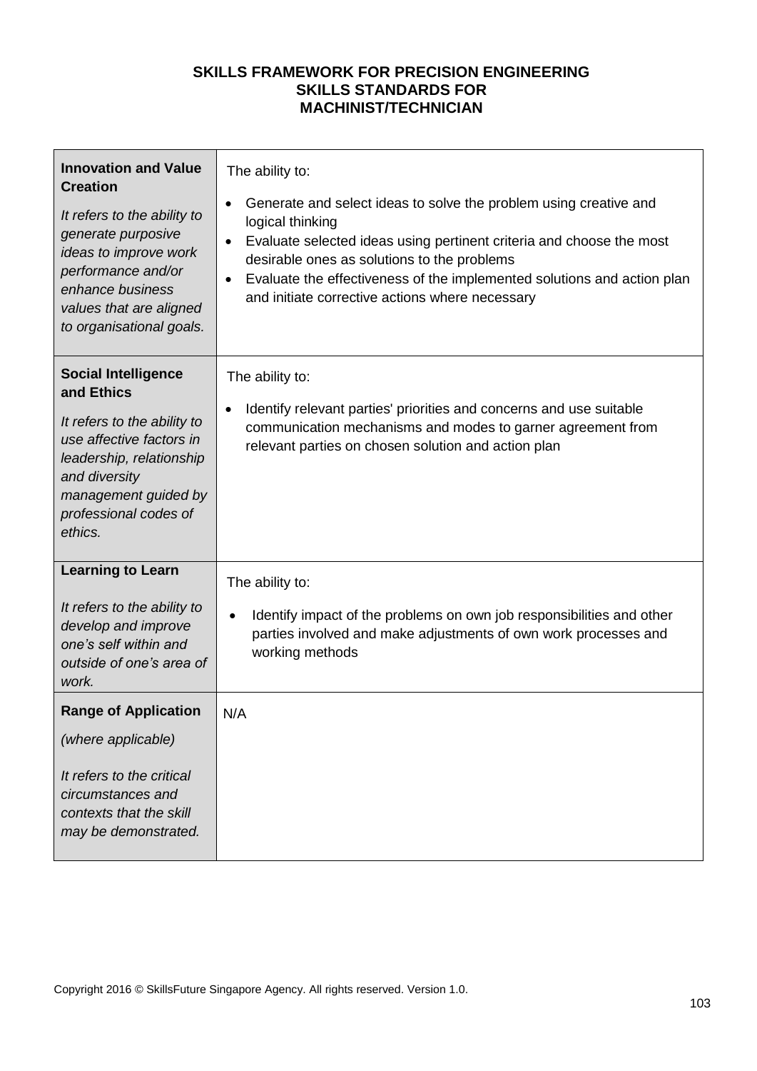**SKILLS FRAMEWORK FOR PRECISION ENGINEERING**
**SKILLS STANDARDS FOR**
**MACHINIST/TECHNICIAN**

| | |
|---|---|
| **Innovation and Value Creation**<br><br>*It refers to the ability to generate purposive ideas to improve work performance and/or enhance business values that are aligned to organisational goals.* | The ability to:<br><br>• Generate and select ideas to solve the problem using creative and logical thinking<br>• Evaluate selected ideas using pertinent criteria and choose the most desirable ones as solutions to the problems<br>• Evaluate the effectiveness of the implemented solutions and action plan and initiate corrective actions where necessary |
| **Social Intelligence and Ethics**<br><br>*It refers to the ability to use affective factors in leadership, relationship and diversity management guided by professional codes of ethics.* | The ability to:<br><br>• Identify relevant parties' priorities and concerns and use suitable communication mechanisms and modes to garner agreement from relevant parties on chosen solution and action plan |
| **Learning to Learn**<br><br>*It refers to the ability to develop and improve one's self within and outside of one's area of work.* | The ability to:<br><br>• Identify impact of the problems on own job responsibilities and other parties involved and make adjustments of own work processes and working methods |
| **Range of Application**<br><br>*(where applicable)*<br><br>*It refers to the critical circumstances and contexts that the skill may be demonstrated.* | N/A |

Copyright 2016 © SkillsFuture Singapore Agency. All rights reserved. Version 1.0.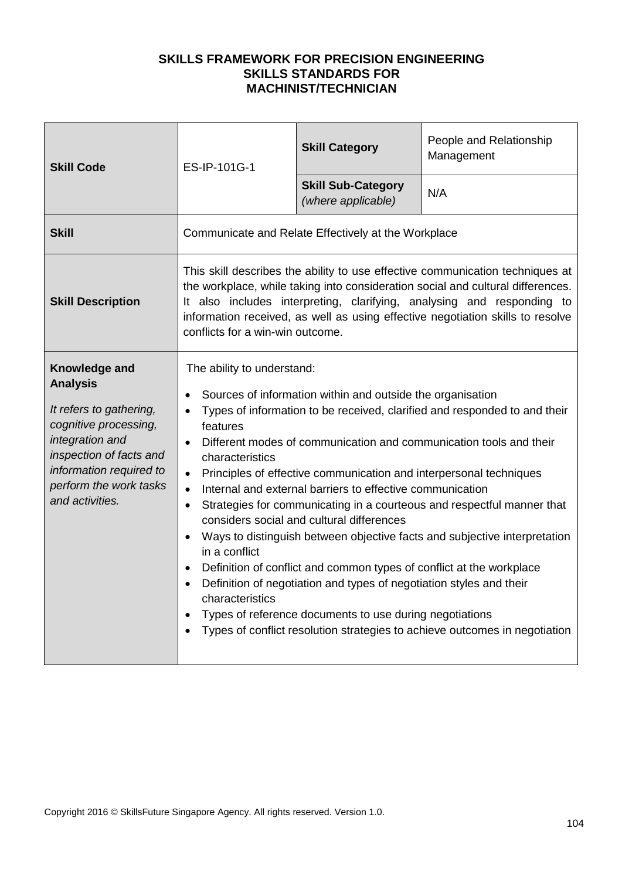**SKILLS FRAMEWORK FOR PRECISION ENGINEERING**
**SKILLS STANDARDS FOR**
**MACHINIST/TECHNICIAN**

| **Skill Code** | ES-IP-101G-1 | **Skill Category** | People and Relationship Management |
|---|---|---|---|
| | | **Skill Sub-Category** *(where applicable)* | N/A |
| **Skill** | Communicate and Relate Effectively at the Workplace | | |
| **Skill Description** | This skill describes the ability to use effective communication techniques at the workplace, while taking into consideration social and cultural differences. It also includes interpreting, clarifying, analysing and responding to information received, as well as using effective negotiation skills to resolve conflicts for a win-win outcome. | | |
| **Knowledge and Analysis**<br><br>*It refers to gathering, cognitive processing, integration and inspection of facts and information required to perform the work tasks and activities.* | The ability to understand:<br><br>• Sources of information within and outside the organisation<br>• Types of information to be received, clarified and responded to and their features<br>• Different modes of communication and communication tools and their characteristics<br>• Principles of effective communication and interpersonal techniques<br>• Internal and external barriers to effective communication<br>• Strategies for communicating in a courteous and respectful manner that considers social and cultural differences<br>• Ways to distinguish between objective facts and subjective interpretation in a conflict<br>• Definition of conflict and common types of conflict at the workplace<br>• Definition of negotiation and types of negotiation styles and their characteristics<br>• Types of reference documents to use during negotiations<br>• Types of conflict resolution strategies to achieve outcomes in negotiation | | |

Copyright 2016 © SkillsFuture Singapore Agency. All rights reserved. Version 1.0.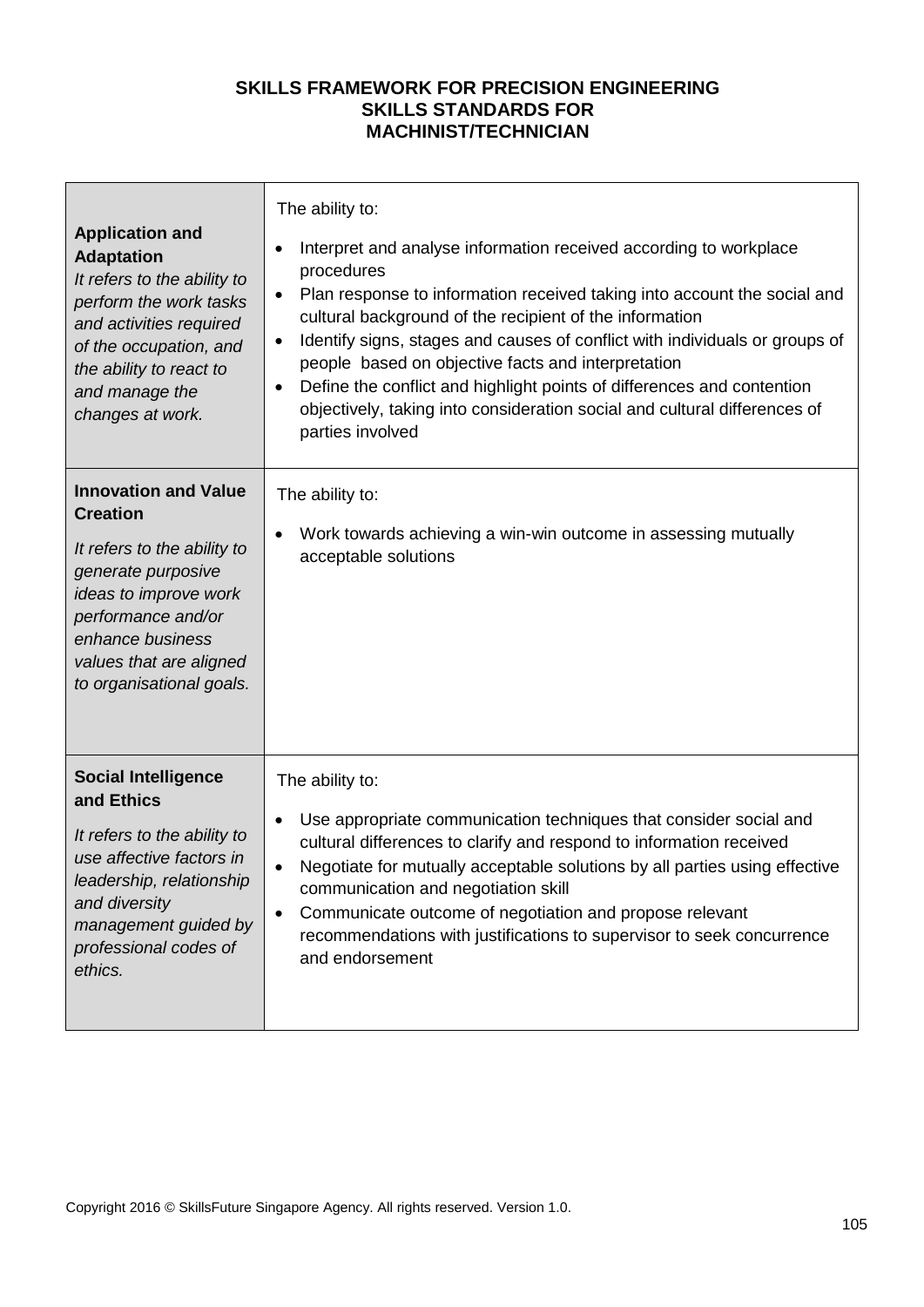**SKILLS FRAMEWORK FOR PRECISION ENGINEERING**
**SKILLS STANDARDS FOR**
**MACHINIST/TECHNICIAN**

| | |
|---|---|
| **Application and Adaptation**<br>*It refers to the ability to perform the work tasks and activities required of the occupation, and the ability to react to and manage the changes at work.* | The ability to:<br>• Interpret and analyse information received according to workplace procedures<br>• Plan response to information received taking into account the social and cultural background of the recipient of the information<br>• Identify signs, stages and causes of conflict with individuals or groups of people based on objective facts and interpretation<br>• Define the conflict and highlight points of differences and contention objectively, taking into consideration social and cultural differences of parties involved |
| **Innovation and Value Creation**<br>*It refers to the ability to generate purposive ideas to improve work performance and/or enhance business values that are aligned to organisational goals.* | The ability to:<br>• Work towards achieving a win-win outcome in assessing mutually acceptable solutions |
| **Social Intelligence and Ethics**<br>*It refers to the ability to use affective factors in leadership, relationship and diversity management guided by professional codes of ethics.* | The ability to:<br>• Use appropriate communication techniques that consider social and cultural differences to clarify and respond to information received<br>• Negotiate for mutually acceptable solutions by all parties using effective communication and negotiation skill<br>• Communicate outcome of negotiation and propose relevant recommendations with justifications to supervisor to seek concurrence and endorsement |

Copyright 2016 © SkillsFuture Singapore Agency. All rights reserved. Version 1.0.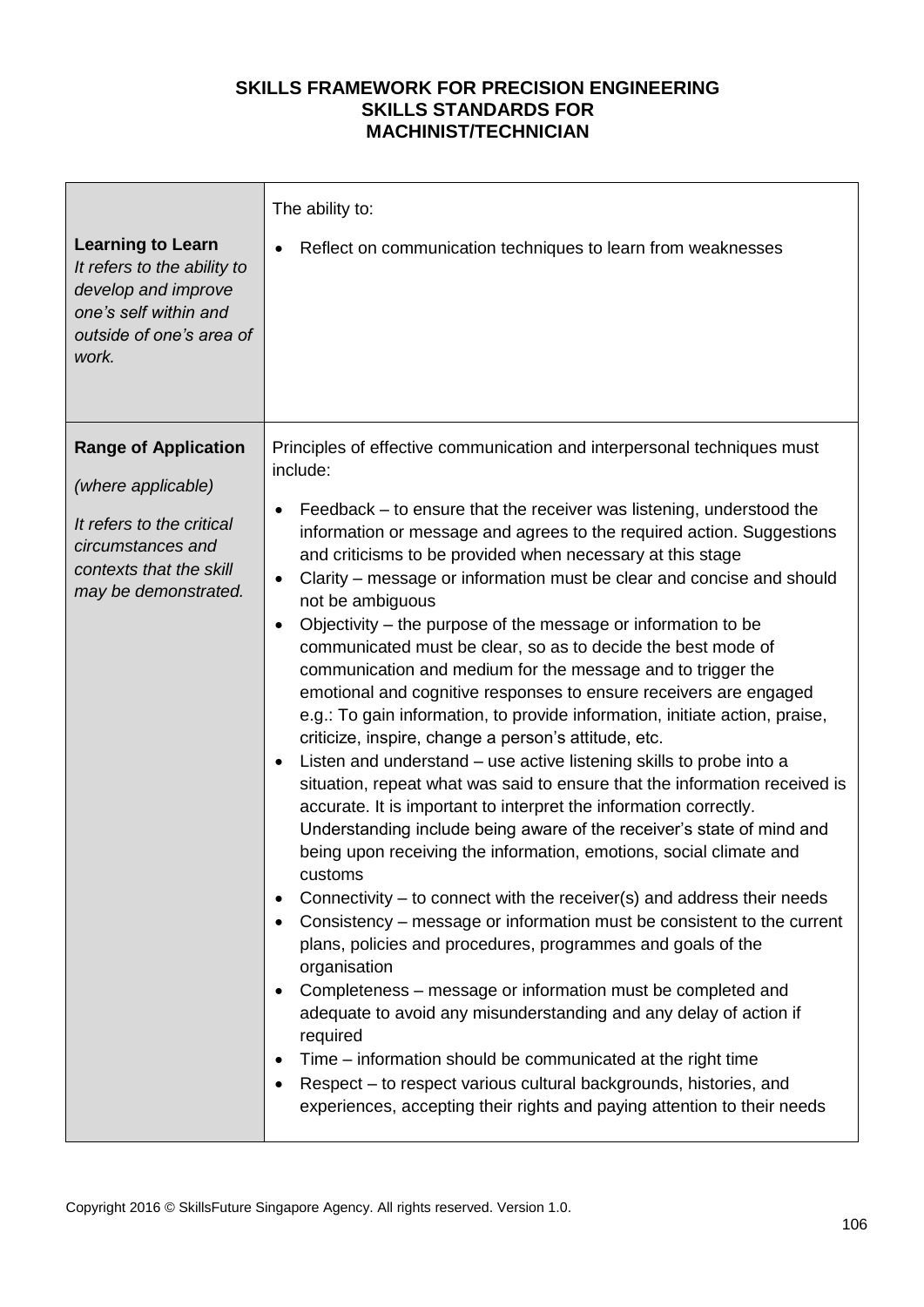**SKILLS FRAMEWORK FOR PRECISION ENGINEERING**
**SKILLS STANDARDS FOR**
**MACHINIST/TECHNICIAN**

| | |
|---|---|
| **Learning to Learn**<br>*It refers to the ability to develop and improve one's self within and outside of one's area of work.* | The ability to:<br>• Reflect on communication techniques to learn from weaknesses |
| **Range of Application**<br>*(where applicable)*<br>*It refers to the critical circumstances and contexts that the skill may be demonstrated.* | Principles of effective communication and interpersonal techniques must include:<br>• Feedback – to ensure that the receiver was listening, understood the information or message and agrees to the required action. Suggestions and criticisms to be provided when necessary at this stage<br>• Clarity – message or information must be clear and concise and should not be ambiguous<br>• Objectivity – the purpose of the message or information to be communicated must be clear, so as to decide the best mode of communication and medium for the message and to trigger the emotional and cognitive responses to ensure receivers are engaged e.g.: To gain information, to provide information, initiate action, praise, criticize, inspire, change a person's attitude, etc.<br>• Listen and understand – use active listening skills to probe into a situation, repeat what was said to ensure that the information received is accurate. It is important to interpret the information correctly. Understanding include being aware of the receiver's state of mind and being upon receiving the information, emotions, social climate and customs<br>• Connectivity – to connect with the receiver(s) and address their needs<br>• Consistency – message or information must be consistent to the current plans, policies and procedures, programmes and goals of the organisation<br>• Completeness – message or information must be completed and adequate to avoid any misunderstanding and any delay of action if required<br>• Time – information should be communicated at the right time<br>• Respect – to respect various cultural backgrounds, histories, and experiences, accepting their rights and paying attention to their needs |

Copyright 2016 © SkillsFuture Singapore Agency. All rights reserved. Version 1.0.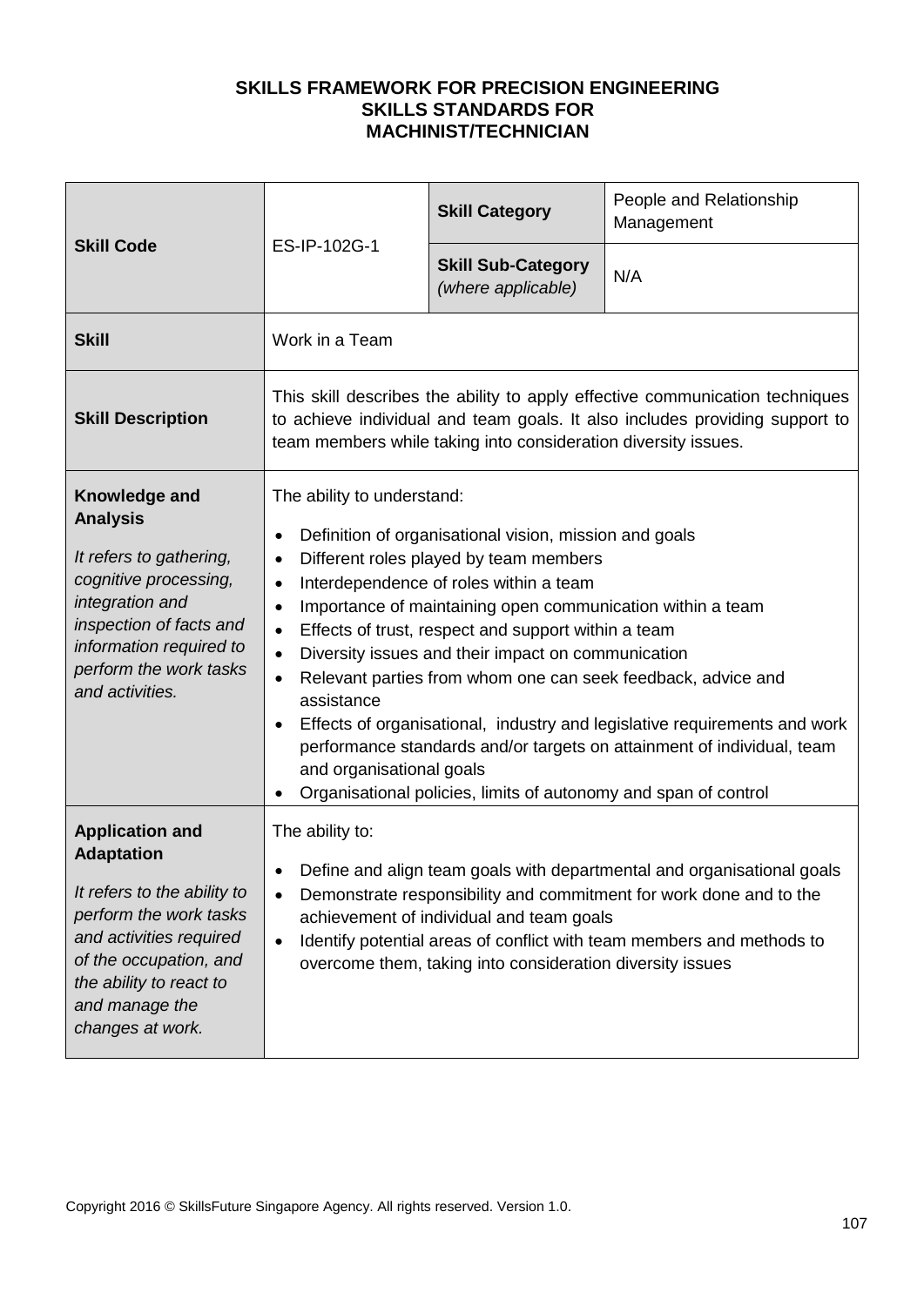**SKILLS FRAMEWORK FOR PRECISION ENGINEERING**
**SKILLS STANDARDS FOR**
**MACHINIST/TECHNICIAN**

| **Skill Code** | ES-IP-102G-1 | **Skill Category** | People and Relationship Management |
|---|---|---|---|
| | | **Skill Sub-Category** *(where applicable)* | N/A |
| **Skill** | Work in a Team | | |
| **Skill Description** | This skill describes the ability to apply effective communication techniques to achieve individual and team goals. It also includes providing support to team members while taking into consideration diversity issues. | | |
| **Knowledge and Analysis**<br><br>*It refers to gathering, cognitive processing, integration and inspection of facts and information required to perform the work tasks and activities.* | The ability to understand:<br><br>• Definition of organisational vision, mission and goals<br>• Different roles played by team members<br>• Interdependence of roles within a team<br>• Importance of maintaining open communication within a team<br>• Effects of trust, respect and support within a team<br>• Diversity issues and their impact on communication<br>• Relevant parties from whom one can seek feedback, advice and assistance<br>• Effects of organisational, industry and legislative requirements and work performance standards and/or targets on attainment of individual, team and organisational goals<br>• Organisational policies, limits of autonomy and span of control | | |
| **Application and Adaptation**<br><br>*It refers to the ability to perform the work tasks and activities required of the occupation, and the ability to react to and manage the changes at work.* | The ability to:<br><br>• Define and align team goals with departmental and organisational goals<br>• Demonstrate responsibility and commitment for work done and to the achievement of individual and team goals<br>• Identify potential areas of conflict with team members and methods to overcome them, taking into consideration diversity issues | | |

Copyright 2016 © SkillsFuture Singapore Agency. All rights reserved. Version 1.0.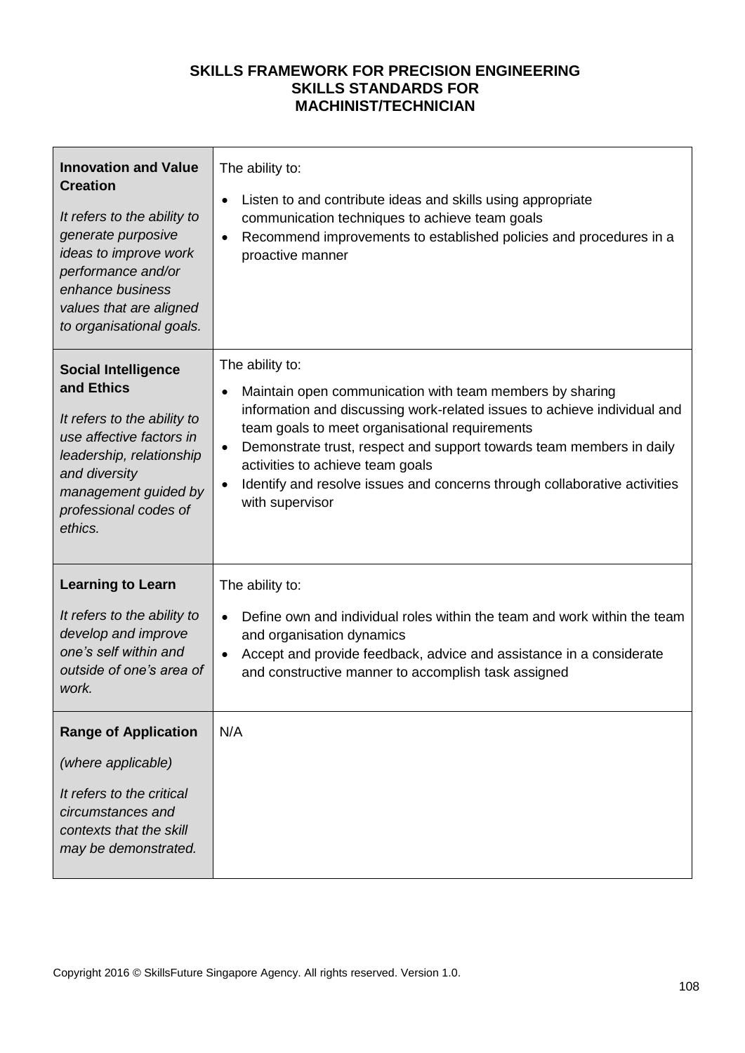**SKILLS FRAMEWORK FOR PRECISION ENGINEERING**
**SKILLS STANDARDS FOR**
**MACHINIST/TECHNICIAN**

| | |
|---|---|
| **Innovation and Value Creation**<br><br>*It refers to the ability to generate purposive ideas to improve work performance and/or enhance business values that are aligned to organisational goals.* | The ability to:<br><br>• Listen to and contribute ideas and skills using appropriate communication techniques to achieve team goals<br>• Recommend improvements to established policies and procedures in a proactive manner |
| **Social Intelligence and Ethics**<br><br>*It refers to the ability to use affective factors in leadership, relationship and diversity management guided by professional codes of ethics.* | The ability to:<br><br>• Maintain open communication with team members by sharing information and discussing work-related issues to achieve individual and team goals to meet organisational requirements<br>• Demonstrate trust, respect and support towards team members in daily activities to achieve team goals<br>• Identify and resolve issues and concerns through collaborative activities with supervisor |
| **Learning to Learn**<br><br>*It refers to the ability to develop and improve one's self within and outside of one's area of work.* | The ability to:<br><br>• Define own and individual roles within the team and work within the team and organisation dynamics<br>• Accept and provide feedback, advice and assistance in a considerate and constructive manner to accomplish task assigned |
| **Range of Application**<br><br>*(where applicable)*<br><br>*It refers to the critical circumstances and contexts that the skill may be demonstrated.* | N/A |

Copyright 2016 © SkillsFuture Singapore Agency. All rights reserved. Version 1.0.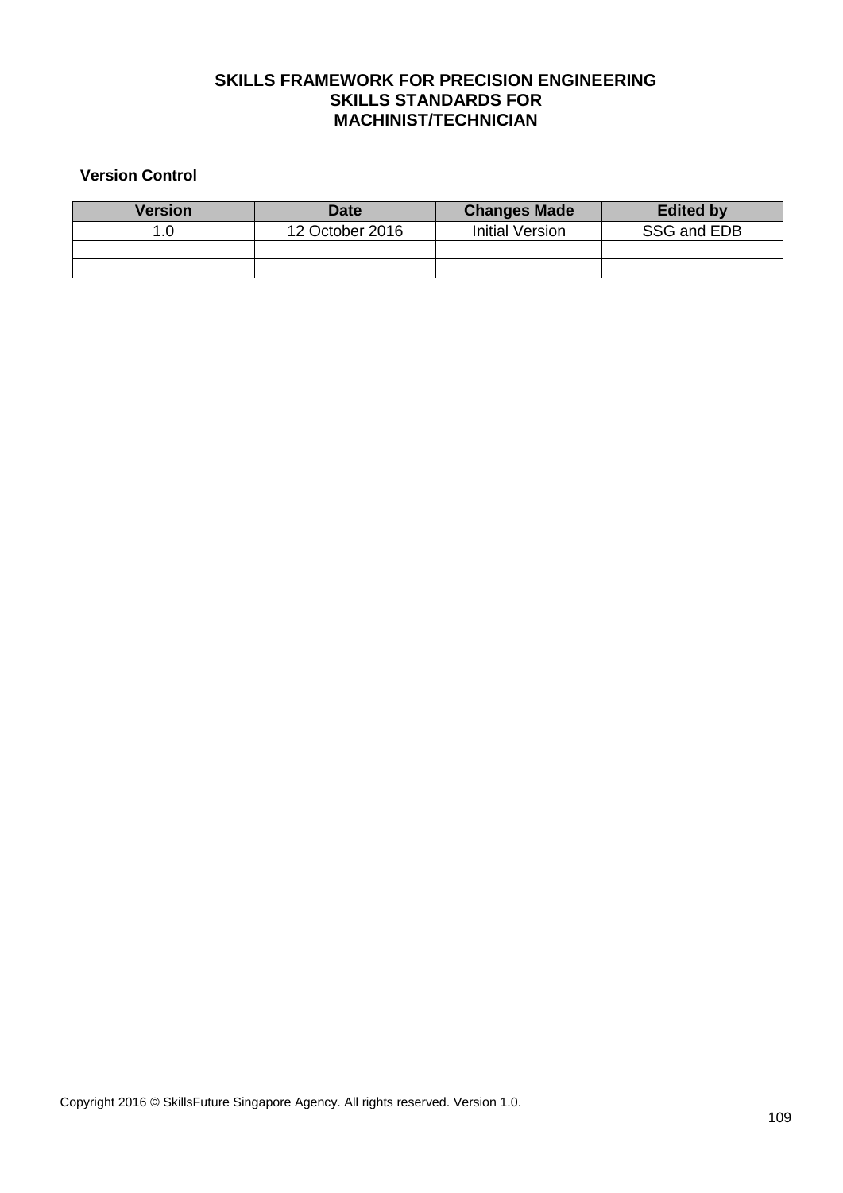**SKILLS FRAMEWORK FOR PRECISION ENGINEERING**
**SKILLS STANDARDS FOR**
**MACHINIST/TECHNICIAN**

**Version Control**

| Version | Date | Changes Made | Edited by |
|---|---|---|---|
| 1.0 | 12 October 2016 | Initial Version | SSG and EDB |
| | | | |
| | | | |

Copyright 2016 © SkillsFuture Singapore Agency. All rights reserved. Version 1.0.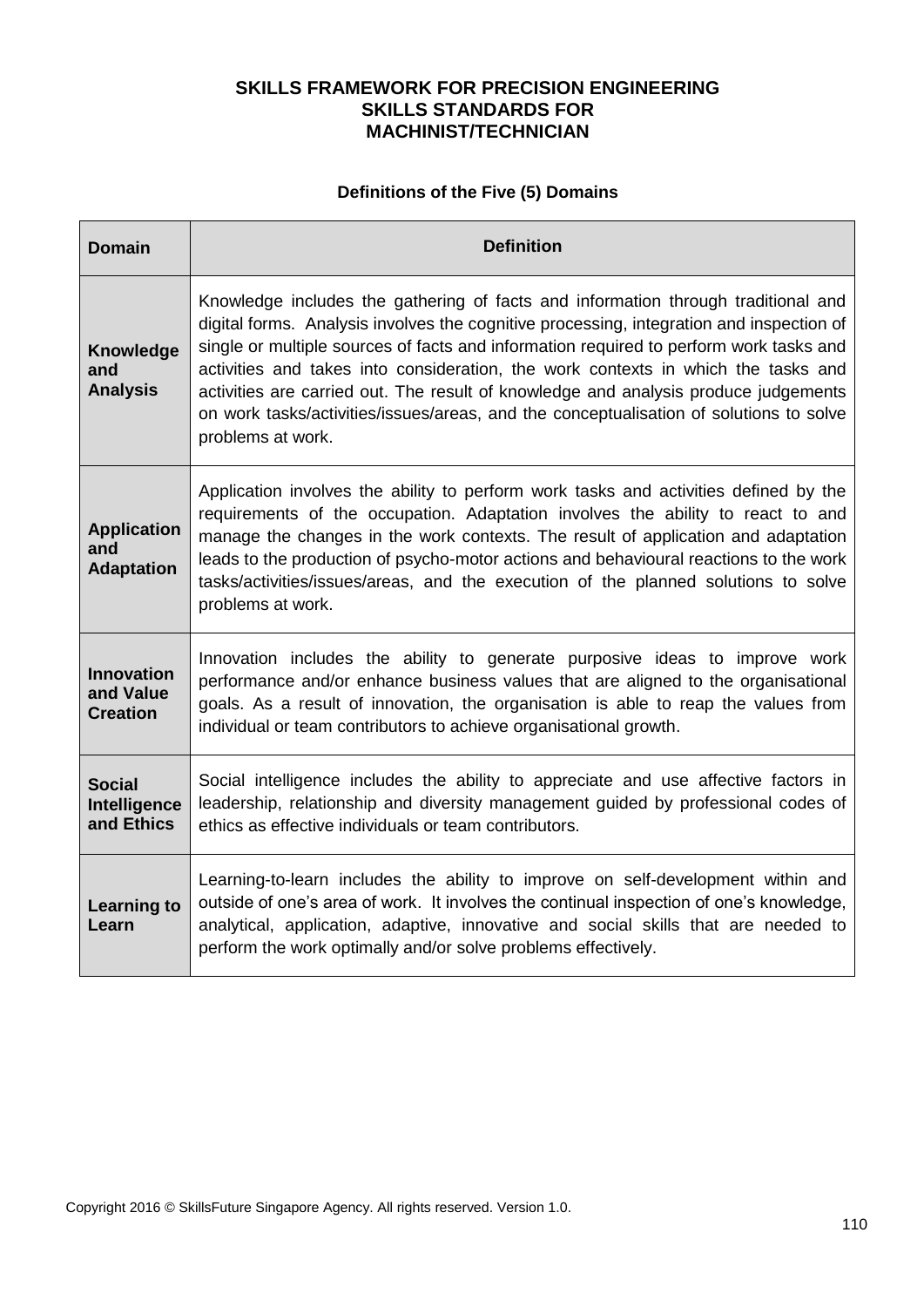**SKILLS FRAMEWORK FOR PRECISION ENGINEERING**
**SKILLS STANDARDS FOR**
**MACHINIST/TECHNICIAN**

**Definitions of the Five (5) Domains**

| Domain | Definition |
|---|---|
| **Knowledge and Analysis** | Knowledge includes the gathering of facts and information through traditional and digital forms. Analysis involves the cognitive processing, integration and inspection of single or multiple sources of facts and information required to perform work tasks and activities and takes into consideration, the work contexts in which the tasks and activities are carried out. The result of knowledge and analysis produce judgements on work tasks/activities/issues/areas, and the conceptualisation of solutions to solve problems at work. |
| **Application and Adaptation** | Application involves the ability to perform work tasks and activities defined by the requirements of the occupation. Adaptation involves the ability to react to and manage the changes in the work contexts. The result of application and adaptation leads to the production of psycho-motor actions and behavioural reactions to the work tasks/activities/issues/areas, and the execution of the planned solutions to solve problems at work. |
| **Innovation and Value Creation** | Innovation includes the ability to generate purposive ideas to improve work performance and/or enhance business values that are aligned to the organisational goals. As a result of innovation, the organisation is able to reap the values from individual or team contributors to achieve organisational growth. |
| **Social Intelligence and Ethics** | Social intelligence includes the ability to appreciate and use affective factors in leadership, relationship and diversity management guided by professional codes of ethics as effective individuals or team contributors. |
| **Learning to Learn** | Learning-to-learn includes the ability to improve on self-development within and outside of one's area of work. It involves the continual inspection of one's knowledge, analytical, application, adaptive, innovative and social skills that are needed to perform the work optimally and/or solve problems effectively. |

Copyright 2016 © SkillsFuture Singapore Agency. All rights reserved. Version 1.0.